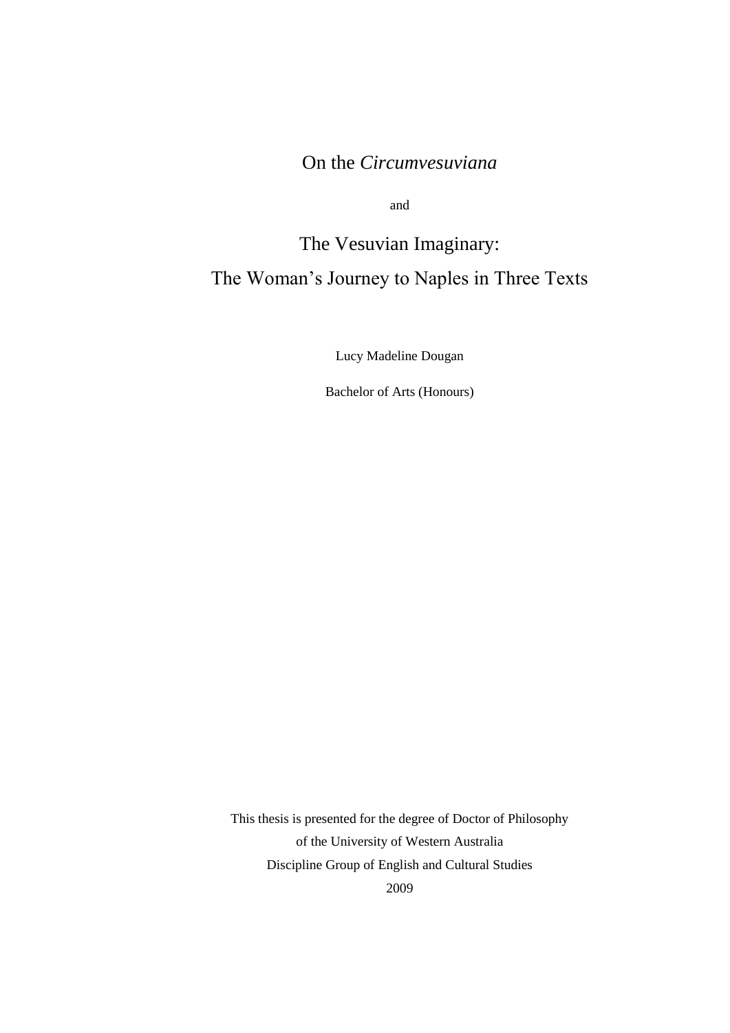# On the *Circumvesuviana*

and

# The Vesuvian Imaginary: The Woman's Journey to Naples in Three Texts

Lucy Madeline Dougan

Bachelor of Arts (Honours)

This thesis is presented for the degree of Doctor of Philosophy

of the University of Western Australia

Discipline Group of English and Cultural Studies

2009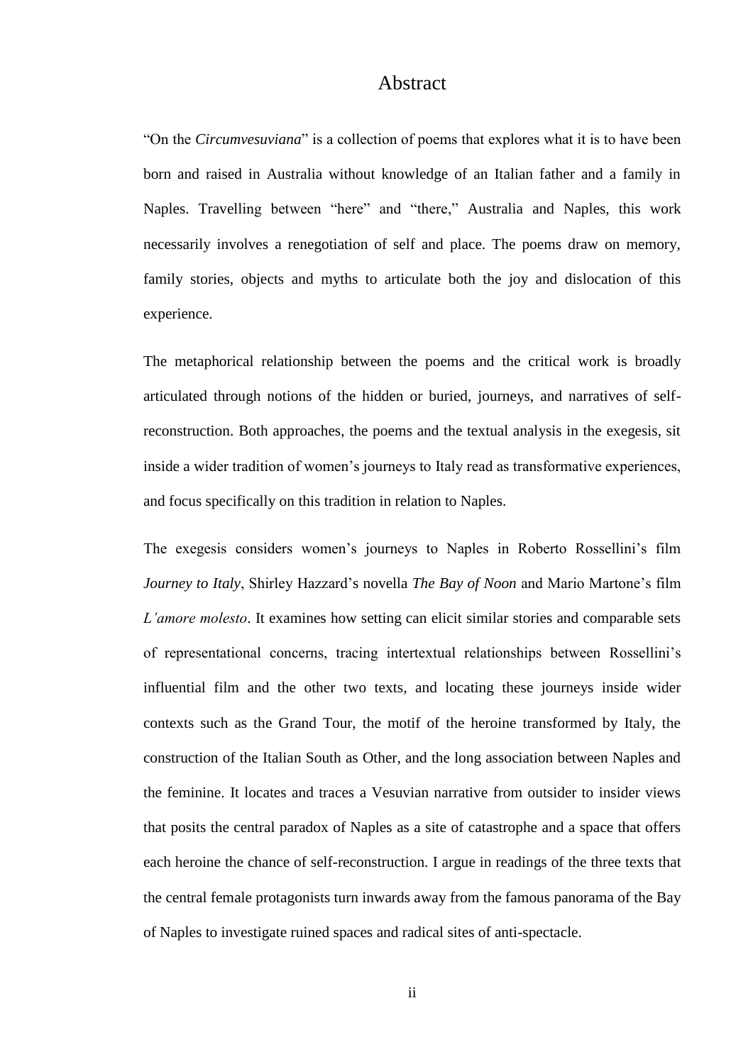# Abstract

"On the *Circumvesuviana*" is a collection of poems that explores what it is to have been born and raised in Australia without knowledge of an Italian father and a family in Naples. Travelling between "here" and "there," Australia and Naples, this work necessarily involves a renegotiation of self and place. The poems draw on memory, family stories, objects and myths to articulate both the joy and dislocation of this experience.

The metaphorical relationship between the poems and the critical work is broadly articulated through notions of the hidden or buried, journeys, and narratives of self-reconstruction. Both approaches, the poems and the textual analysis in the exegesis, sit inside a wider tradition of women's journeys to Italy read as transformative experiences, and focus specifically on this tradition in relation to Naples.

The exegesis considers women's journeys to Naples in Roberto Rossellini's film *Journey to Italy*, Shirley Hazzard's novella *The Bay of Noon* and Mario Martone's film *L'amore molesto*. It examines how setting can elicit similar stories and comparable sets of representational concerns, tracing intertextual relationships between Rossellini's influential film and the other two texts, and locating these journeys inside wider contexts such as the Grand Tour, the motif of the heroine transformed by Italy, the construction of the Italian South as Other, and the long association between Naples and the feminine. It locates and traces a Vesuvian narrative from outsider to insider views that posits the central paradox of Naples as a site of catastrophe and a space that offers each heroine the chance of self-reconstruction. I argue in readings of the three texts that the central female protagonists turn inwards away from the famous panorama of the Bay of Naples to investigate ruined spaces and radical sites of anti-spectacle.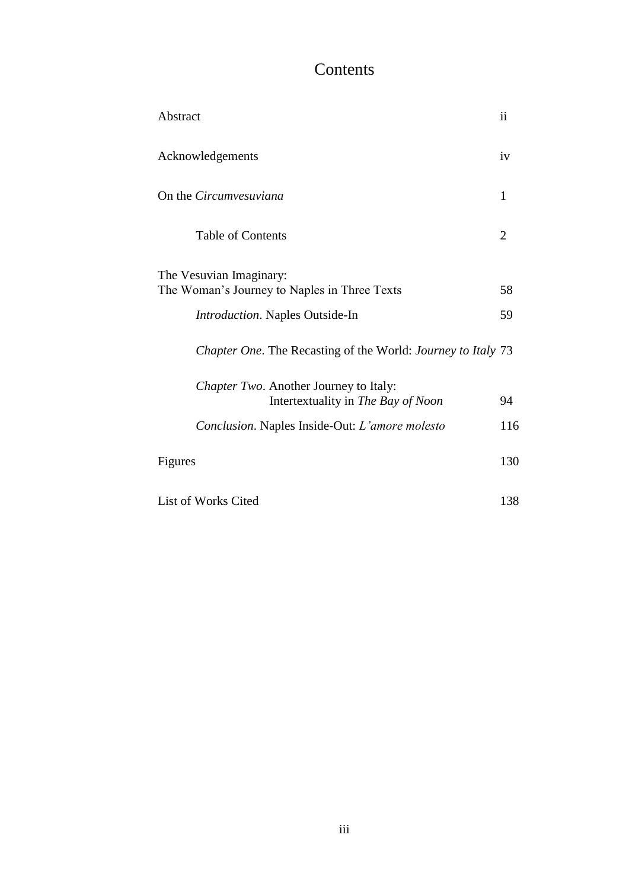# Contents

| | |
|---|---|
| Abstract | ii |
| Acknowledgements | iv |
| On the *Circumvesuviana* | 1 |
| Table of Contents | 2 |
| The Vesuvian Imaginary: The Woman's Journey to Naples in Three Texts | 58 |
| *Introduction*. Naples Outside-In | 59 |
| *Chapter One*. The Recasting of the World: *Journey to Italy* | 73 |
| *Chapter Two*. Another Journey to Italy: Intertextuality in *The Bay of Noon* | 94 |
| *Conclusion*. Naples Inside-Out: *L'amore molesto* | 116 |
| Figures | 130 |
| List of Works Cited | 138 |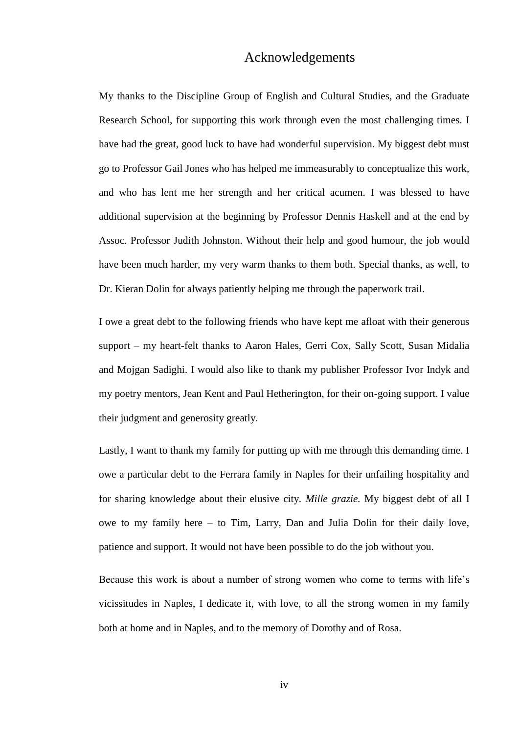# Acknowledgements

My thanks to the Discipline Group of English and Cultural Studies, and the Graduate Research School, for supporting this work through even the most challenging times. I have had the great, good luck to have had wonderful supervision. My biggest debt must go to Professor Gail Jones who has helped me immeasurably to conceptualize this work, and who has lent me her strength and her critical acumen. I was blessed to have additional supervision at the beginning by Professor Dennis Haskell and at the end by Assoc. Professor Judith Johnston. Without their help and good humour, the job would have been much harder, my very warm thanks to them both. Special thanks, as well, to Dr. Kieran Dolin for always patiently helping me through the paperwork trail.

I owe a great debt to the following friends who have kept me afloat with their generous support – my heart-felt thanks to Aaron Hales, Gerri Cox, Sally Scott, Susan Midalia and Mojgan Sadighi. I would also like to thank my publisher Professor Ivor Indyk and my poetry mentors, Jean Kent and Paul Hetherington, for their on-going support. I value their judgment and generosity greatly.

Lastly, I want to thank my family for putting up with me through this demanding time. I owe a particular debt to the Ferrara family in Naples for their unfailing hospitality and for sharing knowledge about their elusive city. *Mille grazie.* My biggest debt of all I owe to my family here – to Tim, Larry, Dan and Julia Dolin for their daily love, patience and support. It would not have been possible to do the job without you.

Because this work is about a number of strong women who come to terms with life's vicissitudes in Naples, I dedicate it, with love, to all the strong women in my family both at home and in Naples, and to the memory of Dorothy and of Rosa.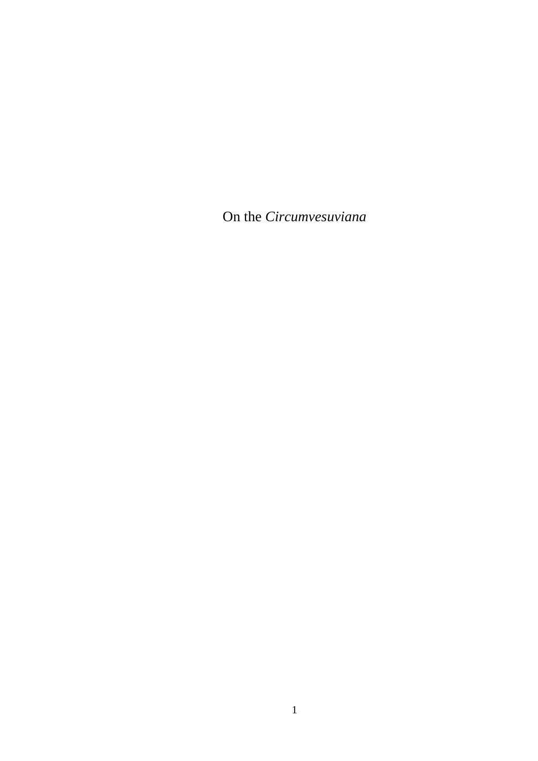On the *Circumvesuviana*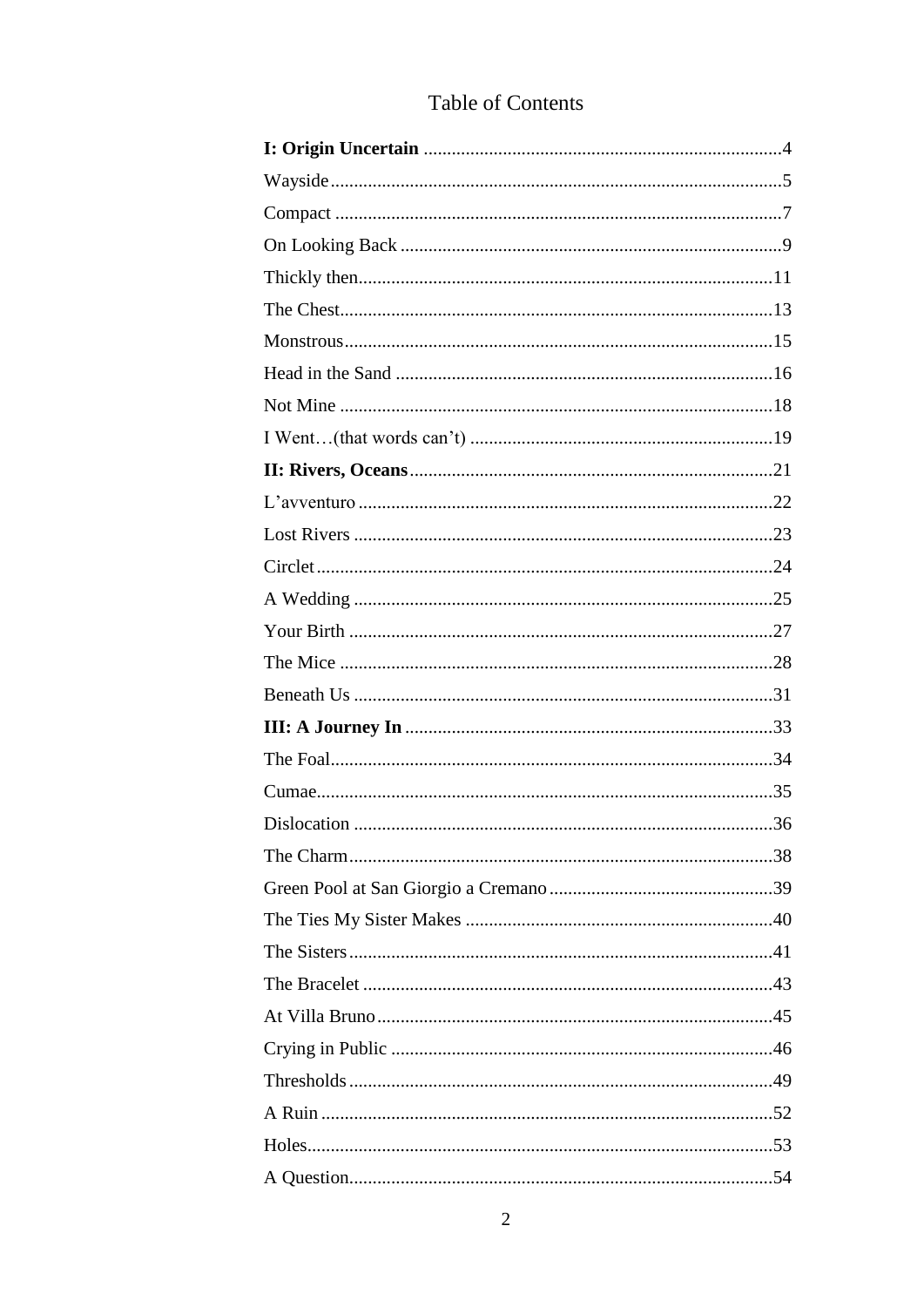# Table of Contents

**I: Origin Uncertain** ....................................................................... 4

Wayside ....................................................................... 5

Compact ....................................................................... 7

On Looking Back ....................................................................... 9

Thickly then ....................................................................... 11

The Chest ....................................................................... 13

Monstrous ....................................................................... 15

Head in the Sand ....................................................................... 16

Not Mine ....................................................................... 18

I Went…(that words can't) ....................................................................... 19

**II: Rivers, Oceans** ....................................................................... 21

L'avventuro ....................................................................... 22

Lost Rivers ....................................................................... 23

Circlet ....................................................................... 24

A Wedding ....................................................................... 25

Your Birth ....................................................................... 27

The Mice ....................................................................... 28

Beneath Us ....................................................................... 31

**III: A Journey In** ....................................................................... 33

The Foal ....................................................................... 34

Cumae ....................................................................... 35

Dislocation ....................................................................... 36

The Charm ....................................................................... 38

Green Pool at San Giorgio a Cremano ....................................................................... 39

The Ties My Sister Makes ....................................................................... 40

The Sisters ....................................................................... 41

The Bracelet ....................................................................... 43

At Villa Bruno ....................................................................... 45

Crying in Public ....................................................................... 46

Thresholds ....................................................................... 49

A Ruin ....................................................................... 52

Holes ....................................................................... 53

A Question ....................................................................... 54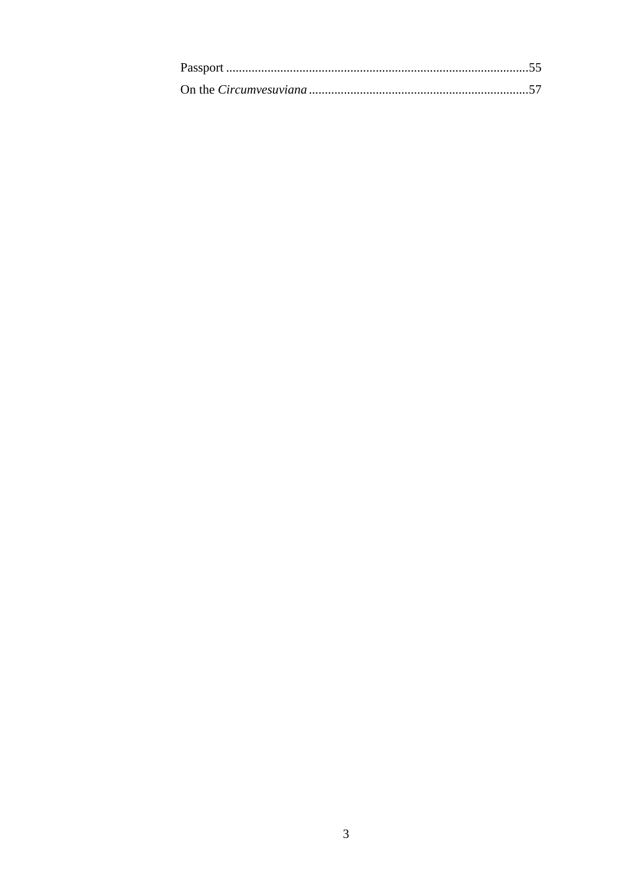Passport ..............................................................................................55

On the *Circumvesuviana* .....................................................................57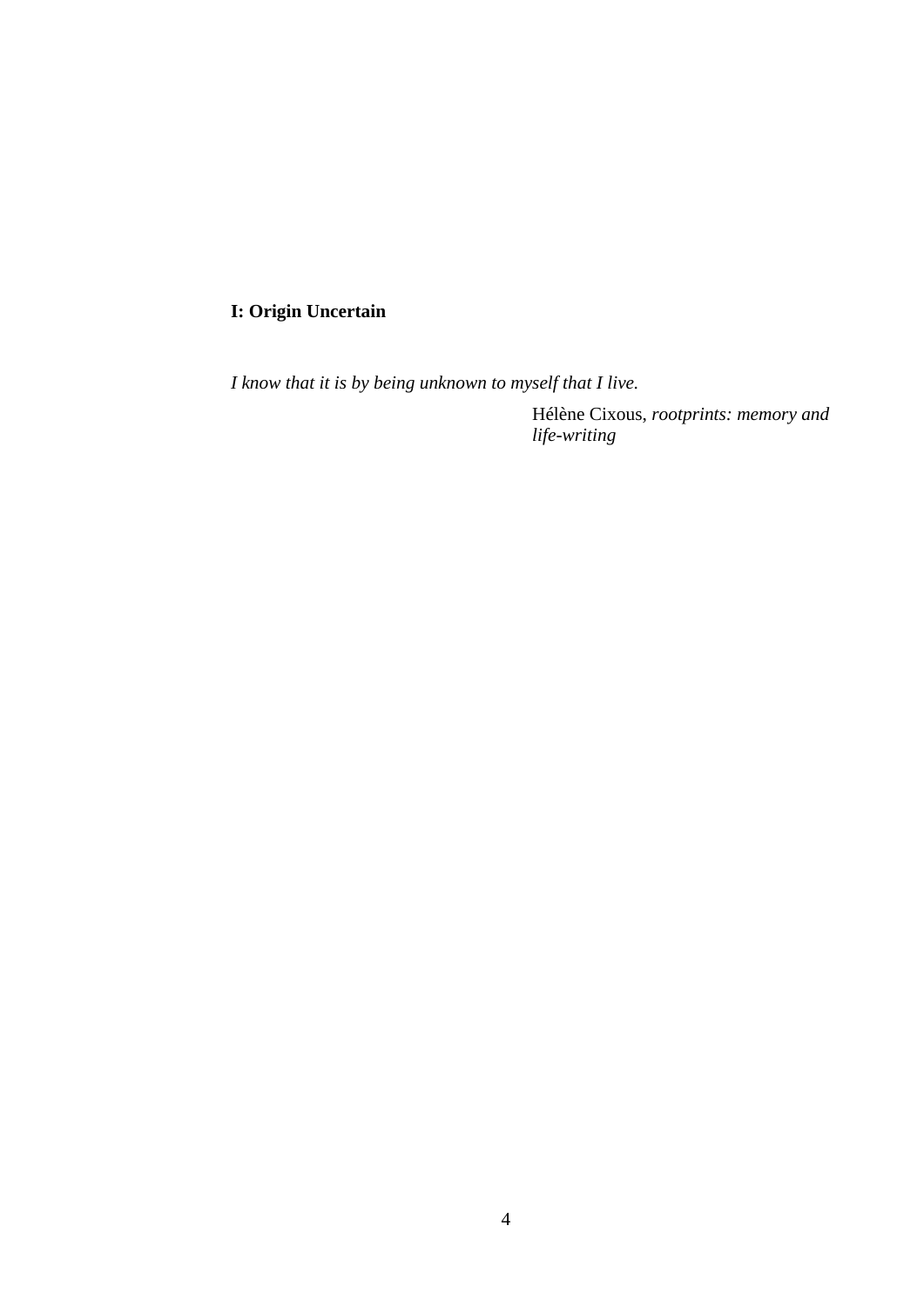# I: Origin Uncertain

*I know that it is by being unknown to myself that I live.*

Hélène Cixous, *rootprints: memory and life-writing*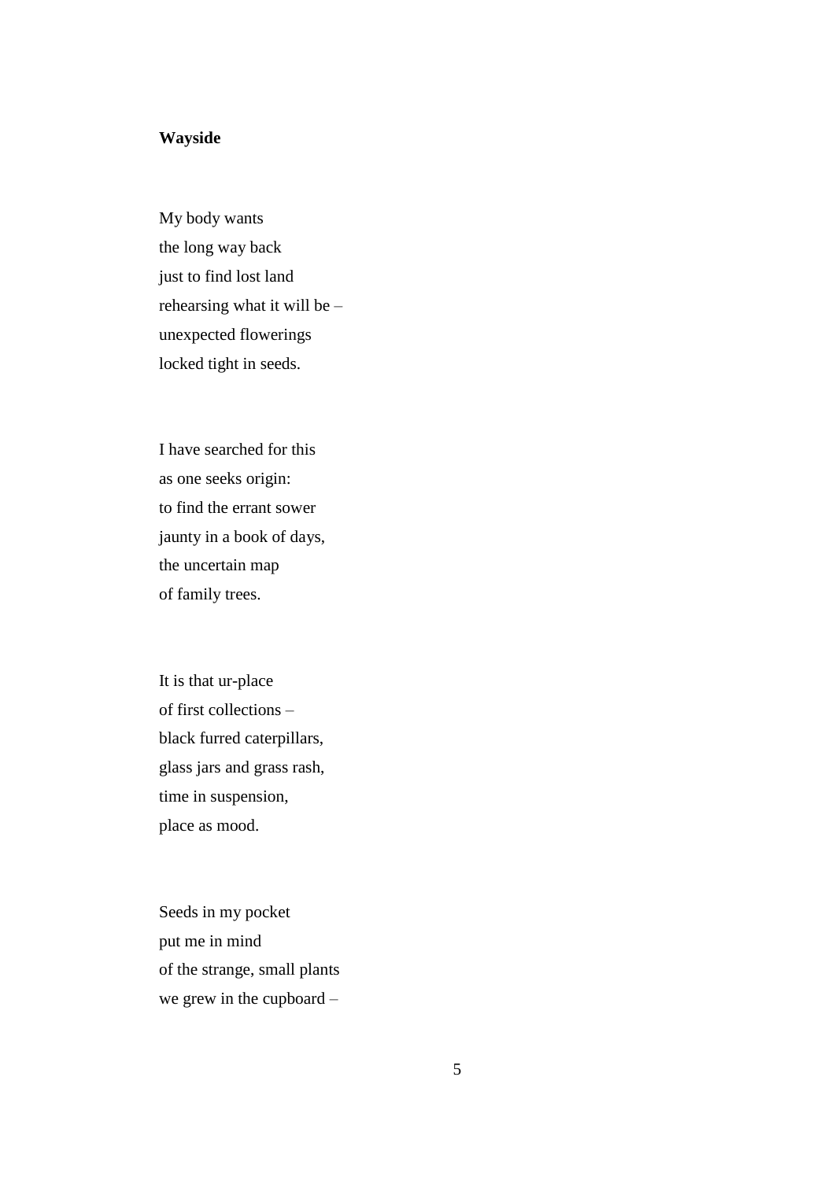**Wayside**

My body wants  
the long way back  
just to find lost land  
rehearsing what it will be –  
unexpected flowerings  
locked tight in seeds.

I have searched for this  
as one seeks origin:  
to find the errant sower  
jaunty in a book of days,  
the uncertain map  
of family trees.

It is that ur-place  
of first collections –  
black furred caterpillars,  
glass jars and grass rash,  
time in suspension,  
place as mood.

Seeds in my pocket  
put me in mind  
of the strange, small plants  
we grew in the cupboard –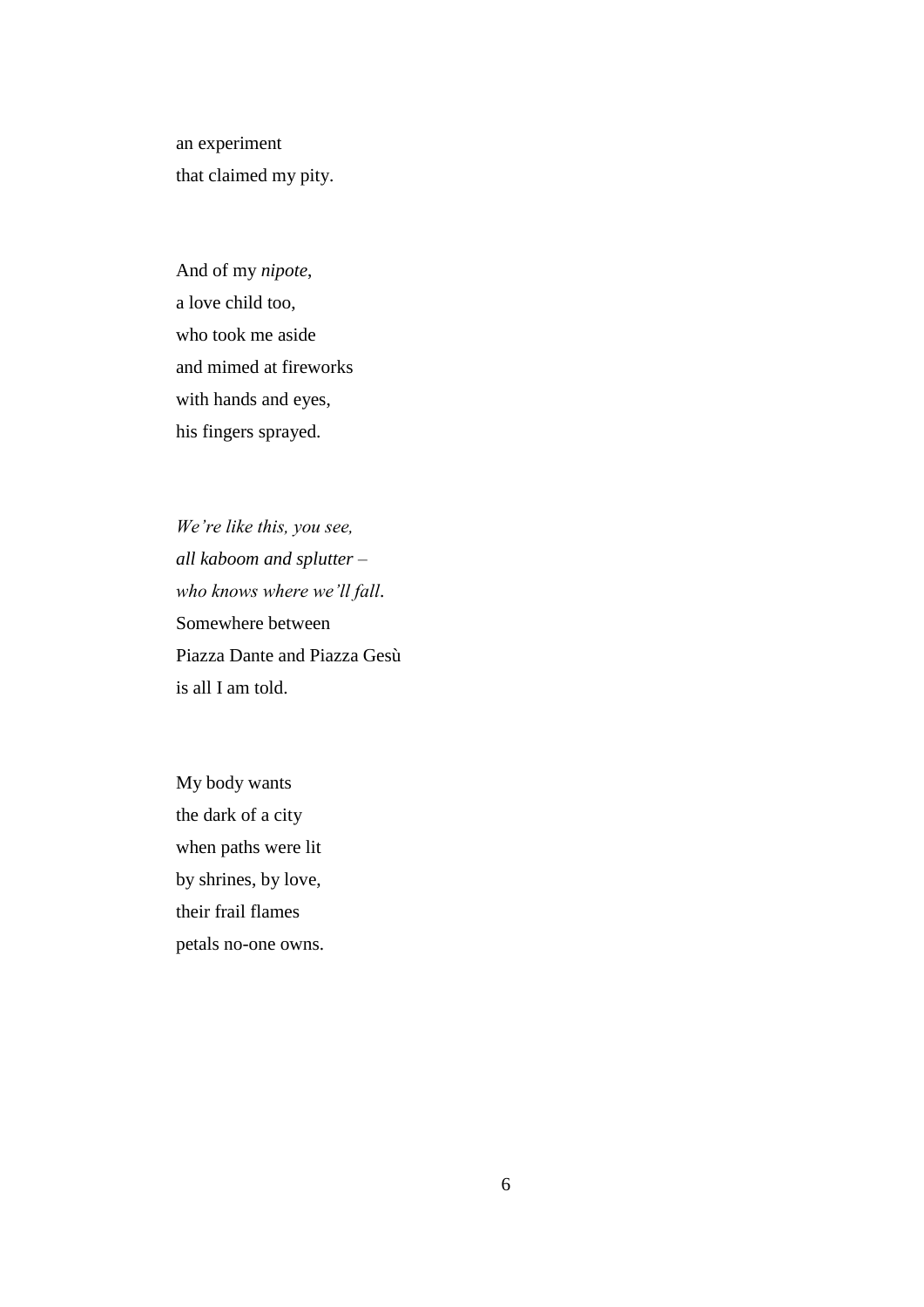an experiment  
that claimed my pity.

And of my *nipote*,  
a love child too,  
who took me aside  
and mimed at fireworks  
with hands and eyes,  
his fingers sprayed.

*We're like this, you see,*  
*all kaboom and splutter –*  
*who knows where we'll fall*.  
Somewhere between  
Piazza Dante and Piazza Gesù  
is all I am told.

My body wants  
the dark of a city  
when paths were lit  
by shrines, by love,  
their frail flames  
petals no-one owns.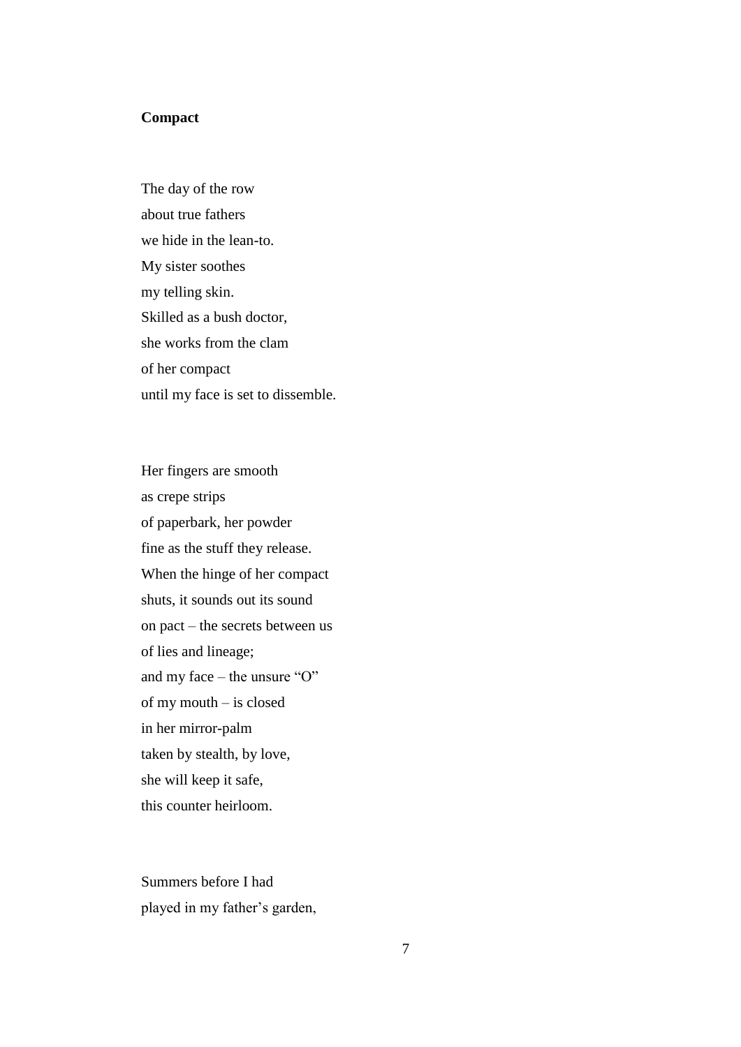**Compact**

The day of the row  
about true fathers  
we hide in the lean-to.  
My sister soothes  
my telling skin.  
Skilled as a bush doctor,  
she works from the clam  
of her compact  
until my face is set to dissemble.

Her fingers are smooth  
as crepe strips  
of paperbark, her powder  
fine as the stuff they release.  
When the hinge of her compact  
shuts, it sounds out its sound  
on pact – the secrets between us  
of lies and lineage;  
and my face – the unsure "O"  
of my mouth – is closed  
in her mirror-palm  
taken by stealth, by love,  
she will keep it safe,  
this counter heirloom.

Summers before I had  
played in my father's garden,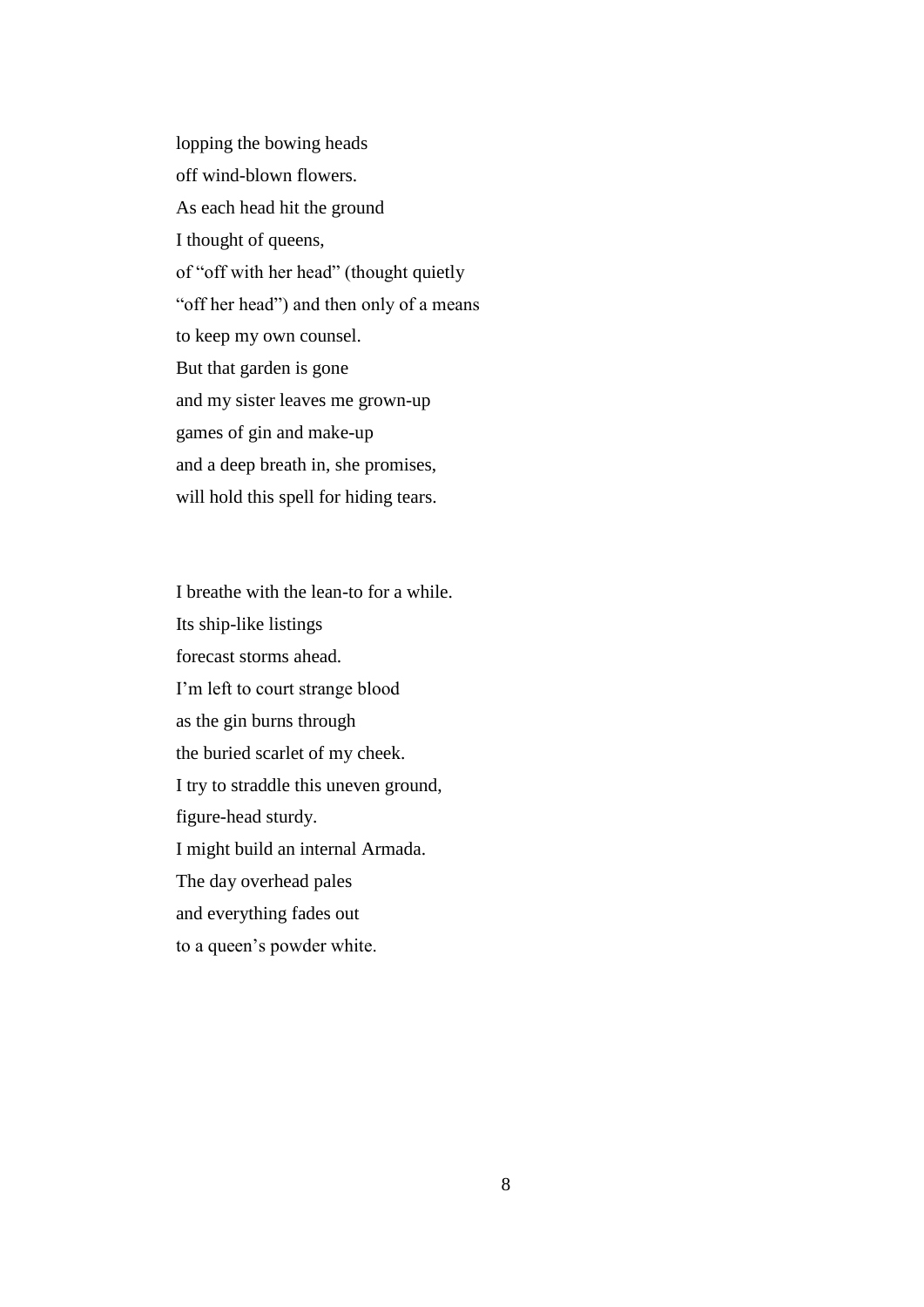lopping the bowing heads  
off wind-blown flowers.  
As each head hit the ground  
I thought of queens,  
of "off with her head" (thought quietly  
"off her head") and then only of a means  
to keep my own counsel.  
But that garden is gone  
and my sister leaves me grown-up  
games of gin and make-up  
and a deep breath in, she promises,  
will hold this spell for hiding tears.

I breathe with the lean-to for a while.  
Its ship-like listings  
forecast storms ahead.  
I'm left to court strange blood  
as the gin burns through  
the buried scarlet of my cheek.  
I try to straddle this uneven ground,  
figure-head sturdy.  
I might build an internal Armada.  
The day overhead pales  
and everything fades out  
to a queen's powder white.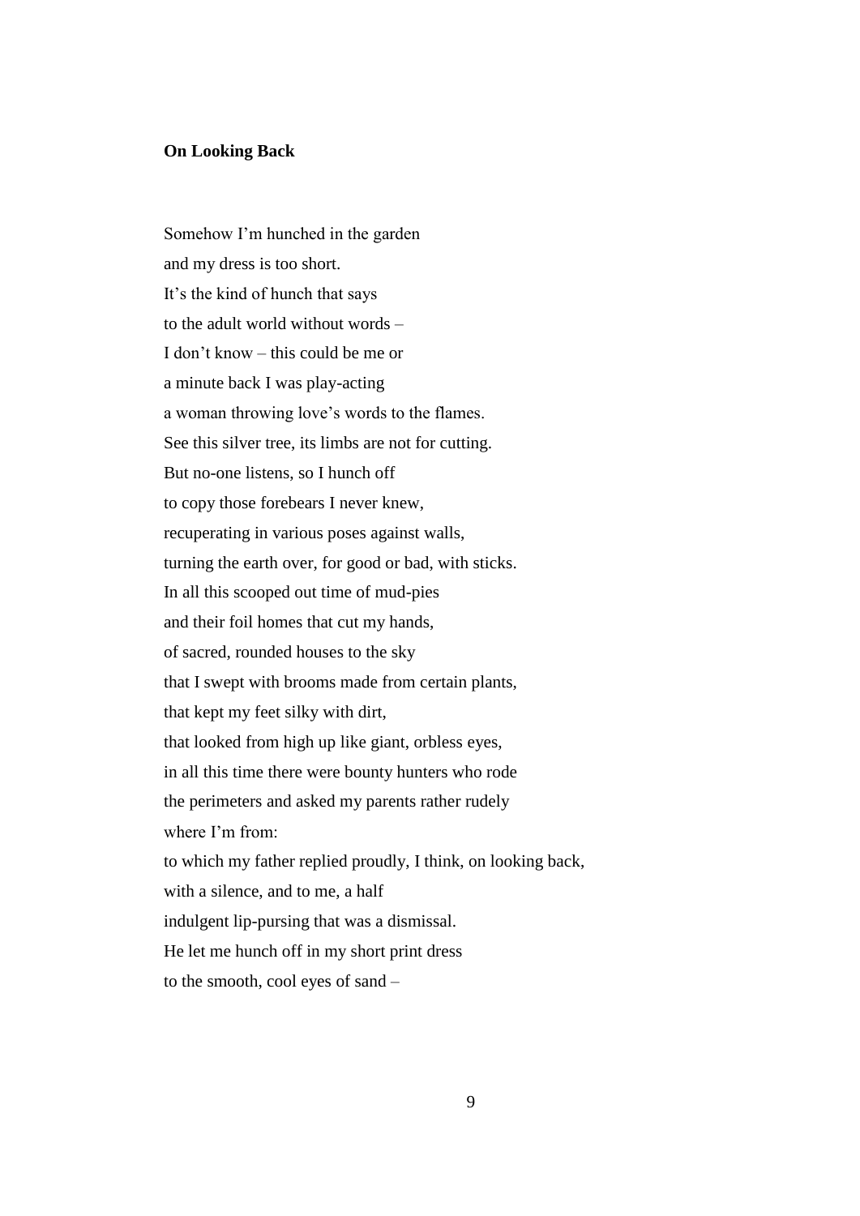**On Looking Back**

Somehow I'm hunched in the garden  
and my dress is too short.  
It's the kind of hunch that says  
to the adult world without words –  
I don't know – this could be me or  
a minute back I was play-acting  
a woman throwing love's words to the flames.  
See this silver tree, its limbs are not for cutting.  
But no-one listens, so I hunch off  
to copy those forebears I never knew,  
recuperating in various poses against walls,  
turning the earth over, for good or bad, with sticks.  
In all this scooped out time of mud-pies  
and their foil homes that cut my hands,  
of sacred, rounded houses to the sky  
that I swept with brooms made from certain plants,  
that kept my feet silky with dirt,  
that looked from high up like giant, orbless eyes,  
in all this time there were bounty hunters who rode  
the perimeters and asked my parents rather rudely  
where I'm from:  
to which my father replied proudly, I think, on looking back,  
with a silence, and to me, a half  
indulgent lip-pursing that was a dismissal.  
He let me hunch off in my short print dress  
to the smooth, cool eyes of sand –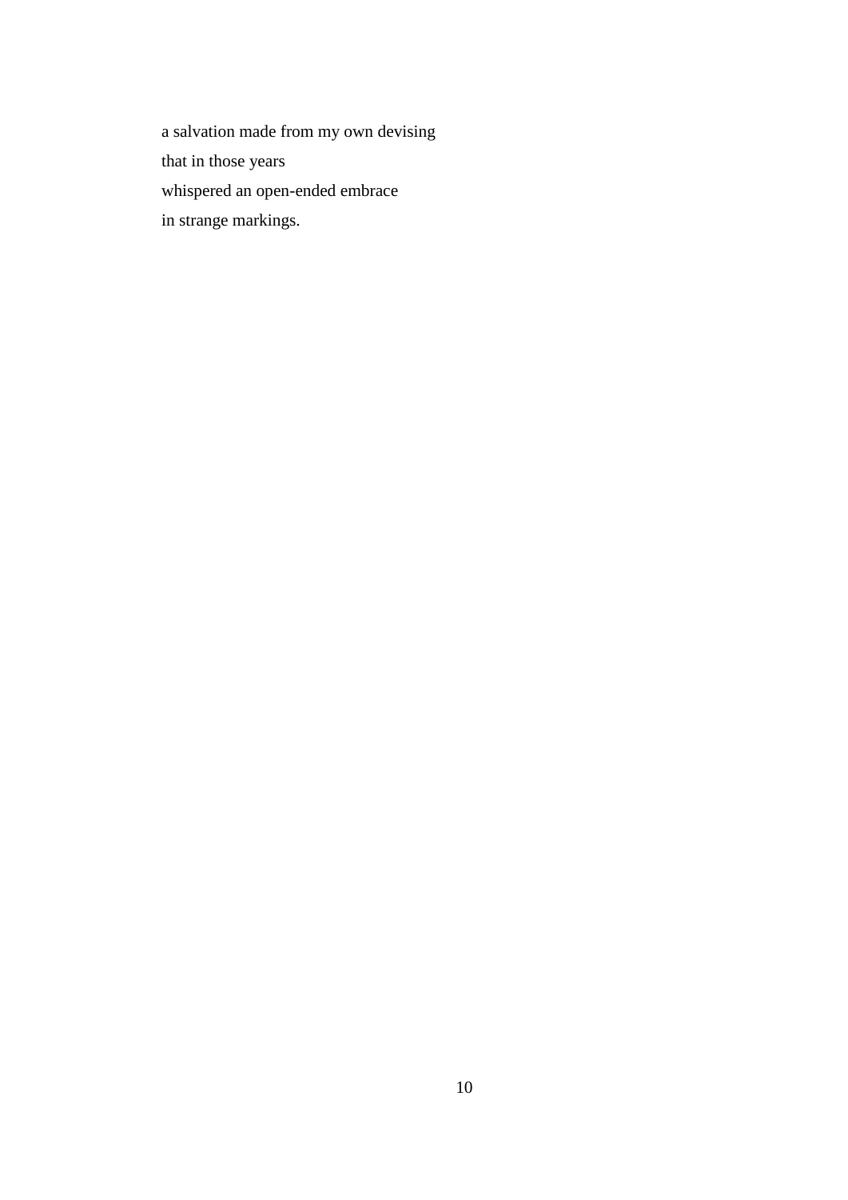a salvation made from my own devising  
that in those years  
whispered an open-ended embrace  
in strange markings.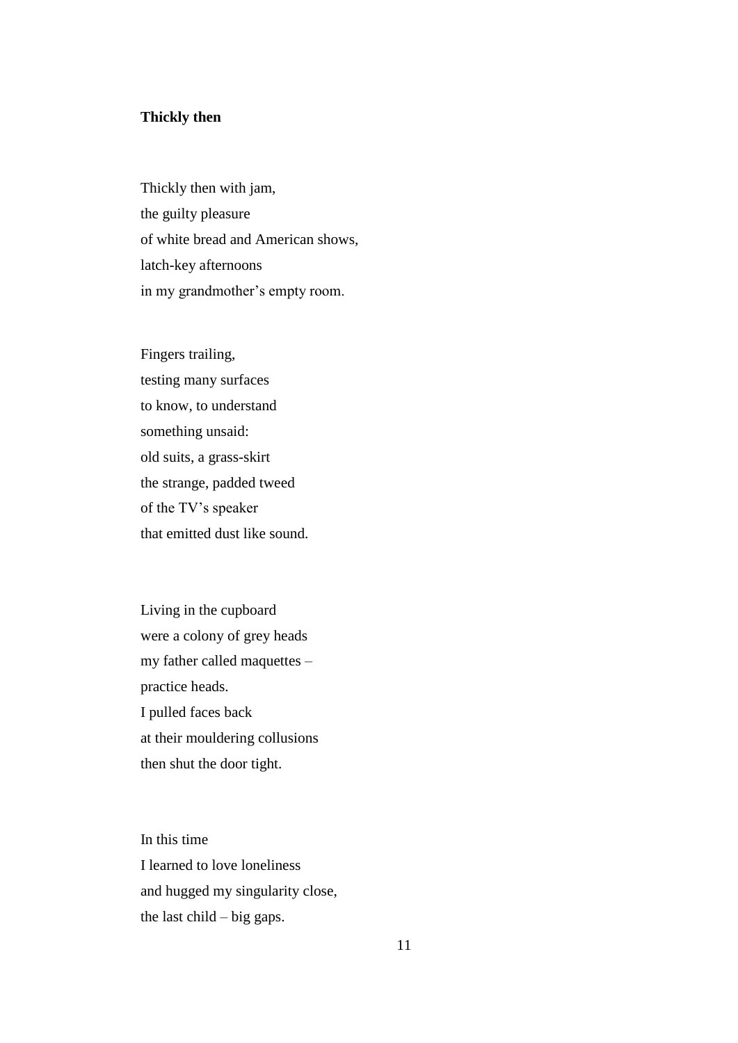**Thickly then**

Thickly then with jam,  
the guilty pleasure  
of white bread and American shows,  
latch-key afternoons  
in my grandmother's empty room.

Fingers trailing,  
testing many surfaces  
to know, to understand  
something unsaid:  
old suits, a grass-skirt  
the strange, padded tweed  
of the TV's speaker  
that emitted dust like sound.

Living in the cupboard  
were a colony of grey heads  
my father called maquettes –  
practice heads.  
I pulled faces back  
at their mouldering collusions  
then shut the door tight.

In this time  
I learned to love loneliness  
and hugged my singularity close,  
the last child – big gaps.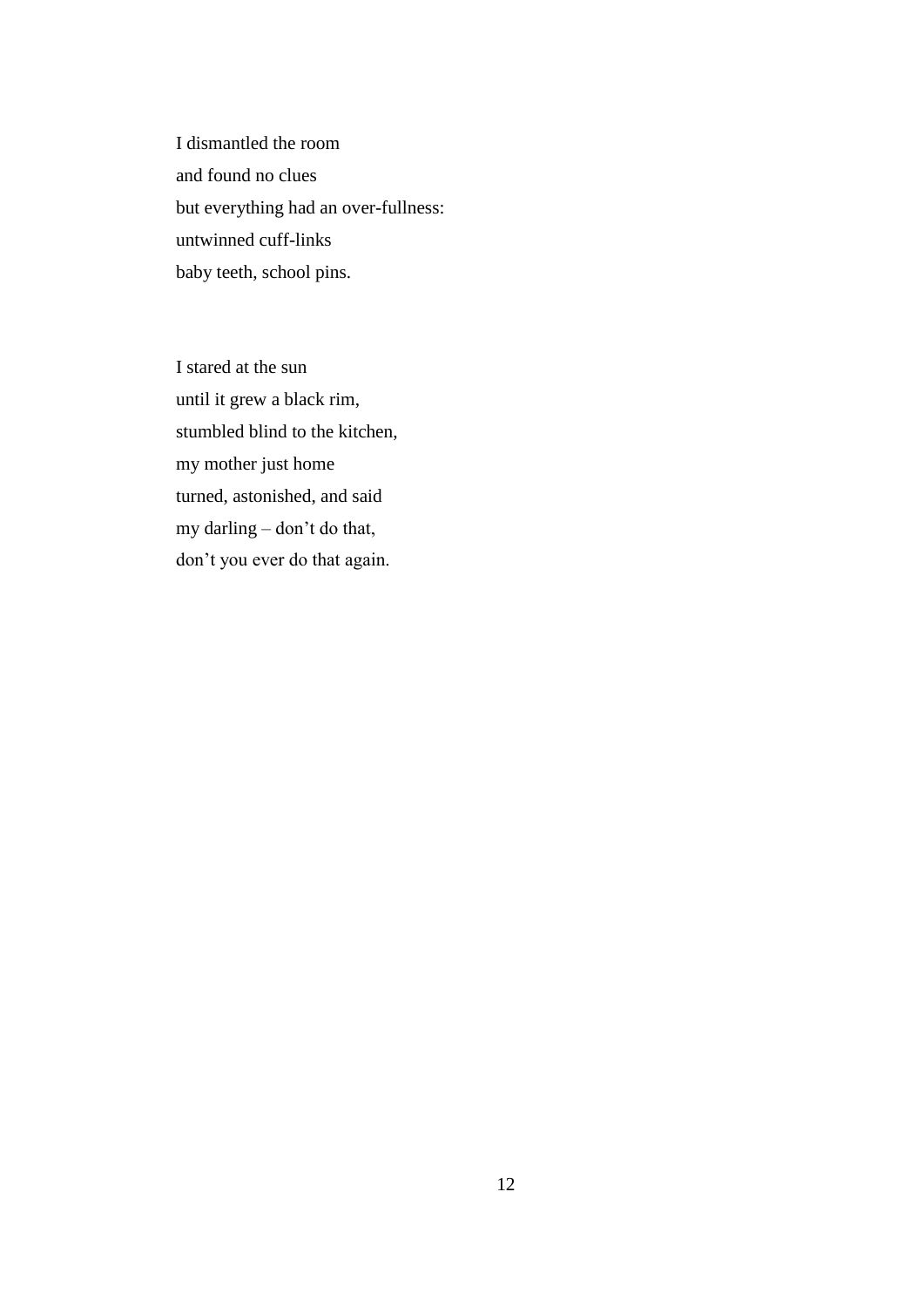I dismantled the room  
and found no clues  
but everything had an over-fullness:  
untwinned cuff-links  
baby teeth, school pins.

I stared at the sun  
until it grew a black rim,  
stumbled blind to the kitchen,  
my mother just home  
turned, astonished, and said  
my darling – don’t do that,  
don’t you ever do that again.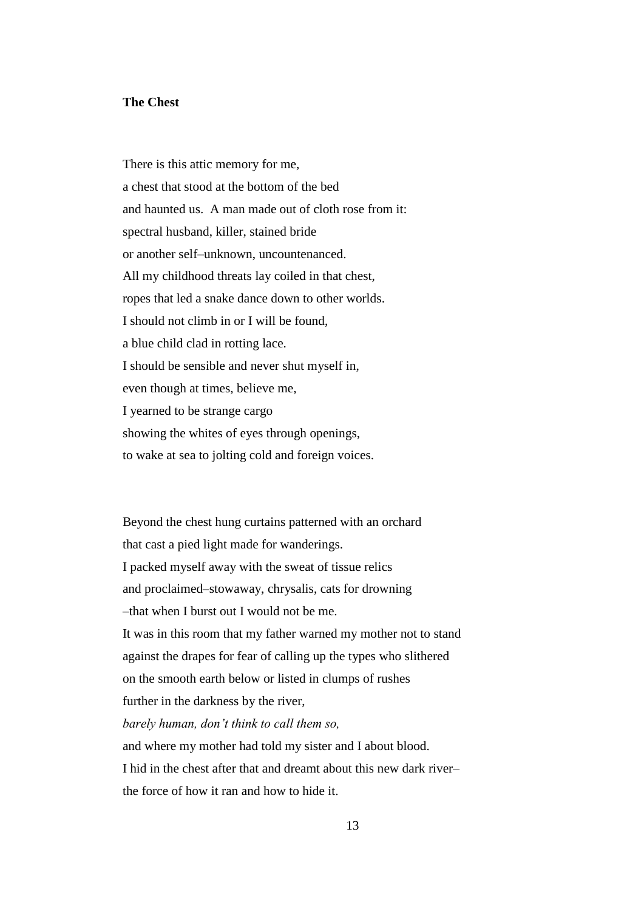**The Chest**

There is this attic memory for me,  
a chest that stood at the bottom of the bed  
and haunted us.  A man made out of cloth rose from it:  
spectral husband, killer, stained bride  
or another self–unknown, uncountenanced.  
All my childhood threats lay coiled in that chest,  
ropes that led a snake dance down to other worlds.  
I should not climb in or I will be found,  
a blue child clad in rotting lace.  
I should be sensible and never shut myself in,  
even though at times, believe me,  
I yearned to be strange cargo  
showing the whites of eyes through openings,  
to wake at sea to jolting cold and foreign voices.

Beyond the chest hung curtains patterned with an orchard  
that cast a pied light made for wanderings.  
I packed myself away with the sweat of tissue relics  
and proclaimed–stowaway, chrysalis, cats for drowning  
–that when I burst out I would not be me.  
It was in this room that my father warned my mother not to stand  
against the drapes for fear of calling up the types who slithered  
on the smooth earth below or listed in clumps of rushes  
further in the darkness by the river,  
*barely human, don't think to call them so,*  
and where my mother had told my sister and I about blood.  
I hid in the chest after that and dreamt about this new dark river–  
the force of how it ran and how to hide it.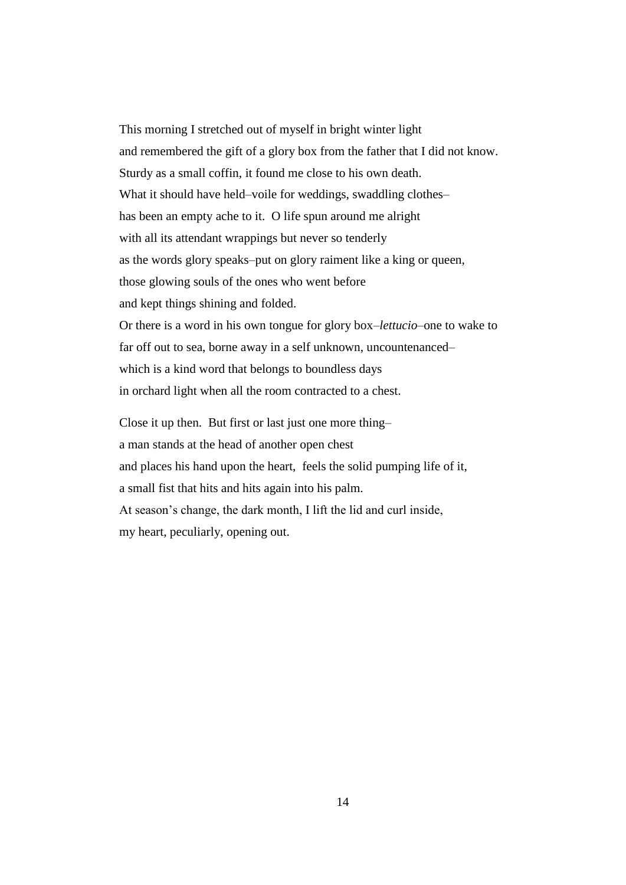This morning I stretched out of myself in bright winter light  
and remembered the gift of a glory box from the father that I did not know.  
Sturdy as a small coffin, it found me close to his own death.  
What it should have held–voile for weddings, swaddling clothes–  
has been an empty ache to it.  O life spun around me alright  
with all its attendant wrappings but never so tenderly  
as the words glory speaks–put on glory raiment like a king or queen,  
those glowing souls of the ones who went before  
and kept things shining and folded.  
Or there is a word in his own tongue for glory box–*lettucio*–one to wake to  
far off out to sea, borne away in a self unknown, uncountenanced–  
which is a kind word that belongs to boundless days  
in orchard light when all the room contracted to a chest.

Close it up then.  But first or last just one more thing–  
a man stands at the head of another open chest  
and places his hand upon the heart,  feels the solid pumping life of it,  
a small fist that hits and hits again into his palm.  
At season's change, the dark month, I lift the lid and curl inside,  
my heart, peculiarly, opening out.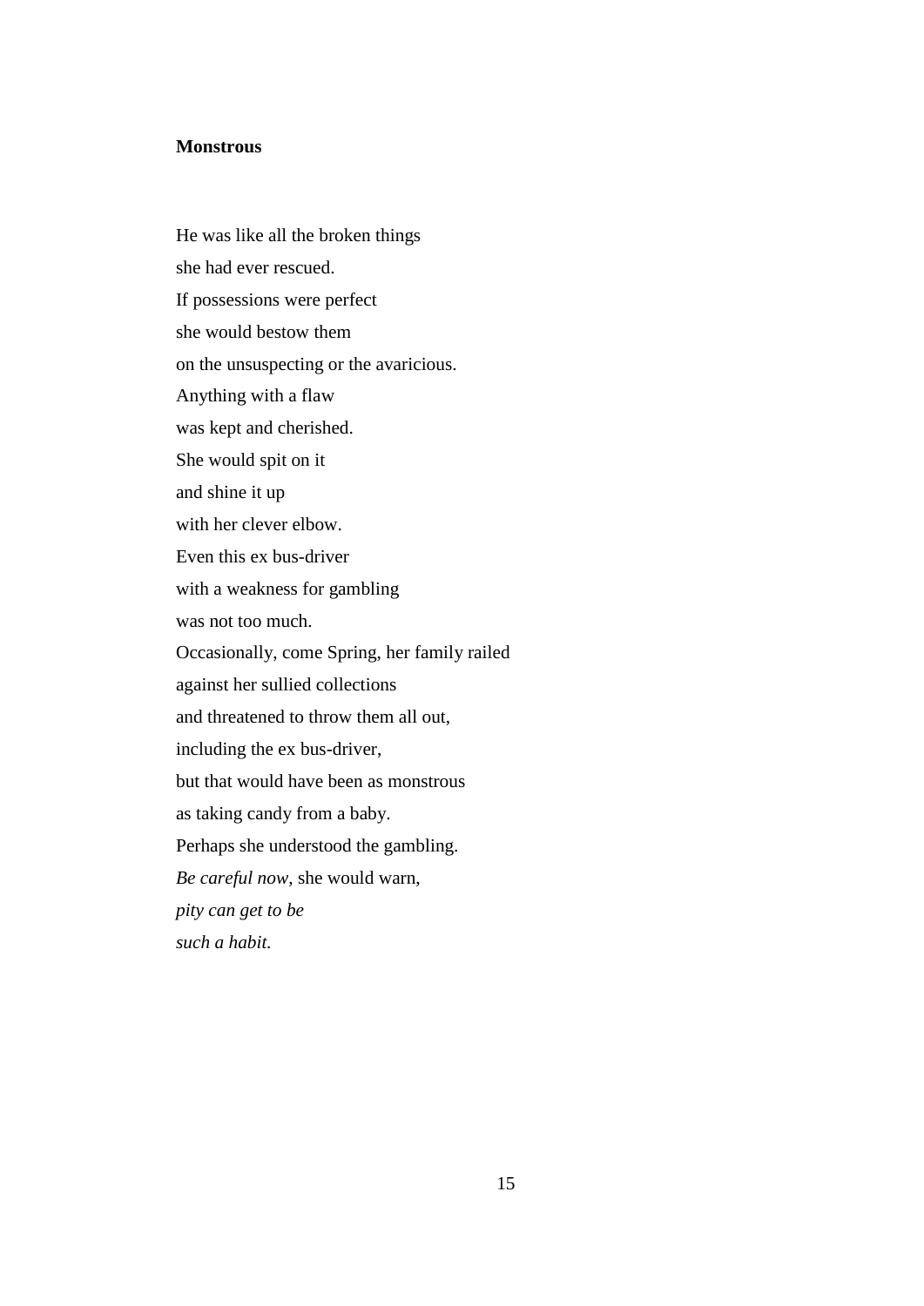**Monstrous**

He was like all the broken things  
she had ever rescued.  
If possessions were perfect  
she would bestow them  
on the unsuspecting or the avaricious.  
Anything with a flaw  
was kept and cherished.  
She would spit on it  
and shine it up  
with her clever elbow.  
Even this ex bus-driver  
with a weakness for gambling  
was not too much.  
Occasionally, come Spring, her family railed  
against her sullied collections  
and threatened to throw them all out,  
including the ex bus-driver,  
but that would have been as monstrous  
as taking candy from a baby.  
Perhaps she understood the gambling.  
*Be careful now*, she would warn,  
*pity can get to be*  
*such a habit.*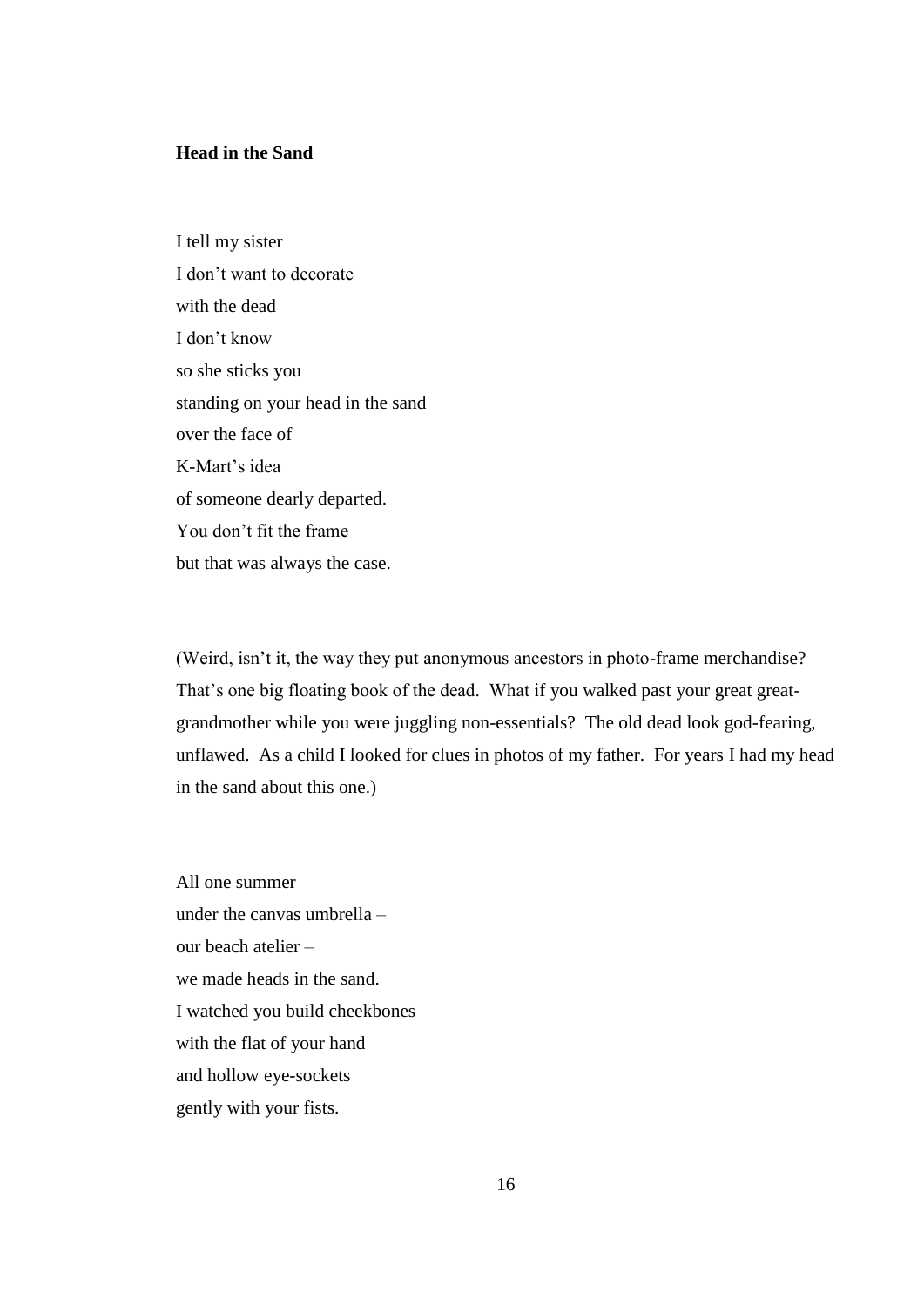**Head in the Sand**

I tell my sister  
I don’t want to decorate  
with the dead  
I don’t know  
so she sticks you  
standing on your head in the sand  
over the face of  
K-Mart’s idea  
of someone dearly departed.  
You don’t fit the frame  
but that was always the case.

(Weird, isn’t it, the way they put anonymous ancestors in photo-frame merchandise? That’s one big floating book of the dead. What if you walked past your great great-grandmother while you were juggling non-essentials? The old dead look god-fearing, unflawed. As a child I looked for clues in photos of my father. For years I had my head in the sand about this one.)

All one summer  
under the canvas umbrella –  
our beach atelier –  
we made heads in the sand.  
I watched you build cheekbones  
with the flat of your hand  
and hollow eye-sockets  
gently with your fists.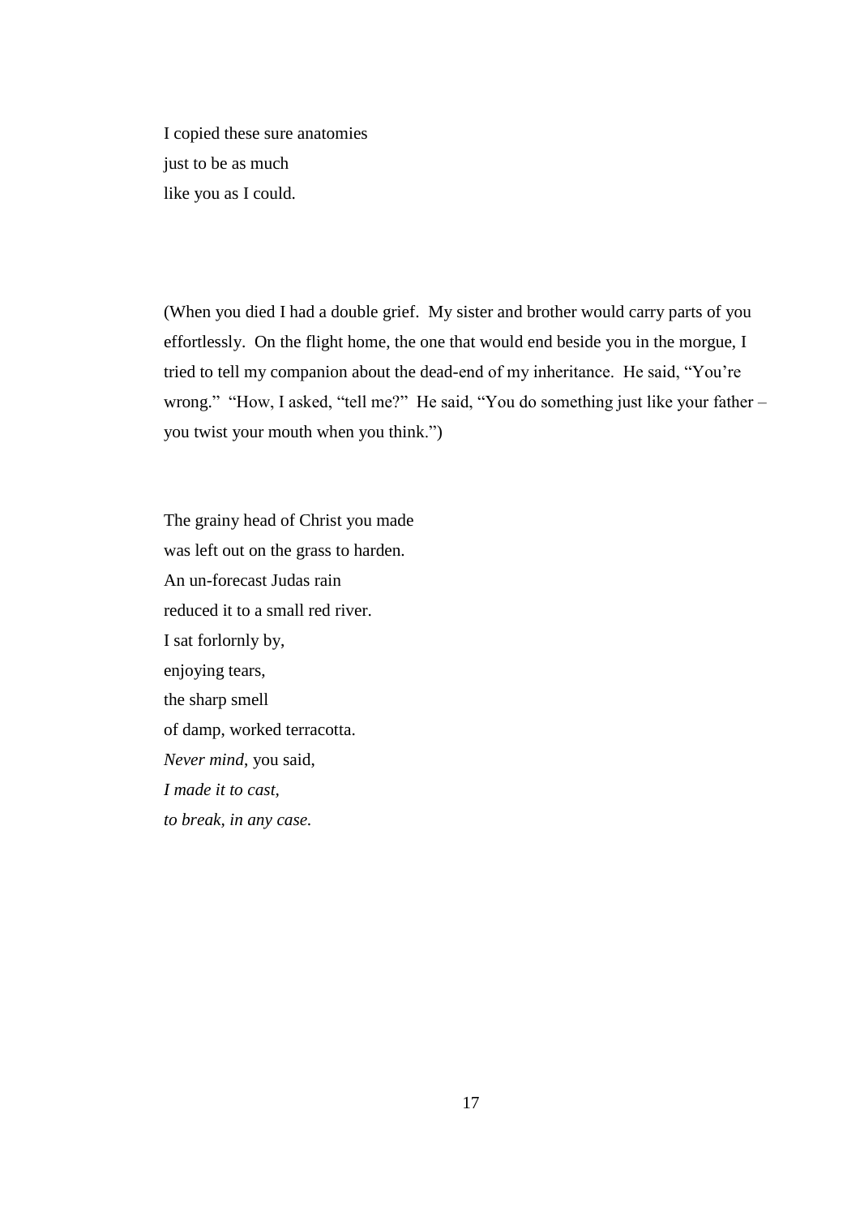I copied these sure anatomies
just to be as much
like you as I could.

(When you died I had a double grief. My sister and brother would carry parts of you effortlessly. On the flight home, the one that would end beside you in the morgue, I tried to tell my companion about the dead-end of my inheritance. He said, "You're wrong." "How, I asked, "tell me?" He said, "You do something just like your father – you twist your mouth when you think.")

The grainy head of Christ you made
was left out on the grass to harden.
An un-forecast Judas rain
reduced it to a small red river.
I sat forlornly by,
enjoying tears,
the sharp smell
of damp, worked terracotta.
*Never mind*, you said,
*I made it to cast,*
*to break, in any case.*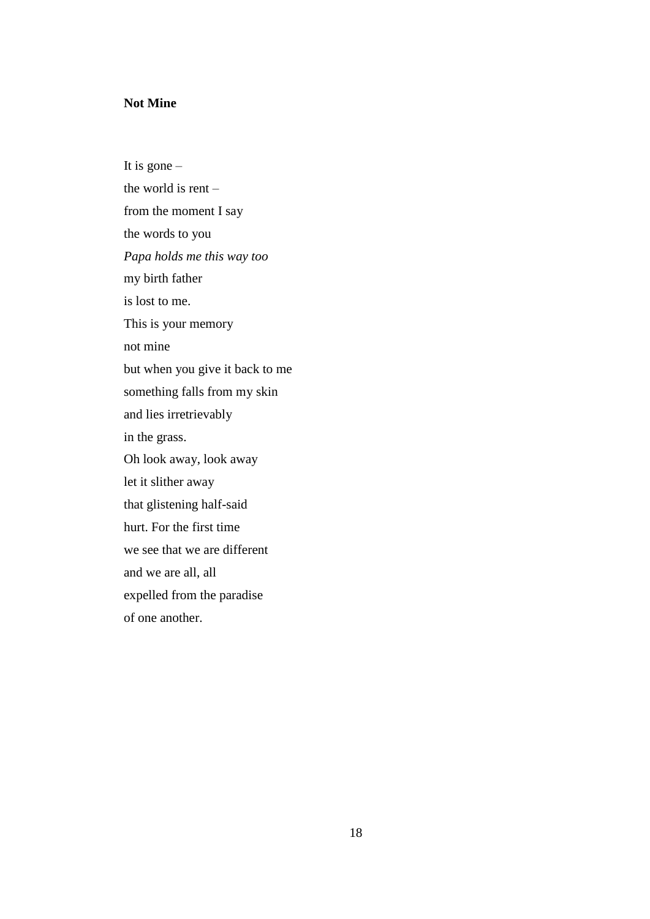**Not Mine**

It is gone –  
the world is rent –  
from the moment I say  
the words to you  
*Papa holds me this way too*  
my birth father  
is lost to me.  
This is your memory  
not mine  
but when you give it back to me  
something falls from my skin  
and lies irretrievably  
in the grass.  
Oh look away, look away  
let it slither away  
that glistening half-said  
hurt. For the first time  
we see that we are different  
and we are all, all  
expelled from the paradise  
of one another.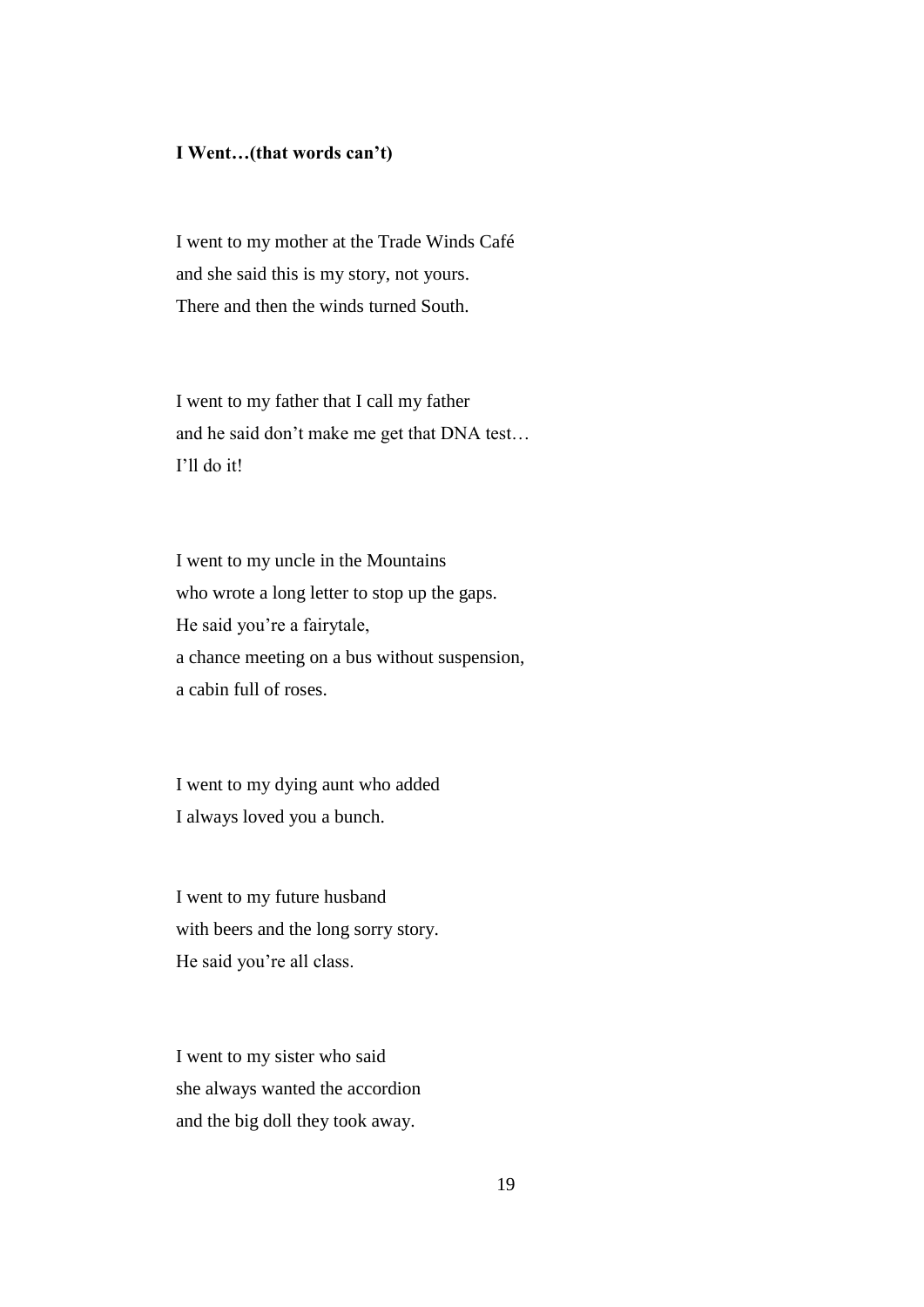**I Went…(that words can't)**

I went to my mother at the Trade Winds Café  
and she said this is my story, not yours.  
There and then the winds turned South.

I went to my father that I call my father  
and he said don't make me get that DNA test…  
I'll do it!

I went to my uncle in the Mountains  
who wrote a long letter to stop up the gaps.  
He said you're a fairytale,  
a chance meeting on a bus without suspension,  
a cabin full of roses.

I went to my dying aunt who added  
I always loved you a bunch.

I went to my future husband  
with beers and the long sorry story.  
He said you're all class.

I went to my sister who said  
she always wanted the accordion  
and the big doll they took away.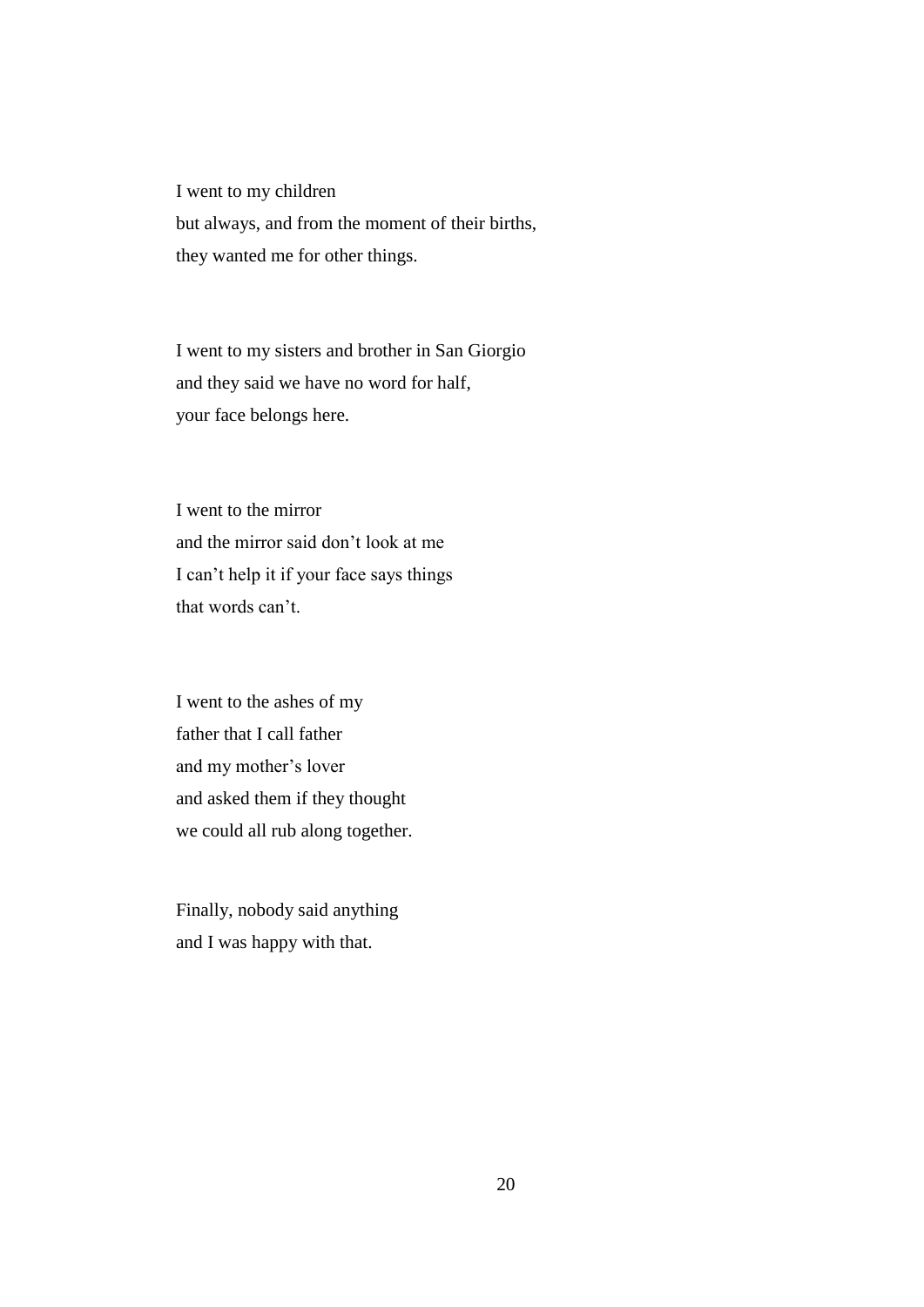I went to my children  
but always, and from the moment of their births,  
they wanted me for other things.

I went to my sisters and brother in San Giorgio  
and they said we have no word for half,  
your face belongs here.

I went to the mirror  
and the mirror said don’t look at me  
I can’t help it if your face says things  
that words can’t.

I went to the ashes of my  
father that I call father  
and my mother’s lover  
and asked them if they thought  
we could all rub along together.

Finally, nobody said anything  
and I was happy with that.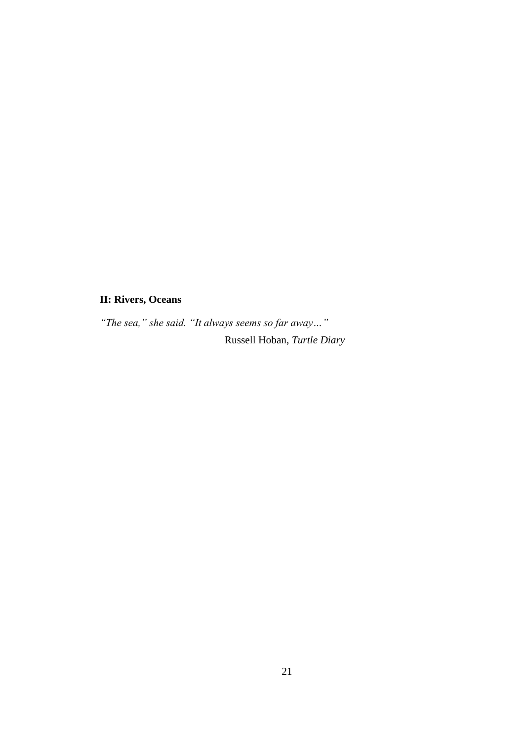## II: Rivers, Oceans

*"The sea," she said. "It always seems so far away…"*

Russell Hoban, *Turtle Diary*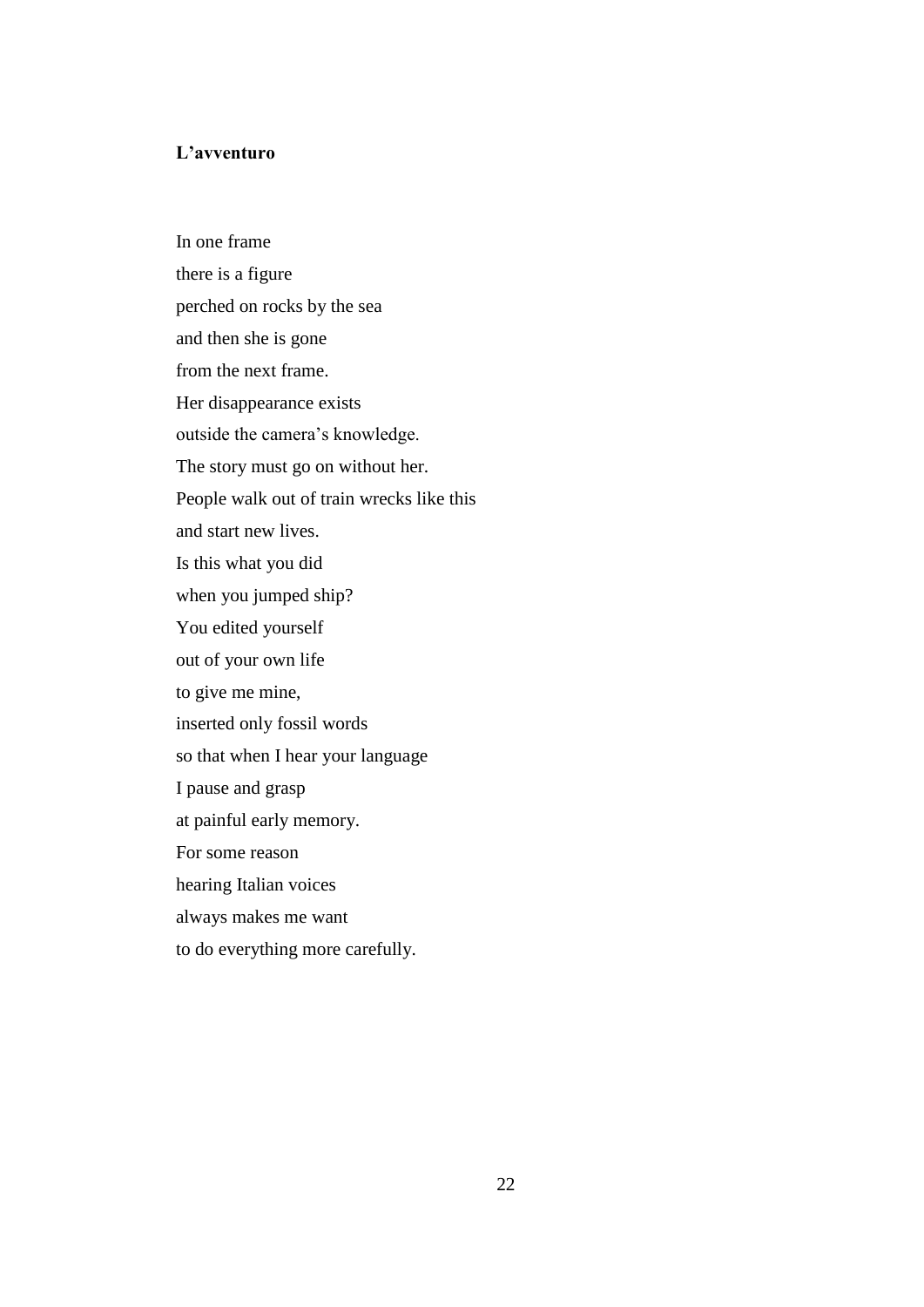**L'avventuro**

In one frame  
there is a figure  
perched on rocks by the sea  
and then she is gone  
from the next frame.  
Her disappearance exists  
outside the camera's knowledge.  
The story must go on without her.  
People walk out of train wrecks like this  
and start new lives.  
Is this what you did  
when you jumped ship?  
You edited yourself  
out of your own life  
to give me mine,  
inserted only fossil words  
so that when I hear your language  
I pause and grasp  
at painful early memory.  
For some reason  
hearing Italian voices  
always makes me want  
to do everything more carefully.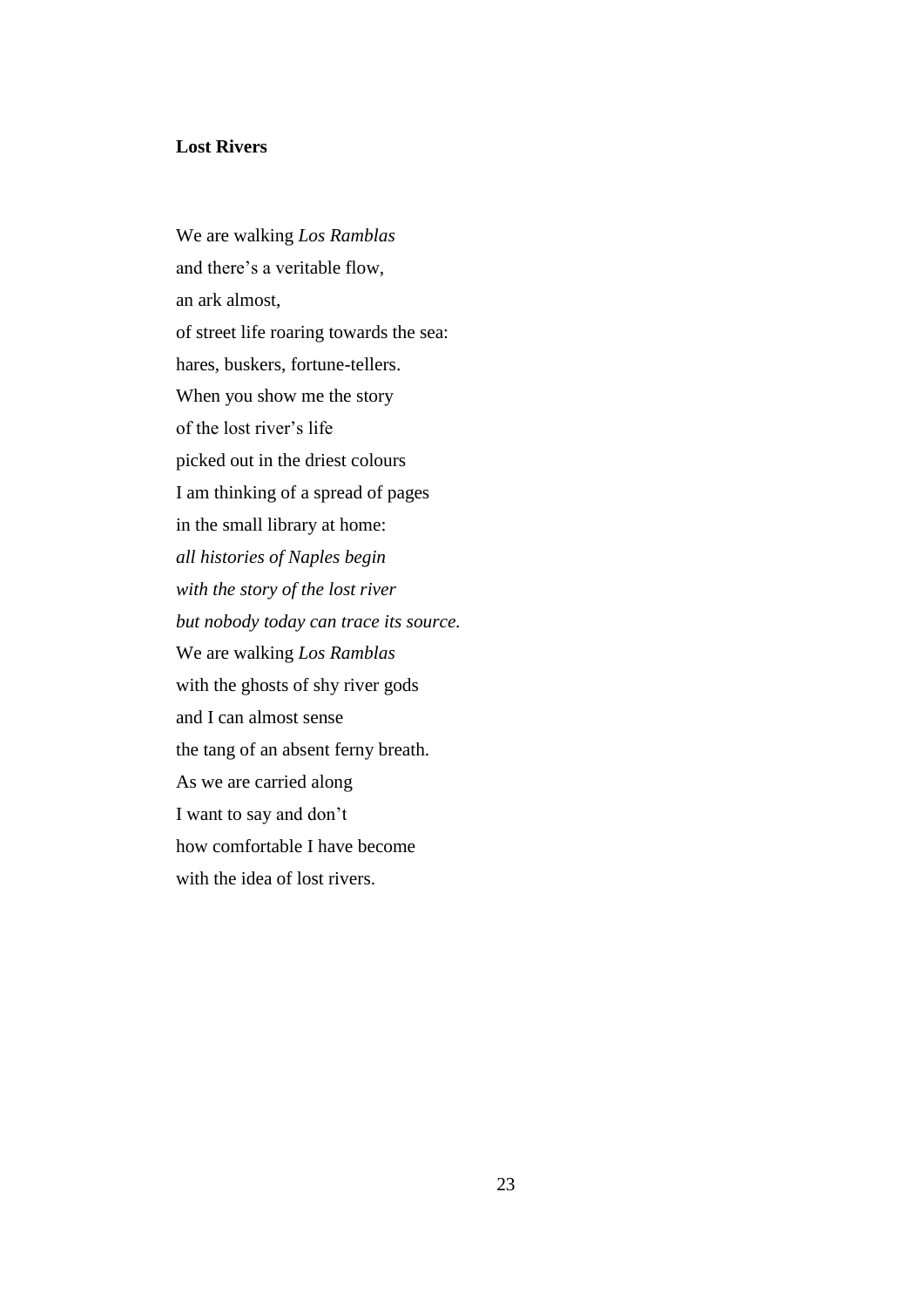**Lost Rivers**

We are walking *Los Ramblas*  
and there's a veritable flow,  
an ark almost,  
of street life roaring towards the sea:  
hares, buskers, fortune-tellers.  
When you show me the story  
of the lost river's life  
picked out in the driest colours  
I am thinking of a spread of pages  
in the small library at home:  
*all histories of Naples begin*  
*with the story of the lost river*  
*but nobody today can trace its source.*  
We are walking *Los Ramblas*  
with the ghosts of shy river gods  
and I can almost sense  
the tang of an absent ferny breath.  
As we are carried along  
I want to say and don't  
how comfortable I have become  
with the idea of lost rivers.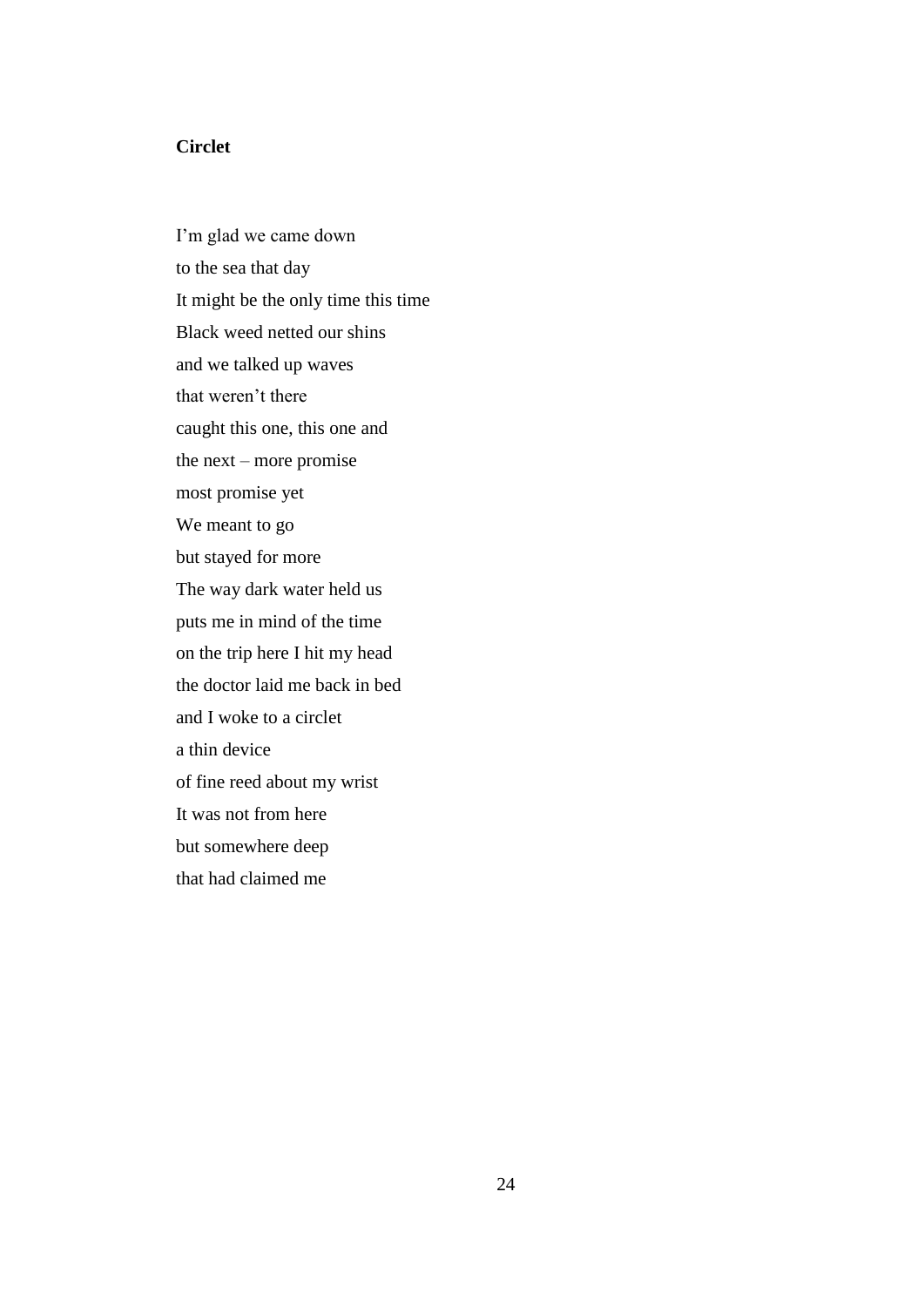**Circlet**

I'm glad we came down  
to the sea that day  
It might be the only time this time  
Black weed netted our shins  
and we talked up waves  
that weren't there  
caught this one, this one and  
the next – more promise  
most promise yet  
We meant to go  
but stayed for more  
The way dark water held us  
puts me in mind of the time  
on the trip here I hit my head  
the doctor laid me back in bed  
and I woke to a circlet  
a thin device  
of fine reed about my wrist  
It was not from here  
but somewhere deep  
that had claimed me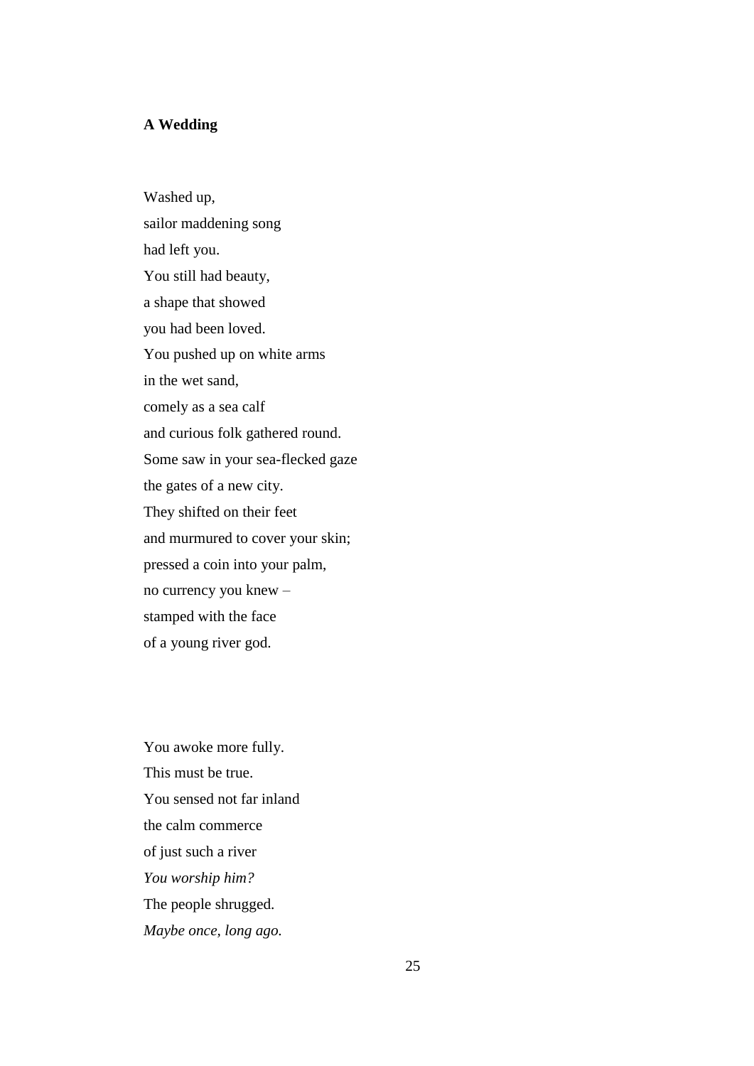**A Wedding**

Washed up,  
sailor maddening song  
had left you.  
You still had beauty,  
a shape that showed  
you had been loved.  
You pushed up on white arms  
in the wet sand,  
comely as a sea calf  
and curious folk gathered round.  
Some saw in your sea-flecked gaze  
the gates of a new city.  
They shifted on their feet  
and murmured to cover your skin;  
pressed a coin into your palm,  
no currency you knew –  
stamped with the face  
of a young river god.

You awoke more fully.  
This must be true.  
You sensed not far inland  
the calm commerce  
of just such a river  
*You worship him?*  
The people shrugged.  
*Maybe once, long ago.*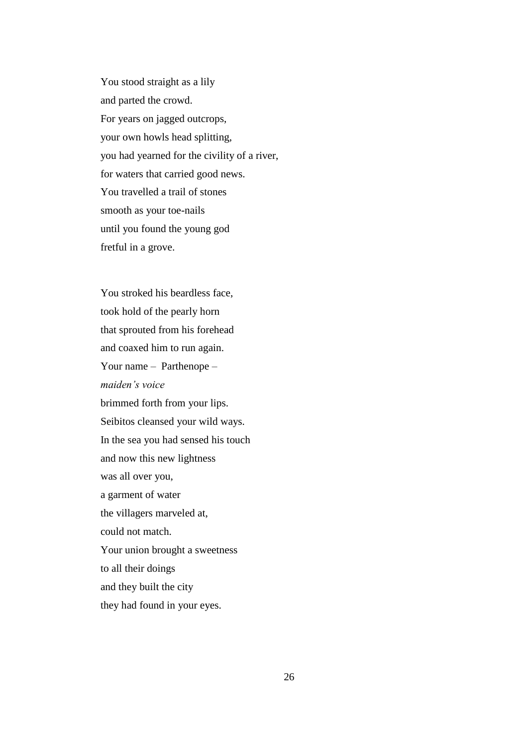You stood straight as a lily
and parted the crowd.
For years on jagged outcrops,
your own howls head splitting,
you had yearned for the civility of a river,
for waters that carried good news.
You travelled a trail of stones
smooth as your toe-nails
until you found the young god
fretful in a grove.

You stroked his beardless face,
took hold of the pearly horn
that sprouted from his forehead
and coaxed him to run again.
Your name – Parthenope –
*maiden's voice*
brimmed forth from your lips.
Seibitos cleansed your wild ways.
In the sea you had sensed his touch
and now this new lightness
was all over you,
a garment of water
the villagers marveled at,
could not match.
Your union brought a sweetness
to all their doings
and they built the city
they had found in your eyes.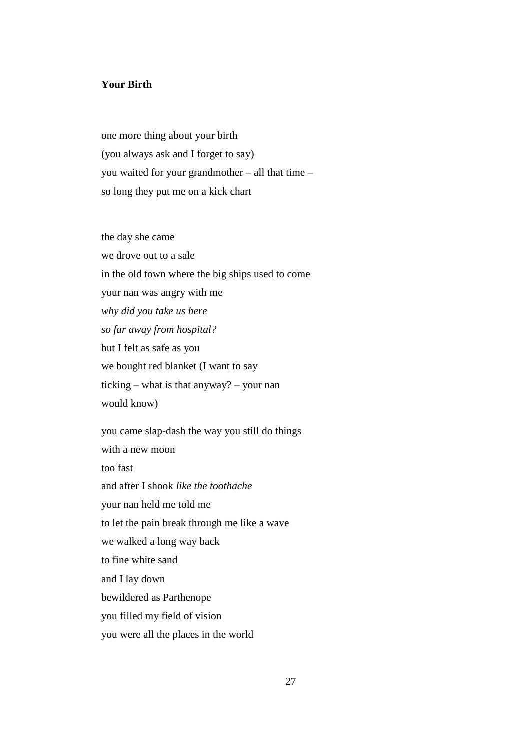**Your Birth**

one more thing about your birth  
(you always ask and I forget to say)  
you waited for your grandmother – all that time –  
so long they put me on a kick chart

the day she came  
we drove out to a sale  
in the old town where the big ships used to come  
your nan was angry with me  
*why did you take us here*  
*so far away from hospital?*  
but I felt as safe as you  
we bought red blanket (I want to say  
ticking – what is that anyway? – your nan  
would know)

you came slap-dash the way you still do things  
with a new moon  
too fast  
and after I shook *like the toothache*  
your nan held me told me  
to let the pain break through me like a wave  
we walked a long way back  
to fine white sand  
and I lay down  
bewildered as Parthenope  
you filled my field of vision  
you were all the places in the world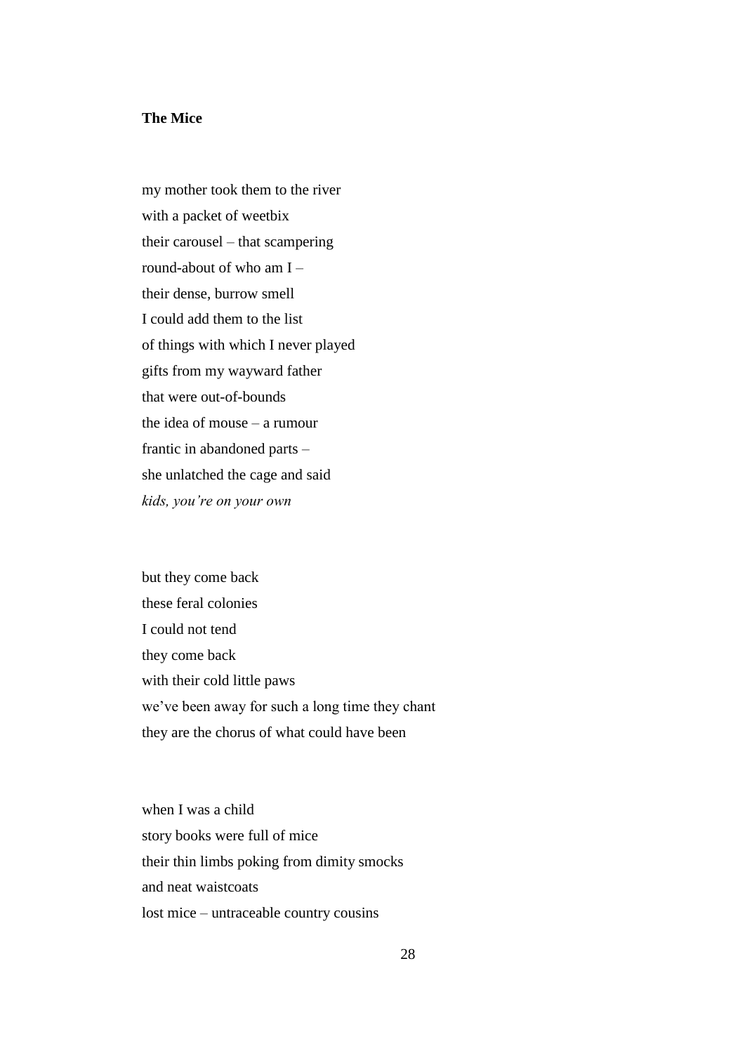**The Mice**

my mother took them to the river  
with a packet of weetbix  
their carousel – that scampering  
round-about of who am I –  
their dense, burrow smell  
I could add them to the list  
of things with which I never played  
gifts from my wayward father  
that were out-of-bounds  
the idea of mouse – a rumour  
frantic in abandoned parts –  
she unlatched the cage and said  
*kids, you're on your own*

but they come back  
these feral colonies  
I could not tend  
they come back  
with their cold little paws  
we've been away for such a long time they chant  
they are the chorus of what could have been

when I was a child  
story books were full of mice  
their thin limbs poking from dimity smocks  
and neat waistcoats  
lost mice – untraceable country cousins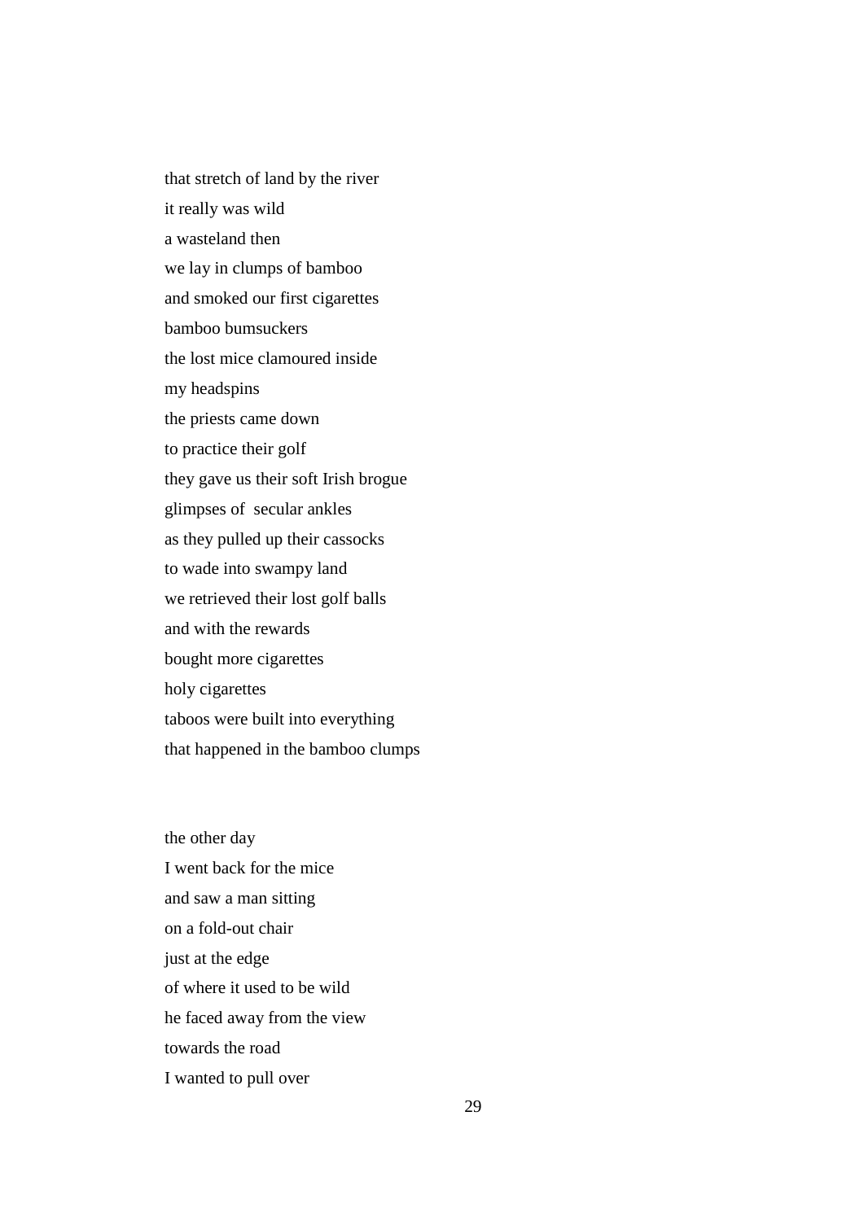that stretch of land by the river  
it really was wild  
a wasteland then  
we lay in clumps of bamboo  
and smoked our first cigarettes  
bamboo bumsuckers  
the lost mice clamoured inside  
my headspins  
the priests came down  
to practice their golf  
they gave us their soft Irish brogue  
glimpses of  secular ankles  
as they pulled up their cassocks  
to wade into swampy land  
we retrieved their lost golf balls  
and with the rewards  
bought more cigarettes  
holy cigarettes  
taboos were built into everything  
that happened in the bamboo clumps

the other day  
I went back for the mice  
and saw a man sitting  
on a fold-out chair  
just at the edge  
of where it used to be wild  
he faced away from the view  
towards the road  
I wanted to pull over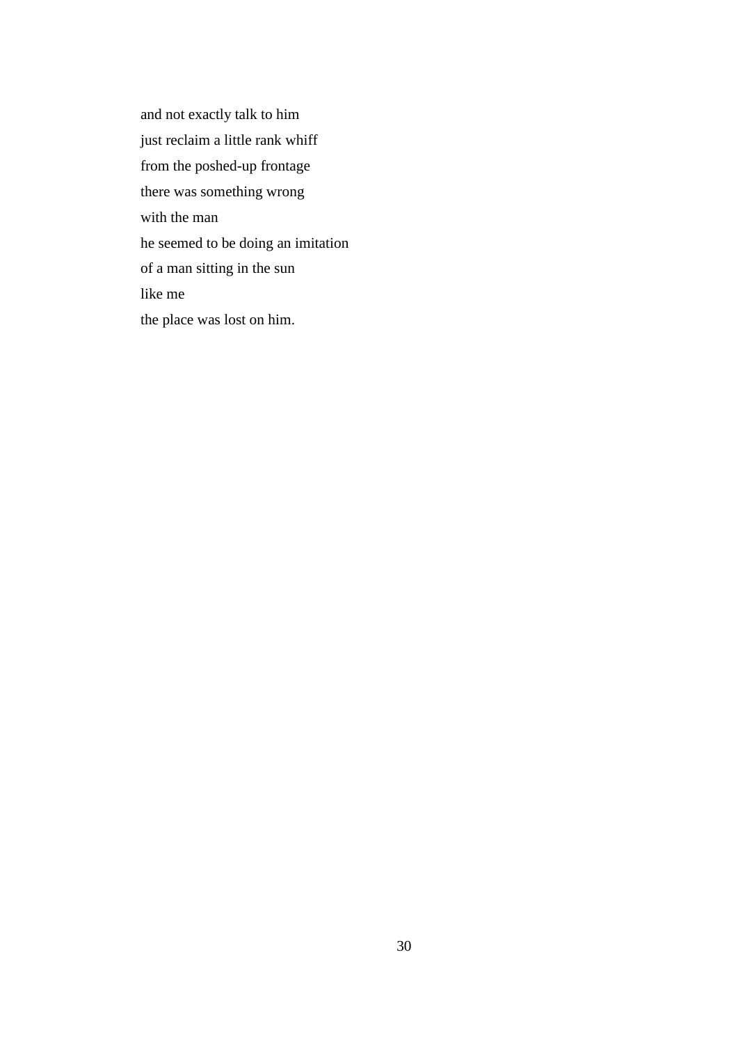and not exactly talk to him
just reclaim a little rank whiff
from the poshed-up frontage
there was something wrong
with the man
he seemed to be doing an imitation
of a man sitting in the sun
like me
the place was lost on him.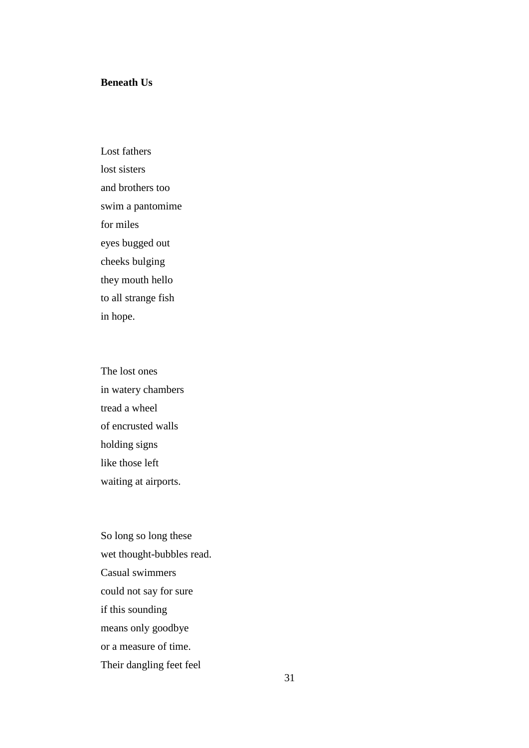**Beneath Us**

Lost fathers  
lost sisters  
and brothers too  
swim a pantomime  
for miles  
eyes bugged out  
cheeks bulging  
they mouth hello  
to all strange fish  
in hope.

The lost ones  
in watery chambers  
tread a wheel  
of encrusted walls  
holding signs  
like those left  
waiting at airports.

So long so long these  
wet thought-bubbles read.  
Casual swimmers  
could not say for sure  
if this sounding  
means only goodbye  
or a measure of time.  
Their dangling feet feel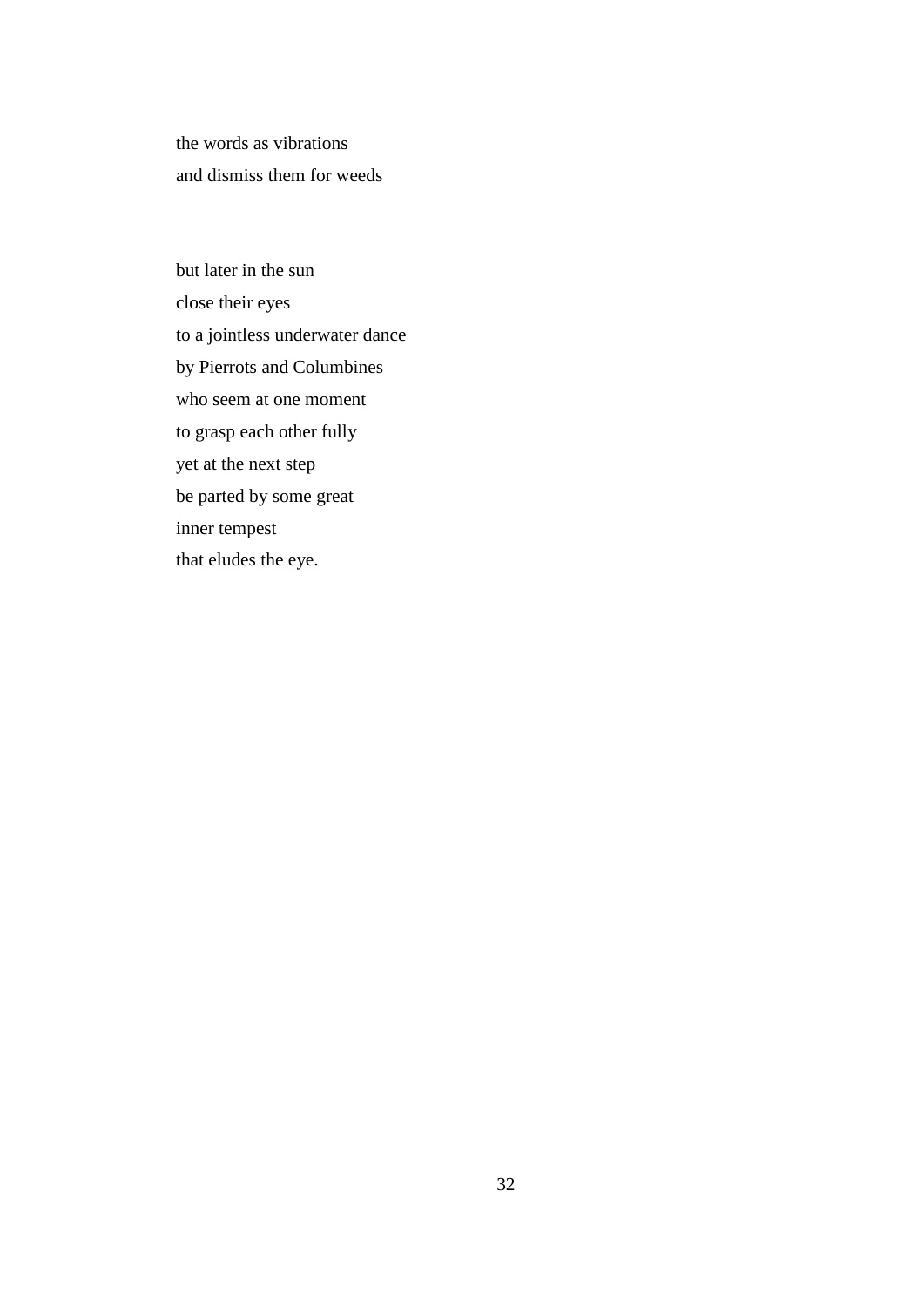the words as vibrations  
and dismiss them for weeds

but later in the sun  
close their eyes  
to a jointless underwater dance  
by Pierrots and Columbines  
who seem at one moment  
to grasp each other fully  
yet at the next step  
be parted by some great  
inner tempest  
that eludes the eye.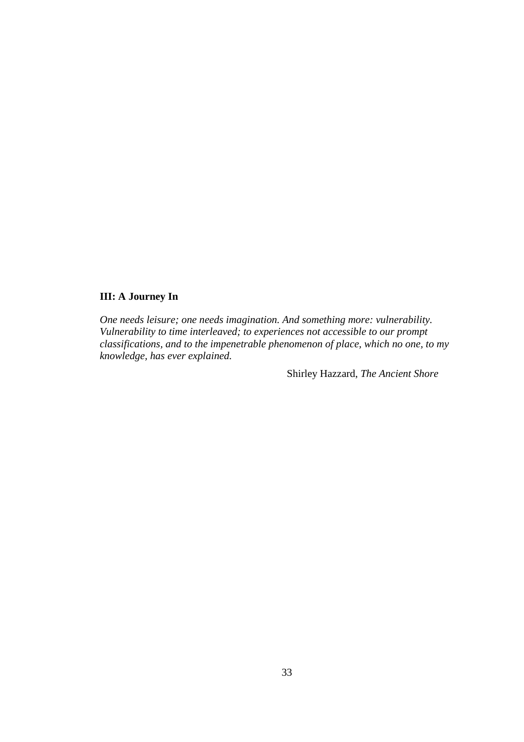## III: A Journey In

*One needs leisure; one needs imagination. And something more: vulnerability. Vulnerability to time interleaved; to experiences not accessible to our prompt classifications, and to the impenetrable phenomenon of place, which no one, to my knowledge, has ever explained.*

Shirley Hazzard, *The Ancient Shore*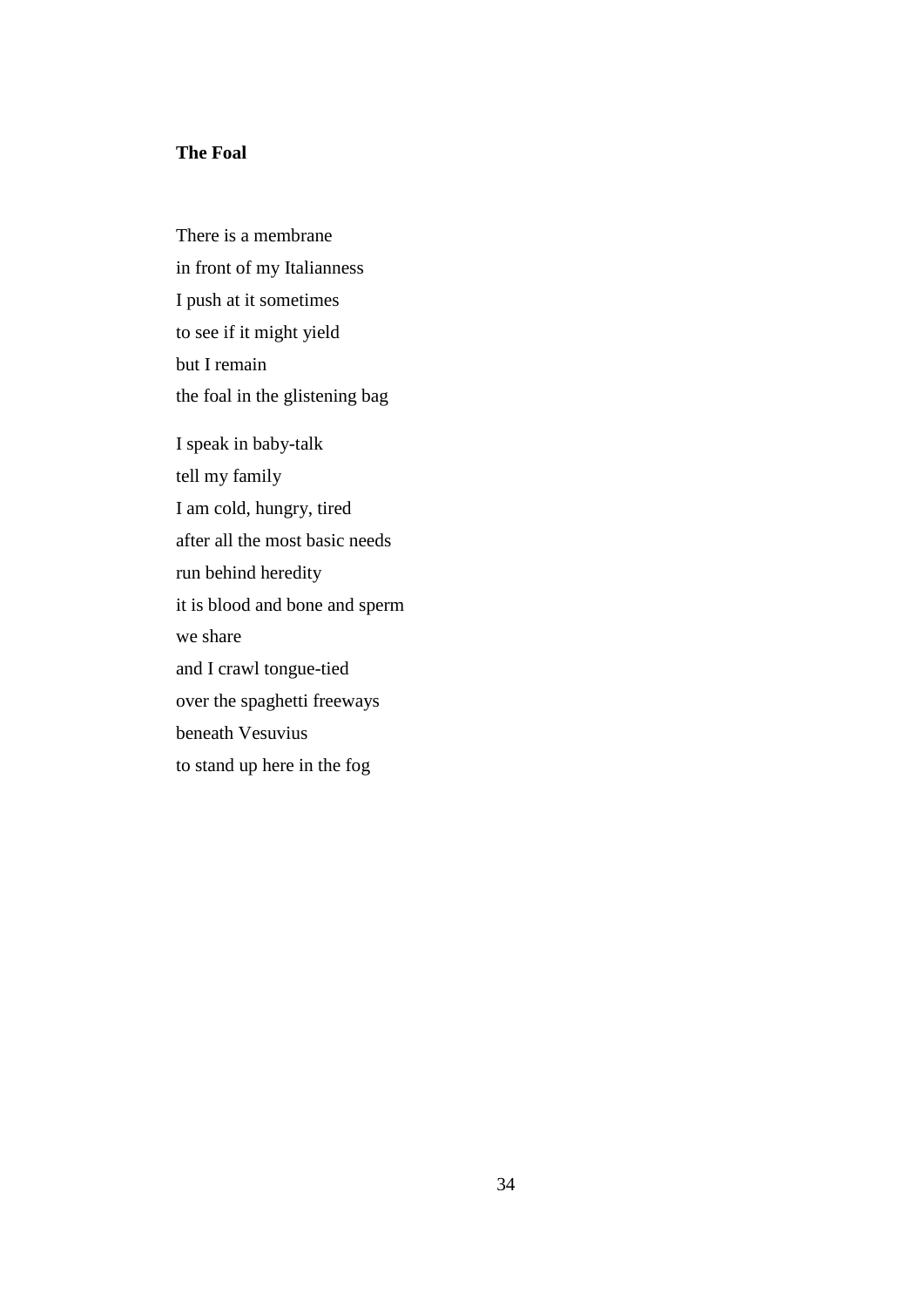**The Foal**

There is a membrane  
in front of my Italianness  
I push at it sometimes  
to see if it might yield  
but I remain  
the foal in the glistening bag

I speak in baby-talk  
tell my family  
I am cold, hungry, tired  
after all the most basic needs  
run behind heredity  
it is blood and bone and sperm  
we share  
and I crawl tongue-tied  
over the spaghetti freeways  
beneath Vesuvius  
to stand up here in the fog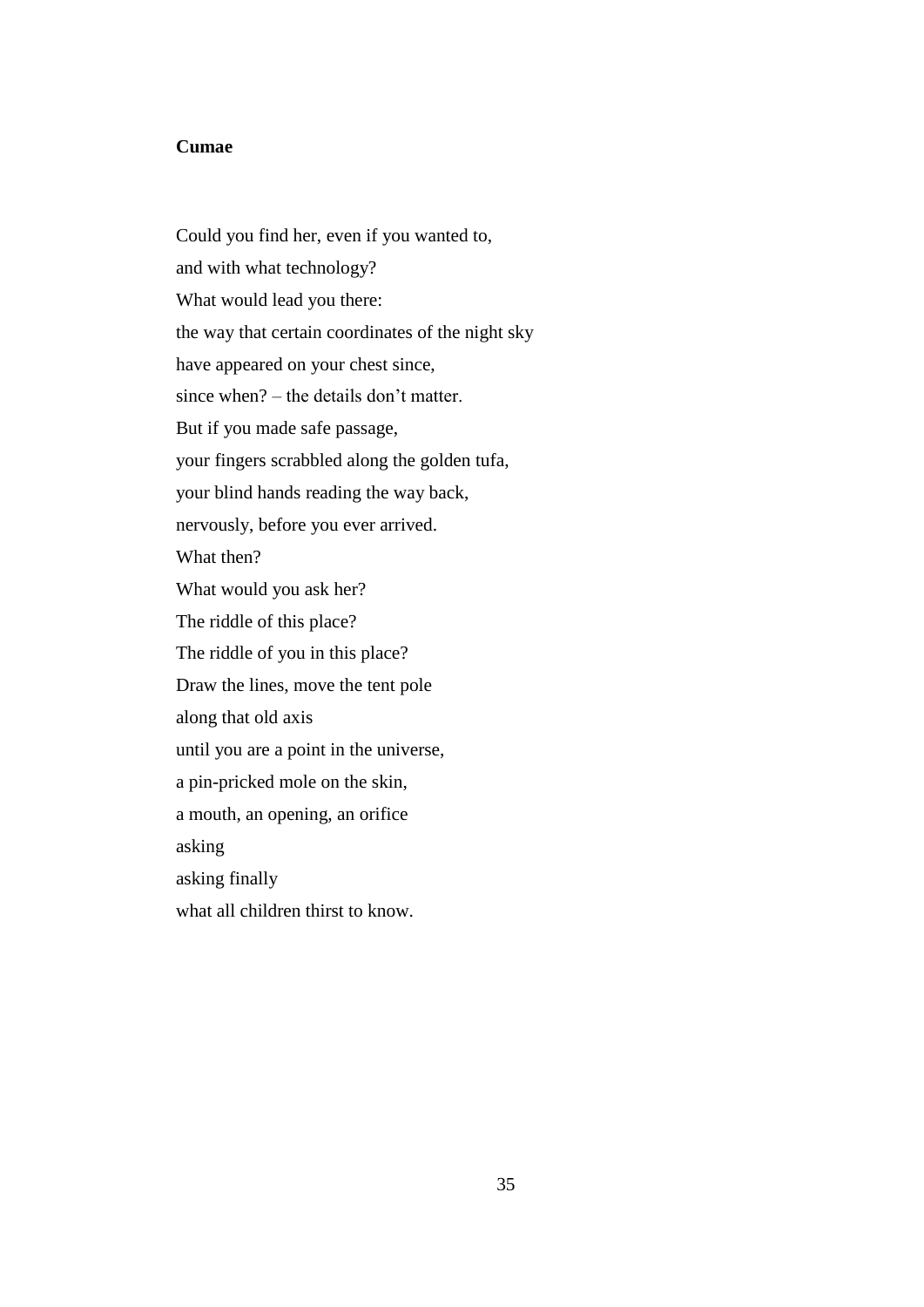**Cumae**

Could you find her, even if you wanted to,  
and with what technology?  
What would lead you there:  
the way that certain coordinates of the night sky  
have appeared on your chest since,  
since when? – the details don't matter.  
But if you made safe passage,  
your fingers scrabbled along the golden tufa,  
your blind hands reading the way back,  
nervously, before you ever arrived.  
What then?  
What would you ask her?  
The riddle of this place?  
The riddle of you in this place?  
Draw the lines, move the tent pole  
along that old axis  
until you are a point in the universe,  
a pin-pricked mole on the skin,  
a mouth, an opening, an orifice  
asking  
asking finally  
what all children thirst to know.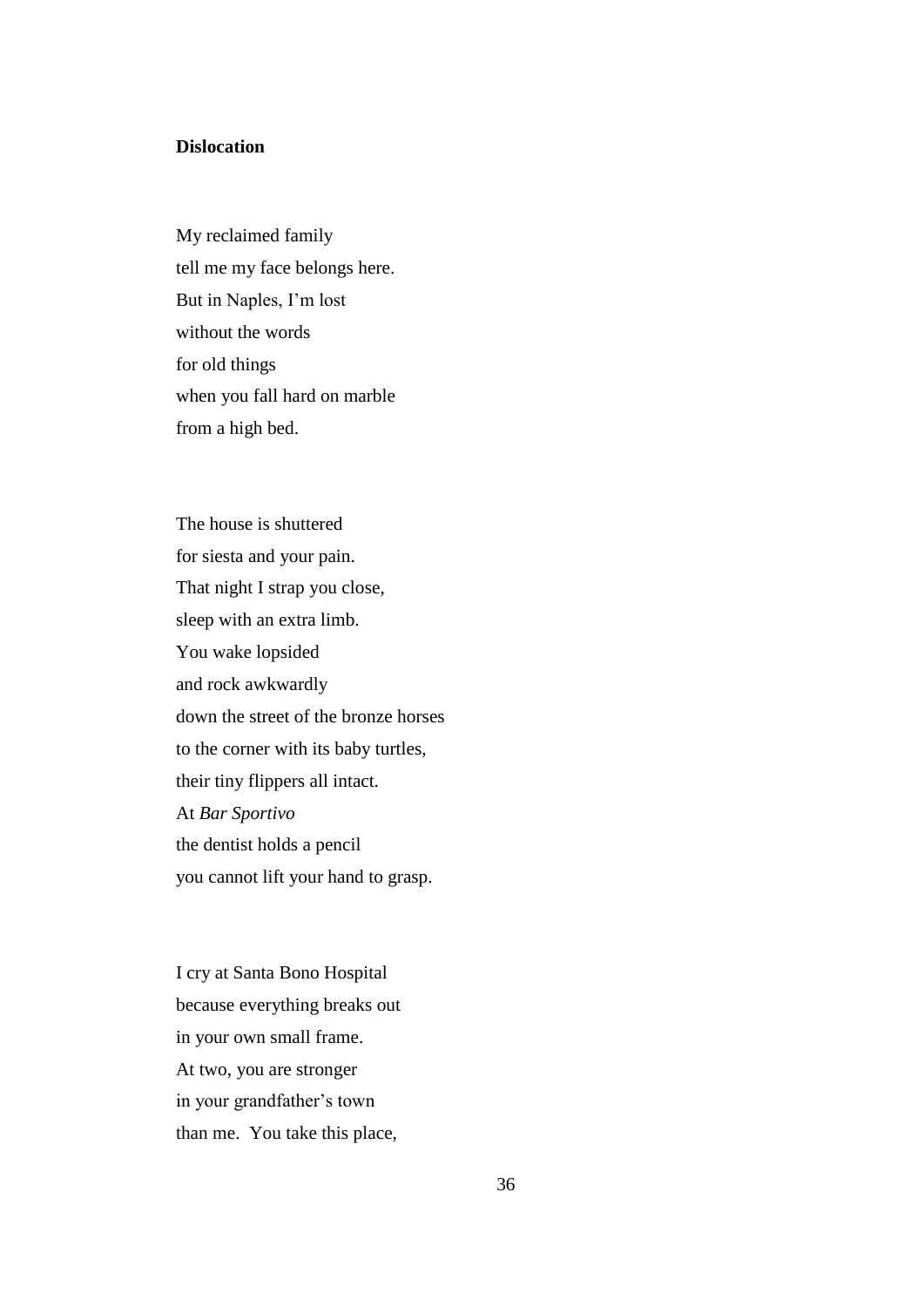**Dislocation**

My reclaimed family  
tell me my face belongs here.  
But in Naples, I'm lost  
without the words  
for old things  
when you fall hard on marble  
from a high bed.

The house is shuttered  
for siesta and your pain.  
That night I strap you close,  
sleep with an extra limb.  
You wake lopsided  
and rock awkwardly  
down the street of the bronze horses  
to the corner with its baby turtles,  
their tiny flippers all intact.  
At *Bar Sportivo*  
the dentist holds a pencil  
you cannot lift your hand to grasp.

I cry at Santa Bono Hospital  
because everything breaks out  
in your own small frame.  
At two, you are stronger  
in your grandfather's town  
than me.  You take this place,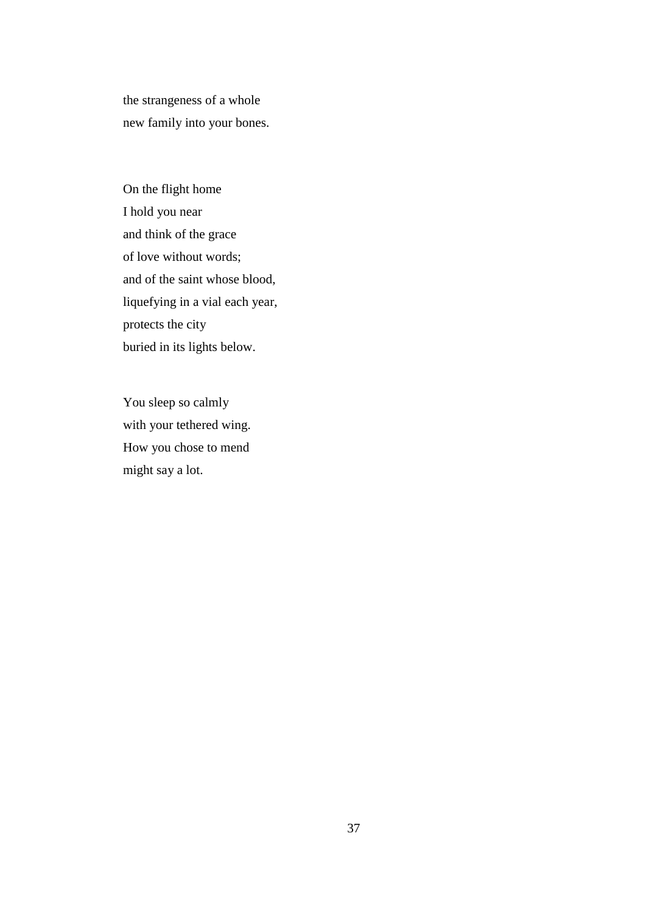the strangeness of a whole
new family into your bones.

On the flight home
I hold you near
and think of the grace
of love without words;
and of the saint whose blood,
liquefying in a vial each year,
protects the city
buried in its lights below.

You sleep so calmly
with your tethered wing.
How you chose to mend
might say a lot.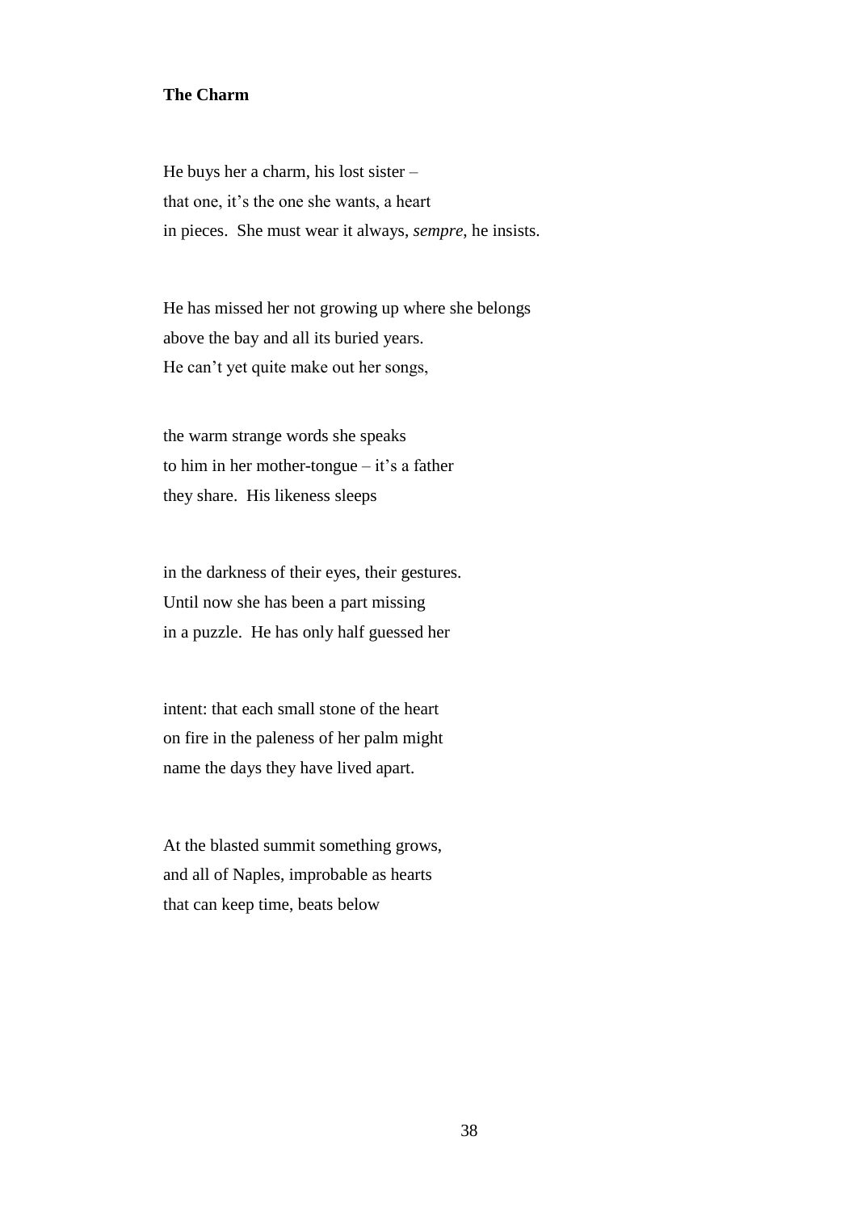**The Charm**

He buys her a charm, his lost sister –
that one, it's the one she wants, a heart
in pieces. She must wear it always, *sempre*, he insists.

He has missed her not growing up where she belongs
above the bay and all its buried years.
He can't yet quite make out her songs,

the warm strange words she speaks
to him in her mother-tongue – it's a father
they share. His likeness sleeps

in the darkness of their eyes, their gestures.
Until now she has been a part missing
in a puzzle. He has only half guessed her

intent: that each small stone of the heart
on fire in the paleness of her palm might
name the days they have lived apart.

At the blasted summit something grows,
and all of Naples, improbable as hearts
that can keep time, beats below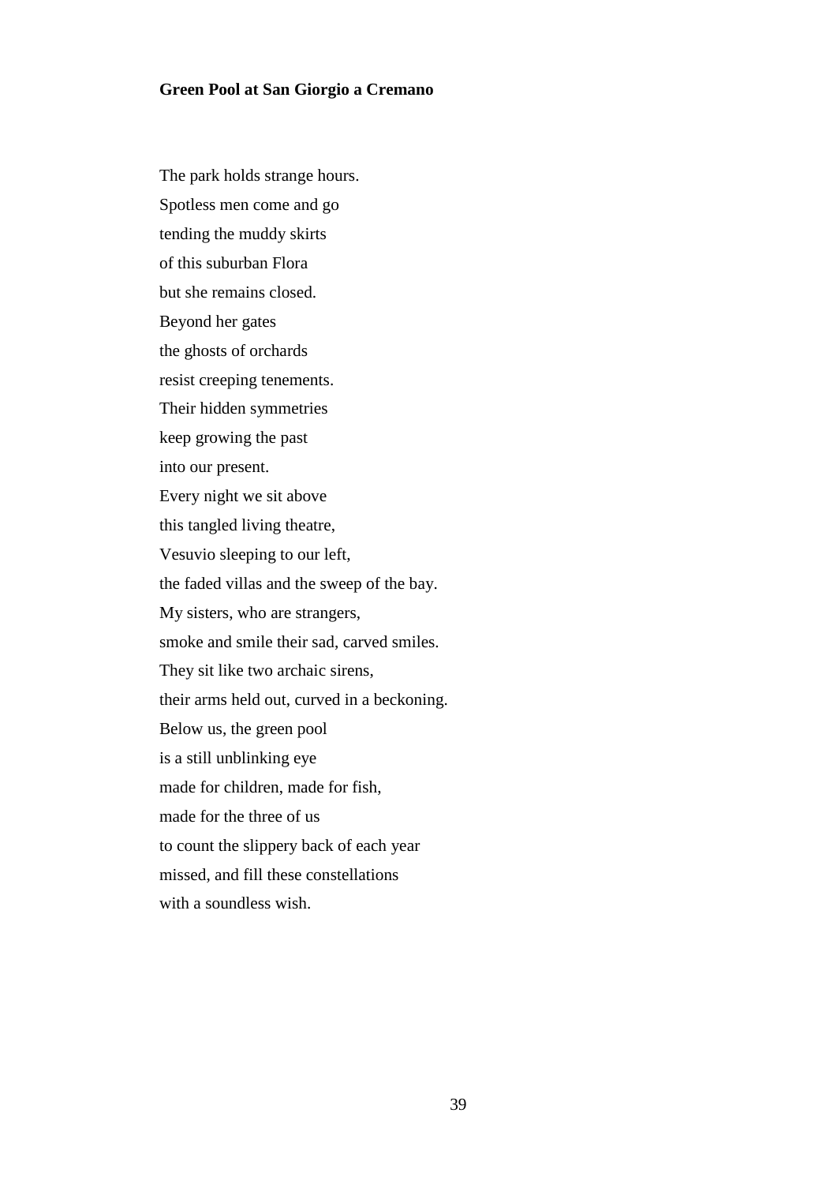**Green Pool at San Giorgio a Cremano**

The park holds strange hours.  
Spotless men come and go  
tending the muddy skirts  
of this suburban Flora  
but she remains closed.  
Beyond her gates  
the ghosts of orchards  
resist creeping tenements.  
Their hidden symmetries  
keep growing the past  
into our present.  
Every night we sit above  
this tangled living theatre,  
Vesuvio sleeping to our left,  
the faded villas and the sweep of the bay.  
My sisters, who are strangers,  
smoke and smile their sad, carved smiles.  
They sit like two archaic sirens,  
their arms held out, curved in a beckoning.  
Below us, the green pool  
is a still unblinking eye  
made for children, made for fish,  
made for the three of us  
to count the slippery back of each year  
missed, and fill these constellations  
with a soundless wish.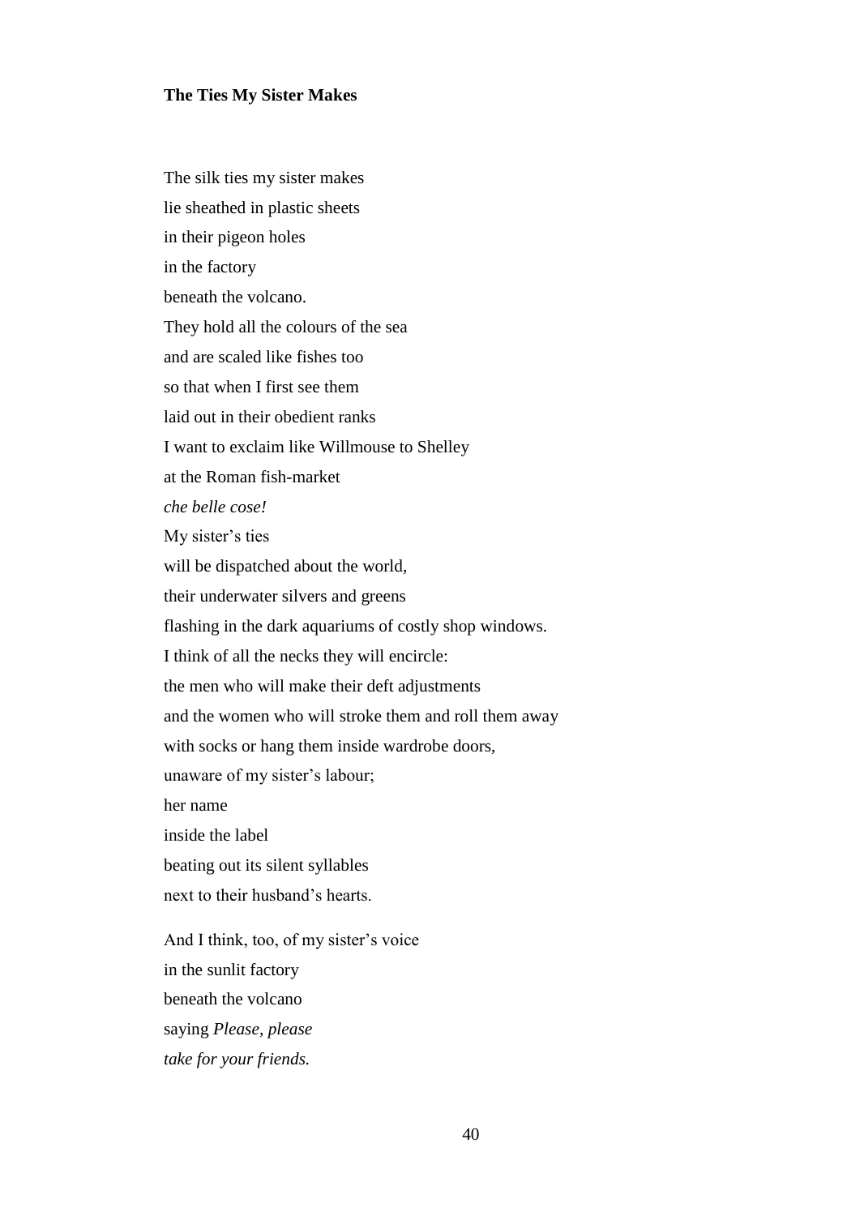**The Ties My Sister Makes**

The silk ties my sister makes  
lie sheathed in plastic sheets  
in their pigeon holes  
in the factory  
beneath the volcano.  
They hold all the colours of the sea  
and are scaled like fishes too  
so that when I first see them  
laid out in their obedient ranks  
I want to exclaim like Willmouse to Shelley  
at the Roman fish-market  
*che belle cose!*  
My sister's ties  
will be dispatched about the world,  
their underwater silvers and greens  
flashing in the dark aquariums of costly shop windows.  
I think of all the necks they will encircle:  
the men who will make their deft adjustments  
and the women who will stroke them and roll them away  
with socks or hang them inside wardrobe doors,  
unaware of my sister's labour;  
her name  
inside the label  
beating out its silent syllables  
next to their husband's hearts.

And I think, too, of my sister's voice  
in the sunlit factory  
beneath the volcano  
saying *Please, please*  
*take for your friends.*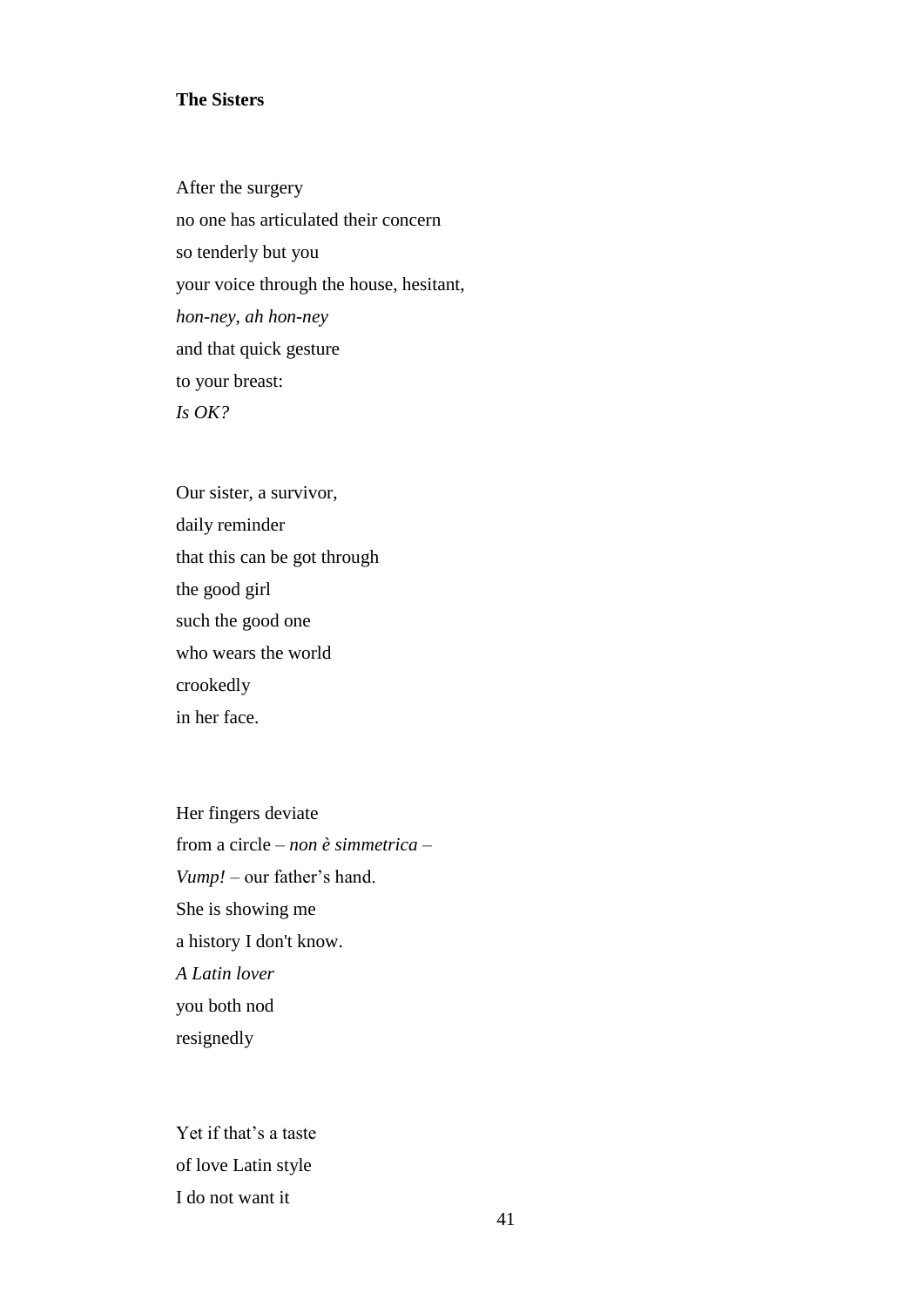**The Sisters**

After the surgery  
no one has articulated their concern  
so tenderly but you  
your voice through the house, hesitant,  
*hon-ney, ah hon-ney*  
and that quick gesture  
to your breast:  
*Is OK?*

Our sister, a survivor,  
daily reminder  
that this can be got through  
the good girl  
such the good one  
who wears the world  
crookedly  
in her face.

Her fingers deviate  
from a circle – *non è simmetrica* –  
*Vump!* – our father's hand.  
She is showing me  
a history I don't know.  
*A Latin lover*  
you both nod  
resignedly

Yet if that's a taste  
of love Latin style  
I do not want it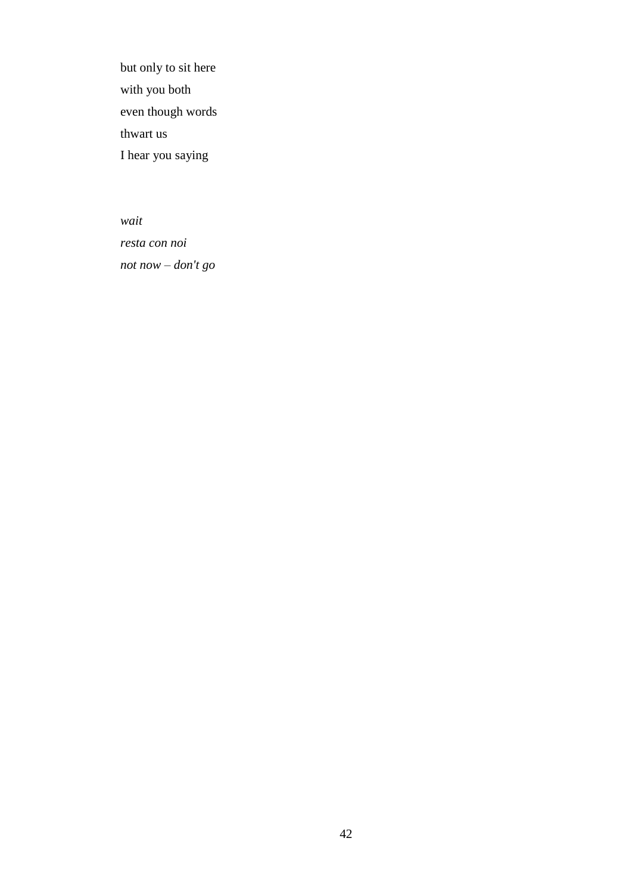but only to sit here  
with you both  
even though words  
thwart us  
I hear you saying

*wait*  
*resta con noi*  
*not now – don't go*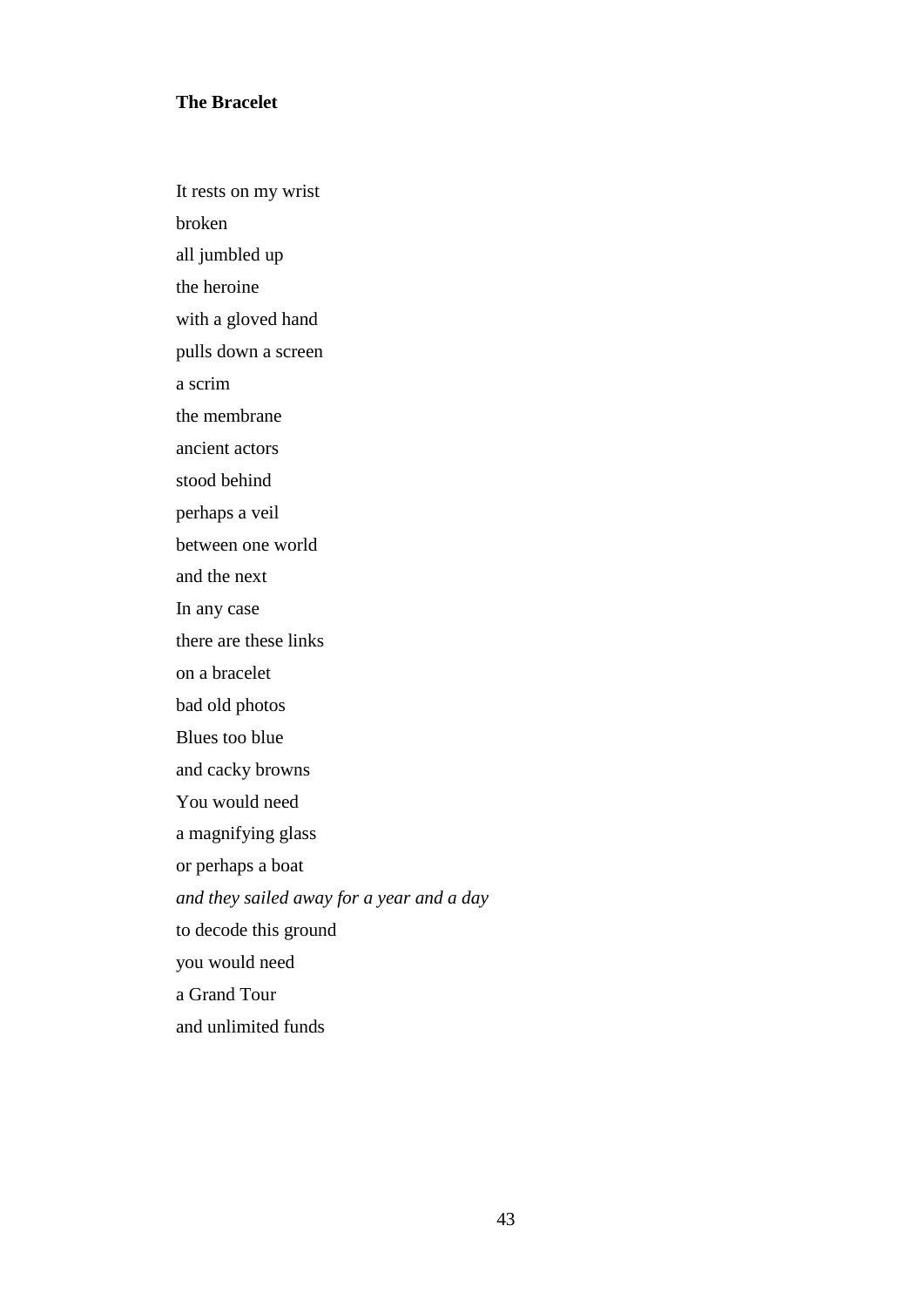**The Bracelet**

It rests on my wrist  
broken  
all jumbled up  
the heroine  
with a gloved hand  
pulls down a screen  
a scrim  
the membrane  
ancient actors  
stood behind  
perhaps a veil  
between one world  
and the next  
In any case  
there are these links  
on a bracelet  
bad old photos  
Blues too blue  
and cacky browns  
You would need  
a magnifying glass  
or perhaps a boat  
*and they sailed away for a year and a day*  
to decode this ground  
you would need  
a Grand Tour  
and unlimited funds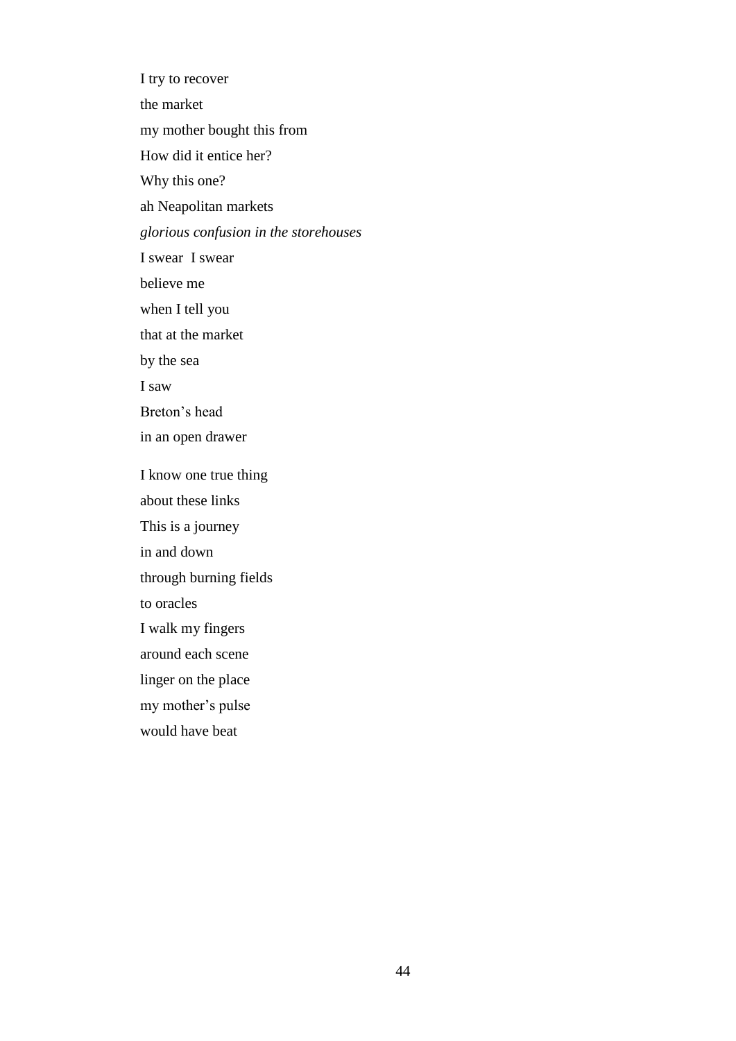I try to recover  
the market  
my mother bought this from  
How did it entice her?  
Why this one?  
ah Neapolitan markets  
*glorious confusion in the storehouses*  
I swear  I swear  
believe me  
when I tell you  
that at the market  
by the sea  
I saw  
Breton's head  
in an open drawer

I know one true thing  
about these links  
This is a journey  
in and down  
through burning fields  
to oracles  
I walk my fingers  
around each scene  
linger on the place  
my mother's pulse  
would have beat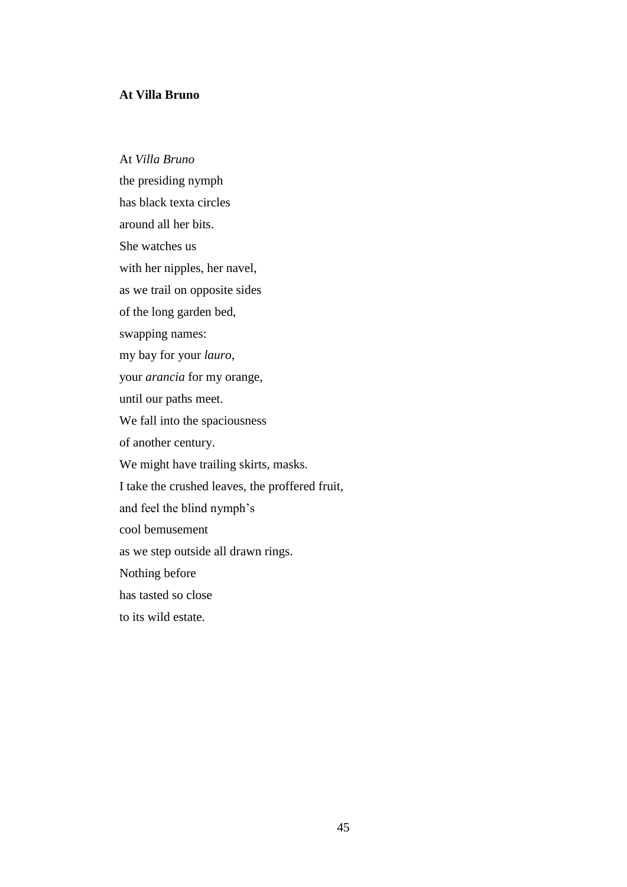**At Villa Bruno**

At *Villa Bruno*  
the presiding nymph  
has black texta circles  
around all her bits.  
She watches us  
with her nipples, her navel,  
as we trail on opposite sides  
of the long garden bed,  
swapping names:  
my bay for your *lauro*,  
your *arancia* for my orange,  
until our paths meet.  
We fall into the spaciousness  
of another century.  
We might have trailing skirts, masks.  
I take the crushed leaves, the proffered fruit,  
and feel the blind nymph's  
cool bemusement  
as we step outside all drawn rings.  
Nothing before  
has tasted so close  
to its wild estate.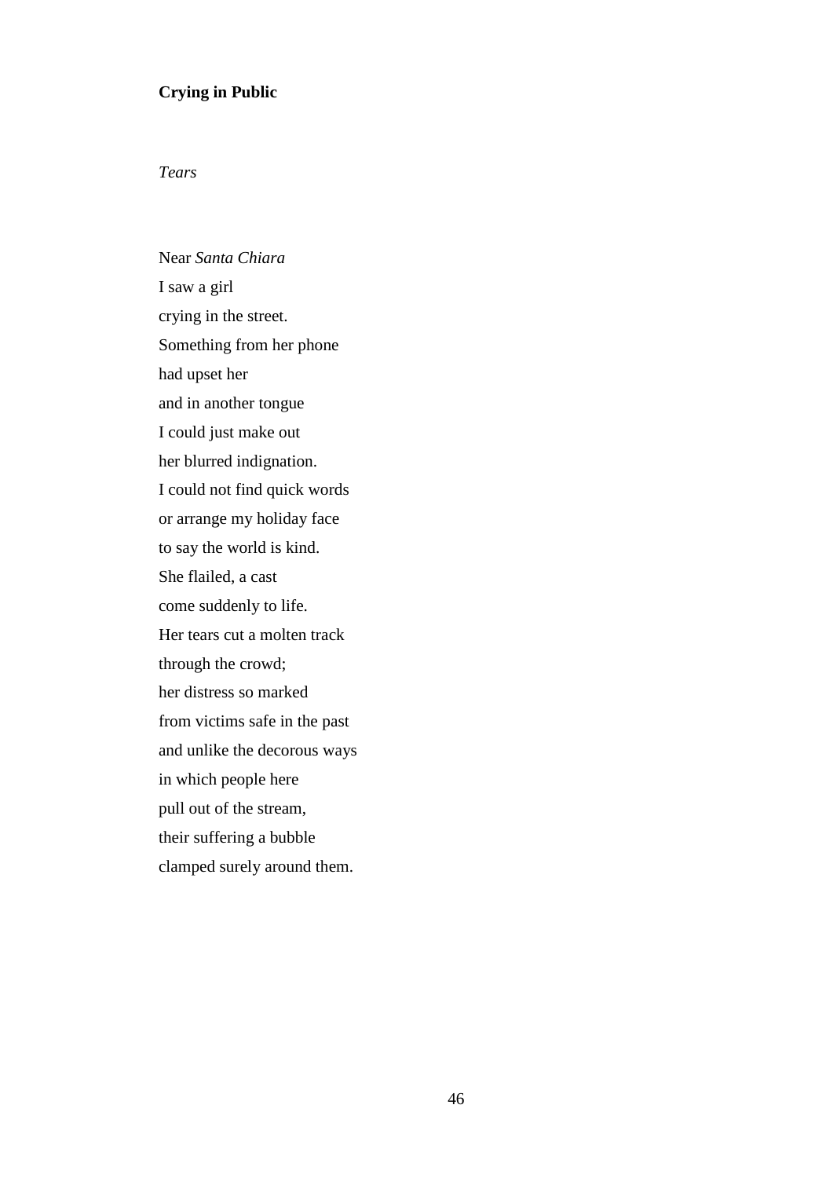**Crying in Public**

*Tears*

Near *Santa Chiara*  
I saw a girl  
crying in the street.  
Something from her phone  
had upset her  
and in another tongue  
I could just make out  
her blurred indignation.  
I could not find quick words  
or arrange my holiday face  
to say the world is kind.  
She flailed, a cast  
come suddenly to life.  
Her tears cut a molten track  
through the crowd;  
her distress so marked  
from victims safe in the past  
and unlike the decorous ways  
in which people here  
pull out of the stream,  
their suffering a bubble  
clamped surely around them.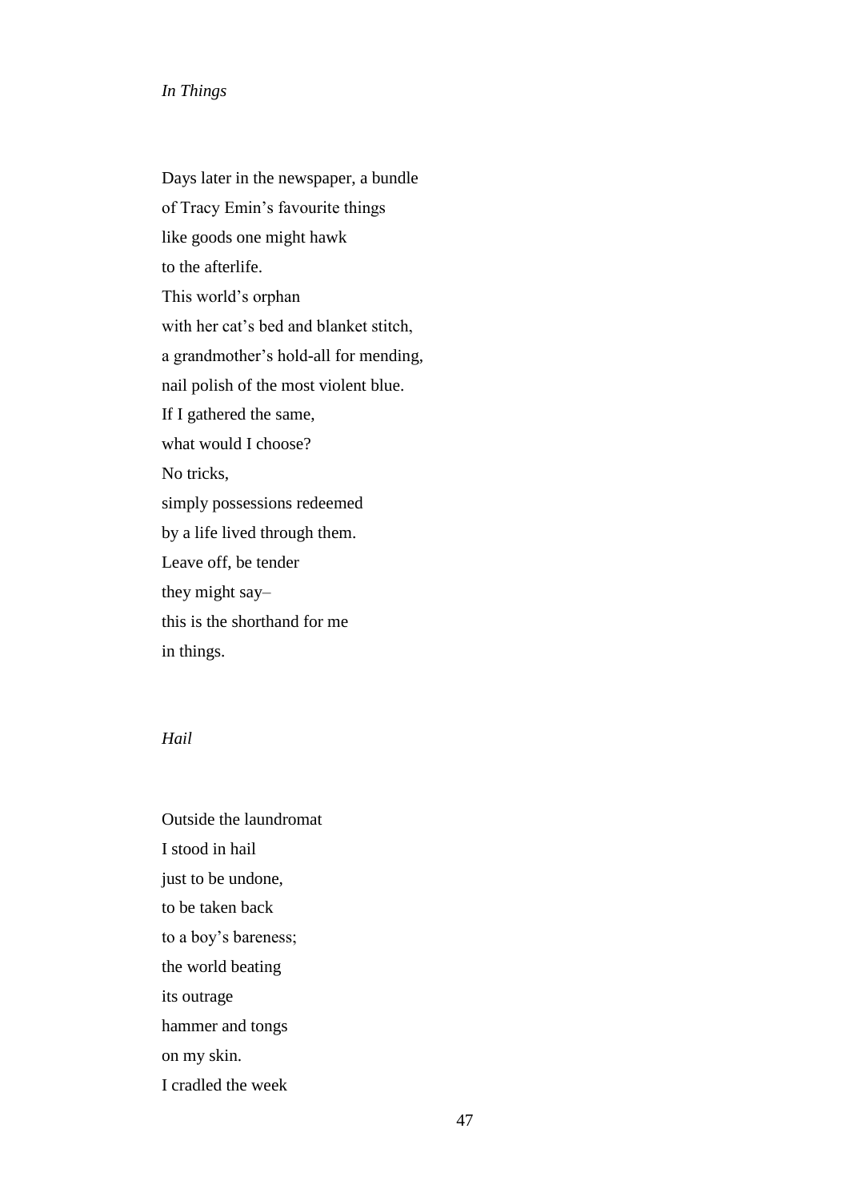*In Things*

Days later in the newspaper, a bundle
of Tracy Emin's favourite things
like goods one might hawk
to the afterlife.
This world's orphan
with her cat's bed and blanket stitch,
a grandmother's hold-all for mending,
nail polish of the most violent blue.
If I gathered the same,
what would I choose?
No tricks,
simply possessions redeemed
by a life lived through them.
Leave off, be tender
they might say–
this is the shorthand for me
in things.

*Hail*

Outside the laundromat
I stood in hail
just to be undone,
to be taken back
to a boy's bareness;
the world beating
its outrage
hammer and tongs
on my skin.
I cradled the week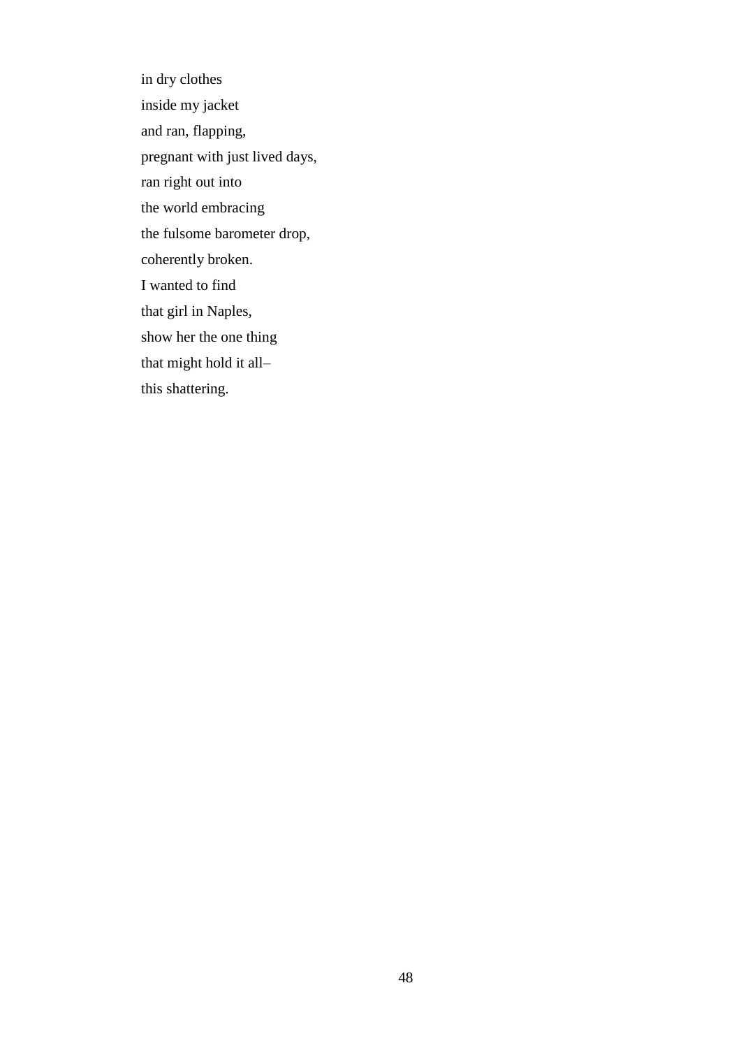in dry clothes  
inside my jacket  
and ran, flapping,  
pregnant with just lived days,  
ran right out into  
the world embracing  
the fulsome barometer drop,  
coherently broken.  
I wanted to find  
that girl in Naples,  
show her the one thing  
that might hold it all–  
this shattering.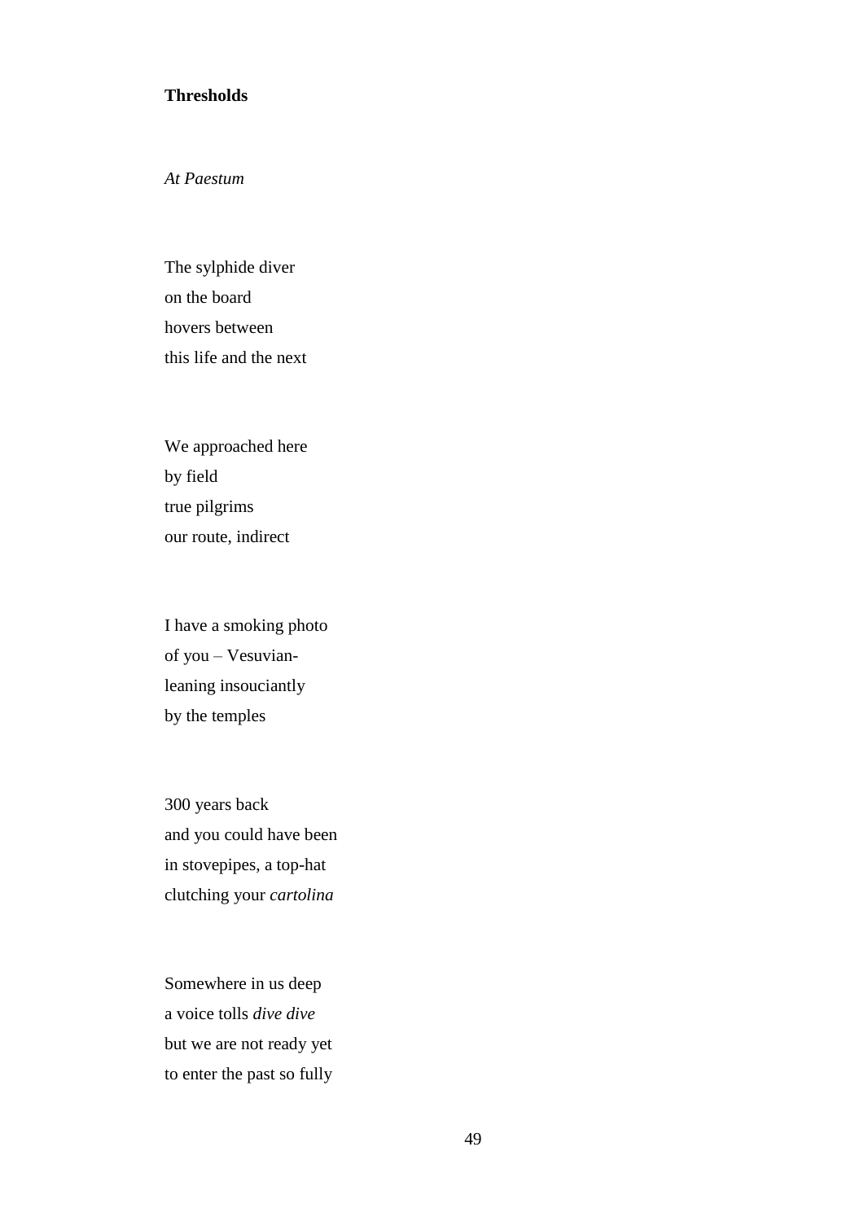**Thresholds**

*At Paestum*

The sylphide diver  
on the board  
hovers between  
this life and the next

We approached here  
by field  
true pilgrims  
our route, indirect

I have a smoking photo  
of you – Vesuvian-  
leaning insouciantly  
by the temples

300 years back  
and you could have been  
in stovepipes, a top-hat  
clutching your *cartolina*

Somewhere in us deep  
a voice tolls *dive dive*  
but we are not ready yet  
to enter the past so fully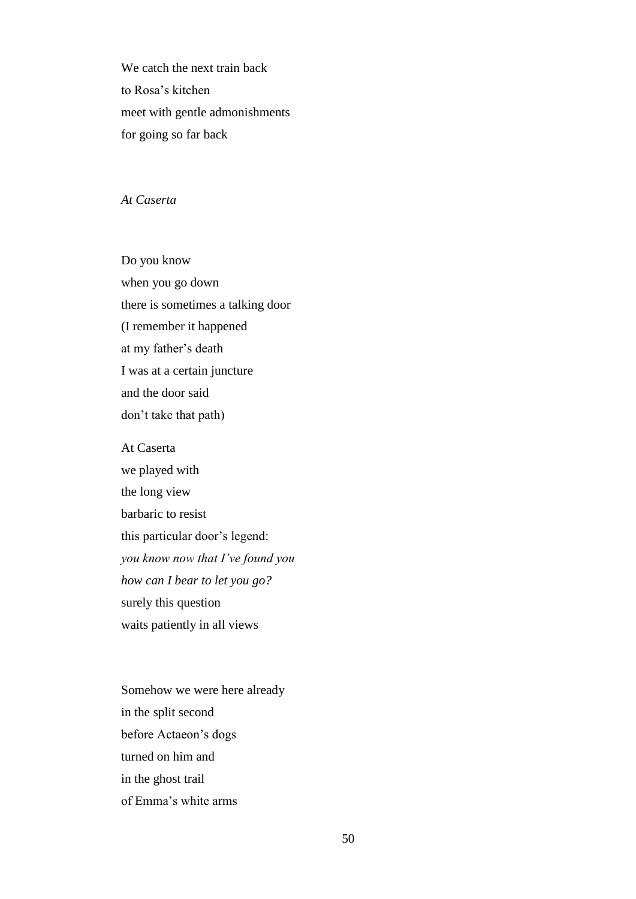We catch the next train back  
to Rosa's kitchen  
meet with gentle admonishments  
for going so far back

*At Caserta*

Do you know  
when you go down  
there is sometimes a talking door  
(I remember it happened  
at my father's death  
I was at a certain juncture  
and the door said  
don't take that path)

At Caserta  
we played with  
the long view  
barbaric to resist  
this particular door's legend:  
*you know now that I've found you*  
*how can I bear to let you go?*  
surely this question  
waits patiently in all views

Somehow we were here already  
in the split second  
before Actaeon's dogs  
turned on him and  
in the ghost trail  
of Emma's white arms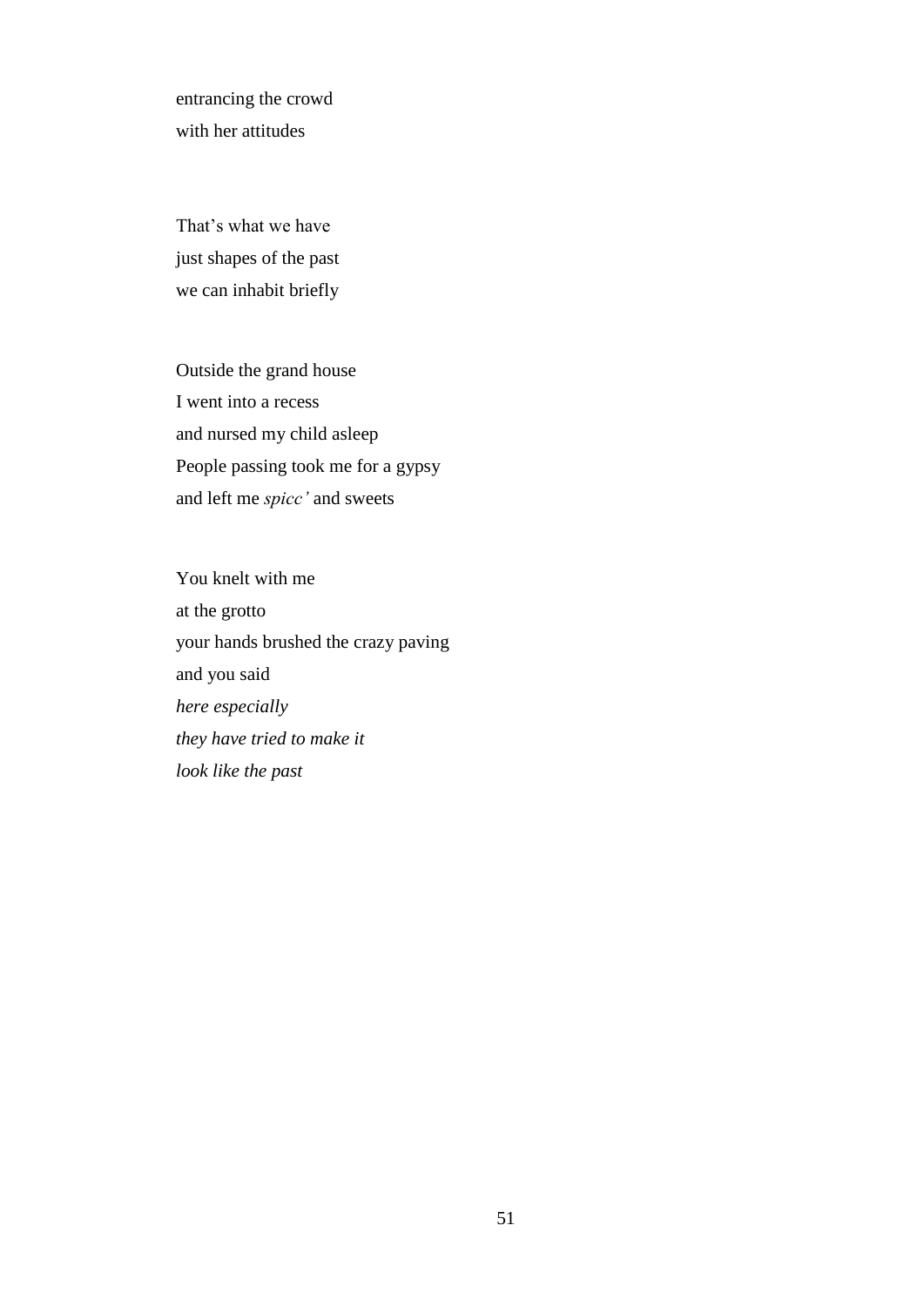entrancing the crowd  
with her attitudes

That's what we have  
just shapes of the past  
we can inhabit briefly

Outside the grand house  
I went into a recess  
and nursed my child asleep  
People passing took me for a gypsy  
and left me *spicc'* and sweets

You knelt with me  
at the grotto  
your hands brushed the crazy paving  
and you said  
*here especially*  
*they have tried to make it*  
*look like the past*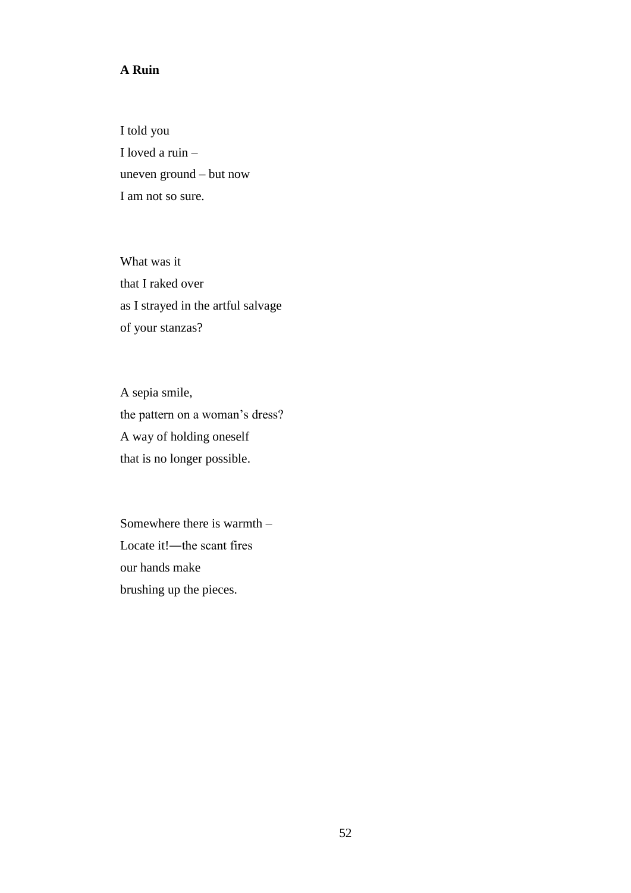**A Ruin**

I told you  
I loved a ruin –  
uneven ground – but now  
I am not so sure.

What was it  
that I raked over  
as I strayed in the artful salvage  
of your stanzas?

A sepia smile,  
the pattern on a woman's dress?  
A way of holding oneself  
that is no longer possible.

Somewhere there is warmth –  
Locate it!—the scant fires  
our hands make  
brushing up the pieces.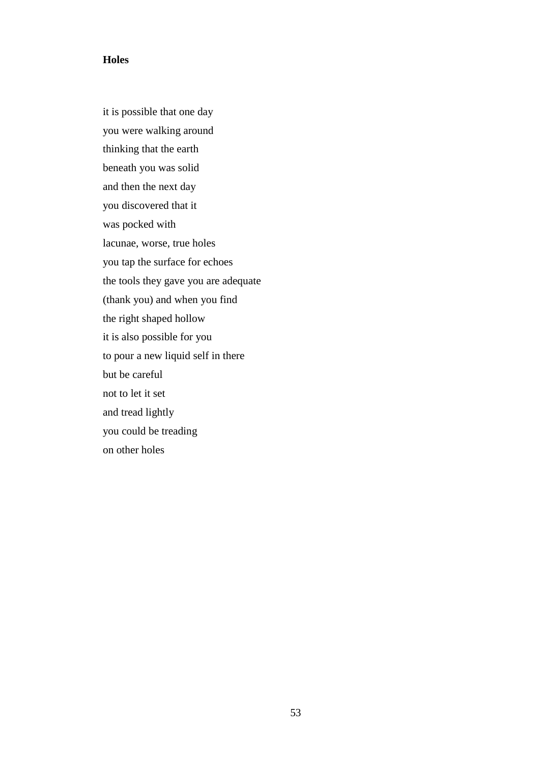**Holes**

it is possible that one day  
you were walking around  
thinking that the earth  
beneath you was solid  
and then the next day  
you discovered that it  
was pocked with  
lacunae, worse, true holes  
you tap the surface for echoes  
the tools they gave you are adequate  
(thank you) and when you find  
the right shaped hollow  
it is also possible for you  
to pour a new liquid self in there  
but be careful  
not to let it set  
and tread lightly  
you could be treading  
on other holes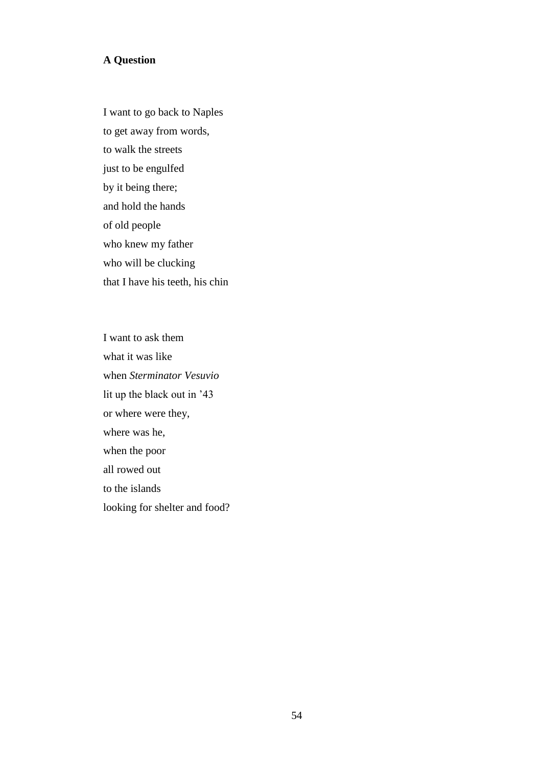**A Question**

I want to go back to Naples  
to get away from words,  
to walk the streets  
just to be engulfed  
by it being there;  
and hold the hands  
of old people  
who knew my father  
who will be clucking  
that I have his teeth, his chin

I want to ask them  
what it was like  
when *Sterminator Vesuvio*  
lit up the black out in ’43  
or where were they,  
where was he,  
when the poor  
all rowed out  
to the islands  
looking for shelter and food?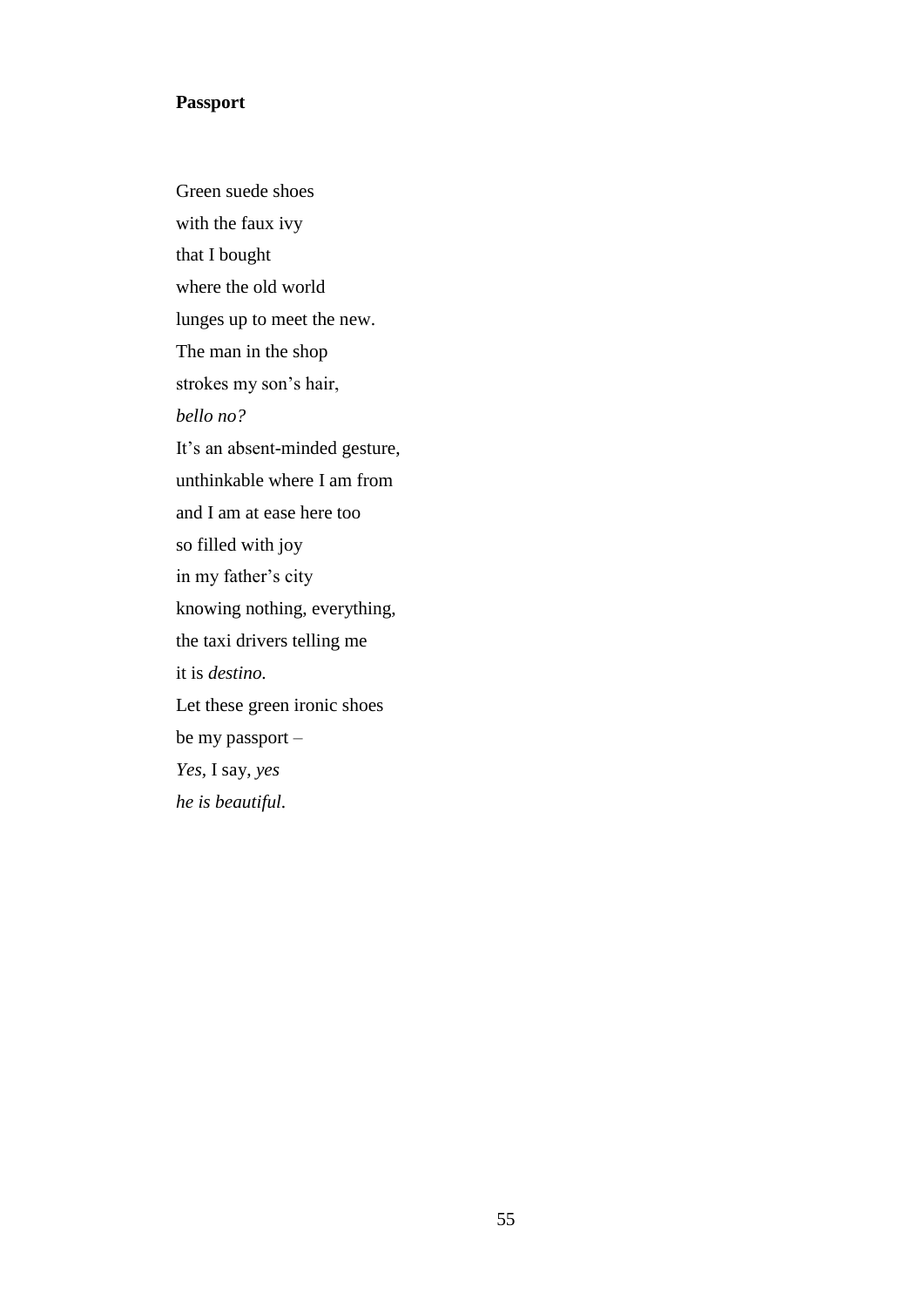**Passport**

Green suede shoes  
with the faux ivy  
that I bought  
where the old world  
lunges up to meet the new.  
The man in the shop  
strokes my son's hair,  
*bello no?*  
It's an absent-minded gesture,  
unthinkable where I am from  
and I am at ease here too  
so filled with joy  
in my father's city  
knowing nothing, everything,  
the taxi drivers telling me  
it is *destino.*  
Let these green ironic shoes  
be my passport –  
*Yes*, I say, *yes*  
*he is beautiful*.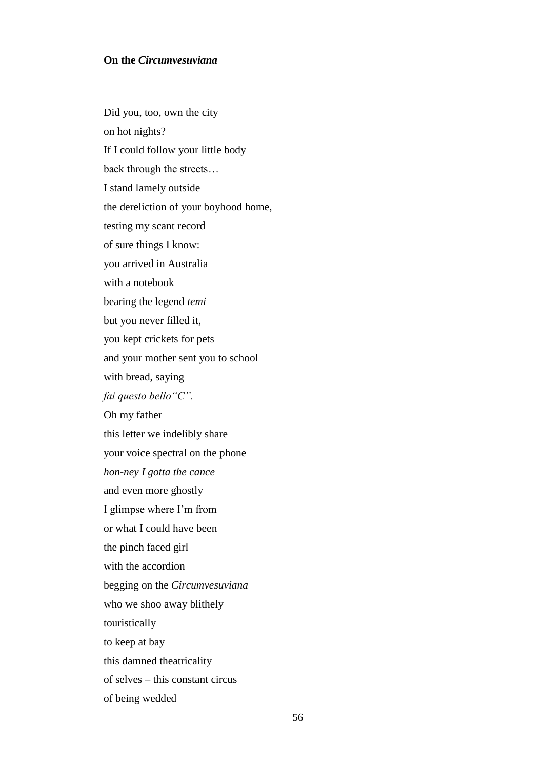**On the *Circumvesuviana***

Did you, too, own the city  
on hot nights?  
If I could follow your little body  
back through the streets…  
I stand lamely outside  
the dereliction of your boyhood home,  
testing my scant record  
of sure things I know:  
you arrived in Australia  
with a notebook  
bearing the legend *temi*  
but you never filled it,  
you kept crickets for pets  
and your mother sent you to school  
with bread, saying  
*fai questo bello"C".*  
Oh my father  
this letter we indelibly share  
your voice spectral on the phone  
*hon-ney I gotta the cance*  
and even more ghostly  
I glimpse where I'm from  
or what I could have been  
the pinch faced girl  
with the accordion  
begging on the *Circumvesuviana*  
who we shoo away blithely  
touristically  
to keep at bay  
this damned theatricality  
of selves – this constant circus  
of being wedded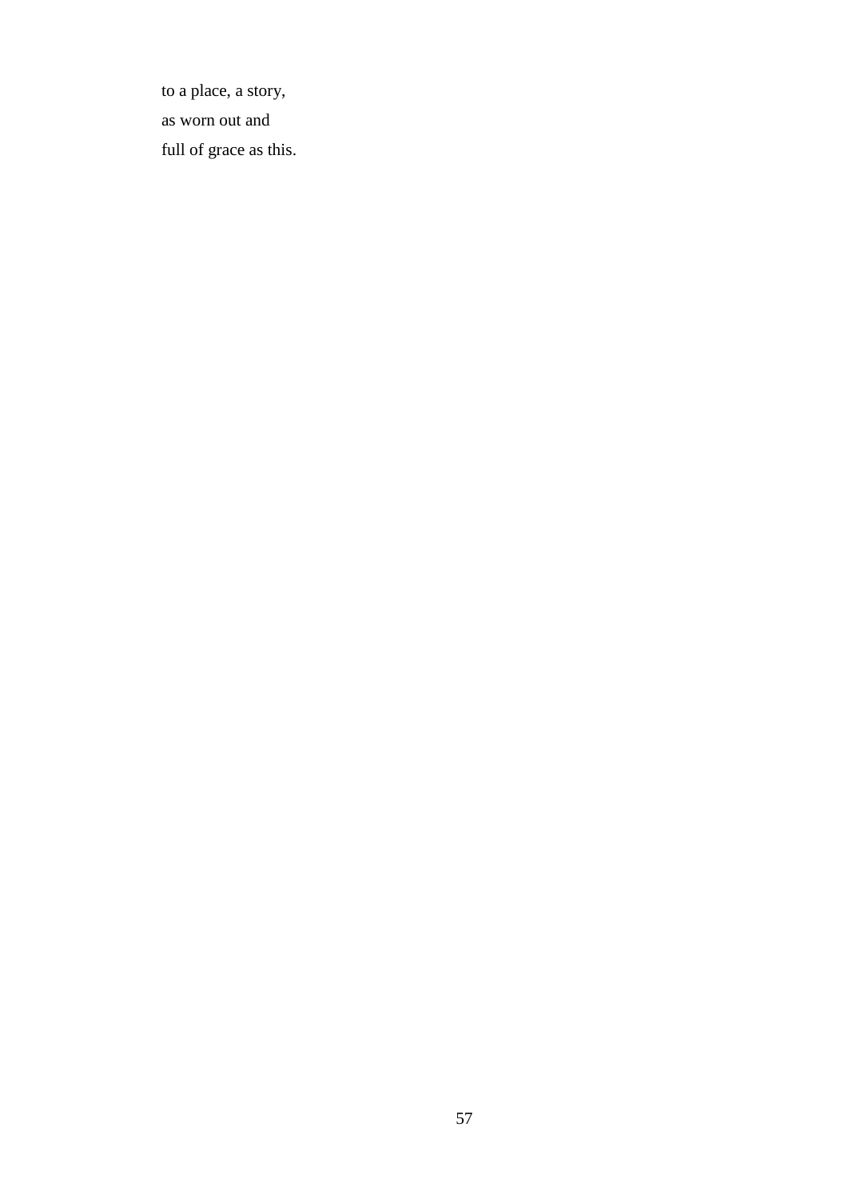to a place, a story,

as worn out and

full of grace as this.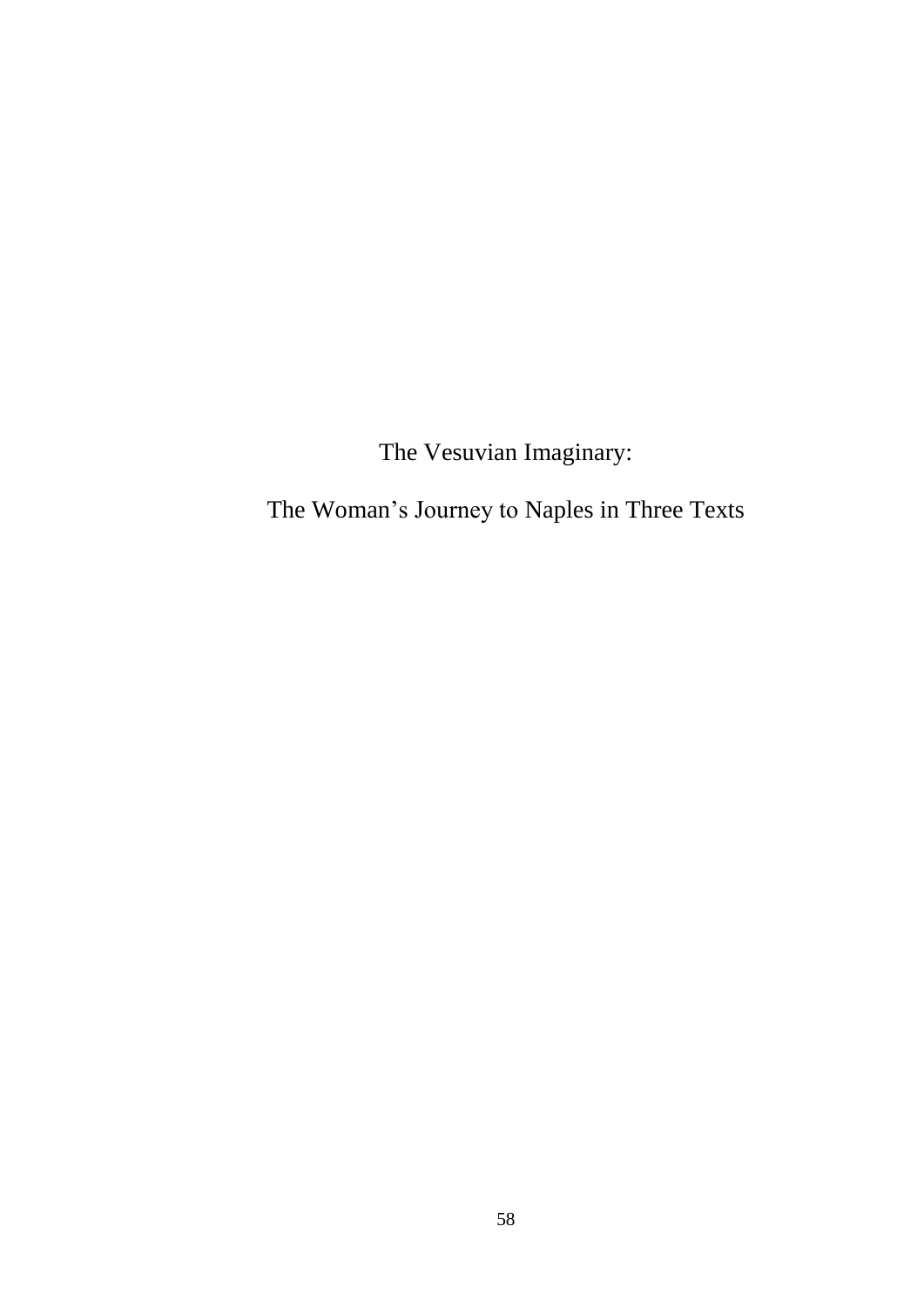# The Vesuvian Imaginary:

# The Woman's Journey to Naples in Three Texts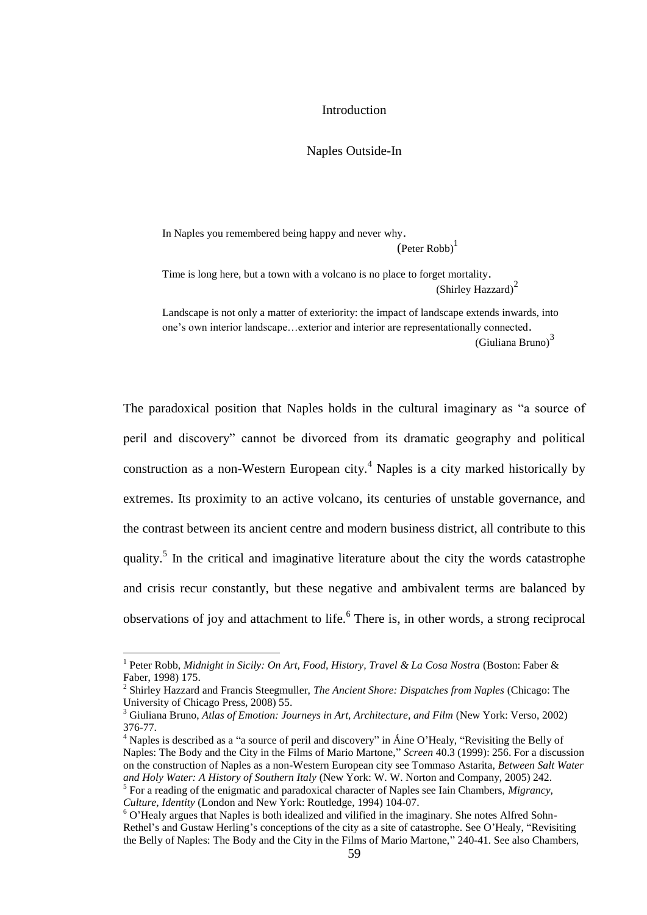# Introduction

## Naples Outside-In

> In Naples you remembered being happy and never why.
>
> (Peter Robb)[1]
>
> Time is long here, but a town with a volcano is no place to forget mortality.
>
> (Shirley Hazzard)[2]
>
> Landscape is not only a matter of exteriority: the impact of landscape extends inwards, into one's own interior landscape…exterior and interior are representationally connected.
>
> (Giuliana Bruno)[3]

The paradoxical position that Naples holds in the cultural imaginary as "a source of peril and discovery" cannot be divorced from its dramatic geography and political construction as a non-Western European city.[4] Naples is a city marked historically by extremes. Its proximity to an active volcano, its centuries of unstable governance, and the contrast between its ancient centre and modern business district, all contribute to this quality.[5] In the critical and imaginative literature about the city the words catastrophe and crisis recur constantly, but these negative and ambivalent terms are balanced by observations of joy and attachment to life.[6] There is, in other words, a strong reciprocal

---

[1] Peter Robb, *Midnight in Sicily: On Art, Food, History, Travel & La Cosa Nostra* (Boston: Faber & Faber, 1998) 175.

[2] Shirley Hazzard and Francis Steegmuller, *The Ancient Shore: Dispatches from Naples* (Chicago: The University of Chicago Press, 2008) 55.

[3] Giuliana Bruno, *Atlas of Emotion: Journeys in Art, Architecture, and Film* (New York: Verso, 2002) 376-77.

[4] Naples is described as a "a source of peril and discovery" in Áine O'Healy, "Revisiting the Belly of Naples: The Body and the City in the Films of Mario Martone," *Screen* 40.3 (1999): 256. For a discussion on the construction of Naples as a non-Western European city see Tommaso Astarita, *Between Salt Water and Holy Water: A History of Southern Italy* (New York: W. W. Norton and Company, 2005) 242.

[5] For a reading of the enigmatic and paradoxical character of Naples see Iain Chambers, *Migrancy, Culture, Identity* (London and New York: Routledge, 1994) 104-07.

[6] O'Healy argues that Naples is both idealized and vilified in the imaginary. She notes Alfred Sohn-Rethel's and Gustaw Herling's conceptions of the city as a site of catastrophe. See O'Healy, "Revisiting the Belly of Naples: The Body and the City in the Films of Mario Martone," 240-41. See also Chambers,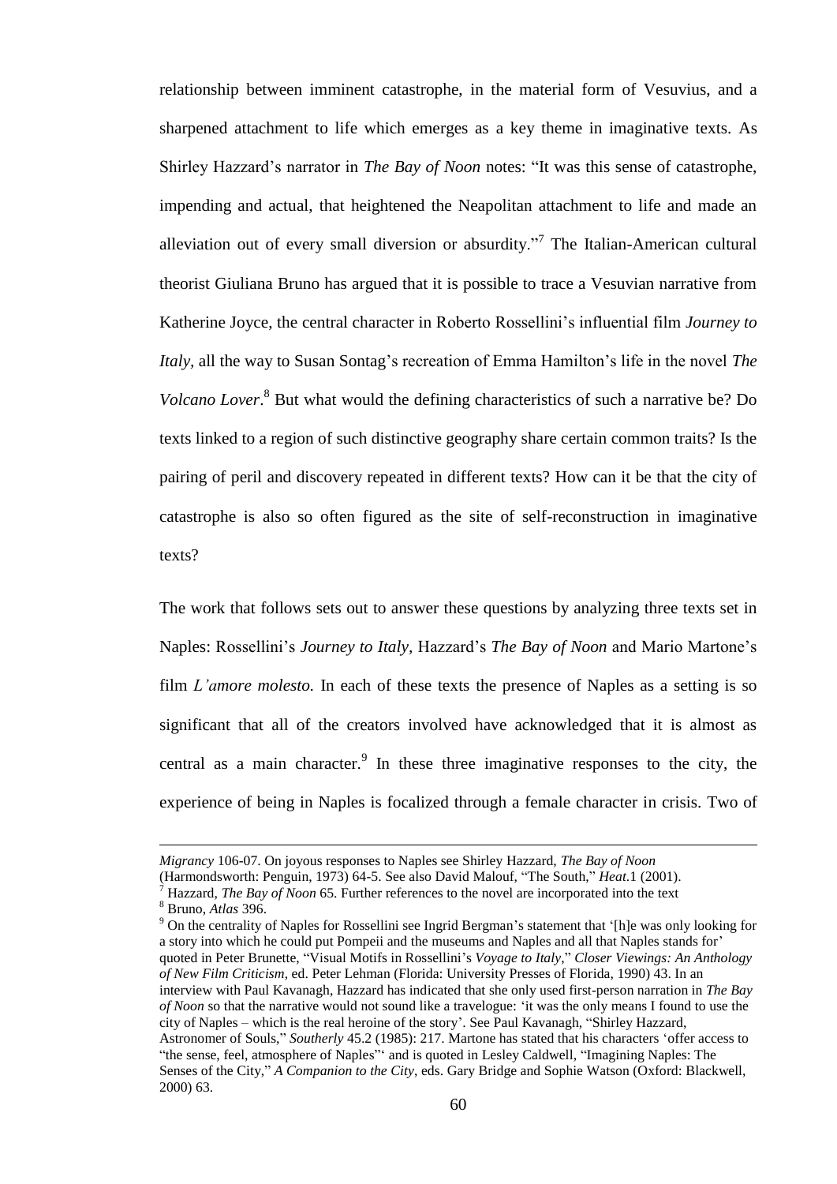relationship between imminent catastrophe, in the material form of Vesuvius, and a sharpened attachment to life which emerges as a key theme in imaginative texts. As Shirley Hazzard's narrator in *The Bay of Noon* notes: "It was this sense of catastrophe, impending and actual, that heightened the Neapolitan attachment to life and made an alleviation out of every small diversion or absurdity."[7] The Italian-American cultural theorist Giuliana Bruno has argued that it is possible to trace a Vesuvian narrative from Katherine Joyce, the central character in Roberto Rossellini's influential film *Journey to Italy*, all the way to Susan Sontag's recreation of Emma Hamilton's life in the novel *The Volcano Lover*.[8] But what would the defining characteristics of such a narrative be? Do texts linked to a region of such distinctive geography share certain common traits? Is the pairing of peril and discovery repeated in different texts? How can it be that the city of catastrophe is also so often figured as the site of self-reconstruction in imaginative texts?

The work that follows sets out to answer these questions by analyzing three texts set in Naples: Rossellini's *Journey to Italy*, Hazzard's *The Bay of Noon* and Mario Martone's film *L'amore molesto*. In each of these texts the presence of Naples as a setting is so significant that all of the creators involved have acknowledged that it is almost as central as a main character.[9] In these three imaginative responses to the city, the experience of being in Naples is focalized through a female character in crisis. Two of

---

*Migrancy* 106-07. On joyous responses to Naples see Shirley Hazzard, *The Bay of Noon* (Harmondsworth: Penguin, 1973) 64-5. See also David Malouf, "The South," *Heat*.1 (2001).

[7] Hazzard, *The Bay of Noon* 65. Further references to the novel are incorporated into the text

[8] Bruno, *Atlas* 396.

[9] On the centrality of Naples for Rossellini see Ingrid Bergman's statement that '[h]e was only looking for a story into which he could put Pompeii and the museums and Naples and all that Naples stands for' quoted in Peter Brunette, "Visual Motifs in Rossellini's *Voyage to Italy*," *Closer Viewings: An Anthology of New Film Criticism*, ed. Peter Lehman (Florida: University Presses of Florida, 1990) 43. In an interview with Paul Kavanagh, Hazzard has indicated that she only used first-person narration in *The Bay of Noon* so that the narrative would not sound like a travelogue: 'it was the only means I found to use the city of Naples – which is the real heroine of the story'. See Paul Kavanagh, "Shirley Hazzard, Astronomer of Souls," *Southerly* 45.2 (1985): 217. Martone has stated that his characters 'offer access to "the sense, feel, atmosphere of Naples"' and is quoted in Lesley Caldwell, "Imagining Naples: The Senses of the City," *A Companion to the City*, eds. Gary Bridge and Sophie Watson (Oxford: Blackwell, 2000) 63.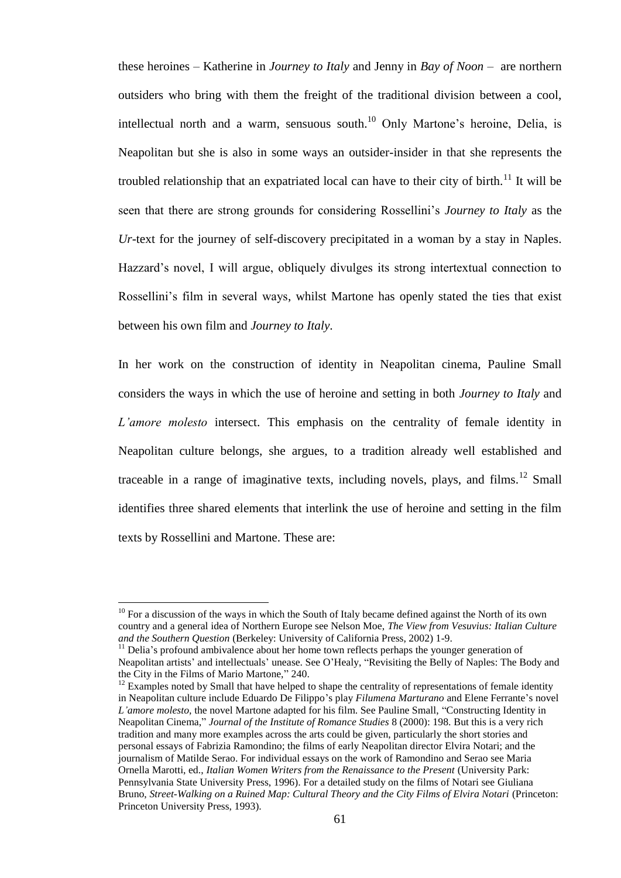these heroines – Katherine in *Journey to Italy* and Jenny in *Bay of Noon* – are northern outsiders who bring with them the freight of the traditional division between a cool, intellectual north and a warm, sensuous south.[10] Only Martone's heroine, Delia, is Neapolitan but she is also in some ways an outsider-insider in that she represents the troubled relationship that an expatriated local can have to their city of birth.[11] It will be seen that there are strong grounds for considering Rossellini's *Journey to Italy* as the *Ur*-text for the journey of self-discovery precipitated in a woman by a stay in Naples. Hazzard's novel, I will argue, obliquely divulges its strong intertextual connection to Rossellini's film in several ways, whilst Martone has openly stated the ties that exist between his own film and *Journey to Italy*.

In her work on the construction of identity in Neapolitan cinema, Pauline Small considers the ways in which the use of heroine and setting in both *Journey to Italy* and *L'amore molesto* intersect. This emphasis on the centrality of female identity in Neapolitan culture belongs, she argues, to a tradition already well established and traceable in a range of imaginative texts, including novels, plays, and films.[12] Small identifies three shared elements that interlink the use of heroine and setting in the film texts by Rossellini and Martone. These are:

---

[10] For a discussion of the ways in which the South of Italy became defined against the North of its own country and a general idea of Northern Europe see Nelson Moe, *The View from Vesuvius: Italian Culture and the Southern Question* (Berkeley: University of California Press, 2002) 1-9.

[11] Delia's profound ambivalence about her home town reflects perhaps the younger generation of Neapolitan artists' and intellectuals' unease. See O'Healy, "Revisiting the Belly of Naples: The Body and the City in the Films of Mario Martone," 240.

[12] Examples noted by Small that have helped to shape the centrality of representations of female identity in Neapolitan culture include Eduardo De Filippo's play *Filumena Marturano* and Elene Ferrante's novel *L'amore molesto*, the novel Martone adapted for his film. See Pauline Small, "Constructing Identity in Neapolitan Cinema," *Journal of the Institute of Romance Studies* 8 (2000): 198. But this is a very rich tradition and many more examples across the arts could be given, particularly the short stories and personal essays of Fabrizia Ramondino; the films of early Neapolitan director Elvira Notari; and the journalism of Matilde Serao. For individual essays on the work of Ramondino and Serao see Maria Ornella Marotti, ed., *Italian Women Writers from the Renaissance to the Present* (University Park: Pennsylvania State University Press, 1996). For a detailed study on the films of Notari see Giuliana Bruno, *Street-Walking on a Ruined Map: Cultural Theory and the City Films of Elvira Notari* (Princeton: Princeton University Press, 1993).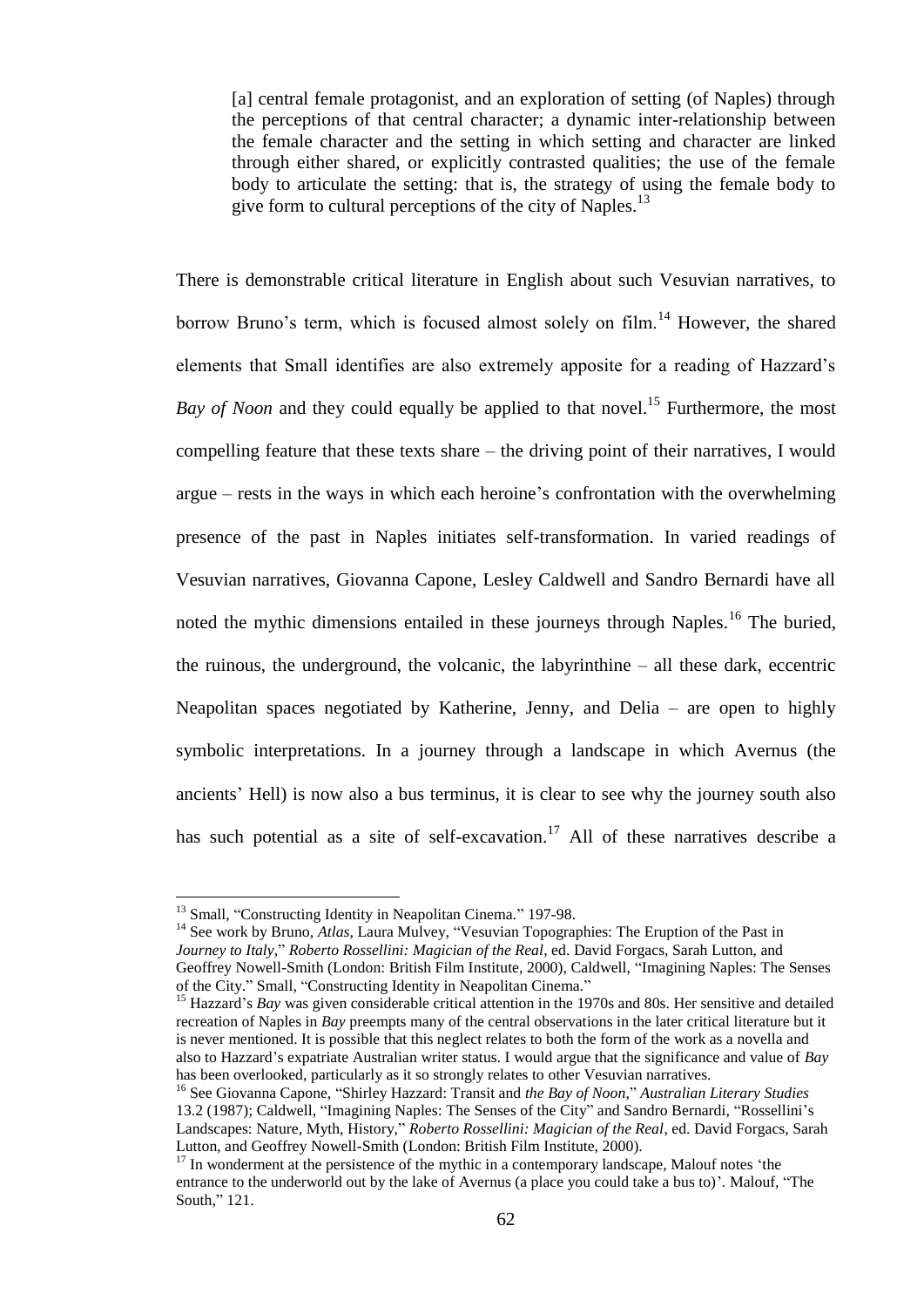> [a] central female protagonist, and an exploration of setting (of Naples) through the perceptions of that central character; a dynamic inter-relationship between the female character and the setting in which setting and character are linked through either shared, or explicitly contrasted qualities; the use of the female body to articulate the setting: that is, the strategy of using the female body to give form to cultural perceptions of the city of Naples.[13]

There is demonstrable critical literature in English about such Vesuvian narratives, to borrow Bruno's term, which is focused almost solely on film.[14] However, the shared elements that Small identifies are also extremely apposite for a reading of Hazzard's *Bay of Noon* and they could equally be applied to that novel.[15] Furthermore, the most compelling feature that these texts share – the driving point of their narratives, I would argue – rests in the ways in which each heroine's confrontation with the overwhelming presence of the past in Naples initiates self-transformation. In varied readings of Vesuvian narratives, Giovanna Capone, Lesley Caldwell and Sandro Bernardi have all noted the mythic dimensions entailed in these journeys through Naples.[16] The buried, the ruinous, the underground, the volcanic, the labyrinthine – all these dark, eccentric Neapolitan spaces negotiated by Katherine, Jenny, and Delia – are open to highly symbolic interpretations. In a journey through a landscape in which Avernus (the ancients' Hell) is now also a bus terminus, it is clear to see why the journey south also has such potential as a site of self-excavation.[17] All of these narratives describe a

---

[13] Small, "Constructing Identity in Neapolitan Cinema." 197-98.

[14] See work by Bruno, *Atlas*, Laura Mulvey, "Vesuvian Topographies: The Eruption of the Past in *Journey to Italy*," *Roberto Rossellini: Magician of the Real*, ed. David Forgacs, Sarah Lutton, and Geoffrey Nowell-Smith (London: British Film Institute, 2000), Caldwell, "Imagining Naples: The Senses of the City." Small, "Constructing Identity in Neapolitan Cinema."

[15] Hazzard's *Bay* was given considerable critical attention in the 1970s and 80s. Her sensitive and detailed recreation of Naples in *Bay* preempts many of the central observations in the later critical literature but it is never mentioned. It is possible that this neglect relates to both the form of the work as a novella and also to Hazzard's expatriate Australian writer status. I would argue that the significance and value of *Bay* has been overlooked, particularly as it so strongly relates to other Vesuvian narratives.

[16] See Giovanna Capone, "Shirley Hazzard: Transit and *the Bay of Noon*," *Australian Literary Studies* 13.2 (1987); Caldwell, "Imagining Naples: The Senses of the City" and Sandro Bernardi, "Rossellini's Landscapes: Nature, Myth, History," *Roberto Rossellini: Magician of the Real*, ed. David Forgacs, Sarah Lutton, and Geoffrey Nowell-Smith (London: British Film Institute, 2000).

[17] In wonderment at the persistence of the mythic in a contemporary landscape, Malouf notes 'the entrance to the underworld out by the lake of Avernus (a place you could take a bus to)'. Malouf, "The South," 121.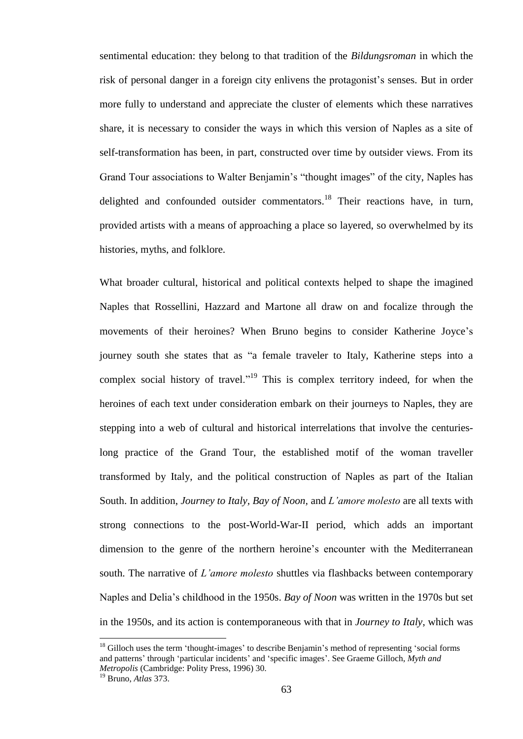sentimental education: they belong to that tradition of the *Bildungsroman* in which the risk of personal danger in a foreign city enlivens the protagonist's senses. But in order more fully to understand and appreciate the cluster of elements which these narratives share, it is necessary to consider the ways in which this version of Naples as a site of self-transformation has been, in part, constructed over time by outsider views. From its Grand Tour associations to Walter Benjamin's "thought images" of the city, Naples has delighted and confounded outsider commentators.[18] Their reactions have, in turn, provided artists with a means of approaching a place so layered, so overwhelmed by its histories, myths, and folklore.

What broader cultural, historical and political contexts helped to shape the imagined Naples that Rossellini, Hazzard and Martone all draw on and focalize through the movements of their heroines? When Bruno begins to consider Katherine Joyce's journey south she states that as "a female traveler to Italy, Katherine steps into a complex social history of travel."[19] This is complex territory indeed, for when the heroines of each text under consideration embark on their journeys to Naples, they are stepping into a web of cultural and historical interrelations that involve the centuries-long practice of the Grand Tour, the established motif of the woman traveller transformed by Italy, and the political construction of Naples as part of the Italian South. In addition, *Journey to Italy*, *Bay of Noon,* and *L'amore molesto* are all texts with strong connections to the post-World-War-II period, which adds an important dimension to the genre of the northern heroine's encounter with the Mediterranean south. The narrative of *L'amore molesto* shuttles via flashbacks between contemporary Naples and Delia's childhood in the 1950s. *Bay of Noon* was written in the 1970s but set in the 1950s, and its action is contemporaneous with that in *Journey to Italy*, which was

[18] Gilloch uses the term 'thought-images' to describe Benjamin's method of representing 'social forms and patterns' through 'particular incidents' and 'specific images'. See Graeme Gilloch, *Myth and Metropolis* (Cambridge: Polity Press, 1996) 30.

[19] Bruno, *Atlas* 373.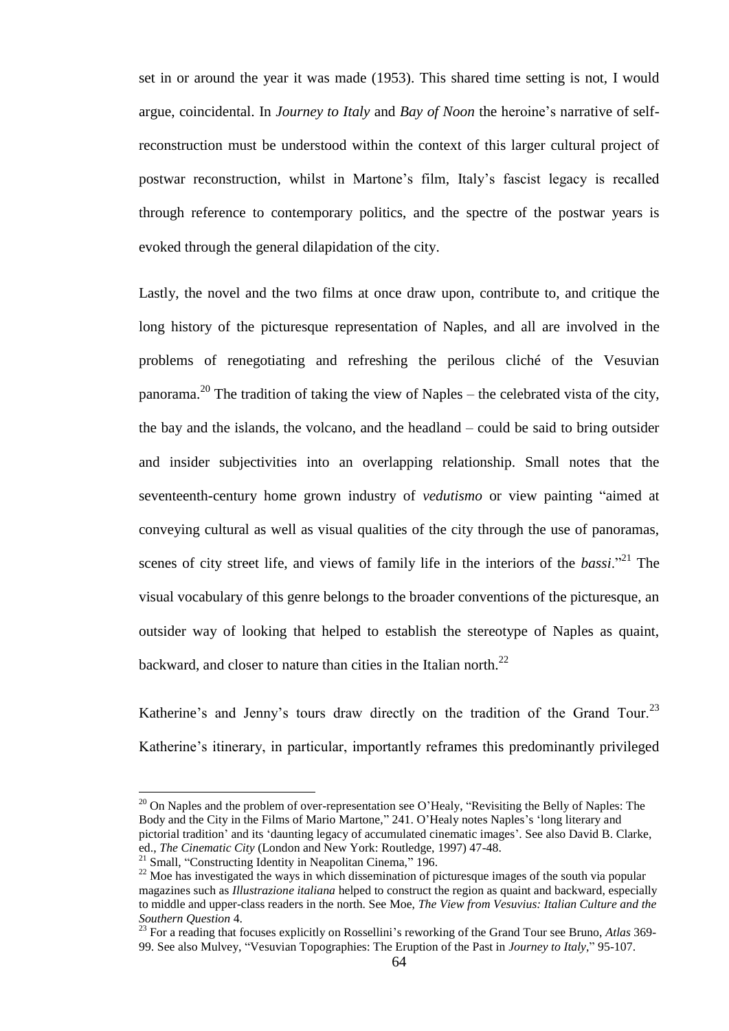set in or around the year it was made (1953). This shared time setting is not, I would argue, coincidental. In *Journey to Italy* and *Bay of Noon* the heroine's narrative of self-reconstruction must be understood within the context of this larger cultural project of postwar reconstruction, whilst in Martone's film, Italy's fascist legacy is recalled through reference to contemporary politics, and the spectre of the postwar years is evoked through the general dilapidation of the city.

Lastly, the novel and the two films at once draw upon, contribute to, and critique the long history of the picturesque representation of Naples, and all are involved in the problems of renegotiating and refreshing the perilous cliché of the Vesuvian panorama.[20] The tradition of taking the view of Naples – the celebrated vista of the city, the bay and the islands, the volcano, and the headland – could be said to bring outsider and insider subjectivities into an overlapping relationship. Small notes that the seventeenth-century home grown industry of *vedutismo* or view painting "aimed at conveying cultural as well as visual qualities of the city through the use of panoramas, scenes of city street life, and views of family life in the interiors of the *bassi*."[21] The visual vocabulary of this genre belongs to the broader conventions of the picturesque, an outsider way of looking that helped to establish the stereotype of Naples as quaint, backward, and closer to nature than cities in the Italian north.[22]

Katherine's and Jenny's tours draw directly on the tradition of the Grand Tour.[23] Katherine's itinerary, in particular, importantly reframes this predominantly privileged

---

[20] On Naples and the problem of over-representation see O'Healy, "Revisiting the Belly of Naples: The Body and the City in the Films of Mario Martone," 241. O'Healy notes Naples's 'long literary and pictorial tradition' and its 'daunting legacy of accumulated cinematic images'. See also David B. Clarke, ed., *The Cinematic City* (London and New York: Routledge, 1997) 47-48.

[21] Small, "Constructing Identity in Neapolitan Cinema," 196.

[22] Moe has investigated the ways in which dissemination of picturesque images of the south via popular magazines such as *Illustrazione italiana* helped to construct the region as quaint and backward, especially to middle and upper-class readers in the north. See Moe, *The View from Vesuvius: Italian Culture and the Southern Question* 4.

[23] For a reading that focuses explicitly on Rossellini's reworking of the Grand Tour see Bruno, *Atlas* 369-99. See also Mulvey, "Vesuvian Topographies: The Eruption of the Past in *Journey to Italy*," 95-107.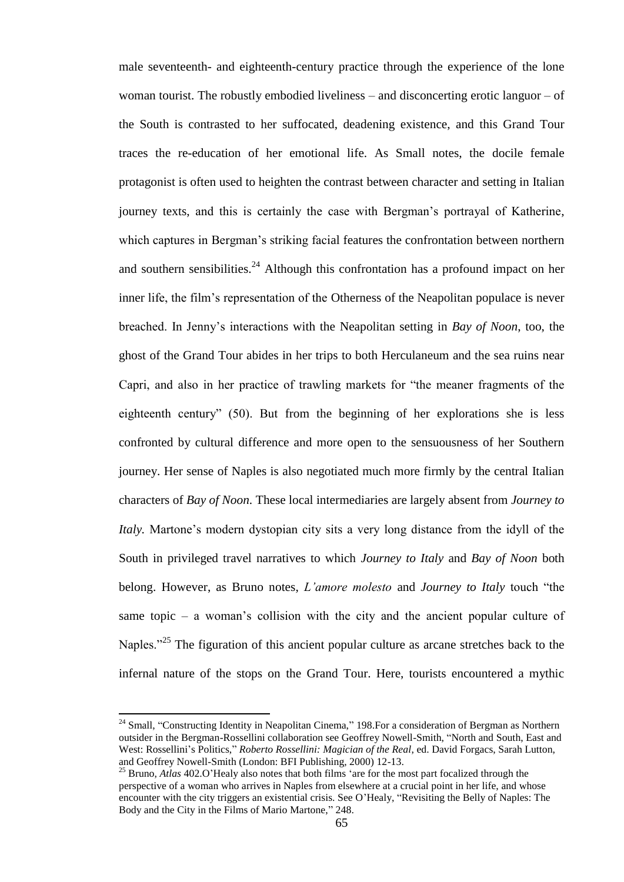male seventeenth- and eighteenth-century practice through the experience of the lone woman tourist. The robustly embodied liveliness – and disconcerting erotic languor – of the South is contrasted to her suffocated, deadening existence, and this Grand Tour traces the re-education of her emotional life. As Small notes, the docile female protagonist is often used to heighten the contrast between character and setting in Italian journey texts, and this is certainly the case with Bergman's portrayal of Katherine, which captures in Bergman's striking facial features the confrontation between northern and southern sensibilities.[24] Although this confrontation has a profound impact on her inner life, the film's representation of the Otherness of the Neapolitan populace is never breached. In Jenny's interactions with the Neapolitan setting in *Bay of Noon*, too, the ghost of the Grand Tour abides in her trips to both Herculaneum and the sea ruins near Capri, and also in her practice of trawling markets for "the meaner fragments of the eighteenth century" (50). But from the beginning of her explorations she is less confronted by cultural difference and more open to the sensuousness of her Southern journey. Her sense of Naples is also negotiated much more firmly by the central Italian characters of *Bay of Noon*. These local intermediaries are largely absent from *Journey to Italy.* Martone's modern dystopian city sits a very long distance from the idyll of the South in privileged travel narratives to which *Journey to Italy* and *Bay of Noon* both belong. However, as Bruno notes, *L'amore molesto* and *Journey to Italy* touch "the same topic – a woman's collision with the city and the ancient popular culture of Naples."[25] The figuration of this ancient popular culture as arcane stretches back to the infernal nature of the stops on the Grand Tour. Here, tourists encountered a mythic

---

[24] Small, "Constructing Identity in Neapolitan Cinema," 198.For a consideration of Bergman as Northern outsider in the Bergman-Rossellini collaboration see Geoffrey Nowell-Smith, "North and South, East and West: Rossellini's Politics," *Roberto Rossellini: Magician of the Real*, ed. David Forgacs, Sarah Lutton, and Geoffrey Nowell-Smith (London: BFI Publishing, 2000) 12-13.

[25] Bruno, *Atlas* 402.O'Healy also notes that both films 'are for the most part focalized through the perspective of a woman who arrives in Naples from elsewhere at a crucial point in her life, and whose encounter with the city triggers an existential crisis. See O'Healy, "Revisiting the Belly of Naples: The Body and the City in the Films of Mario Martone," 248.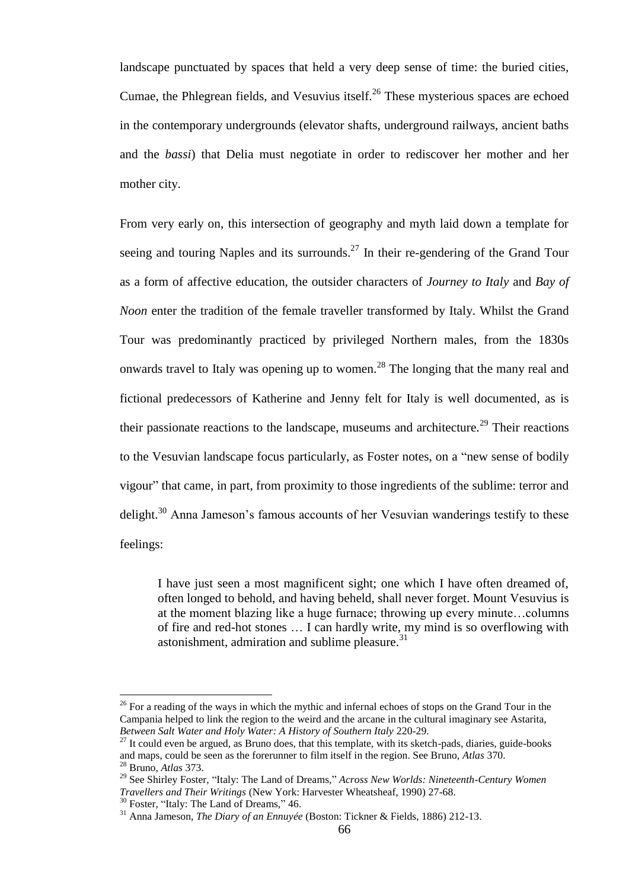landscape punctuated by spaces that held a very deep sense of time: the buried cities, Cumae, the Phlegrean fields, and Vesuvius itself.[26] These mysterious spaces are echoed in the contemporary undergrounds (elevator shafts, underground railways, ancient baths and the *bassi*) that Delia must negotiate in order to rediscover her mother and her mother city.

From very early on, this intersection of geography and myth laid down a template for seeing and touring Naples and its surrounds.[27] In their re-gendering of the Grand Tour as a form of affective education, the outsider characters of *Journey to Italy* and *Bay of Noon* enter the tradition of the female traveller transformed by Italy. Whilst the Grand Tour was predominantly practiced by privileged Northern males, from the 1830s onwards travel to Italy was opening up to women.[28] The longing that the many real and fictional predecessors of Katherine and Jenny felt for Italy is well documented, as is their passionate reactions to the landscape, museums and architecture.[29] Their reactions to the Vesuvian landscape focus particularly, as Foster notes, on a "new sense of bodily vigour" that came, in part, from proximity to those ingredients of the sublime: terror and delight.[30] Anna Jameson's famous accounts of her Vesuvian wanderings testify to these feelings:

> I have just seen a most magnificent sight; one which I have often dreamed of, often longed to behold, and having beheld, shall never forget. Mount Vesuvius is at the moment blazing like a huge furnace; throwing up every minute…columns of fire and red-hot stones … I can hardly write, my mind is so overflowing with astonishment, admiration and sublime pleasure.[31]

---

[26] For a reading of the ways in which the mythic and infernal echoes of stops on the Grand Tour in the Campania helped to link the region to the weird and the arcane in the cultural imaginary see Astarita, *Between Salt Water and Holy Water: A History of Southern Italy* 220-29.

[27] It could even be argued, as Bruno does, that this template, with its sketch-pads, diaries, guide-books and maps, could be seen as the forerunner to film itself in the region. See Bruno, *Atlas* 370.

[28] Bruno, *Atlas* 373.

[29] See Shirley Foster, "Italy: The Land of Dreams," *Across New Worlds: Nineteenth-Century Women Travellers and Their Writings* (New York: Harvester Wheatsheaf, 1990) 27-68.

[30] Foster, "Italy: The Land of Dreams," 46.

[31] Anna Jameson, *The Diary of an Ennuyée* (Boston: Tickner & Fields, 1886) 212-13.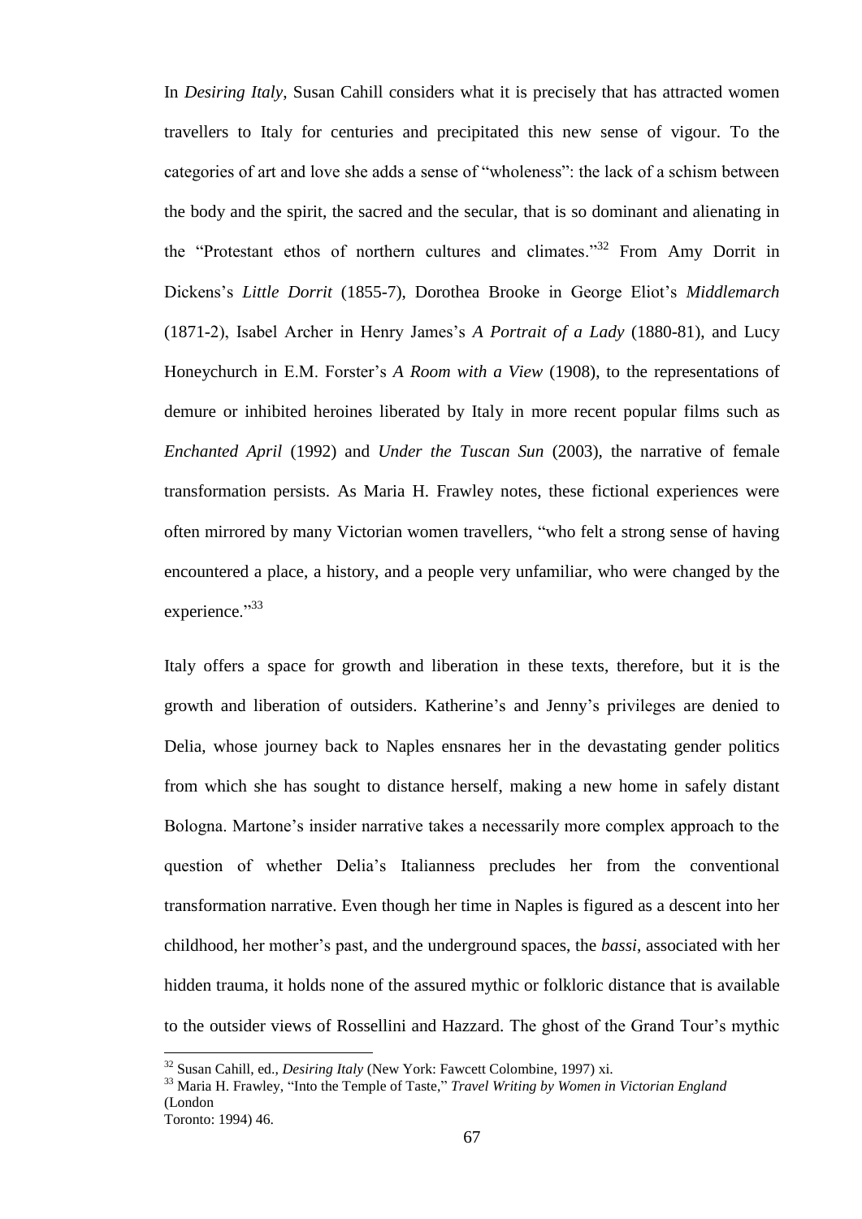In *Desiring Italy*, Susan Cahill considers what it is precisely that has attracted women travellers to Italy for centuries and precipitated this new sense of vigour. To the categories of art and love she adds a sense of "wholeness": the lack of a schism between the body and the spirit, the sacred and the secular, that is so dominant and alienating in the "Protestant ethos of northern cultures and climates."[32] From Amy Dorrit in Dickens's *Little Dorrit* (1855-7), Dorothea Brooke in George Eliot's *Middlemarch* (1871-2), Isabel Archer in Henry James's *A Portrait of a Lady* (1880-81), and Lucy Honeychurch in E.M. Forster's *A Room with a View* (1908), to the representations of demure or inhibited heroines liberated by Italy in more recent popular films such as *Enchanted April* (1992) and *Under the Tuscan Sun* (2003), the narrative of female transformation persists. As Maria H. Frawley notes, these fictional experiences were often mirrored by many Victorian women travellers, "who felt a strong sense of having encountered a place, a history, and a people very unfamiliar, who were changed by the experience."[33]

Italy offers a space for growth and liberation in these texts, therefore, but it is the growth and liberation of outsiders. Katherine's and Jenny's privileges are denied to Delia, whose journey back to Naples ensnares her in the devastating gender politics from which she has sought to distance herself, making a new home in safely distant Bologna. Martone's insider narrative takes a necessarily more complex approach to the question of whether Delia's Italianness precludes her from the conventional transformation narrative. Even though her time in Naples is figured as a descent into her childhood, her mother's past, and the underground spaces, the *bassi*, associated with her hidden trauma, it holds none of the assured mythic or folkloric distance that is available to the outsider views of Rossellini and Hazzard. The ghost of the Grand Tour's mythic

---

[32] Susan Cahill, ed., *Desiring Italy* (New York: Fawcett Colombine, 1997) xi.

[33] Maria H. Frawley, "Into the Temple of Taste," *Travel Writing by Women in Victorian England* (London
Toronto: 1994) 46.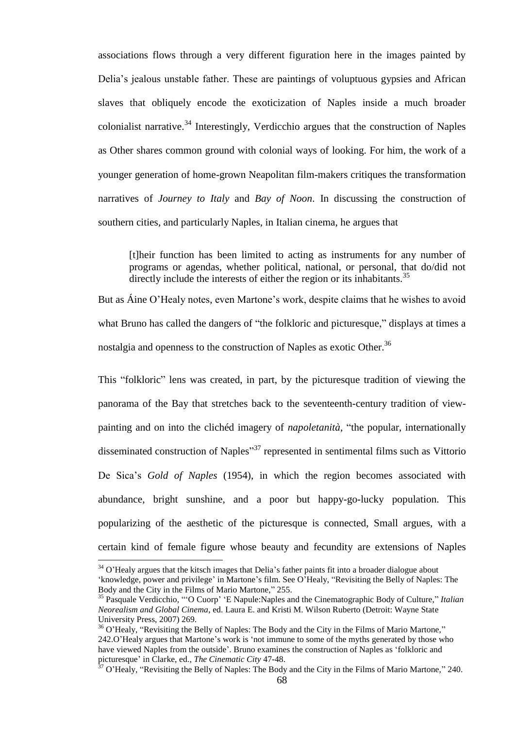associations flows through a very different figuration here in the images painted by Delia's jealous unstable father. These are paintings of voluptuous gypsies and African slaves that obliquely encode the exoticization of Naples inside a much broader colonialist narrative.[34] Interestingly, Verdicchio argues that the construction of Naples as Other shares common ground with colonial ways of looking. For him, the work of a younger generation of home-grown Neapolitan film-makers critiques the transformation narratives of *Journey to Italy* and *Bay of Noon*. In discussing the construction of southern cities, and particularly Naples, in Italian cinema, he argues that

> [t]heir function has been limited to acting as instruments for any number of programs or agendas, whether political, national, or personal, that do/did not directly include the interests of either the region or its inhabitants.[35]

But as Áine O'Healy notes, even Martone's work, despite claims that he wishes to avoid what Bruno has called the dangers of "the folkloric and picturesque," displays at times a nostalgia and openness to the construction of Naples as exotic Other.[36]

This "folkloric" lens was created, in part, by the picturesque tradition of viewing the panorama of the Bay that stretches back to the seventeenth-century tradition of view-painting and on into the clichéd imagery of *napoletanità*, "the popular, internationally disseminated construction of Naples"[37] represented in sentimental films such as Vittorio De Sica's *Gold of Naples* (1954), in which the region becomes associated with abundance, bright sunshine, and a poor but happy-go-lucky population. This popularizing of the aesthetic of the picturesque is connected, Small argues, with a certain kind of female figure whose beauty and fecundity are extensions of Naples

---

[34] O'Healy argues that the kitsch images that Delia's father paints fit into a broader dialogue about 'knowledge, power and privilege' in Martone's film. See O'Healy, "Revisiting the Belly of Naples: The Body and the City in the Films of Mario Martone," 255.

[35] Pasquale Verdicchio, "'O Cuorp' 'E Napule:Naples and the Cinematographic Body of Culture," *Italian Neorealism and Global Cinema*, ed. Laura E. and Kristi M. Wilson Ruberto (Detroit: Wayne State University Press, 2007) 269.

[36] O'Healy, "Revisiting the Belly of Naples: The Body and the City in the Films of Mario Martone," 242.O'Healy argues that Martone's work is 'not immune to some of the myths generated by those who have viewed Naples from the outside'. Bruno examines the construction of Naples as 'folkloric and picturesque' in Clarke, ed., *The Cinematic City* 47-48.

[37] O'Healy, "Revisiting the Belly of Naples: The Body and the City in the Films of Mario Martone," 240.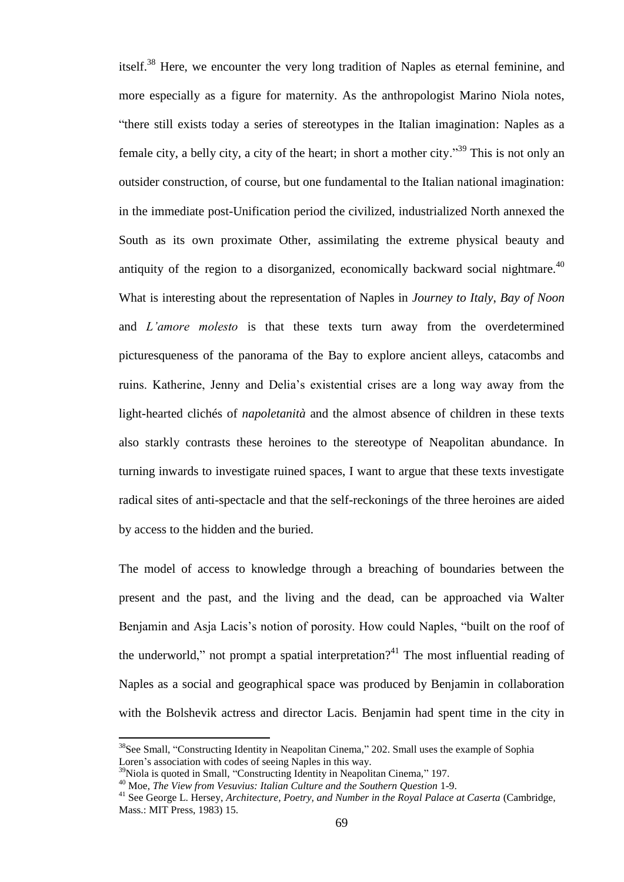itself.[38] Here, we encounter the very long tradition of Naples as eternal feminine, and more especially as a figure for maternity. As the anthropologist Marino Niola notes, "there still exists today a series of stereotypes in the Italian imagination: Naples as a female city, a belly city, a city of the heart; in short a mother city."[39] This is not only an outsider construction, of course, but one fundamental to the Italian national imagination: in the immediate post-Unification period the civilized, industrialized North annexed the South as its own proximate Other, assimilating the extreme physical beauty and antiquity of the region to a disorganized, economically backward social nightmare.[40] What is interesting about the representation of Naples in *Journey to Italy*, *Bay of Noon* and *L'amore molesto* is that these texts turn away from the overdetermined picturesqueness of the panorama of the Bay to explore ancient alleys, catacombs and ruins. Katherine, Jenny and Delia's existential crises are a long way away from the light-hearted clichés of *napoletanità* and the almost absence of children in these texts also starkly contrasts these heroines to the stereotype of Neapolitan abundance. In turning inwards to investigate ruined spaces, I want to argue that these texts investigate radical sites of anti-spectacle and that the self-reckonings of the three heroines are aided by access to the hidden and the buried.

The model of access to knowledge through a breaching of boundaries between the present and the past, and the living and the dead, can be approached via Walter Benjamin and Asja Lacis's notion of porosity. How could Naples, "built on the roof of the underworld," not prompt a spatial interpretation?[41] The most influential reading of Naples as a social and geographical space was produced by Benjamin in collaboration with the Bolshevik actress and director Lacis. Benjamin had spent time in the city in

---

[38] See Small, "Constructing Identity in Neapolitan Cinema," 202. Small uses the example of Sophia Loren's association with codes of seeing Naples in this way.

[39] Niola is quoted in Small, "Constructing Identity in Neapolitan Cinema," 197.

[40] Moe, *The View from Vesuvius: Italian Culture and the Southern Question* 1-9.

[41] See George L. Hersey, *Architecture, Poetry, and Number in the Royal Palace at Caserta* (Cambridge, Mass.: MIT Press, 1983) 15.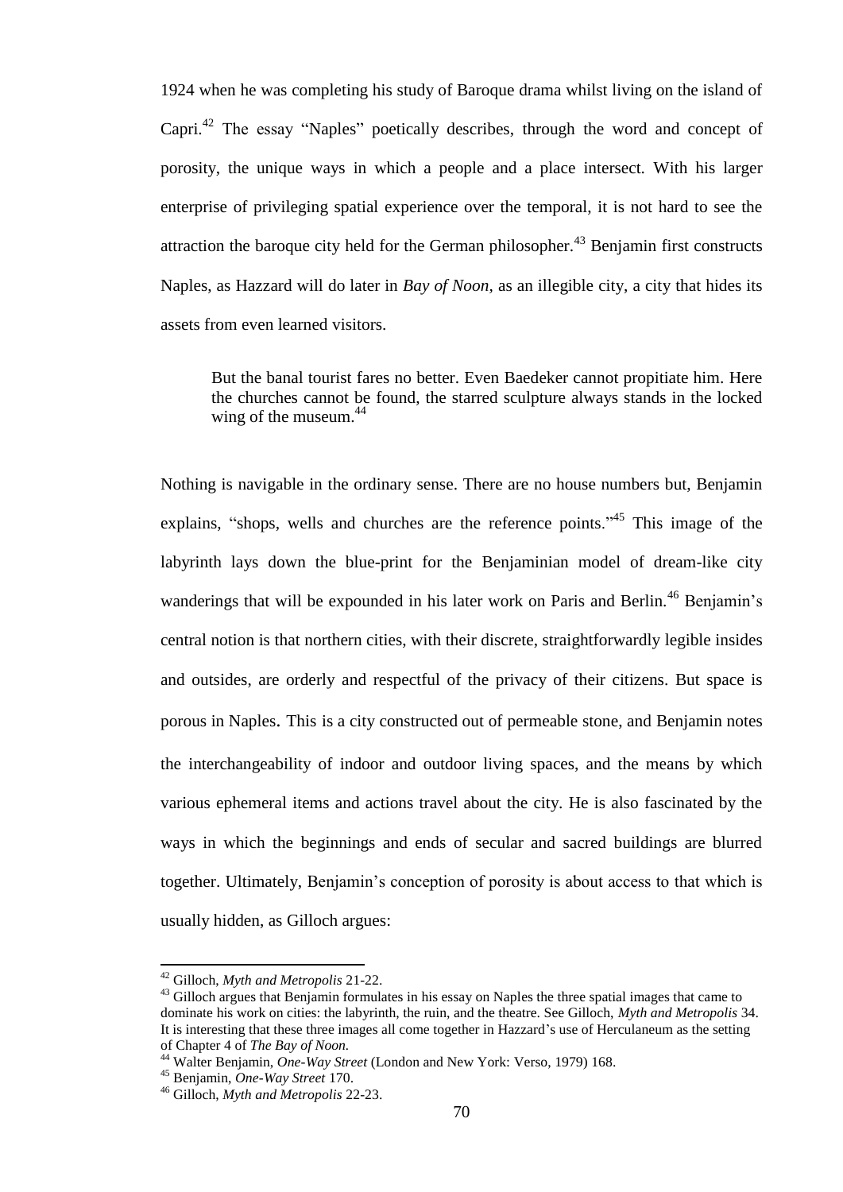1924 when he was completing his study of Baroque drama whilst living on the island of Capri.[42] The essay "Naples" poetically describes, through the word and concept of porosity, the unique ways in which a people and a place intersect. With his larger enterprise of privileging spatial experience over the temporal, it is not hard to see the attraction the baroque city held for the German philosopher.[43] Benjamin first constructs Naples, as Hazzard will do later in *Bay of Noon*, as an illegible city, a city that hides its assets from even learned visitors.

> But the banal tourist fares no better. Even Baedeker cannot propitiate him. Here the churches cannot be found, the starred sculpture always stands in the locked wing of the museum.[44]

Nothing is navigable in the ordinary sense. There are no house numbers but, Benjamin explains, "shops, wells and churches are the reference points."[45] This image of the labyrinth lays down the blue-print for the Benjaminian model of dream-like city wanderings that will be expounded in his later work on Paris and Berlin.[46] Benjamin's central notion is that northern cities, with their discrete, straightforwardly legible insides and outsides, are orderly and respectful of the privacy of their citizens. But space is porous in Naples. This is a city constructed out of permeable stone, and Benjamin notes the interchangeability of indoor and outdoor living spaces, and the means by which various ephemeral items and actions travel about the city. He is also fascinated by the ways in which the beginnings and ends of secular and sacred buildings are blurred together. Ultimately, Benjamin's conception of porosity is about access to that which is usually hidden, as Gilloch argues:

---

[42] Gilloch, *Myth and Metropolis* 21-22.

[43] Gilloch argues that Benjamin formulates in his essay on Naples the three spatial images that came to dominate his work on cities: the labyrinth, the ruin, and the theatre. See Gilloch, *Myth and Metropolis* 34. It is interesting that these three images all come together in Hazzard's use of Herculaneum as the setting of Chapter 4 of *The Bay of Noon.*

[44] Walter Benjamin, *One-Way Street* (London and New York: Verso, 1979) 168.

[45] Benjamin, *One-Way Street* 170.

[46] Gilloch, *Myth and Metropolis* 22-23.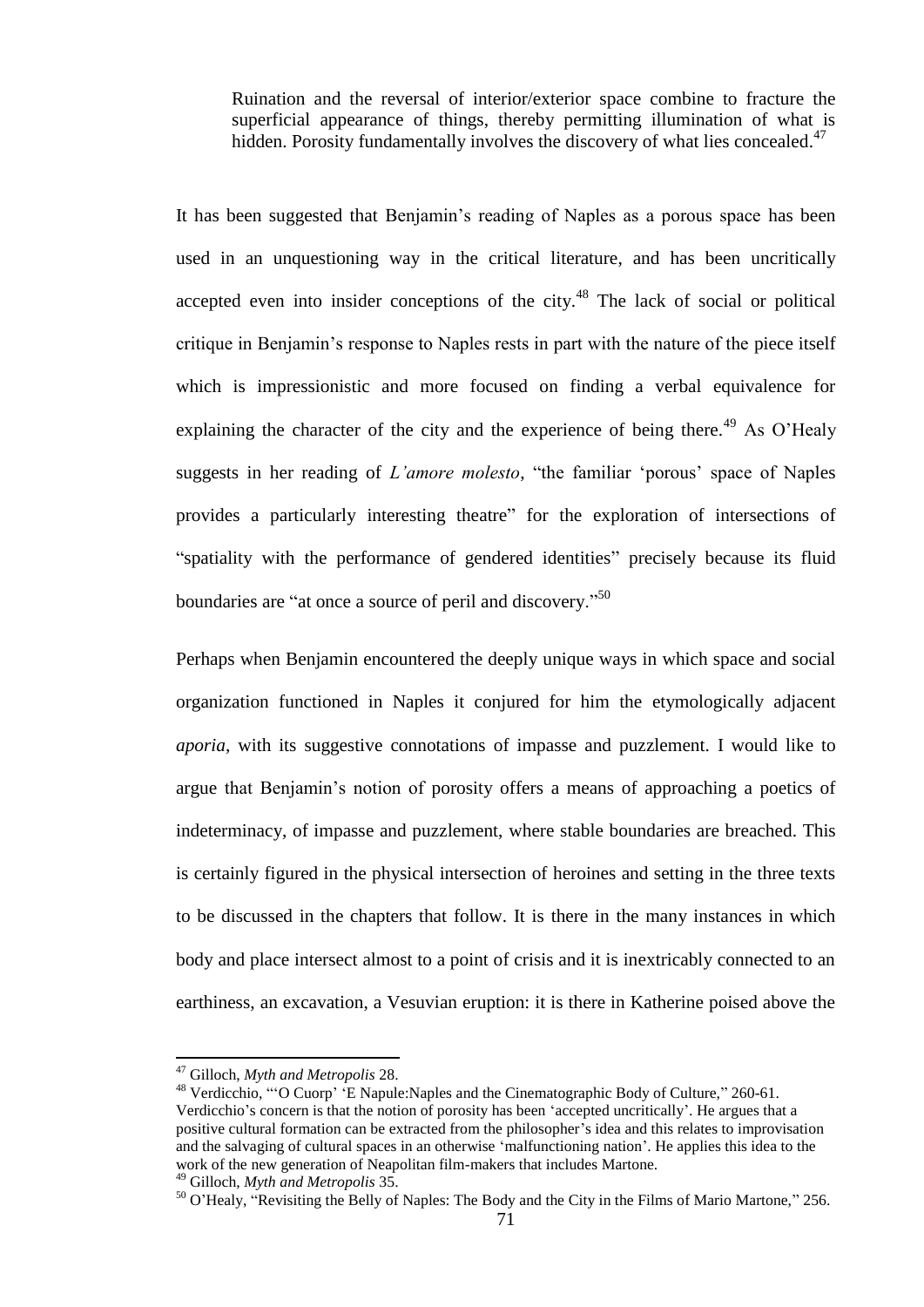> Ruination and the reversal of interior/exterior space combine to fracture the superficial appearance of things, thereby permitting illumination of what is hidden. Porosity fundamentally involves the discovery of what lies concealed.[47]

It has been suggested that Benjamin's reading of Naples as a porous space has been used in an unquestioning way in the critical literature, and has been uncritically accepted even into insider conceptions of the city.[48] The lack of social or political critique in Benjamin's response to Naples rests in part with the nature of the piece itself which is impressionistic and more focused on finding a verbal equivalence for explaining the character of the city and the experience of being there.[49] As O'Healy suggests in her reading of *L'amore molesto*, "the familiar 'porous' space of Naples provides a particularly interesting theatre" for the exploration of intersections of "spatiality with the performance of gendered identities" precisely because its fluid boundaries are "at once a source of peril and discovery."[50]

Perhaps when Benjamin encountered the deeply unique ways in which space and social organization functioned in Naples it conjured for him the etymologically adjacent *aporia*, with its suggestive connotations of impasse and puzzlement. I would like to argue that Benjamin's notion of porosity offers a means of approaching a poetics of indeterminacy, of impasse and puzzlement, where stable boundaries are breached. This is certainly figured in the physical intersection of heroines and setting in the three texts to be discussed in the chapters that follow. It is there in the many instances in which body and place intersect almost to a point of crisis and it is inextricably connected to an earthiness, an excavation, a Vesuvian eruption: it is there in Katherine poised above the

---

[47] Gilloch, *Myth and Metropolis* 28.

[48] Verdicchio, "'O Cuorp' 'E Napule:Naples and the Cinematographic Body of Culture," 260-61. Verdicchio's concern is that the notion of porosity has been 'accepted uncritically'. He argues that a positive cultural formation can be extracted from the philosopher's idea and this relates to improvisation and the salvaging of cultural spaces in an otherwise 'malfunctioning nation'. He applies this idea to the work of the new generation of Neapolitan film-makers that includes Martone.

[49] Gilloch, *Myth and Metropolis* 35.

[50] O'Healy, "Revisiting the Belly of Naples: The Body and the City in the Films of Mario Martone," 256.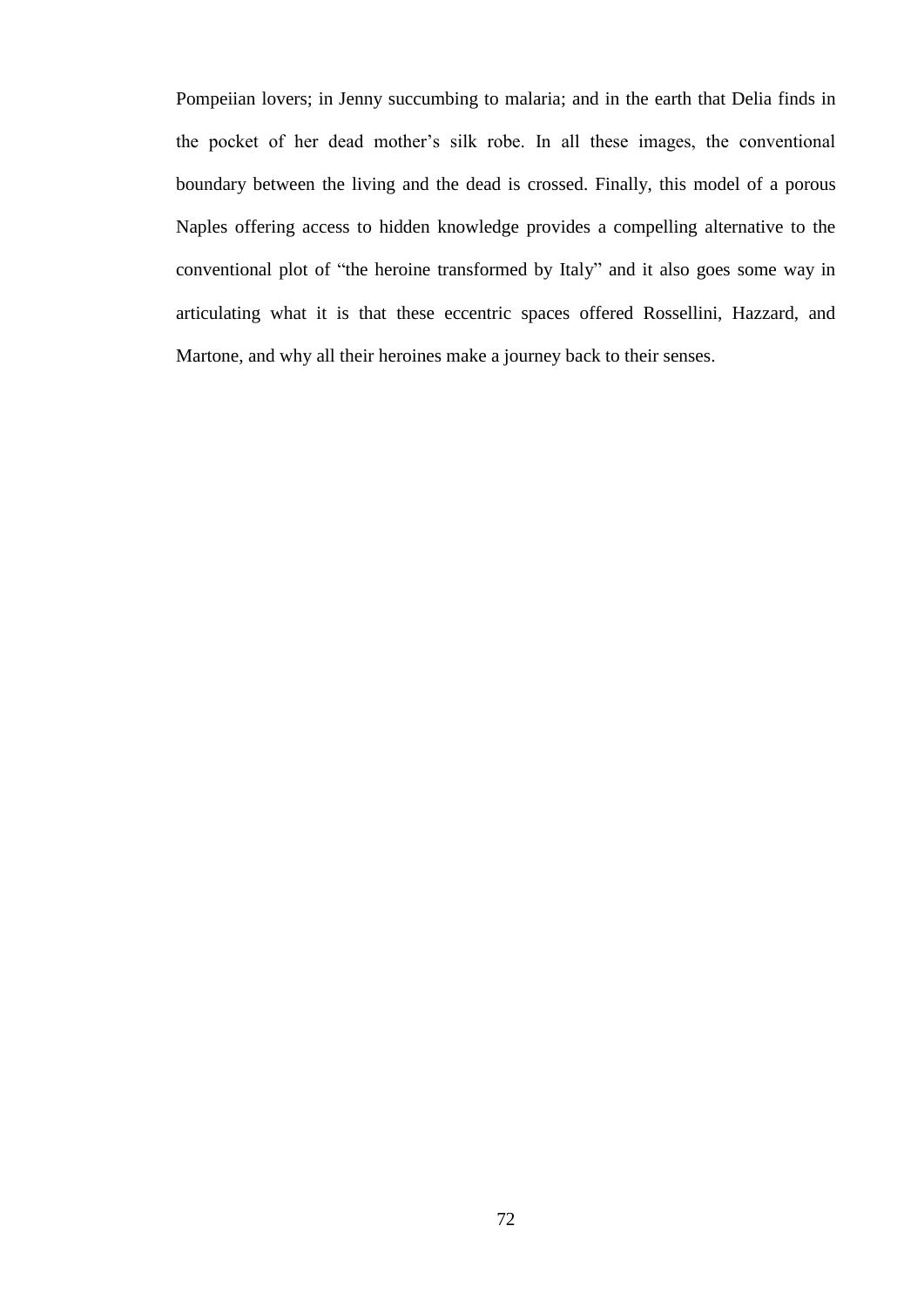Pompeiian lovers; in Jenny succumbing to malaria; and in the earth that Delia finds in the pocket of her dead mother's silk robe. In all these images, the conventional boundary between the living and the dead is crossed. Finally, this model of a porous Naples offering access to hidden knowledge provides a compelling alternative to the conventional plot of "the heroine transformed by Italy" and it also goes some way in articulating what it is that these eccentric spaces offered Rossellini, Hazzard, and Martone, and why all their heroines make a journey back to their senses.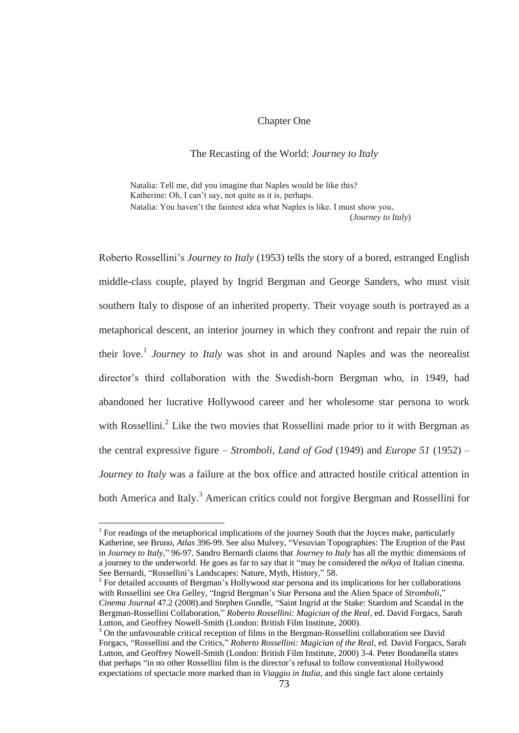# Chapter One

## The Recasting of the World: *Journey to Italy*

> Natalia: Tell me, did you imagine that Naples would be like this?
> Katherine: Oh, I can't say, not quite as it is, perhaps.
> Natalia: You haven't the faintest idea what Naples is like. I must show you.
> (*Journey to Italy*)

Roberto Rossellini's *Journey to Italy* (1953) tells the story of a bored, estranged English middle-class couple, played by Ingrid Bergman and George Sanders, who must visit southern Italy to dispose of an inherited property. Their voyage south is portrayed as a metaphorical descent, an interior journey in which they confront and repair the ruin of their love.[1] *Journey to Italy* was shot in and around Naples and was the neorealist director's third collaboration with the Swedish-born Bergman who, in 1949, had abandoned her lucrative Hollywood career and her wholesome star persona to work with Rossellini.[2] Like the two movies that Rossellini made prior to it with Bergman as the central expressive figure – *Stromboli, Land of God* (1949) and *Europe 51* (1952) – *Journey to Italy* was a failure at the box office and attracted hostile critical attention in both America and Italy.[3] American critics could not forgive Bergman and Rossellini for

---

[1] For readings of the metaphorical implications of the journey South that the Joyces make, particularly Katherine, see Bruno, *Atlas* 396-99. See also Mulvey, "Vesuvian Topographies: The Eruption of the Past in *Journey to Italy*," 96-97. Sandro Bernardi claims that *Journey to Italy* has all the mythic dimensions of a journey to the underworld. He goes as far to say that it "may be considered the *nékya* of Italian cinema. See Bernardi, "Rossellini's Landscapes: Nature, Myth, History," 58.

[2] For detailed accounts of Bergman's Hollywood star persona and its implications for her collaborations with Rossellini see Ora Gelley, "Ingrid Bergman's Star Persona and the Alien Space of *Stromboli*," *Cinema Journal* 47.2 (2008).and Stephen Gundle, "Saint Ingrid at the Stake: Stardom and Scandal in the Bergman-Rossellini Collaboration," *Roberto Rossellini: Magician of the Real*, ed. David Forgacs, Sarah Lutton, and Geoffrey Nowell-Smith (London: British Film Institute, 2000).

[3] On the unfavourable critical reception of films in the Bergman-Rossellini collaboration see David Forgacs, "Rossellini and the Critics," *Roberto Rossellini: Magician of the Real*, ed. David Forgacs, Sarah Lutton, and Geoffrey Nowell-Smith (London: British Film Institute, 2000) 3-4. Peter Bondanella states that perhaps "in no other Rossellini film is the director's refusal to follow conventional Hollywood expectations of spectacle more marked than in *Viaggio in Italia*, and this single fact alone certainly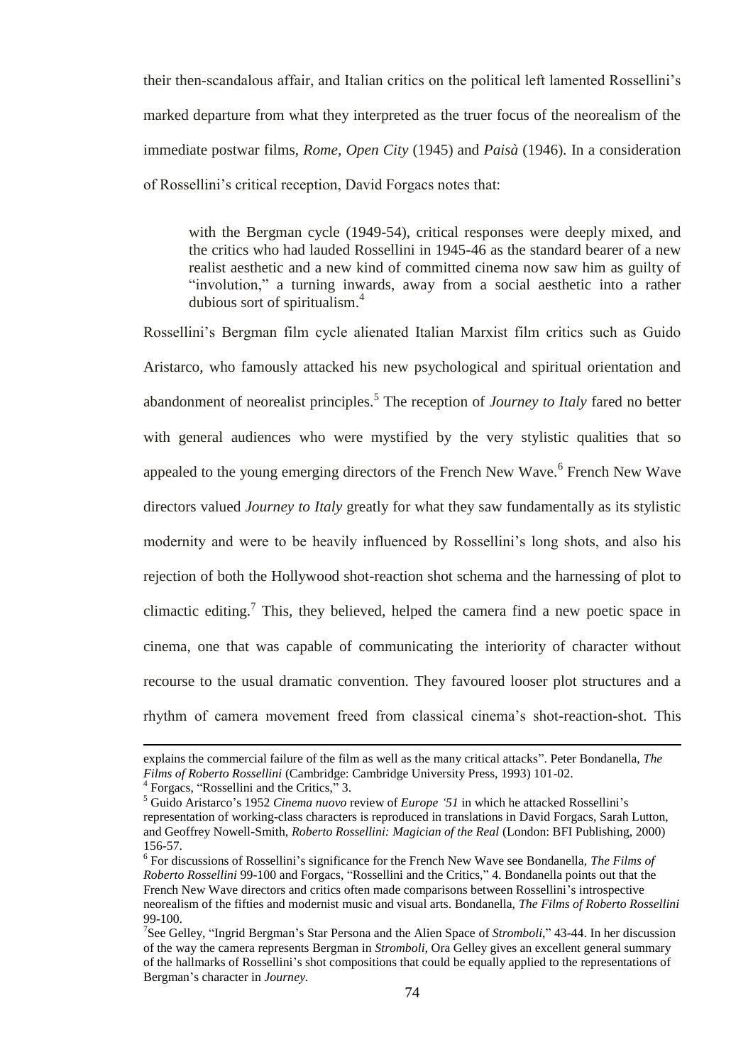their then-scandalous affair, and Italian critics on the political left lamented Rossellini's marked departure from what they interpreted as the truer focus of the neorealism of the immediate postwar films, *Rome, Open City* (1945) and *Paisà* (1946). In a consideration of Rossellini's critical reception, David Forgacs notes that:

> with the Bergman cycle (1949-54), critical responses were deeply mixed, and the critics who had lauded Rossellini in 1945-46 as the standard bearer of a new realist aesthetic and a new kind of committed cinema now saw him as guilty of "involution," a turning inwards, away from a social aesthetic into a rather dubious sort of spiritualism.[4]

Rossellini's Bergman film cycle alienated Italian Marxist film critics such as Guido Aristarco, who famously attacked his new psychological and spiritual orientation and abandonment of neorealist principles.[5] The reception of *Journey to Italy* fared no better with general audiences who were mystified by the very stylistic qualities that so appealed to the young emerging directors of the French New Wave.[6] French New Wave directors valued *Journey to Italy* greatly for what they saw fundamentally as its stylistic modernity and were to be heavily influenced by Rossellini's long shots, and also his rejection of both the Hollywood shot-reaction shot schema and the harnessing of plot to climactic editing.[7] This, they believed, helped the camera find a new poetic space in cinema, one that was capable of communicating the interiority of character without recourse to the usual dramatic convention. They favoured looser plot structures and a rhythm of camera movement freed from classical cinema's shot-reaction-shot. This

---

explains the commercial failure of the film as well as the many critical attacks". Peter Bondanella, *The Films of Roberto Rossellini* (Cambridge: Cambridge University Press, 1993) 101-02.

[4] Forgacs, "Rossellini and the Critics," 3.

[5] Guido Aristarco's 1952 *Cinema nuovo* review of *Europe '51* in which he attacked Rossellini's representation of working-class characters is reproduced in translations in David Forgacs, Sarah Lutton, and Geoffrey Nowell-Smith, *Roberto Rossellini: Magician of the Real* (London: BFI Publishing, 2000) 156-57.

[6] For discussions of Rossellini's significance for the French New Wave see Bondanella, *The Films of Roberto Rossellini* 99-100 and Forgacs, "Rossellini and the Critics," 4. Bondanella points out that the French New Wave directors and critics often made comparisons between Rossellini's introspective neorealism of the fifties and modernist music and visual arts. Bondanella, *The Films of Roberto Rossellini* 99-100.

[7] See Gelley, "Ingrid Bergman's Star Persona and the Alien Space of *Stromboli*," 43-44. In her discussion of the way the camera represents Bergman in *Stromboli*, Ora Gelley gives an excellent general summary of the hallmarks of Rossellini's shot compositions that could be equally applied to the representations of Bergman's character in *Journey*.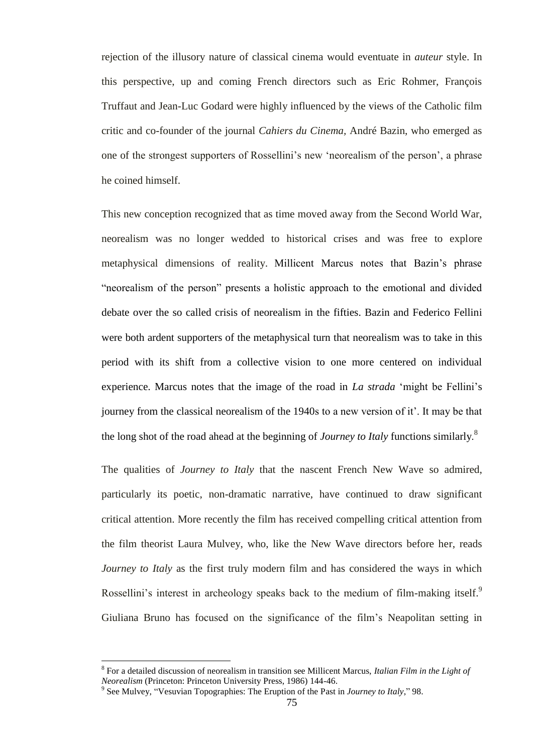rejection of the illusory nature of classical cinema would eventuate in *auteur* style. In this perspective, up and coming French directors such as Eric Rohmer, François Truffaut and Jean-Luc Godard were highly influenced by the views of the Catholic film critic and co-founder of the journal *Cahiers du Cinema*, André Bazin, who emerged as one of the strongest supporters of Rossellini's new 'neorealism of the person', a phrase he coined himself.

This new conception recognized that as time moved away from the Second World War, neorealism was no longer wedded to historical crises and was free to explore metaphysical dimensions of reality. Millicent Marcus notes that Bazin's phrase "neorealism of the person" presents a holistic approach to the emotional and divided debate over the so called crisis of neorealism in the fifties. Bazin and Federico Fellini were both ardent supporters of the metaphysical turn that neorealism was to take in this period with its shift from a collective vision to one more centered on individual experience. Marcus notes that the image of the road in *La strada* 'might be Fellini's journey from the classical neorealism of the 1940s to a new version of it'. It may be that the long shot of the road ahead at the beginning of *Journey to Italy* functions similarly.[8]

The qualities of *Journey to Italy* that the nascent French New Wave so admired, particularly its poetic, non-dramatic narrative, have continued to draw significant critical attention. More recently the film has received compelling critical attention from the film theorist Laura Mulvey, who, like the New Wave directors before her, reads *Journey to Italy* as the first truly modern film and has considered the ways in which Rossellini's interest in archeology speaks back to the medium of film-making itself.[9] Giuliana Bruno has focused on the significance of the film's Neapolitan setting in

---

[8] For a detailed discussion of neorealism in transition see Millicent Marcus, *Italian Film in the Light of Neorealism* (Princeton: Princeton University Press, 1986) 144-46.

[9] See Mulvey, "Vesuvian Topographies: The Eruption of the Past in *Journey to Italy*," 98.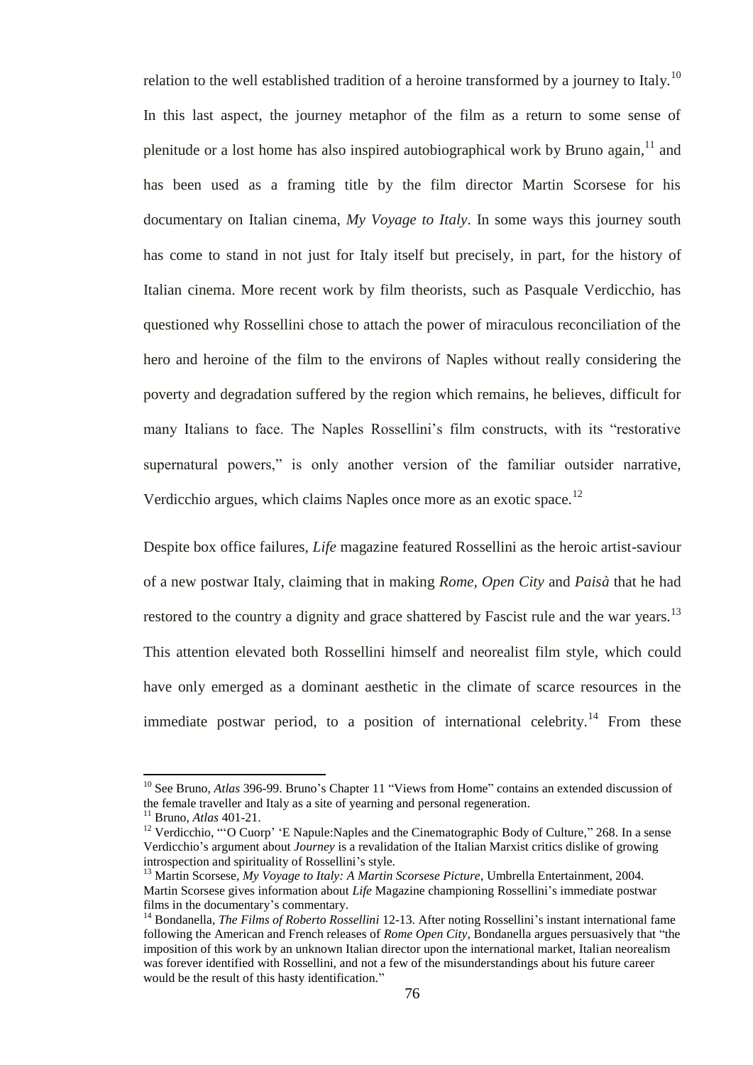relation to the well established tradition of a heroine transformed by a journey to Italy.[10] In this last aspect, the journey metaphor of the film as a return to some sense of plenitude or a lost home has also inspired autobiographical work by Bruno again,[11] and has been used as a framing title by the film director Martin Scorsese for his documentary on Italian cinema, *My Voyage to Italy*. In some ways this journey south has come to stand in not just for Italy itself but precisely, in part, for the history of Italian cinema. More recent work by film theorists, such as Pasquale Verdicchio, has questioned why Rossellini chose to attach the power of miraculous reconciliation of the hero and heroine of the film to the environs of Naples without really considering the poverty and degradation suffered by the region which remains, he believes, difficult for many Italians to face. The Naples Rossellini's film constructs, with its "restorative supernatural powers," is only another version of the familiar outsider narrative, Verdicchio argues, which claims Naples once more as an exotic space.[12]

Despite box office failures, *Life* magazine featured Rossellini as the heroic artist-saviour of a new postwar Italy, claiming that in making *Rome, Open City* and *Paisà* that he had restored to the country a dignity and grace shattered by Fascist rule and the war years.[13] This attention elevated both Rossellini himself and neorealist film style, which could have only emerged as a dominant aesthetic in the climate of scarce resources in the immediate postwar period, to a position of international celebrity.[14] From these

---

[10] See Bruno, *Atlas* 396-99. Bruno's Chapter 11 "Views from Home" contains an extended discussion of the female traveller and Italy as a site of yearning and personal regeneration.

[11] Bruno, *Atlas* 401-21.

[12] Verdicchio, "'O Cuorp' 'E Napule:Naples and the Cinematographic Body of Culture," 268. In a sense Verdicchio's argument about *Journey* is a revalidation of the Italian Marxist critics dislike of growing introspection and spirituality of Rossellini's style.

[13] Martin Scorsese, *My Voyage to Italy: A Martin Scorsese Picture*, Umbrella Entertainment, 2004. Martin Scorsese gives information about *Life* Magazine championing Rossellini's immediate postwar films in the documentary's commentary.

[14] Bondanella, *The Films of Roberto Rossellini* 12-13. After noting Rossellini's instant international fame following the American and French releases of *Rome Open City*, Bondanella argues persuasively that "the imposition of this work by an unknown Italian director upon the international market, Italian neorealism was forever identified with Rossellini, and not a few of the misunderstandings about his future career would be the result of this hasty identification."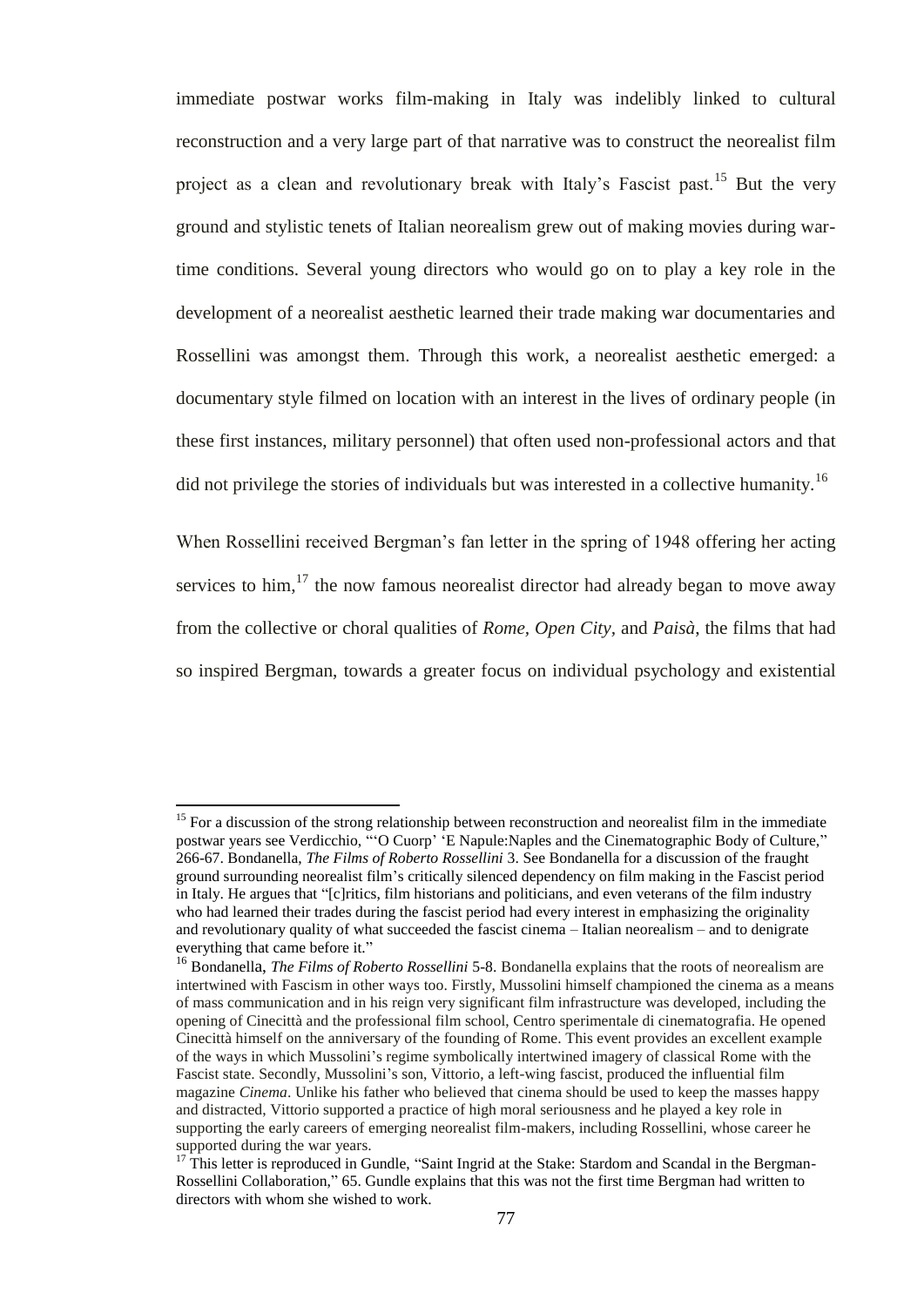immediate postwar works film-making in Italy was indelibly linked to cultural reconstruction and a very large part of that narrative was to construct the neorealist film project as a clean and revolutionary break with Italy's Fascist past.[15] But the very ground and stylistic tenets of Italian neorealism grew out of making movies during war-time conditions. Several young directors who would go on to play a key role in the development of a neorealist aesthetic learned their trade making war documentaries and Rossellini was amongst them. Through this work, a neorealist aesthetic emerged: a documentary style filmed on location with an interest in the lives of ordinary people (in these first instances, military personnel) that often used non-professional actors and that did not privilege the stories of individuals but was interested in a collective humanity.[16]

When Rossellini received Bergman's fan letter in the spring of 1948 offering her acting services to him,[17] the now famous neorealist director had already began to move away from the collective or choral qualities of *Rome, Open City*, and *Paisà*, the films that had so inspired Bergman, towards a greater focus on individual psychology and existential

---

[15] For a discussion of the strong relationship between reconstruction and neorealist film in the immediate postwar years see Verdicchio, "'O Cuorp' 'E Napule:Naples and the Cinematographic Body of Culture," 266-67. Bondanella, *The Films of Roberto Rossellini* 3. See Bondanella for a discussion of the fraught ground surrounding neorealist film's critically silenced dependency on film making in the Fascist period in Italy. He argues that "[c]ritics, film historians and politicians, and even veterans of the film industry who had learned their trades during the fascist period had every interest in emphasizing the originality and revolutionary quality of what succeeded the fascist cinema – Italian neorealism – and to denigrate everything that came before it."

[16] Bondanella, *The Films of Roberto Rossellini* 5-8. Bondanella explains that the roots of neorealism are intertwined with Fascism in other ways too. Firstly, Mussolini himself championed the cinema as a means of mass communication and in his reign very significant film infrastructure was developed, including the opening of Cinecittà and the professional film school, Centro sperimentale di cinematografia. He opened Cinecittà himself on the anniversary of the founding of Rome. This event provides an excellent example of the ways in which Mussolini's regime symbolically intertwined imagery of classical Rome with the Fascist state. Secondly, Mussolini's son, Vittorio, a left-wing fascist, produced the influential film magazine *Cinema*. Unlike his father who believed that cinema should be used to keep the masses happy and distracted, Vittorio supported a practice of high moral seriousness and he played a key role in supporting the early careers of emerging neorealist film-makers, including Rossellini, whose career he supported during the war years.

[17] This letter is reproduced in Gundle, "Saint Ingrid at the Stake: Stardom and Scandal in the Bergman-Rossellini Collaboration," 65. Gundle explains that this was not the first time Bergman had written to directors with whom she wished to work.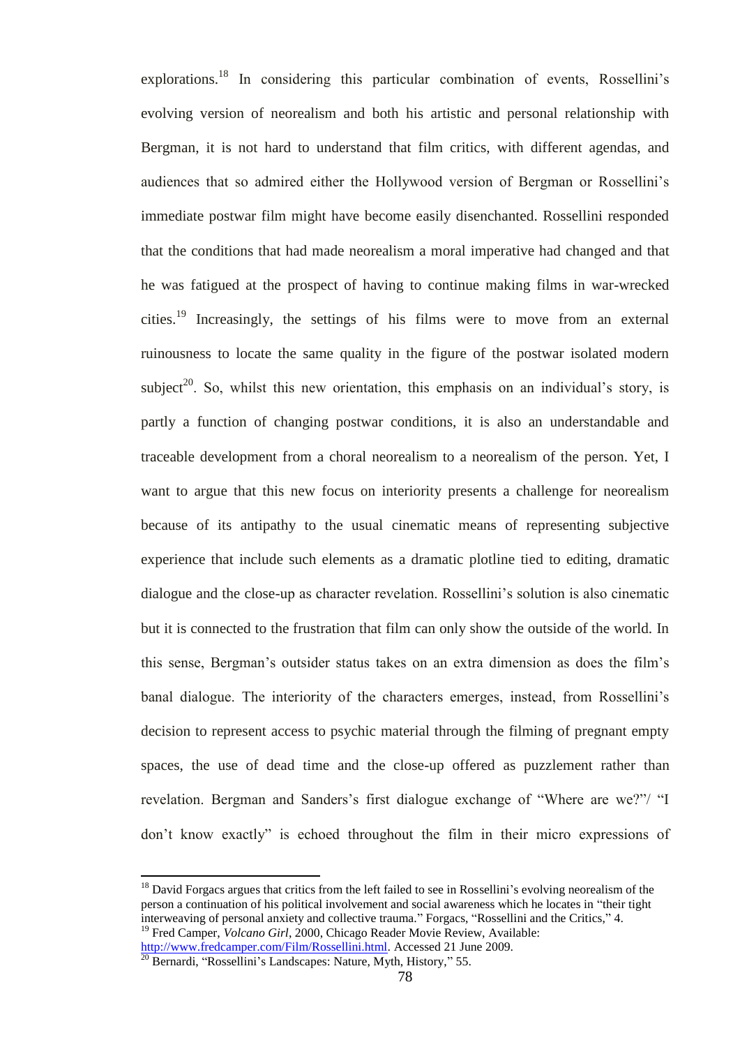explorations.[18] In considering this particular combination of events, Rossellini's evolving version of neorealism and both his artistic and personal relationship with Bergman, it is not hard to understand that film critics, with different agendas, and audiences that so admired either the Hollywood version of Bergman or Rossellini's immediate postwar film might have become easily disenchanted. Rossellini responded that the conditions that had made neorealism a moral imperative had changed and that he was fatigued at the prospect of having to continue making films in war-wrecked cities.[19] Increasingly, the settings of his films were to move from an external ruinousness to locate the same quality in the figure of the postwar isolated modern subject[20]. So, whilst this new orientation, this emphasis on an individual's story, is partly a function of changing postwar conditions, it is also an understandable and traceable development from a choral neorealism to a neorealism of the person. Yet, I want to argue that this new focus on interiority presents a challenge for neorealism because of its antipathy to the usual cinematic means of representing subjective experience that include such elements as a dramatic plotline tied to editing, dramatic dialogue and the close-up as character revelation. Rossellini's solution is also cinematic but it is connected to the frustration that film can only show the outside of the world. In this sense, Bergman's outsider status takes on an extra dimension as does the film's banal dialogue. The interiority of the characters emerges, instead, from Rossellini's decision to represent access to psychic material through the filming of pregnant empty spaces, the use of dead time and the close-up offered as puzzlement rather than revelation. Bergman and Sanders's first dialogue exchange of "Where are we?"/ "I don't know exactly" is echoed throughout the film in their micro expressions of

---

[18] David Forgacs argues that critics from the left failed to see in Rossellini's evolving neorealism of the person a continuation of his political involvement and social awareness which he locates in "their tight interweaving of personal anxiety and collective trauma." Forgacs, "Rossellini and the Critics," 4.

[19] Fred Camper, *Volcano Girl*, 2000, Chicago Reader Movie Review, Available: http://www.fredcamper.com/Film/Rossellini.html. Accessed 21 June 2009.

[20] Bernardi, "Rossellini's Landscapes: Nature, Myth, History," 55.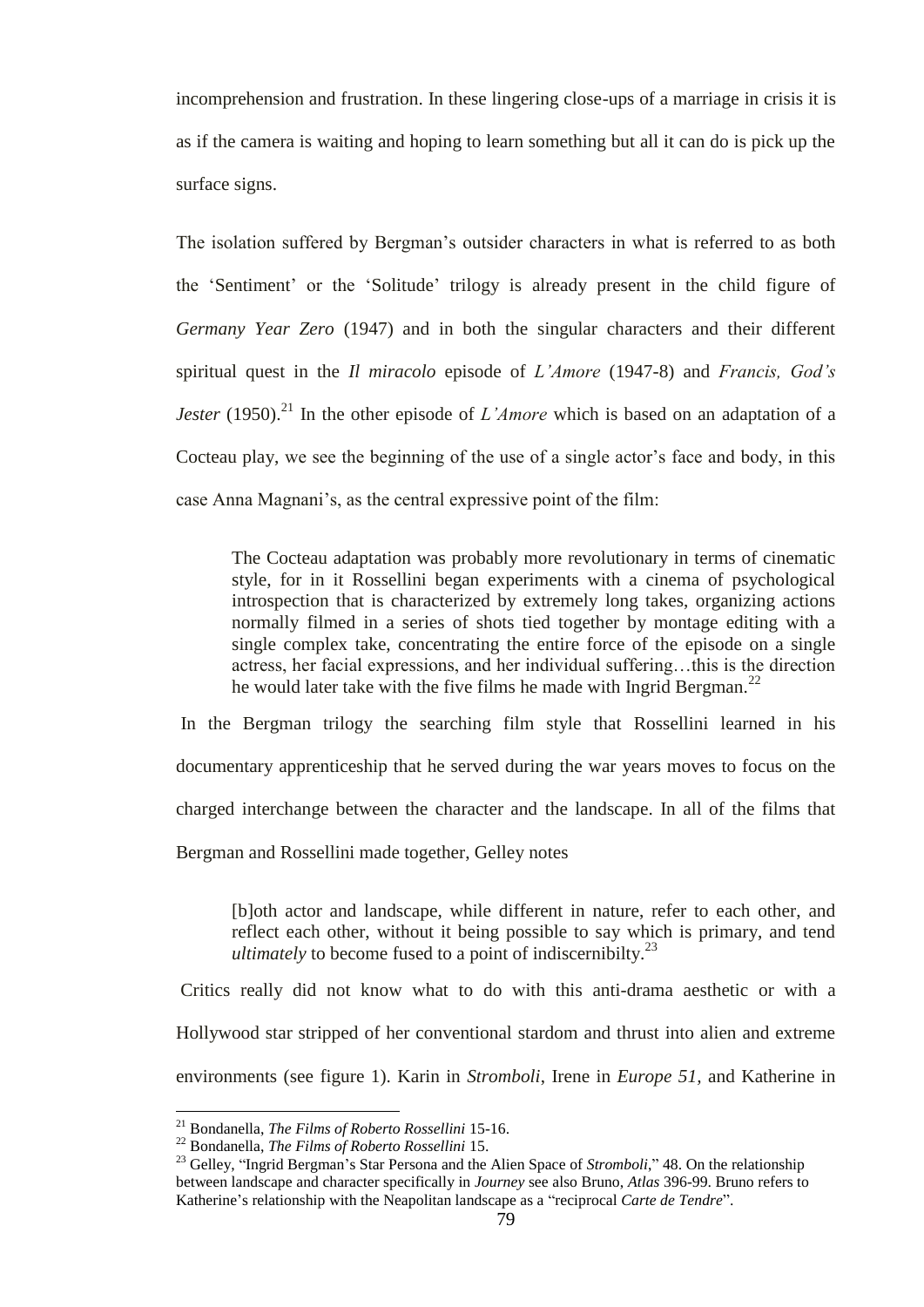incomprehension and frustration. In these lingering close-ups of a marriage in crisis it is as if the camera is waiting and hoping to learn something but all it can do is pick up the surface signs.

The isolation suffered by Bergman's outsider characters in what is referred to as both the 'Sentiment' or the 'Solitude' trilogy is already present in the child figure of *Germany Year Zero* (1947) and in both the singular characters and their different spiritual quest in the *Il miracolo* episode of *L'Amore* (1947-8) and *Francis, God's Jester* (1950).[21] In the other episode of *L'Amore* which is based on an adaptation of a Cocteau play, we see the beginning of the use of a single actor's face and body, in this case Anna Magnani's, as the central expressive point of the film:

> The Cocteau adaptation was probably more revolutionary in terms of cinematic style, for in it Rossellini began experiments with a cinema of psychological introspection that is characterized by extremely long takes, organizing actions normally filmed in a series of shots tied together by montage editing with a single complex take, concentrating the entire force of the episode on a single actress, her facial expressions, and her individual suffering…this is the direction he would later take with the five films he made with Ingrid Bergman.[22]

In the Bergman trilogy the searching film style that Rossellini learned in his documentary apprenticeship that he served during the war years moves to focus on the charged interchange between the character and the landscape. In all of the films that Bergman and Rossellini made together, Gelley notes

> [b]oth actor and landscape, while different in nature, refer to each other, and reflect each other, without it being possible to say which is primary, and tend *ultimately* to become fused to a point of indiscernibilty.[23]

Critics really did not know what to do with this anti-drama aesthetic or with a Hollywood star stripped of her conventional stardom and thrust into alien and extreme environments (see figure 1). Karin in *Stromboli*, Irene in *Europe 51,* and Katherine in

---

[21] Bondanella, *The Films of Roberto Rossellini* 15-16.

[22] Bondanella, *The Films of Roberto Rossellini* 15.

[23] Gelley, "Ingrid Bergman's Star Persona and the Alien Space of *Stromboli*," 48. On the relationship between landscape and character specifically in *Journey* see also Bruno, *Atlas* 396-99. Bruno refers to Katherine's relationship with the Neapolitan landscape as a "reciprocal *Carte de Tendre*".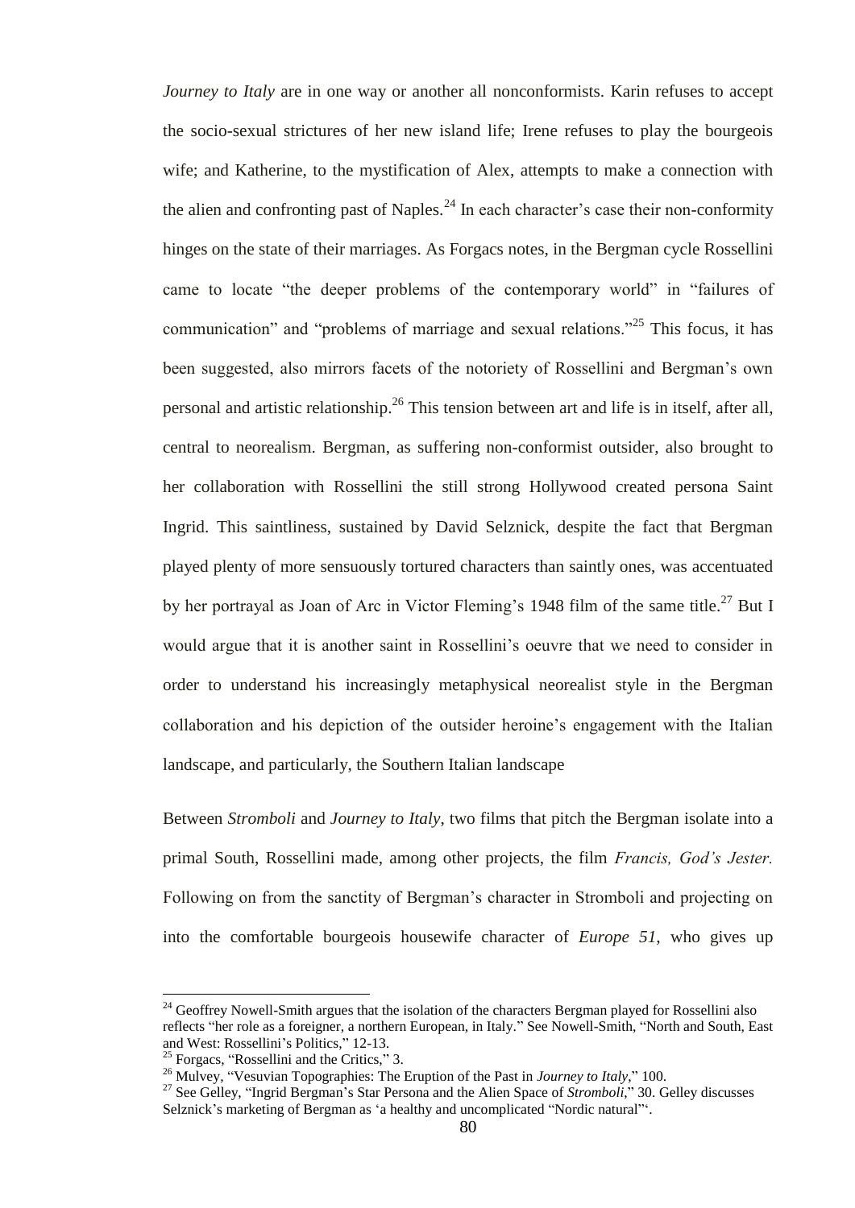*Journey to Italy* are in one way or another all nonconformists. Karin refuses to accept the socio-sexual strictures of her new island life; Irene refuses to play the bourgeois wife; and Katherine, to the mystification of Alex, attempts to make a connection with the alien and confronting past of Naples.[24] In each character's case their non-conformity hinges on the state of their marriages. As Forgacs notes, in the Bergman cycle Rossellini came to locate "the deeper problems of the contemporary world" in "failures of communication" and "problems of marriage and sexual relations."[25] This focus, it has been suggested, also mirrors facets of the notoriety of Rossellini and Bergman's own personal and artistic relationship.[26] This tension between art and life is in itself, after all, central to neorealism. Bergman, as suffering non-conformist outsider, also brought to her collaboration with Rossellini the still strong Hollywood created persona Saint Ingrid. This saintliness, sustained by David Selznick, despite the fact that Bergman played plenty of more sensuously tortured characters than saintly ones, was accentuated by her portrayal as Joan of Arc in Victor Fleming's 1948 film of the same title.[27] But I would argue that it is another saint in Rossellini's oeuvre that we need to consider in order to understand his increasingly metaphysical neorealist style in the Bergman collaboration and his depiction of the outsider heroine's engagement with the Italian landscape, and particularly, the Southern Italian landscape

Between *Stromboli* and *Journey to Italy*, two films that pitch the Bergman isolate into a primal South, Rossellini made, among other projects, the film *Francis, God's Jester.* Following on from the sanctity of Bergman's character in Stromboli and projecting on into the comfortable bourgeois housewife character of *Europe 51*, who gives up

---

[24] Geoffrey Nowell-Smith argues that the isolation of the characters Bergman played for Rossellini also reflects "her role as a foreigner, a northern European, in Italy." See Nowell-Smith, "North and South, East and West: Rossellini's Politics," 12-13.

[25] Forgacs, "Rossellini and the Critics," 3.

[26] Mulvey, "Vesuvian Topographies: The Eruption of the Past in *Journey to Italy*," 100.

[27] See Gelley, "Ingrid Bergman's Star Persona and the Alien Space of *Stromboli*," 30. Gelley discusses Selznick's marketing of Bergman as 'a healthy and uncomplicated "Nordic natural"'.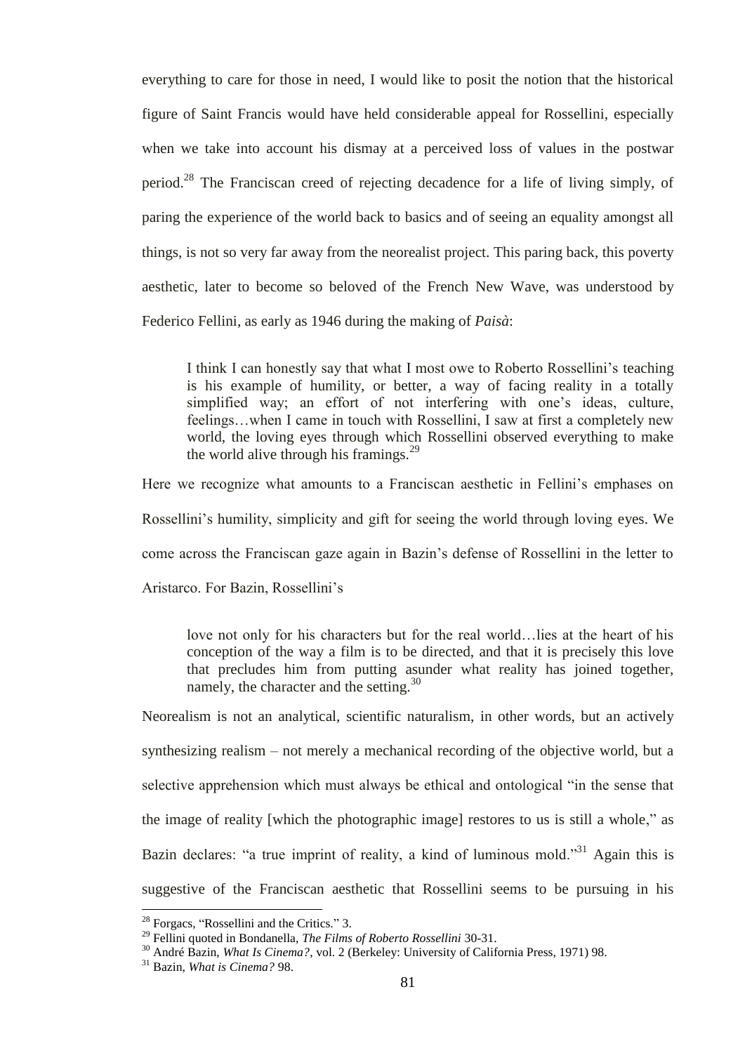everything to care for those in need, I would like to posit the notion that the historical figure of Saint Francis would have held considerable appeal for Rossellini, especially when we take into account his dismay at a perceived loss of values in the postwar period.[28] The Franciscan creed of rejecting decadence for a life of living simply, of paring the experience of the world back to basics and of seeing an equality amongst all things, is not so very far away from the neorealist project. This paring back, this poverty aesthetic, later to become so beloved of the French New Wave, was understood by Federico Fellini, as early as 1946 during the making of *Paisà*:

> I think I can honestly say that what I most owe to Roberto Rossellini's teaching is his example of humility, or better, a way of facing reality in a totally simplified way; an effort of not interfering with one's ideas, culture, feelings…when I came in touch with Rossellini, I saw at first a completely new world, the loving eyes through which Rossellini observed everything to make the world alive through his framings.[29]

Here we recognize what amounts to a Franciscan aesthetic in Fellini's emphases on Rossellini's humility, simplicity and gift for seeing the world through loving eyes. We come across the Franciscan gaze again in Bazin's defense of Rossellini in the letter to Aristarco. For Bazin, Rossellini's

> love not only for his characters but for the real world…lies at the heart of his conception of the way a film is to be directed, and that it is precisely this love that precludes him from putting asunder what reality has joined together, namely, the character and the setting.[30]

Neorealism is not an analytical, scientific naturalism, in other words, but an actively synthesizing realism – not merely a mechanical recording of the objective world, but a selective apprehension which must always be ethical and ontological "in the sense that the image of reality [which the photographic image] restores to us is still a whole," as Bazin declares: "a true imprint of reality, a kind of luminous mold."[31] Again this is suggestive of the Franciscan aesthetic that Rossellini seems to be pursuing in his

---

[28] Forgacs, "Rossellini and the Critics." 3.

[29] Fellini quoted in Bondanella, *The Films of Roberto Rossellini* 30-31.

[30] André Bazin, *What Is Cinema?*, vol. 2 (Berkeley: University of California Press, 1971) 98.

[31] Bazin, *What is Cinema?* 98.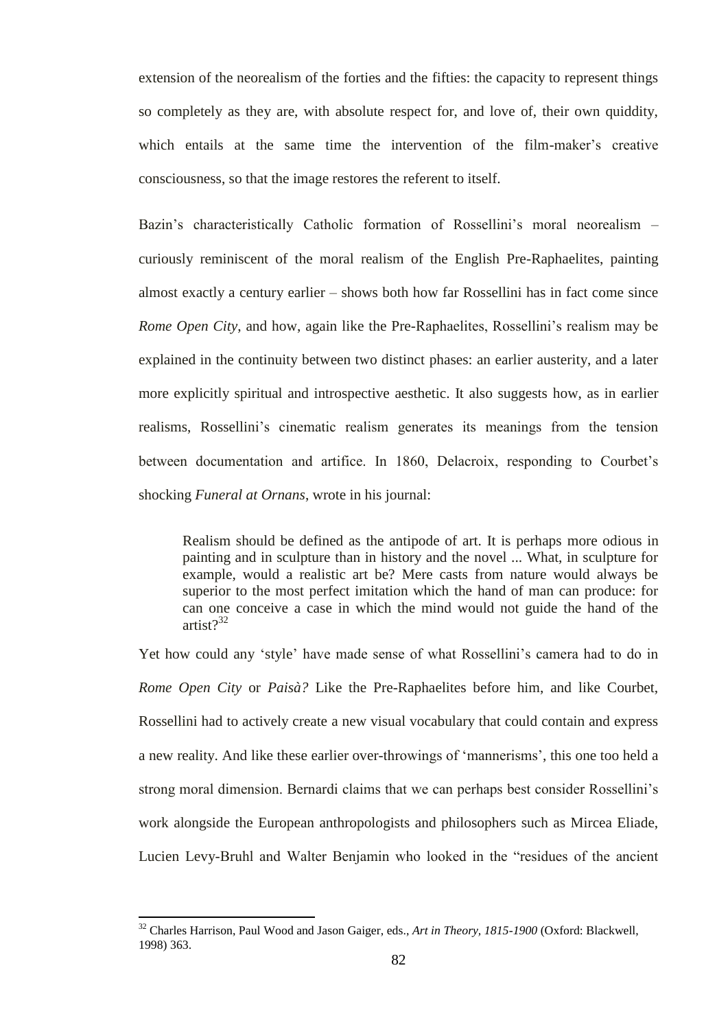extension of the neorealism of the forties and the fifties: the capacity to represent things so completely as they are, with absolute respect for, and love of, their own quiddity, which entails at the same time the intervention of the film-maker's creative consciousness, so that the image restores the referent to itself.

Bazin's characteristically Catholic formation of Rossellini's moral neorealism – curiously reminiscent of the moral realism of the English Pre-Raphaelites, painting almost exactly a century earlier – shows both how far Rossellini has in fact come since *Rome Open City*, and how, again like the Pre-Raphaelites, Rossellini's realism may be explained in the continuity between two distinct phases: an earlier austerity, and a later more explicitly spiritual and introspective aesthetic. It also suggests how, as in earlier realisms, Rossellini's cinematic realism generates its meanings from the tension between documentation and artifice. In 1860, Delacroix, responding to Courbet's shocking *Funeral at Ornans*, wrote in his journal:

> Realism should be defined as the antipode of art. It is perhaps more odious in painting and in sculpture than in history and the novel ... What, in sculpture for example, would a realistic art be? Mere casts from nature would always be superior to the most perfect imitation which the hand of man can produce: for can one conceive a case in which the mind would not guide the hand of the artist?[32]

Yet how could any 'style' have made sense of what Rossellini's camera had to do in *Rome Open City* or *Paisà?* Like the Pre-Raphaelites before him, and like Courbet, Rossellini had to actively create a new visual vocabulary that could contain and express a new reality. And like these earlier over-throwings of 'mannerisms', this one too held a strong moral dimension. Bernardi claims that we can perhaps best consider Rossellini's work alongside the European anthropologists and philosophers such as Mircea Eliade, Lucien Levy-Bruhl and Walter Benjamin who looked in the "residues of the ancient

[32] Charles Harrison, Paul Wood and Jason Gaiger, eds., *Art in Theory, 1815-1900* (Oxford: Blackwell, 1998) 363.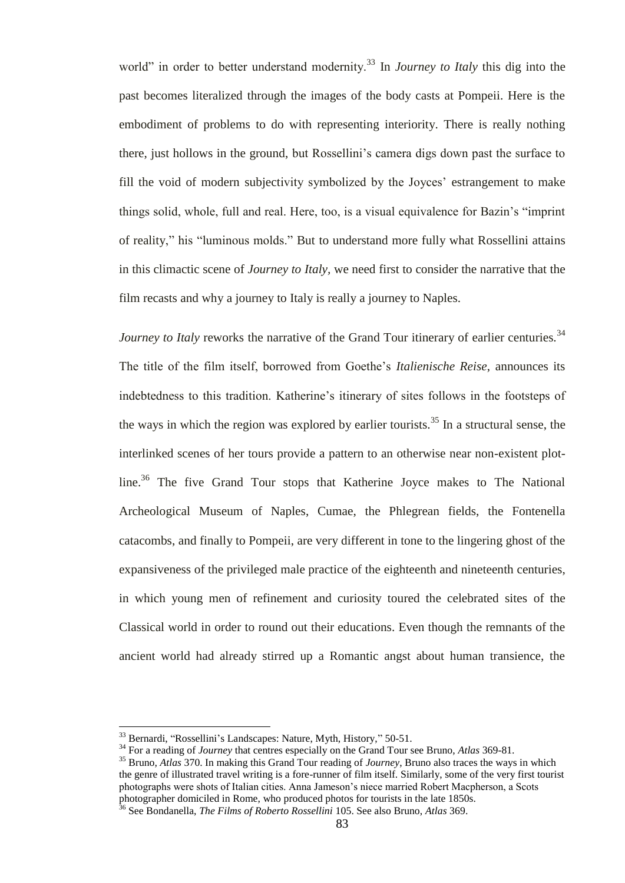world" in order to better understand modernity.[33] In *Journey to Italy* this dig into the past becomes literalized through the images of the body casts at Pompeii. Here is the embodiment of problems to do with representing interiority. There is really nothing there, just hollows in the ground, but Rossellini's camera digs down past the surface to fill the void of modern subjectivity symbolized by the Joyces' estrangement to make things solid, whole, full and real. Here, too, is a visual equivalence for Bazin's "imprint of reality," his "luminous molds." But to understand more fully what Rossellini attains in this climactic scene of *Journey to Italy*, we need first to consider the narrative that the film recasts and why a journey to Italy is really a journey to Naples.

*Journey to Italy* reworks the narrative of the Grand Tour itinerary of earlier centuries.[34] The title of the film itself, borrowed from Goethe's *Italienische Reise*, announces its indebtedness to this tradition. Katherine's itinerary of sites follows in the footsteps of the ways in which the region was explored by earlier tourists.[35] In a structural sense, the interlinked scenes of her tours provide a pattern to an otherwise near non-existent plot-line.[36] The five Grand Tour stops that Katherine Joyce makes to The National Archeological Museum of Naples, Cumae, the Phlegrean fields, the Fontenella catacombs, and finally to Pompeii, are very different in tone to the lingering ghost of the expansiveness of the privileged male practice of the eighteenth and nineteenth centuries, in which young men of refinement and curiosity toured the celebrated sites of the Classical world in order to round out their educations. Even though the remnants of the ancient world had already stirred up a Romantic angst about human transience, the

---

[33] Bernardi, "Rossellini's Landscapes: Nature, Myth, History," 50-51.

[34] For a reading of *Journey* that centres especially on the Grand Tour see Bruno, *Atlas* 369-81.

[35] Bruno, *Atlas* 370. In making this Grand Tour reading of *Journey*, Bruno also traces the ways in which the genre of illustrated travel writing is a fore-runner of film itself. Similarly, some of the very first tourist photographs were shots of Italian cities. Anna Jameson's niece married Robert Macpherson, a Scots photographer domiciled in Rome, who produced photos for tourists in the late 1850s.

[36] See Bondanella, *The Films of Roberto Rossellini* 105. See also Bruno, *Atlas* 369.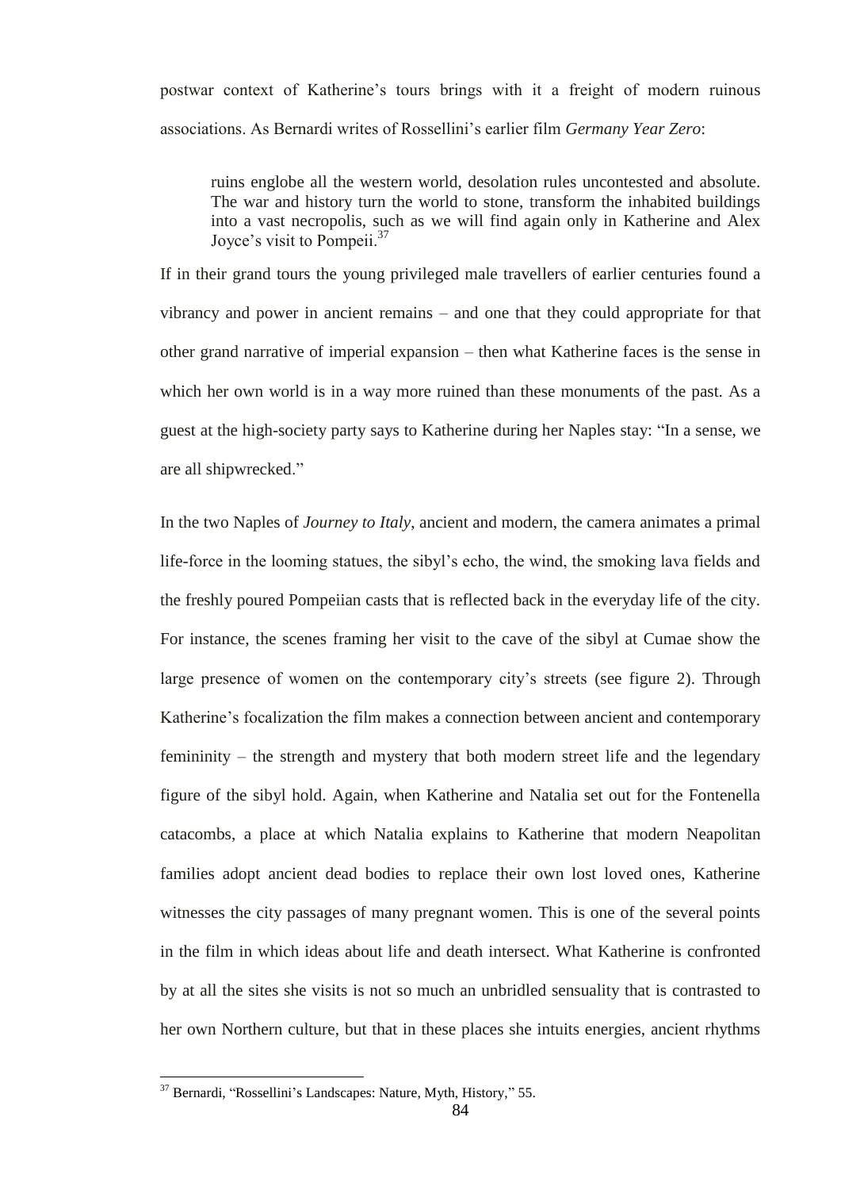postwar context of Katherine's tours brings with it a freight of modern ruinous associations. As Bernardi writes of Rossellini's earlier film *Germany Year Zero*:

> ruins englobe all the western world, desolation rules uncontested and absolute. The war and history turn the world to stone, transform the inhabited buildings into a vast necropolis, such as we will find again only in Katherine and Alex Joyce's visit to Pompeii.[37]

If in their grand tours the young privileged male travellers of earlier centuries found a vibrancy and power in ancient remains – and one that they could appropriate for that other grand narrative of imperial expansion – then what Katherine faces is the sense in which her own world is in a way more ruined than these monuments of the past. As a guest at the high-society party says to Katherine during her Naples stay: "In a sense, we are all shipwrecked."

In the two Naples of *Journey to Italy*, ancient and modern, the camera animates a primal life-force in the looming statues, the sibyl's echo, the wind, the smoking lava fields and the freshly poured Pompeiian casts that is reflected back in the everyday life of the city. For instance, the scenes framing her visit to the cave of the sibyl at Cumae show the large presence of women on the contemporary city's streets (see figure 2). Through Katherine's focalization the film makes a connection between ancient and contemporary femininity – the strength and mystery that both modern street life and the legendary figure of the sibyl hold. Again, when Katherine and Natalia set out for the Fontenella catacombs, a place at which Natalia explains to Katherine that modern Neapolitan families adopt ancient dead bodies to replace their own lost loved ones, Katherine witnesses the city passages of many pregnant women. This is one of the several points in the film in which ideas about life and death intersect. What Katherine is confronted by at all the sites she visits is not so much an unbridled sensuality that is contrasted to her own Northern culture, but that in these places she intuits energies, ancient rhythms

[37] Bernardi, "Rossellini's Landscapes: Nature, Myth, History," 55.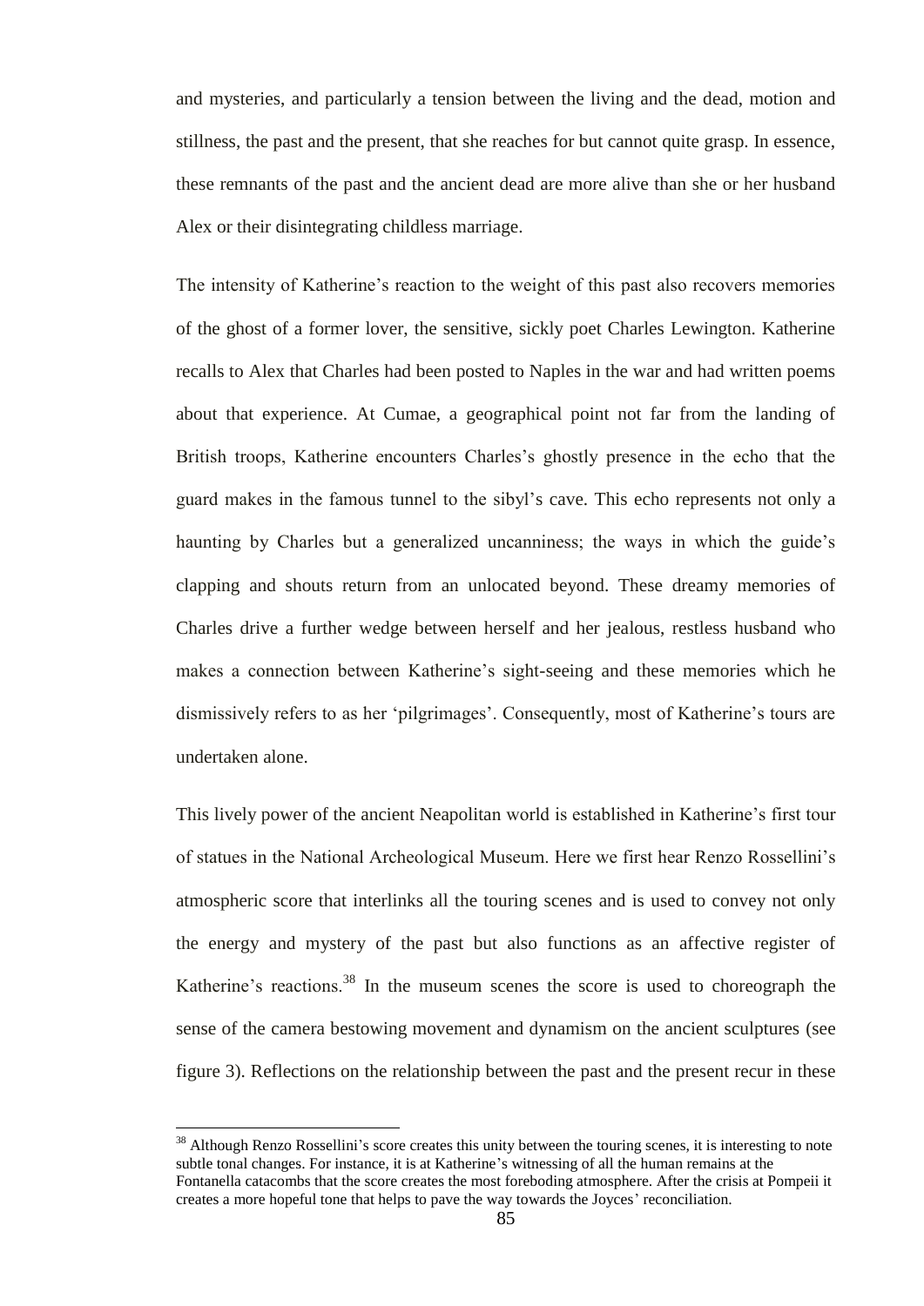and mysteries, and particularly a tension between the living and the dead, motion and stillness, the past and the present, that she reaches for but cannot quite grasp. In essence, these remnants of the past and the ancient dead are more alive than she or her husband Alex or their disintegrating childless marriage.

The intensity of Katherine's reaction to the weight of this past also recovers memories of the ghost of a former lover, the sensitive, sickly poet Charles Lewington. Katherine recalls to Alex that Charles had been posted to Naples in the war and had written poems about that experience. At Cumae, a geographical point not far from the landing of British troops, Katherine encounters Charles's ghostly presence in the echo that the guard makes in the famous tunnel to the sibyl's cave. This echo represents not only a haunting by Charles but a generalized uncanniness; the ways in which the guide's clapping and shouts return from an unlocated beyond. These dreamy memories of Charles drive a further wedge between herself and her jealous, restless husband who makes a connection between Katherine's sight-seeing and these memories which he dismissively refers to as her 'pilgrimages'. Consequently, most of Katherine's tours are undertaken alone.

This lively power of the ancient Neapolitan world is established in Katherine's first tour of statues in the National Archeological Museum. Here we first hear Renzo Rossellini's atmospheric score that interlinks all the touring scenes and is used to convey not only the energy and mystery of the past but also functions as an affective register of Katherine's reactions.[38] In the museum scenes the score is used to choreograph the sense of the camera bestowing movement and dynamism on the ancient sculptures (see figure 3). Reflections on the relationship between the past and the present recur in these

---

[38] Although Renzo Rossellini's score creates this unity between the touring scenes, it is interesting to note subtle tonal changes. For instance, it is at Katherine's witnessing of all the human remains at the Fontanella catacombs that the score creates the most foreboding atmosphere. After the crisis at Pompeii it creates a more hopeful tone that helps to pave the way towards the Joyces' reconciliation.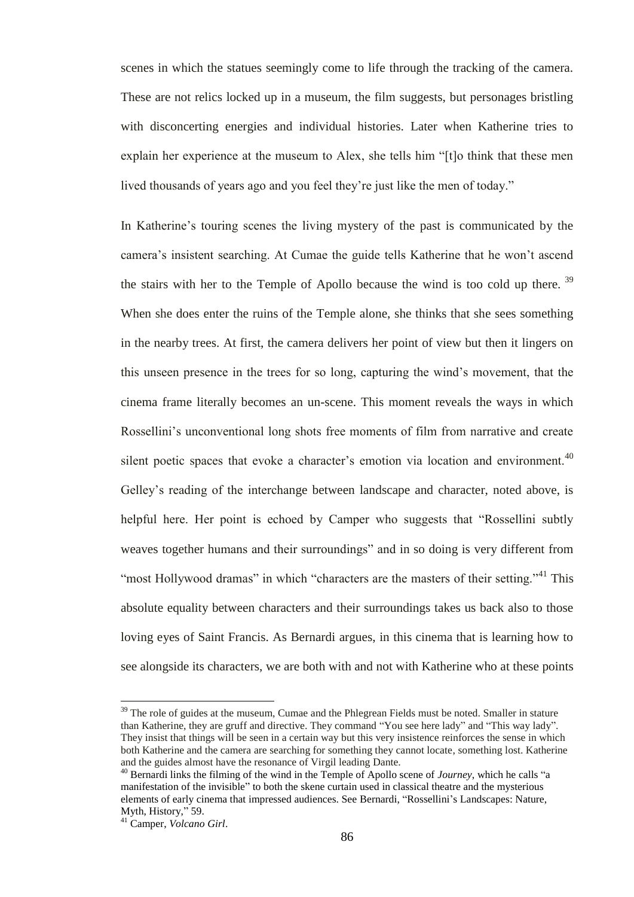scenes in which the statues seemingly come to life through the tracking of the camera. These are not relics locked up in a museum, the film suggests, but personages bristling with disconcerting energies and individual histories. Later when Katherine tries to explain her experience at the museum to Alex, she tells him "[t]o think that these men lived thousands of years ago and you feel they're just like the men of today."

In Katherine's touring scenes the living mystery of the past is communicated by the camera's insistent searching. At Cumae the guide tells Katherine that he won't ascend the stairs with her to the Temple of Apollo because the wind is too cold up there.[39] When she does enter the ruins of the Temple alone, she thinks that she sees something in the nearby trees. At first, the camera delivers her point of view but then it lingers on this unseen presence in the trees for so long, capturing the wind's movement, that the cinema frame literally becomes an un-scene. This moment reveals the ways in which Rossellini's unconventional long shots free moments of film from narrative and create silent poetic spaces that evoke a character's emotion via location and environment.[40] Gelley's reading of the interchange between landscape and character, noted above, is helpful here. Her point is echoed by Camper who suggests that "Rossellini subtly weaves together humans and their surroundings" and in so doing is very different from "most Hollywood dramas" in which "characters are the masters of their setting."[41] This absolute equality between characters and their surroundings takes us back also to those loving eyes of Saint Francis. As Bernardi argues, in this cinema that is learning how to see alongside its characters, we are both with and not with Katherine who at these points

---

[39] The role of guides at the museum, Cumae and the Phlegrean Fields must be noted. Smaller in stature than Katherine, they are gruff and directive. They command "You see here lady" and "This way lady". They insist that things will be seen in a certain way but this very insistence reinforces the sense in which both Katherine and the camera are searching for something they cannot locate, something lost. Katherine and the guides almost have the resonance of Virgil leading Dante.

[40] Bernardi links the filming of the wind in the Temple of Apollo scene of *Journey*, which he calls "a manifestation of the invisible" to both the skene curtain used in classical theatre and the mysterious elements of early cinema that impressed audiences. See Bernardi, "Rossellini's Landscapes: Nature, Myth, History," 59.

[41] Camper, *Volcano Girl*.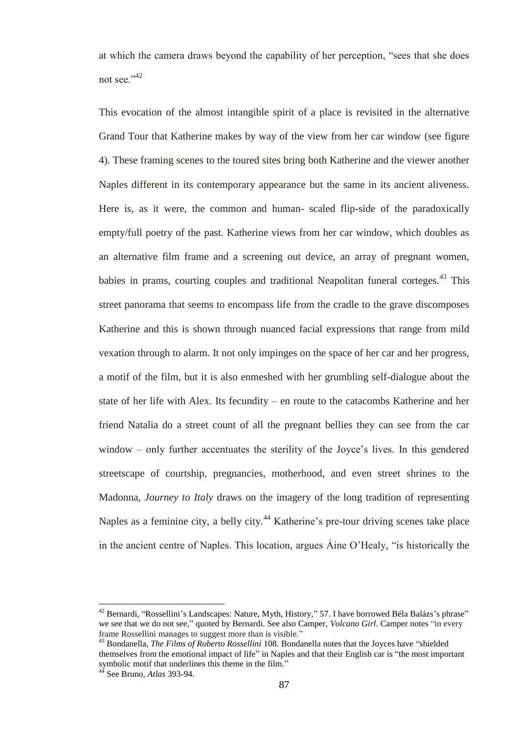at which the camera draws beyond the capability of her perception, "sees that she does not see."[42]

This evocation of the almost intangible spirit of a place is revisited in the alternative Grand Tour that Katherine makes by way of the view from her car window (see figure 4). These framing scenes to the toured sites bring both Katherine and the viewer another Naples different in its contemporary appearance but the same in its ancient aliveness. Here is, as it were, the common and human- scaled flip-side of the paradoxically empty/full poetry of the past. Katherine views from her car window, which doubles as an alternative film frame and a screening out device, an array of pregnant women, babies in prams, courting couples and traditional Neapolitan funeral corteges.[43] This street panorama that seems to encompass life from the cradle to the grave discomposes Katherine and this is shown through nuanced facial expressions that range from mild vexation through to alarm. It not only impinges on the space of her car and her progress, a motif of the film, but it is also enmeshed with her grumbling self-dialogue about the state of her life with Alex. Its fecundity – en route to the catacombs Katherine and her friend Natalia do a street count of all the pregnant bellies they can see from the car window – only further accentuates the sterility of the Joyce's lives. In this gendered streetscape of courtship, pregnancies, motherhood, and even street shrines to the Madonna, *Journey to Italy* draws on the imagery of the long tradition of representing Naples as a feminine city, a belly city.[44] Katherine's pre-tour driving scenes take place in the ancient centre of Naples. This location, argues Áine O'Healy, "is historically the

---

[42] Bernardi, "Rossellini's Landscapes: Nature, Myth, History," 57. I have borrowed Béla Balázs's phrase" we see that we do not see," quoted by Bernardi. See also Camper, *Volcano Girl*. Camper notes "in every frame Rossellini manages to suggest more than is visible."

[43] Bondanella, *The Films of Roberto Rossellini* 108. Bondanella notes that the Joyces have "shielded themselves from the emotional impact of life" in Naples and that their English car is "the most important symbolic motif that underlines this theme in the film."

[44] See Bruno, *Atlas* 393-94.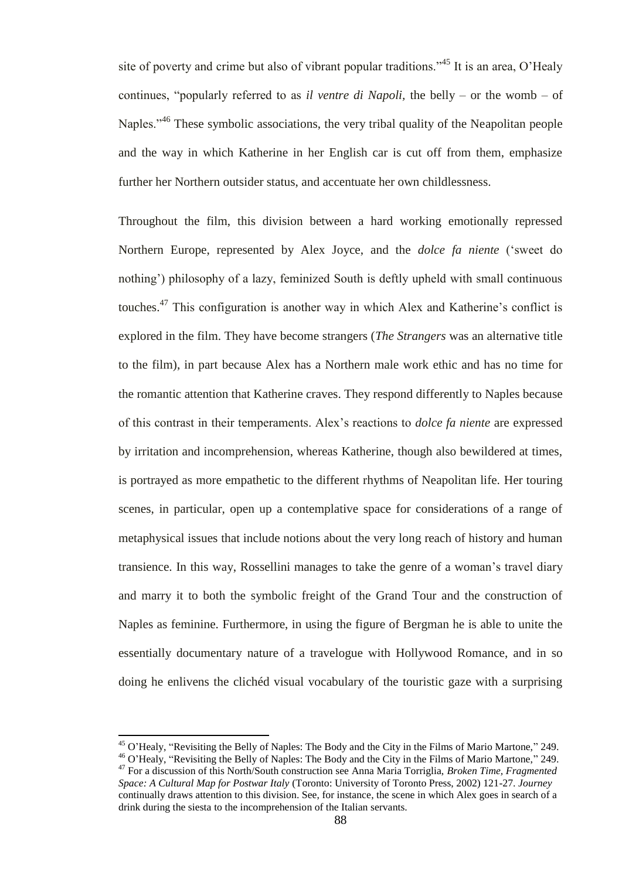site of poverty and crime but also of vibrant popular traditions."[45] It is an area, O'Healy continues, "popularly referred to as *il ventre di Napoli*, the belly – or the womb – of Naples."[46] These symbolic associations, the very tribal quality of the Neapolitan people and the way in which Katherine in her English car is cut off from them, emphasize further her Northern outsider status, and accentuate her own childlessness.

Throughout the film, this division between a hard working emotionally repressed Northern Europe, represented by Alex Joyce, and the *dolce fa niente* ('sweet do nothing') philosophy of a lazy, feminized South is deftly upheld with small continuous touches.[47] This configuration is another way in which Alex and Katherine's conflict is explored in the film. They have become strangers (*The Strangers* was an alternative title to the film), in part because Alex has a Northern male work ethic and has no time for the romantic attention that Katherine craves. They respond differently to Naples because of this contrast in their temperaments. Alex's reactions to *dolce fa niente* are expressed by irritation and incomprehension, whereas Katherine, though also bewildered at times, is portrayed as more empathetic to the different rhythms of Neapolitan life. Her touring scenes, in particular, open up a contemplative space for considerations of a range of metaphysical issues that include notions about the very long reach of history and human transience. In this way, Rossellini manages to take the genre of a woman's travel diary and marry it to both the symbolic freight of the Grand Tour and the construction of Naples as feminine. Furthermore, in using the figure of Bergman he is able to unite the essentially documentary nature of a travelogue with Hollywood Romance, and in so doing he enlivens the clichéd visual vocabulary of the touristic gaze with a surprising

---

[45] O'Healy, "Revisiting the Belly of Naples: The Body and the City in the Films of Mario Martone," 249.

[46] O'Healy, "Revisiting the Belly of Naples: The Body and the City in the Films of Mario Martone," 249.

[47] For a discussion of this North/South construction see Anna Maria Torriglia, *Broken Time, Fragmented Space: A Cultural Map for Postwar Italy* (Toronto: University of Toronto Press, 2002) 121-27. *Journey* continually draws attention to this division. See, for instance, the scene in which Alex goes in search of a drink during the siesta to the incomprehension of the Italian servants.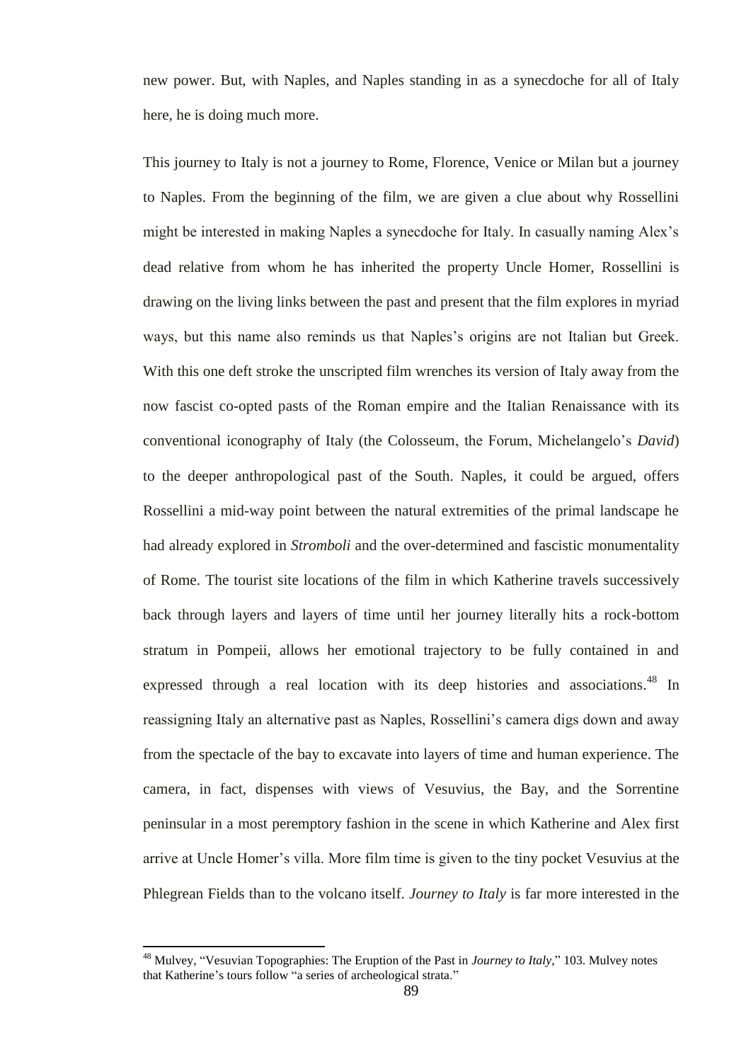new power. But, with Naples, and Naples standing in as a synecdoche for all of Italy here, he is doing much more.

This journey to Italy is not a journey to Rome, Florence, Venice or Milan but a journey to Naples. From the beginning of the film, we are given a clue about why Rossellini might be interested in making Naples a synecdoche for Italy. In casually naming Alex's dead relative from whom he has inherited the property Uncle Homer, Rossellini is drawing on the living links between the past and present that the film explores in myriad ways, but this name also reminds us that Naples's origins are not Italian but Greek. With this one deft stroke the unscripted film wrenches its version of Italy away from the now fascist co-opted pasts of the Roman empire and the Italian Renaissance with its conventional iconography of Italy (the Colosseum, the Forum, Michelangelo's *David*) to the deeper anthropological past of the South. Naples, it could be argued, offers Rossellini a mid-way point between the natural extremities of the primal landscape he had already explored in *Stromboli* and the over-determined and fascistic monumentality of Rome. The tourist site locations of the film in which Katherine travels successively back through layers and layers of time until her journey literally hits a rock-bottom stratum in Pompeii, allows her emotional trajectory to be fully contained in and expressed through a real location with its deep histories and associations.[48] In reassigning Italy an alternative past as Naples, Rossellini's camera digs down and away from the spectacle of the bay to excavate into layers of time and human experience. The camera, in fact, dispenses with views of Vesuvius, the Bay, and the Sorrentine peninsular in a most peremptory fashion in the scene in which Katherine and Alex first arrive at Uncle Homer's villa. More film time is given to the tiny pocket Vesuvius at the Phlegrean Fields than to the volcano itself. *Journey to Italy* is far more interested in the

[48] Mulvey, "Vesuvian Topographies: The Eruption of the Past in *Journey to Italy*," 103. Mulvey notes that Katherine's tours follow "a series of archeological strata."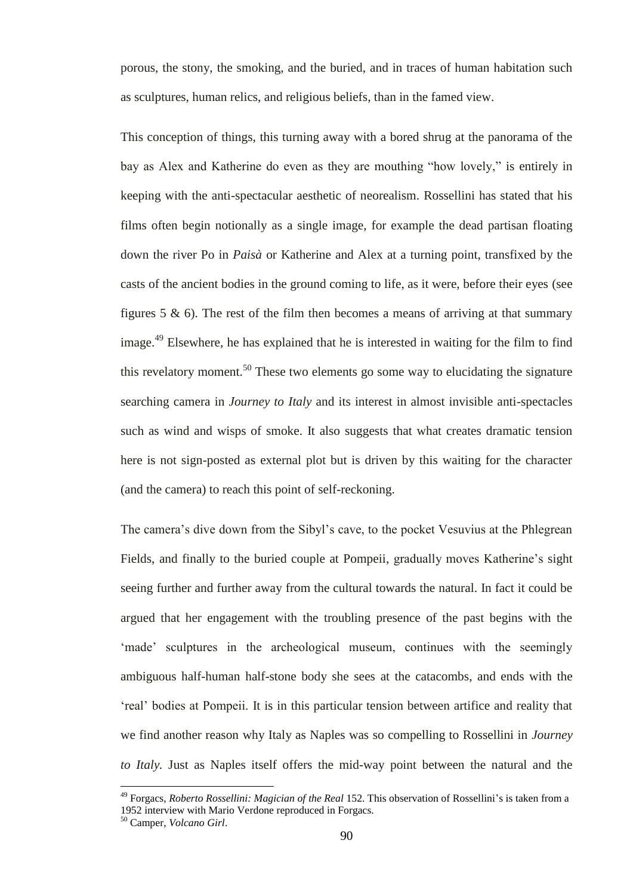porous, the stony, the smoking, and the buried, and in traces of human habitation such as sculptures, human relics, and religious beliefs, than in the famed view.

This conception of things, this turning away with a bored shrug at the panorama of the bay as Alex and Katherine do even as they are mouthing "how lovely," is entirely in keeping with the anti-spectacular aesthetic of neorealism. Rossellini has stated that his films often begin notionally as a single image, for example the dead partisan floating down the river Po in *Paisà* or Katherine and Alex at a turning point, transfixed by the casts of the ancient bodies in the ground coming to life, as it were, before their eyes (see figures 5 & 6). The rest of the film then becomes a means of arriving at that summary image.[49] Elsewhere, he has explained that he is interested in waiting for the film to find this revelatory moment.[50] These two elements go some way to elucidating the signature searching camera in *Journey to Italy* and its interest in almost invisible anti-spectacles such as wind and wisps of smoke. It also suggests that what creates dramatic tension here is not sign-posted as external plot but is driven by this waiting for the character (and the camera) to reach this point of self-reckoning.

The camera's dive down from the Sibyl's cave, to the pocket Vesuvius at the Phlegrean Fields, and finally to the buried couple at Pompeii, gradually moves Katherine's sight seeing further and further away from the cultural towards the natural. In fact it could be argued that her engagement with the troubling presence of the past begins with the 'made' sculptures in the archeological museum, continues with the seemingly ambiguous half-human half-stone body she sees at the catacombs, and ends with the 'real' bodies at Pompeii. It is in this particular tension between artifice and reality that we find another reason why Italy as Naples was so compelling to Rossellini in *Journey to Italy*. Just as Naples itself offers the mid-way point between the natural and the

[49] Forgacs, *Roberto Rossellini: Magician of the Real* 152. This observation of Rossellini's is taken from a 1952 interview with Mario Verdone reproduced in Forgacs.

[50] Camper, *Volcano Girl*.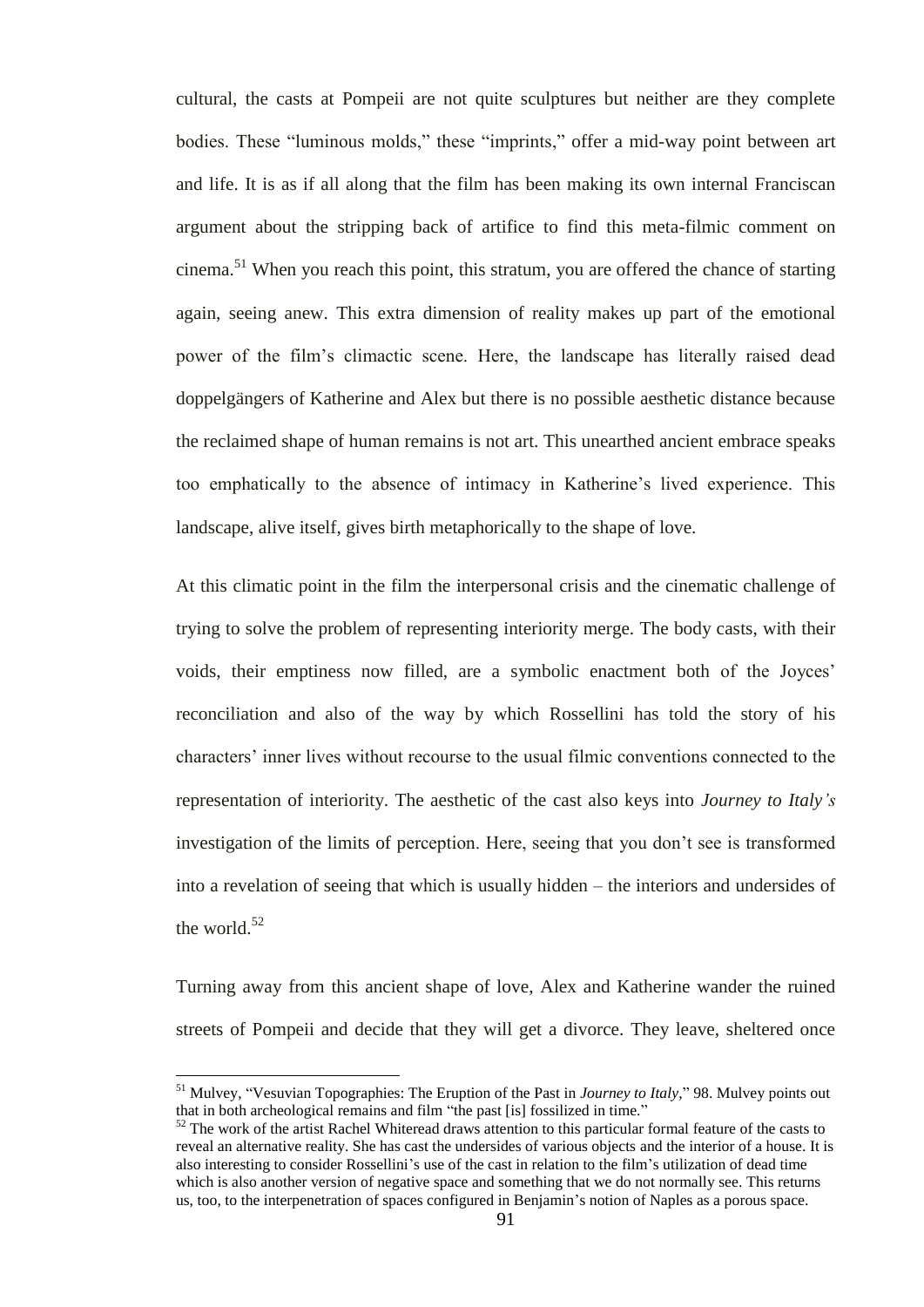cultural, the casts at Pompeii are not quite sculptures but neither are they complete bodies. These "luminous molds," these "imprints," offer a mid-way point between art and life. It is as if all along that the film has been making its own internal Franciscan argument about the stripping back of artifice to find this meta-filmic comment on cinema.[51] When you reach this point, this stratum, you are offered the chance of starting again, seeing anew. This extra dimension of reality makes up part of the emotional power of the film's climactic scene. Here, the landscape has literally raised dead doppelgängers of Katherine and Alex but there is no possible aesthetic distance because the reclaimed shape of human remains is not art. This unearthed ancient embrace speaks too emphatically to the absence of intimacy in Katherine's lived experience. This landscape, alive itself, gives birth metaphorically to the shape of love.

At this climatic point in the film the interpersonal crisis and the cinematic challenge of trying to solve the problem of representing interiority merge. The body casts, with their voids, their emptiness now filled, are a symbolic enactment both of the Joyces' reconciliation and also of the way by which Rossellini has told the story of his characters' inner lives without recourse to the usual filmic conventions connected to the representation of interiority. The aesthetic of the cast also keys into *Journey to Italy's* investigation of the limits of perception. Here, seeing that you don't see is transformed into a revelation of seeing that which is usually hidden – the interiors and undersides of the world.[52]

Turning away from this ancient shape of love, Alex and Katherine wander the ruined streets of Pompeii and decide that they will get a divorce. They leave, sheltered once

---

[51] Mulvey, "Vesuvian Topographies: The Eruption of the Past in *Journey to Italy*," 98. Mulvey points out that in both archeological remains and film "the past [is] fossilized in time."

[52] The work of the artist Rachel Whiteread draws attention to this particular formal feature of the casts to reveal an alternative reality. She has cast the undersides of various objects and the interior of a house. It is also interesting to consider Rossellini's use of the cast in relation to the film's utilization of dead time which is also another version of negative space and something that we do not normally see. This returns us, too, to the interpenetration of spaces configured in Benjamin's notion of Naples as a porous space.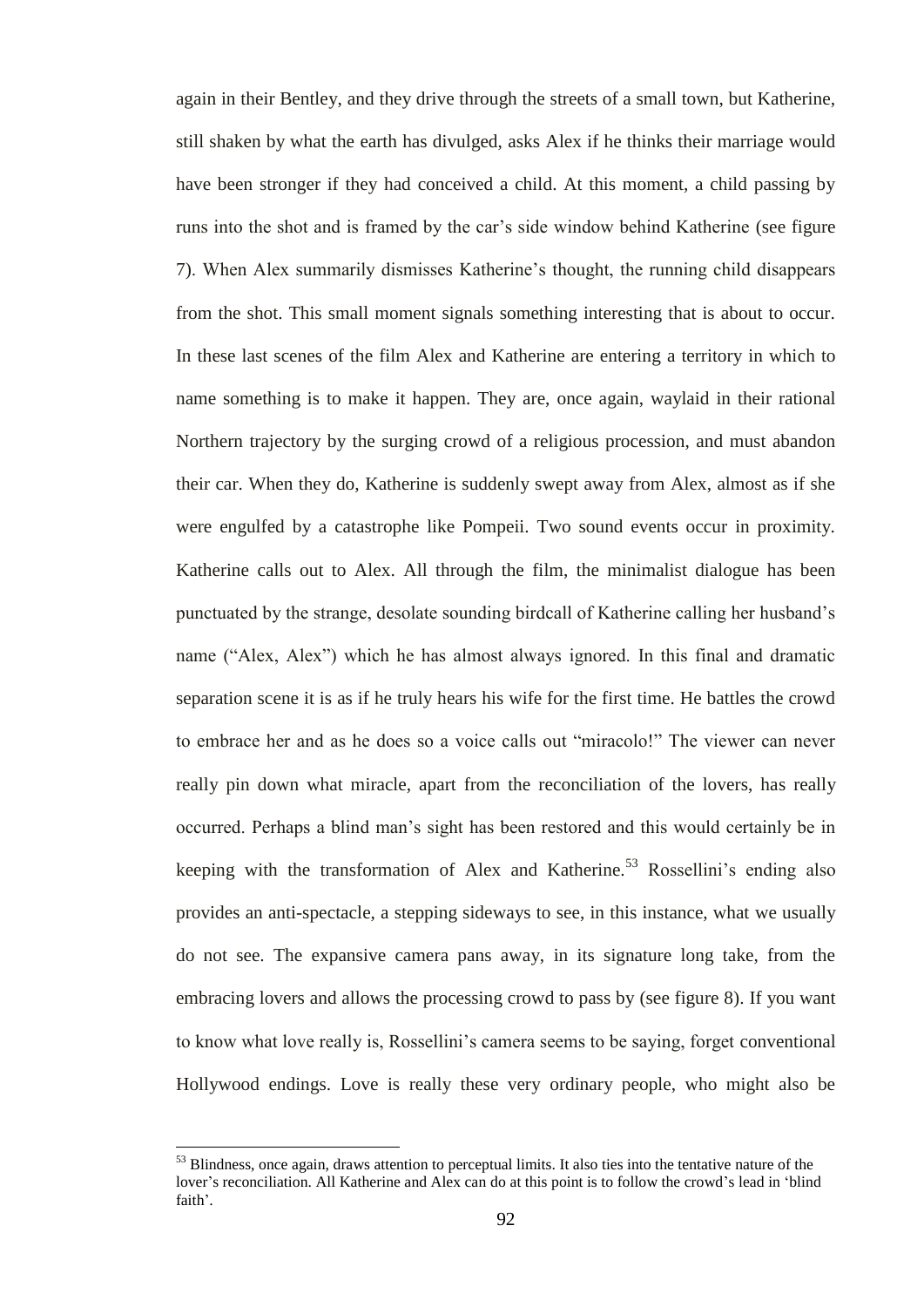again in their Bentley, and they drive through the streets of a small town, but Katherine, still shaken by what the earth has divulged, asks Alex if he thinks their marriage would have been stronger if they had conceived a child. At this moment, a child passing by runs into the shot and is framed by the car's side window behind Katherine (see figure 7). When Alex summarily dismisses Katherine's thought, the running child disappears from the shot. This small moment signals something interesting that is about to occur. In these last scenes of the film Alex and Katherine are entering a territory in which to name something is to make it happen. They are, once again, waylaid in their rational Northern trajectory by the surging crowd of a religious procession, and must abandon their car. When they do, Katherine is suddenly swept away from Alex, almost as if she were engulfed by a catastrophe like Pompeii. Two sound events occur in proximity. Katherine calls out to Alex. All through the film, the minimalist dialogue has been punctuated by the strange, desolate sounding birdcall of Katherine calling her husband's name ("Alex, Alex") which he has almost always ignored. In this final and dramatic separation scene it is as if he truly hears his wife for the first time. He battles the crowd to embrace her and as he does so a voice calls out "miracolo!" The viewer can never really pin down what miracle, apart from the reconciliation of the lovers, has really occurred. Perhaps a blind man's sight has been restored and this would certainly be in keeping with the transformation of Alex and Katherine.[53] Rossellini's ending also provides an anti-spectacle, a stepping sideways to see, in this instance, what we usually do not see. The expansive camera pans away, in its signature long take, from the embracing lovers and allows the processing crowd to pass by (see figure 8). If you want to know what love really is, Rossellini's camera seems to be saying, forget conventional Hollywood endings. Love is really these very ordinary people, who might also be

[53] Blindness, once again, draws attention to perceptual limits. It also ties into the tentative nature of the lover's reconciliation. All Katherine and Alex can do at this point is to follow the crowd's lead in 'blind faith'.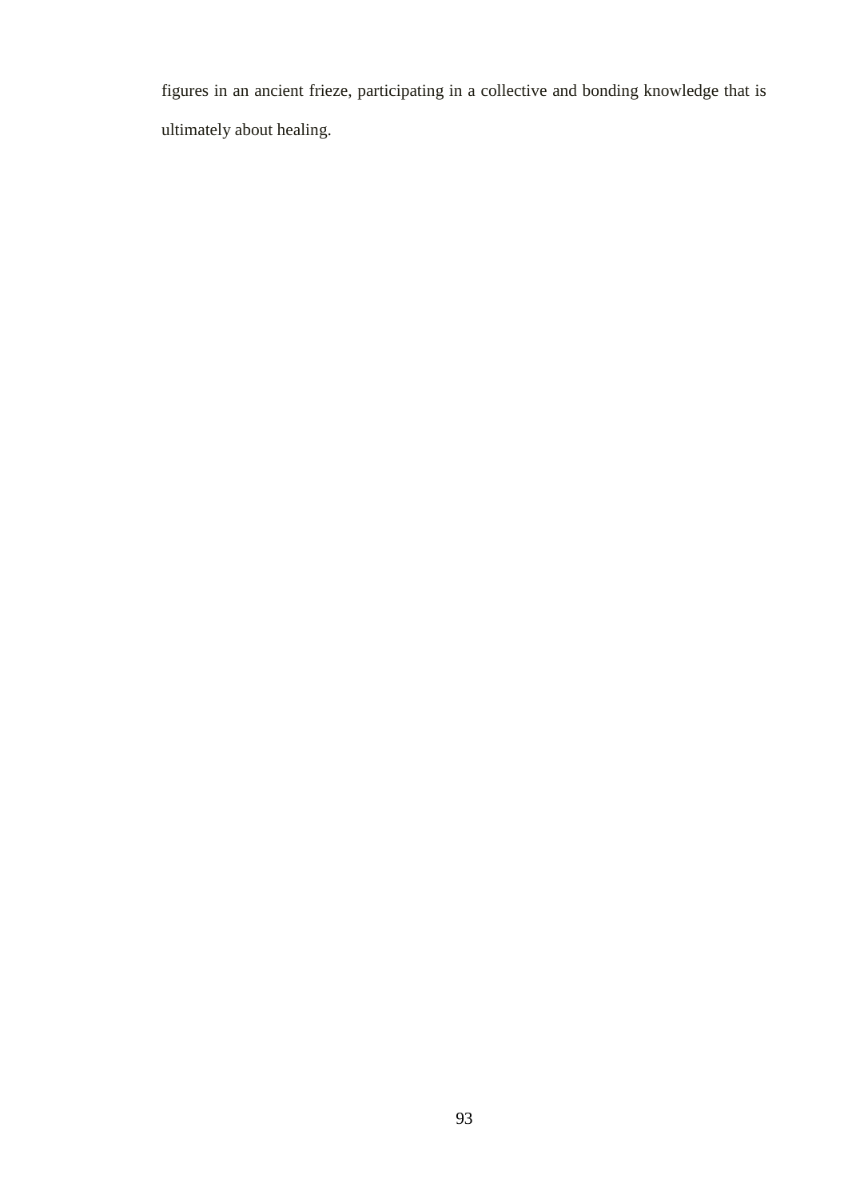figures in an ancient frieze, participating in a collective and bonding knowledge that is ultimately about healing.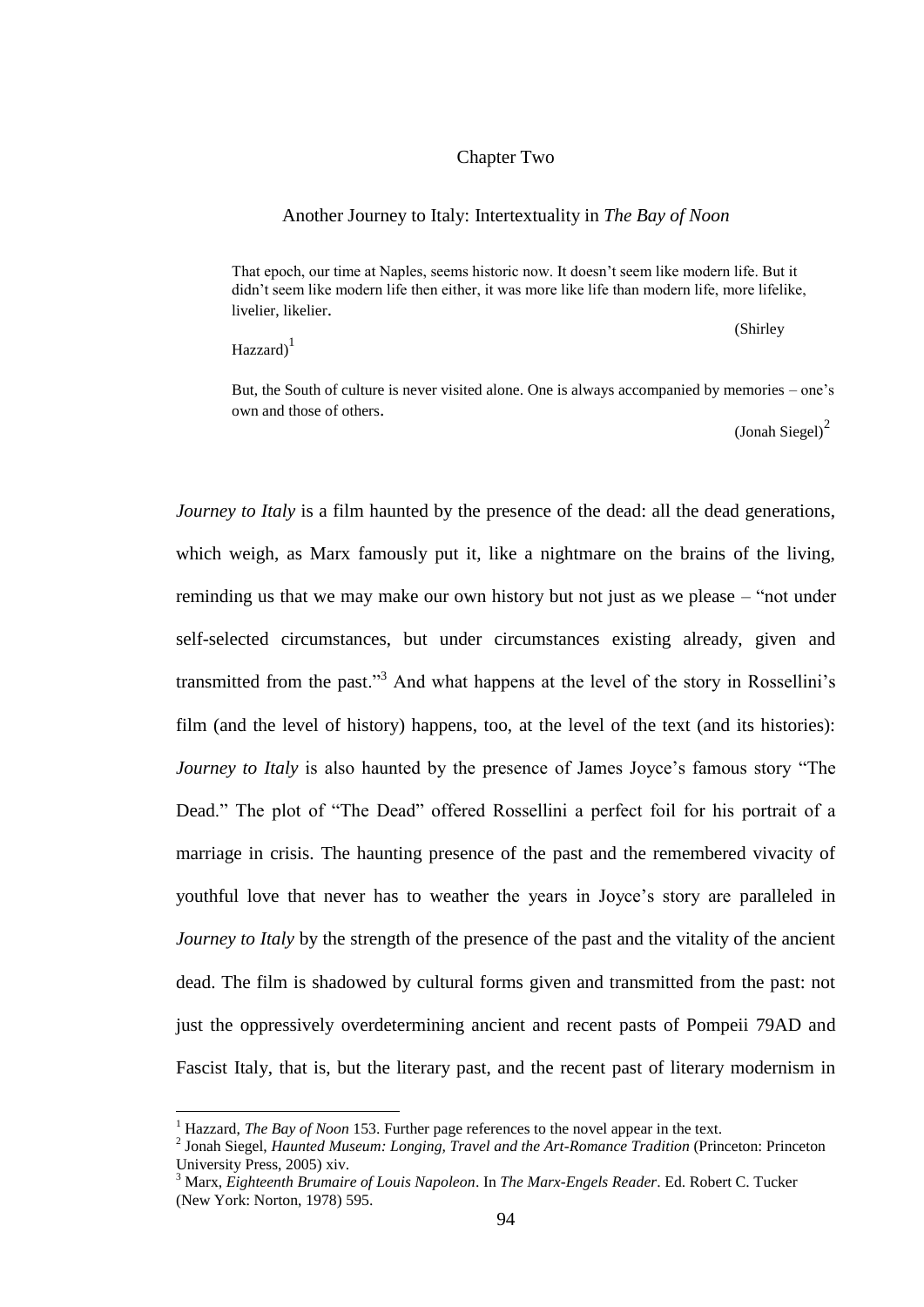# Chapter Two

## Another Journey to Italy: Intertextuality in *The Bay of Noon*

> That epoch, our time at Naples, seems historic now. It doesn't seem like modern life. But it didn't seem like modern life then either, it was more like life than modern life, more lifelike, livelier, likelier.
>
> (Shirley Hazzard)[1]

> But, the South of culture is never visited alone. One is always accompanied by memories – one's own and those of others.
>
> (Jonah Siegel)[2]

*Journey to Italy* is a film haunted by the presence of the dead: all the dead generations, which weigh, as Marx famously put it, like a nightmare on the brains of the living, reminding us that we may make our own history but not just as we please – "not under self-selected circumstances, but under circumstances existing already, given and transmitted from the past."[3] And what happens at the level of the story in Rossellini's film (and the level of history) happens, too, at the level of the text (and its histories): *Journey to Italy* is also haunted by the presence of James Joyce's famous story "The Dead." The plot of "The Dead" offered Rossellini a perfect foil for his portrait of a marriage in crisis. The haunting presence of the past and the remembered vivacity of youthful love that never has to weather the years in Joyce's story are paralleled in *Journey to Italy* by the strength of the presence of the past and the vitality of the ancient dead. The film is shadowed by cultural forms given and transmitted from the past: not just the oppressively overdetermining ancient and recent pasts of Pompeii 79AD and Fascist Italy, that is, but the literary past, and the recent past of literary modernism in

---

[1] Hazzard, *The Bay of Noon* 153. Further page references to the novel appear in the text.

[2] Jonah Siegel, *Haunted Museum: Longing, Travel and the Art-Romance Tradition* (Princeton: Princeton University Press, 2005) xiv.

[3] Marx, *Eighteenth Brumaire of Louis Napoleon*. In *The Marx-Engels Reader*. Ed. Robert C. Tucker (New York: Norton, 1978) 595.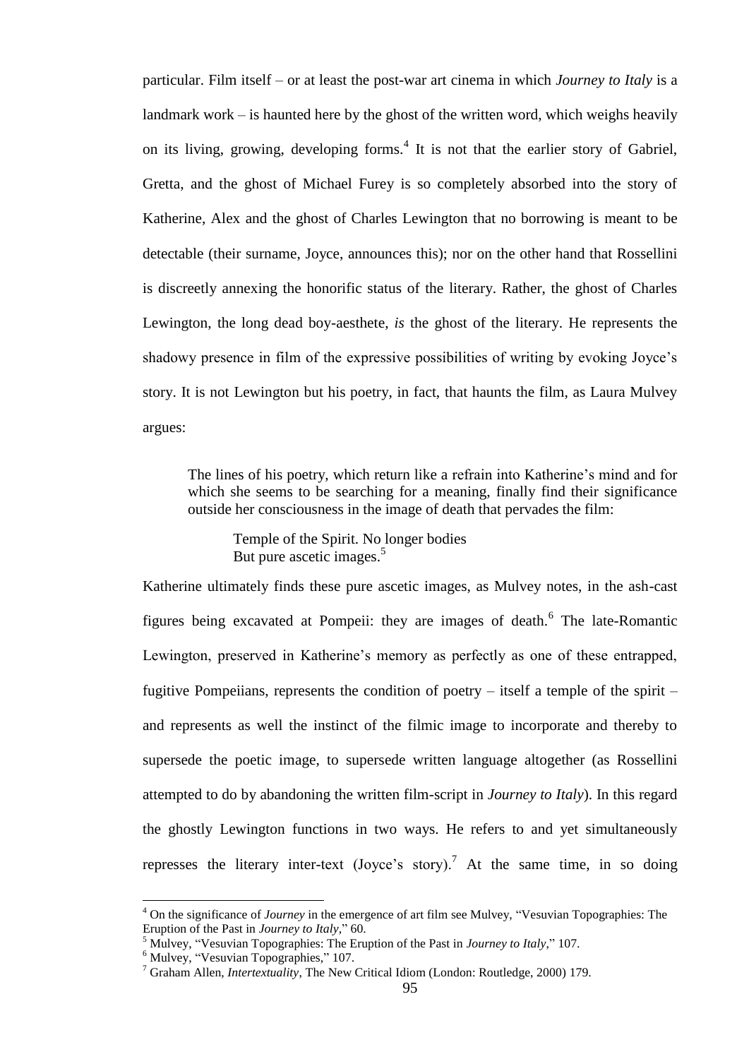particular. Film itself – or at least the post-war art cinema in which *Journey to Italy* is a landmark work – is haunted here by the ghost of the written word, which weighs heavily on its living, growing, developing forms.[4] It is not that the earlier story of Gabriel, Gretta, and the ghost of Michael Furey is so completely absorbed into the story of Katherine, Alex and the ghost of Charles Lewington that no borrowing is meant to be detectable (their surname, Joyce, announces this); nor on the other hand that Rossellini is discreetly annexing the honorific status of the literary. Rather, the ghost of Charles Lewington, the long dead boy-aesthete, *is* the ghost of the literary. He represents the shadowy presence in film of the expressive possibilities of writing by evoking Joyce's story. It is not Lewington but his poetry, in fact, that haunts the film, as Laura Mulvey argues:

> The lines of his poetry, which return like a refrain into Katherine's mind and for which she seems to be searching for a meaning, finally find their significance outside her consciousness in the image of death that pervades the film:
>
> > Temple of the Spirit. No longer bodies
> > But pure ascetic images.[5]

Katherine ultimately finds these pure ascetic images, as Mulvey notes, in the ash-cast figures being excavated at Pompeii: they are images of death.[6] The late-Romantic Lewington, preserved in Katherine's memory as perfectly as one of these entrapped, fugitive Pompeiians, represents the condition of poetry – itself a temple of the spirit – and represents as well the instinct of the filmic image to incorporate and thereby to supersede the poetic image, to supersede written language altogether (as Rossellini attempted to do by abandoning the written film-script in *Journey to Italy*). In this regard the ghostly Lewington functions in two ways. He refers to and yet simultaneously represses the literary inter-text (Joyce's story).[7] At the same time, in so doing

---

[4] On the significance of *Journey* in the emergence of art film see Mulvey, "Vesuvian Topographies: The Eruption of the Past in *Journey to Italy*," 60.

[5] Mulvey, "Vesuvian Topographies: The Eruption of the Past in *Journey to Italy*," 107.

[6] Mulvey, "Vesuvian Topographies," 107.

[7] Graham Allen, *Intertextuality*, The New Critical Idiom (London: Routledge, 2000) 179.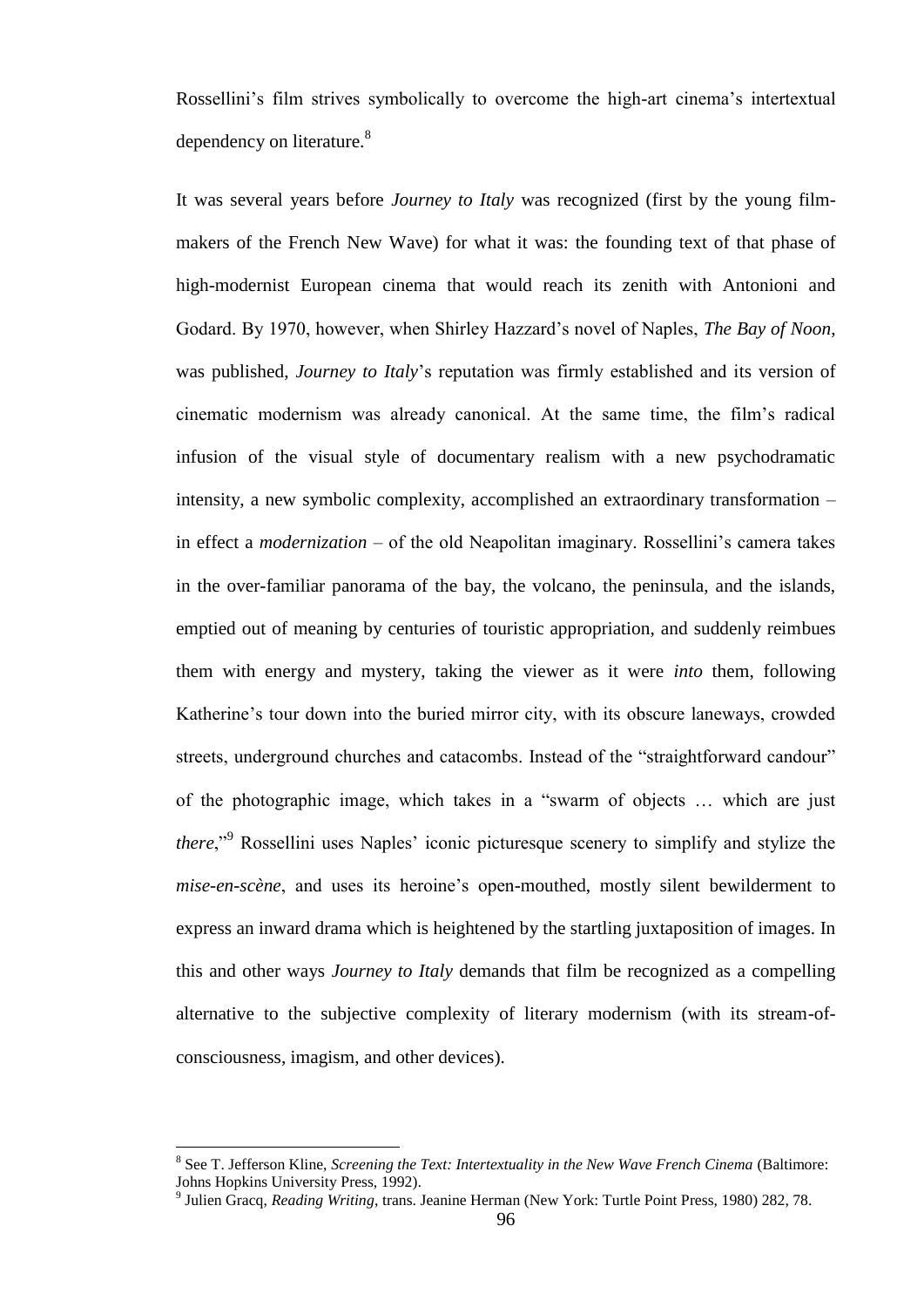Rossellini's film strives symbolically to overcome the high-art cinema's intertextual dependency on literature.[8]

It was several years before *Journey to Italy* was recognized (first by the young film-makers of the French New Wave) for what it was: the founding text of that phase of high-modernist European cinema that would reach its zenith with Antonioni and Godard. By 1970, however, when Shirley Hazzard's novel of Naples, *The Bay of Noon*, was published, *Journey to Italy*'s reputation was firmly established and its version of cinematic modernism was already canonical. At the same time, the film's radical infusion of the visual style of documentary realism with a new psychodramatic intensity, a new symbolic complexity, accomplished an extraordinary transformation – in effect a *modernization* – of the old Neapolitan imaginary. Rossellini's camera takes in the over-familiar panorama of the bay, the volcano, the peninsula, and the islands, emptied out of meaning by centuries of touristic appropriation, and suddenly reimbues them with energy and mystery, taking the viewer as it were *into* them, following Katherine's tour down into the buried mirror city, with its obscure laneways, crowded streets, underground churches and catacombs. Instead of the "straightforward candour" of the photographic image, which takes in a "swarm of objects … which are just *there*,"[9] Rossellini uses Naples' iconic picturesque scenery to simplify and stylize the *mise-en-scène*, and uses its heroine's open-mouthed, mostly silent bewilderment to express an inward drama which is heightened by the startling juxtaposition of images. In this and other ways *Journey to Italy* demands that film be recognized as a compelling alternative to the subjective complexity of literary modernism (with its stream-of-consciousness, imagism, and other devices).

---

[8] See T. Jefferson Kline, *Screening the Text: Intertextuality in the New Wave French Cinema* (Baltimore: Johns Hopkins University Press, 1992).

[9] Julien Gracq, *Reading Writing*, trans. Jeanine Herman (New York: Turtle Point Press, 1980) 282, 78.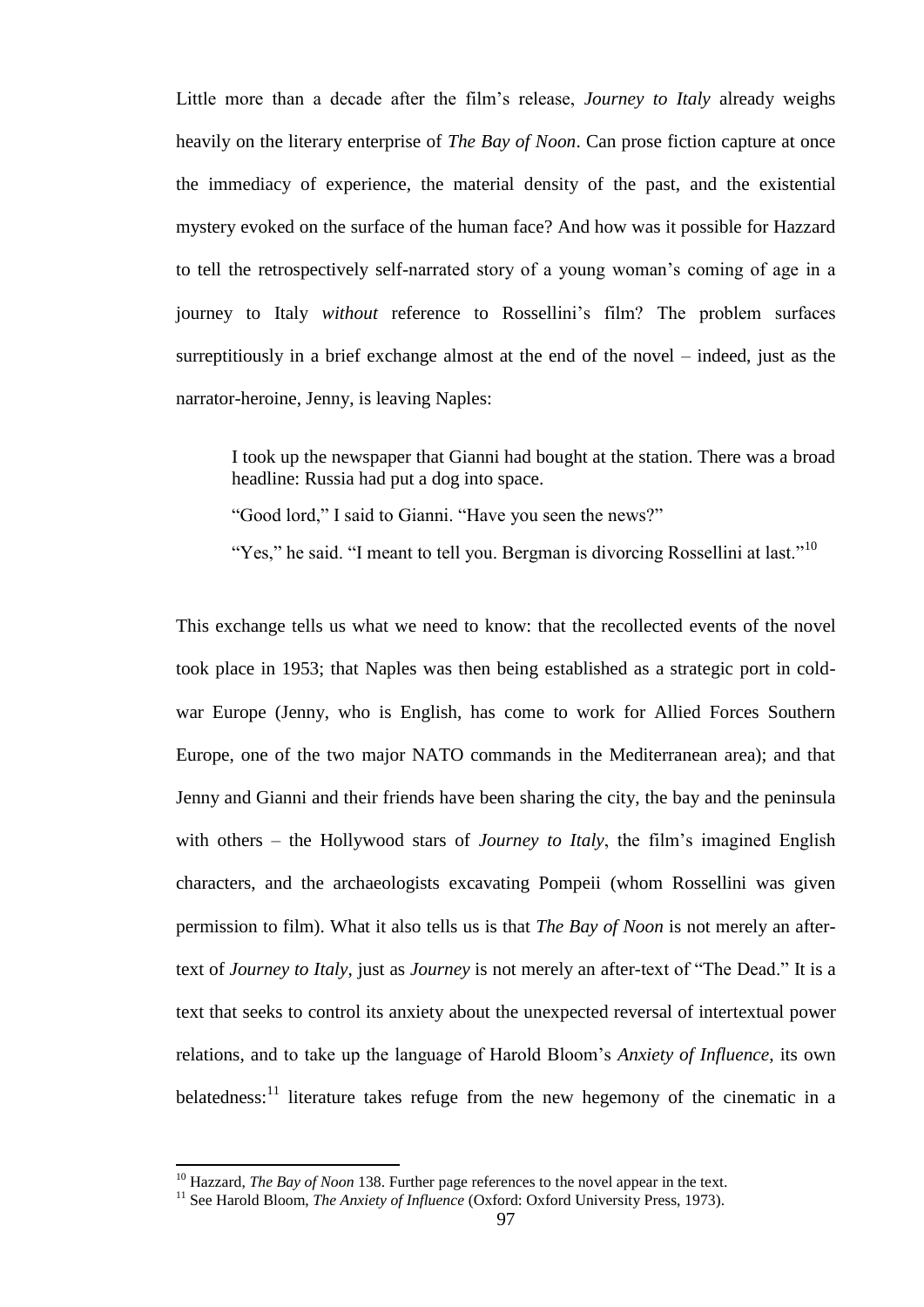Little more than a decade after the film's release, *Journey to Italy* already weighs heavily on the literary enterprise of *The Bay of Noon*. Can prose fiction capture at once the immediacy of experience, the material density of the past, and the existential mystery evoked on the surface of the human face? And how was it possible for Hazzard to tell the retrospectively self-narrated story of a young woman's coming of age in a journey to Italy *without* reference to Rossellini's film? The problem surfaces surreptitiously in a brief exchange almost at the end of the novel – indeed, just as the narrator-heroine, Jenny, is leaving Naples:

> I took up the newspaper that Gianni had bought at the station. There was a broad headline: Russia had put a dog into space.
>
> "Good lord," I said to Gianni. "Have you seen the news?"
>
> "Yes," he said. "I meant to tell you. Bergman is divorcing Rossellini at last."[10]

This exchange tells us what we need to know: that the recollected events of the novel took place in 1953; that Naples was then being established as a strategic port in cold-war Europe (Jenny, who is English, has come to work for Allied Forces Southern Europe, one of the two major NATO commands in the Mediterranean area); and that Jenny and Gianni and their friends have been sharing the city, the bay and the peninsula with others – the Hollywood stars of *Journey to Italy*, the film's imagined English characters, and the archaeologists excavating Pompeii (whom Rossellini was given permission to film). What it also tells us is that *The Bay of Noon* is not merely an after-text of *Journey to Italy*, just as *Journey* is not merely an after-text of "The Dead." It is a text that seeks to control its anxiety about the unexpected reversal of intertextual power relations, and to take up the language of Harold Bloom's *Anxiety of Influence*, its own belatedness:[11] literature takes refuge from the new hegemony of the cinematic in a

---

[10] Hazzard, *The Bay of Noon* 138. Further page references to the novel appear in the text.

[11] See Harold Bloom, *The Anxiety of Influence* (Oxford: Oxford University Press, 1973).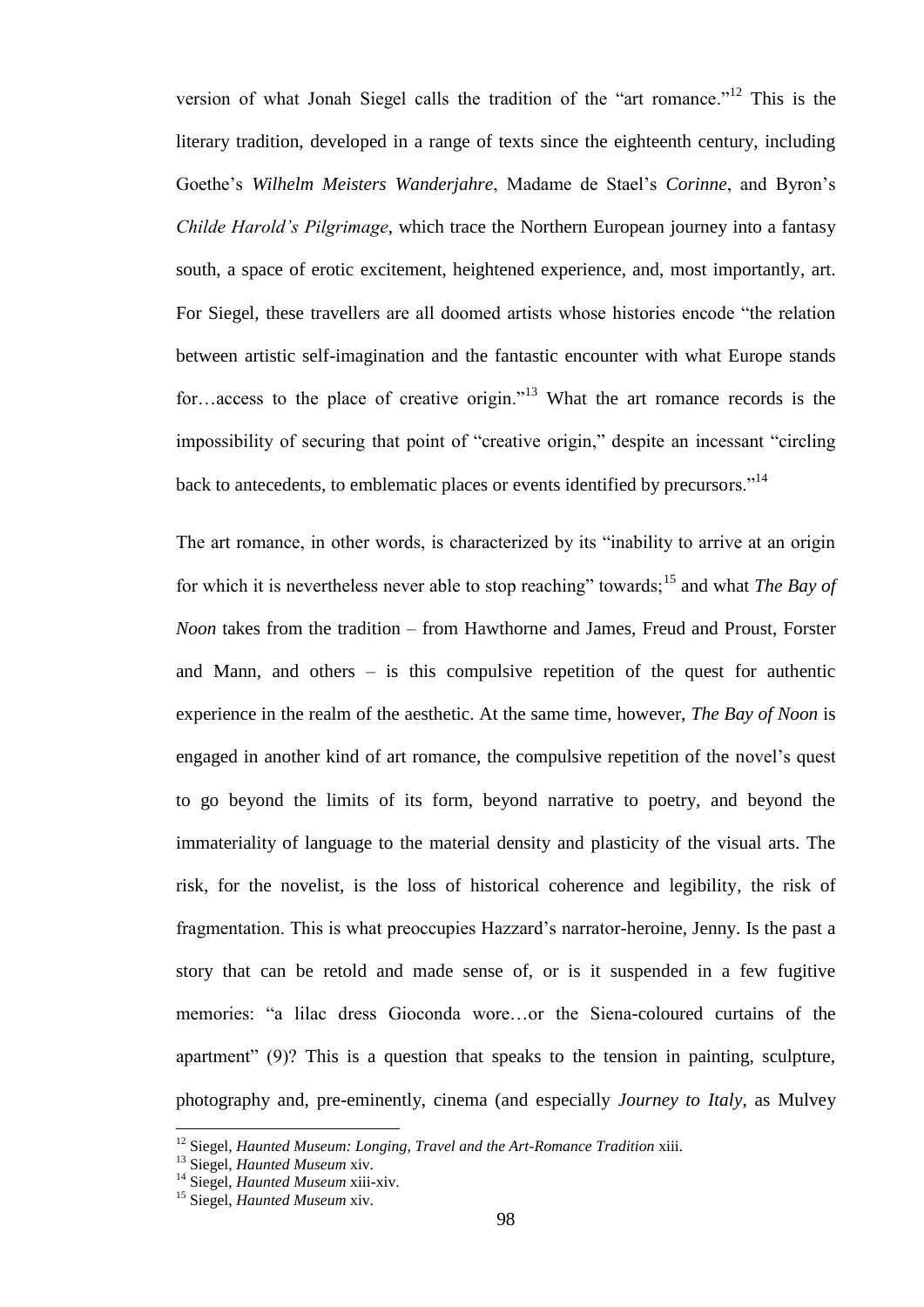version of what Jonah Siegel calls the tradition of the "art romance."[12] This is the literary tradition, developed in a range of texts since the eighteenth century, including Goethe's *Wilhelm Meisters Wanderjahre*, Madame de Stael's *Corinne*, and Byron's *Childe Harold's Pilgrimage*, which trace the Northern European journey into a fantasy south, a space of erotic excitement, heightened experience, and, most importantly, art. For Siegel, these travellers are all doomed artists whose histories encode "the relation between artistic self-imagination and the fantastic encounter with what Europe stands for…access to the place of creative origin."[13] What the art romance records is the impossibility of securing that point of "creative origin," despite an incessant "circling back to antecedents, to emblematic places or events identified by precursors."[14]

The art romance, in other words, is characterized by its "inability to arrive at an origin for which it is nevertheless never able to stop reaching" towards;[15] and what *The Bay of Noon* takes from the tradition – from Hawthorne and James, Freud and Proust, Forster and Mann, and others – is this compulsive repetition of the quest for authentic experience in the realm of the aesthetic. At the same time, however, *The Bay of Noon* is engaged in another kind of art romance, the compulsive repetition of the novel's quest to go beyond the limits of its form, beyond narrative to poetry, and beyond the immateriality of language to the material density and plasticity of the visual arts. The risk, for the novelist, is the loss of historical coherence and legibility, the risk of fragmentation. This is what preoccupies Hazzard's narrator-heroine, Jenny. Is the past a story that can be retold and made sense of, or is it suspended in a few fugitive memories: "a lilac dress Gioconda wore…or the Siena-coloured curtains of the apartment" (9)? This is a question that speaks to the tension in painting, sculpture, photography and, pre-eminently, cinema (and especially *Journey to Italy*, as Mulvey

[12] Siegel, *Haunted Museum: Longing, Travel and the Art-Romance Tradition* xiii.
[13] Siegel, *Haunted Museum* xiv.
[14] Siegel, *Haunted Museum* xiii-xiv.
[15] Siegel, *Haunted Museum* xiv.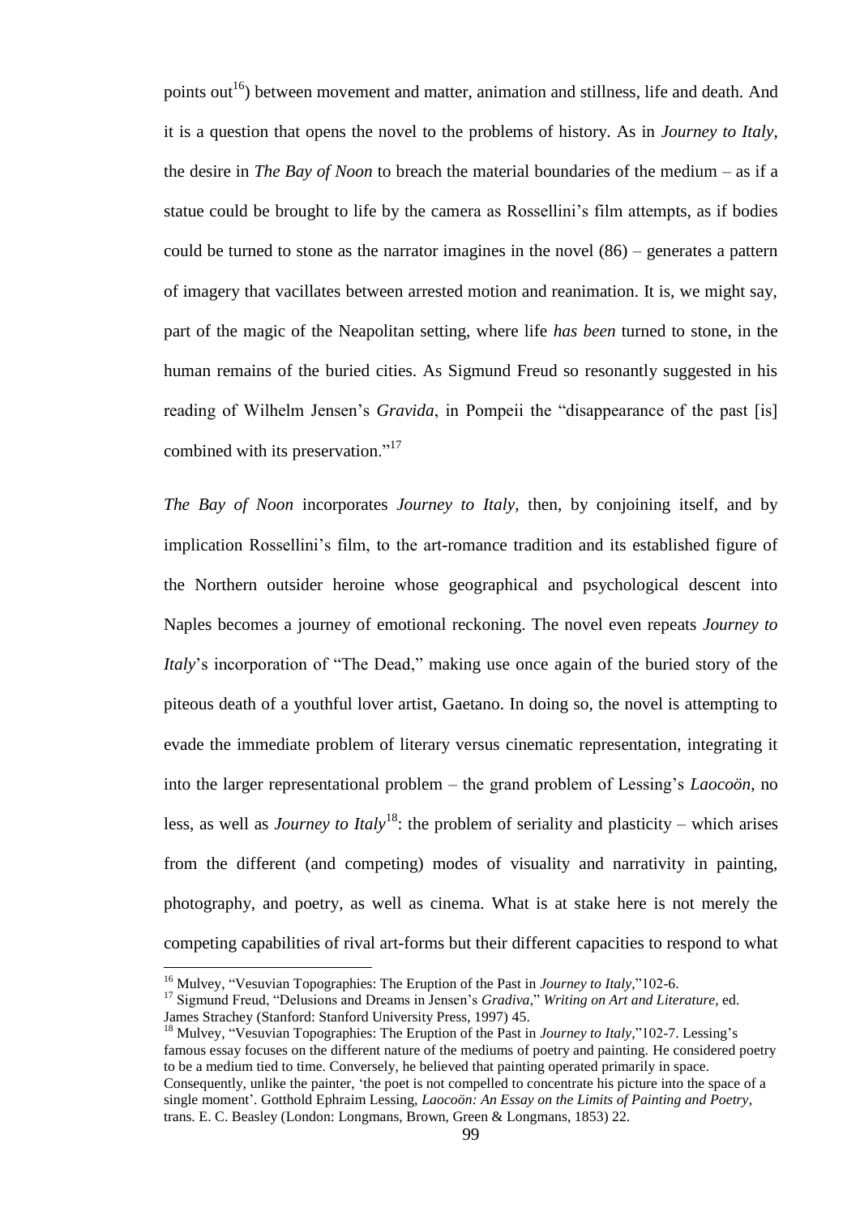points out[16]) between movement and matter, animation and stillness, life and death. And it is a question that opens the novel to the problems of history. As in *Journey to Italy*, the desire in *The Bay of Noon* to breach the material boundaries of the medium – as if a statue could be brought to life by the camera as Rossellini's film attempts, as if bodies could be turned to stone as the narrator imagines in the novel (86) – generates a pattern of imagery that vacillates between arrested motion and reanimation. It is, we might say, part of the magic of the Neapolitan setting, where life *has been* turned to stone, in the human remains of the buried cities. As Sigmund Freud so resonantly suggested in his reading of Wilhelm Jensen's *Gravida*, in Pompeii the "disappearance of the past [is] combined with its preservation."[17]

*The Bay of Noon* incorporates *Journey to Italy*, then, by conjoining itself, and by implication Rossellini's film, to the art-romance tradition and its established figure of the Northern outsider heroine whose geographical and psychological descent into Naples becomes a journey of emotional reckoning. The novel even repeats *Journey to Italy*'s incorporation of "The Dead," making use once again of the buried story of the piteous death of a youthful lover artist, Gaetano. In doing so, the novel is attempting to evade the immediate problem of literary versus cinematic representation, integrating it into the larger representational problem – the grand problem of Lessing's *Laocoön*, no less, as well as *Journey to Italy*[18]: the problem of seriality and plasticity – which arises from the different (and competing) modes of visuality and narrativity in painting, photography, and poetry, as well as cinema. What is at stake here is not merely the competing capabilities of rival art-forms but their different capacities to respond to what

---

[16] Mulvey, "Vesuvian Topographies: The Eruption of the Past in *Journey to Italy*,"102-6.

[17] Sigmund Freud, "Delusions and Dreams in Jensen's *Gradiva*," *Writing on Art and Literature*, ed. James Strachey (Stanford: Stanford University Press, 1997) 45.

[18] Mulvey, "Vesuvian Topographies: The Eruption of the Past in *Journey to Italy*,"102-7. Lessing's famous essay focuses on the different nature of the mediums of poetry and painting. He considered poetry to be a medium tied to time. Conversely, he believed that painting operated primarily in space. Consequently, unlike the painter, 'the poet is not compelled to concentrate his picture into the space of a single moment'. Gotthold Ephraim Lessing, *Laocoön: An Essay on the Limits of Painting and Poetry*, trans. E. C. Beasley (London: Longmans, Brown, Green & Longmans, 1853) 22.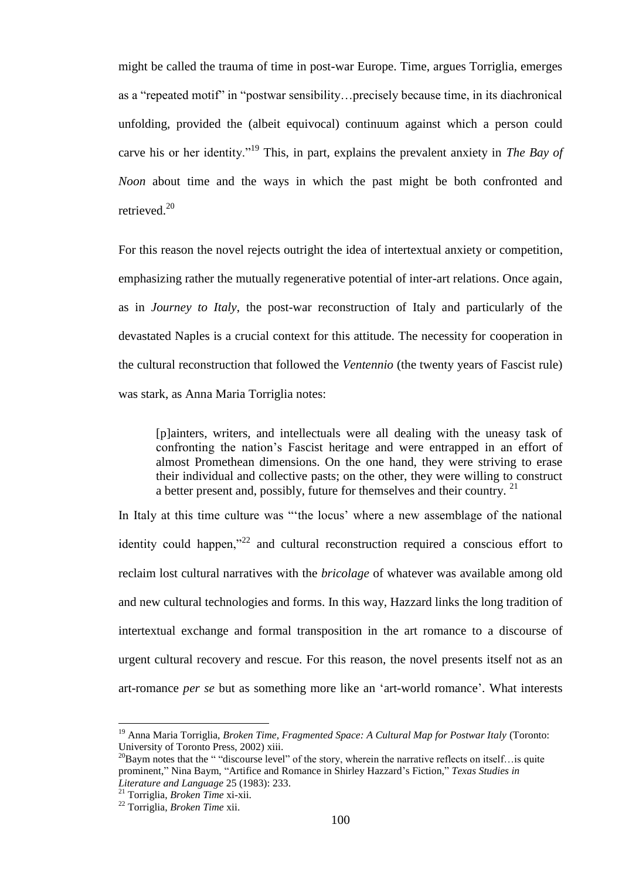might be called the trauma of time in post-war Europe. Time, argues Torriglia, emerges as a "repeated motif" in "postwar sensibility…precisely because time, in its diachronical unfolding, provided the (albeit equivocal) continuum against which a person could carve his or her identity."[19] This, in part, explains the prevalent anxiety in *The Bay of Noon* about time and the ways in which the past might be both confronted and retrieved.[20]

For this reason the novel rejects outright the idea of intertextual anxiety or competition, emphasizing rather the mutually regenerative potential of inter-art relations. Once again, as in *Journey to Italy*, the post-war reconstruction of Italy and particularly of the devastated Naples is a crucial context for this attitude. The necessity for cooperation in the cultural reconstruction that followed the *Ventennio* (the twenty years of Fascist rule) was stark, as Anna Maria Torriglia notes:

> [p]ainters, writers, and intellectuals were all dealing with the uneasy task of confronting the nation's Fascist heritage and were entrapped in an effort of almost Promethean dimensions. On the one hand, they were striving to erase their individual and collective pasts; on the other, they were willing to construct a better present and, possibly, future for themselves and their country. [21]

In Italy at this time culture was "'the locus' where a new assemblage of the national identity could happen,"[22] and cultural reconstruction required a conscious effort to reclaim lost cultural narratives with the *bricolage* of whatever was available among old and new cultural technologies and forms. In this way, Hazzard links the long tradition of intertextual exchange and formal transposition in the art romance to a discourse of urgent cultural recovery and rescue. For this reason, the novel presents itself not as an art-romance *per se* but as something more like an 'art-world romance'. What interests

---

[19] Anna Maria Torriglia, *Broken Time, Fragmented Space: A Cultural Map for Postwar Italy* (Toronto: University of Toronto Press, 2002) xiii.

[20] Baym notes that the " "discourse level" of the story, wherein the narrative reflects on itself…is quite prominent," Nina Baym, "Artifice and Romance in Shirley Hazzard's Fiction," *Texas Studies in Literature and Language* 25 (1983): 233.

[21] Torriglia, *Broken Time* xi-xii.

[22] Torriglia, *Broken Time* xii.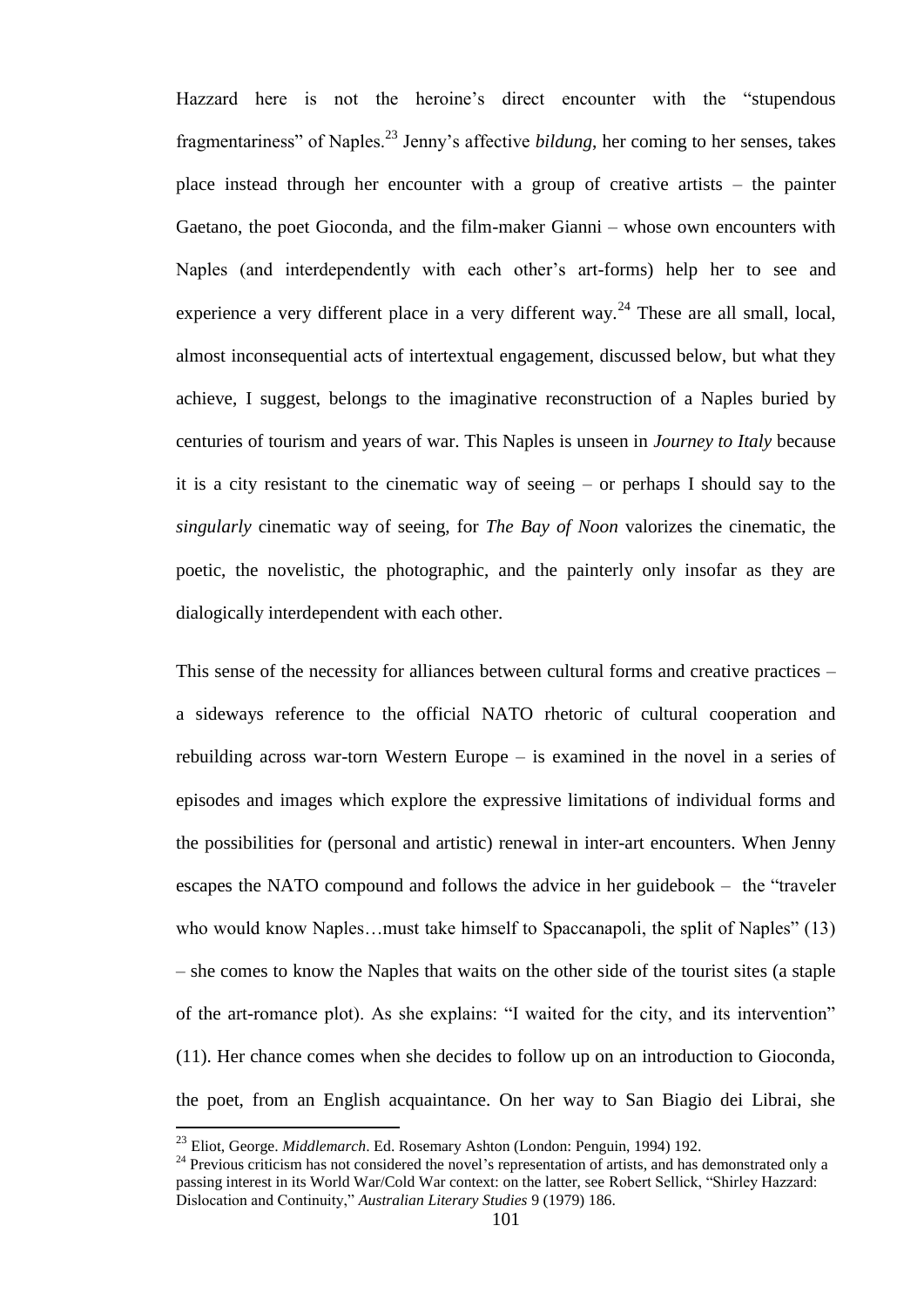Hazzard here is not the heroine's direct encounter with the "stupendous fragmentariness" of Naples.[23] Jenny's affective *bildung*, her coming to her senses, takes place instead through her encounter with a group of creative artists – the painter Gaetano, the poet Gioconda, and the film-maker Gianni – whose own encounters with Naples (and interdependently with each other's art-forms) help her to see and experience a very different place in a very different way.[24] These are all small, local, almost inconsequential acts of intertextual engagement, discussed below, but what they achieve, I suggest, belongs to the imaginative reconstruction of a Naples buried by centuries of tourism and years of war. This Naples is unseen in *Journey to Italy* because it is a city resistant to the cinematic way of seeing – or perhaps I should say to the *singularly* cinematic way of seeing, for *The Bay of Noon* valorizes the cinematic, the poetic, the novelistic, the photographic, and the painterly only insofar as they are dialogically interdependent with each other.

This sense of the necessity for alliances between cultural forms and creative practices – a sideways reference to the official NATO rhetoric of cultural cooperation and rebuilding across war-torn Western Europe – is examined in the novel in a series of episodes and images which explore the expressive limitations of individual forms and the possibilities for (personal and artistic) renewal in inter-art encounters. When Jenny escapes the NATO compound and follows the advice in her guidebook – the "traveler who would know Naples…must take himself to Spaccanapoli, the split of Naples" (13) – she comes to know the Naples that waits on the other side of the tourist sites (a staple of the art-romance plot). As she explains: "I waited for the city, and its intervention" (11). Her chance comes when she decides to follow up on an introduction to Gioconda, the poet, from an English acquaintance. On her way to San Biagio dei Librai, she

---

[23] Eliot, George. *Middlemarch*. Ed. Rosemary Ashton (London: Penguin, 1994) 192.

[24] Previous criticism has not considered the novel's representation of artists, and has demonstrated only a passing interest in its World War/Cold War context: on the latter, see Robert Sellick, "Shirley Hazzard: Dislocation and Continuity," *Australian Literary Studies* 9 (1979) 186.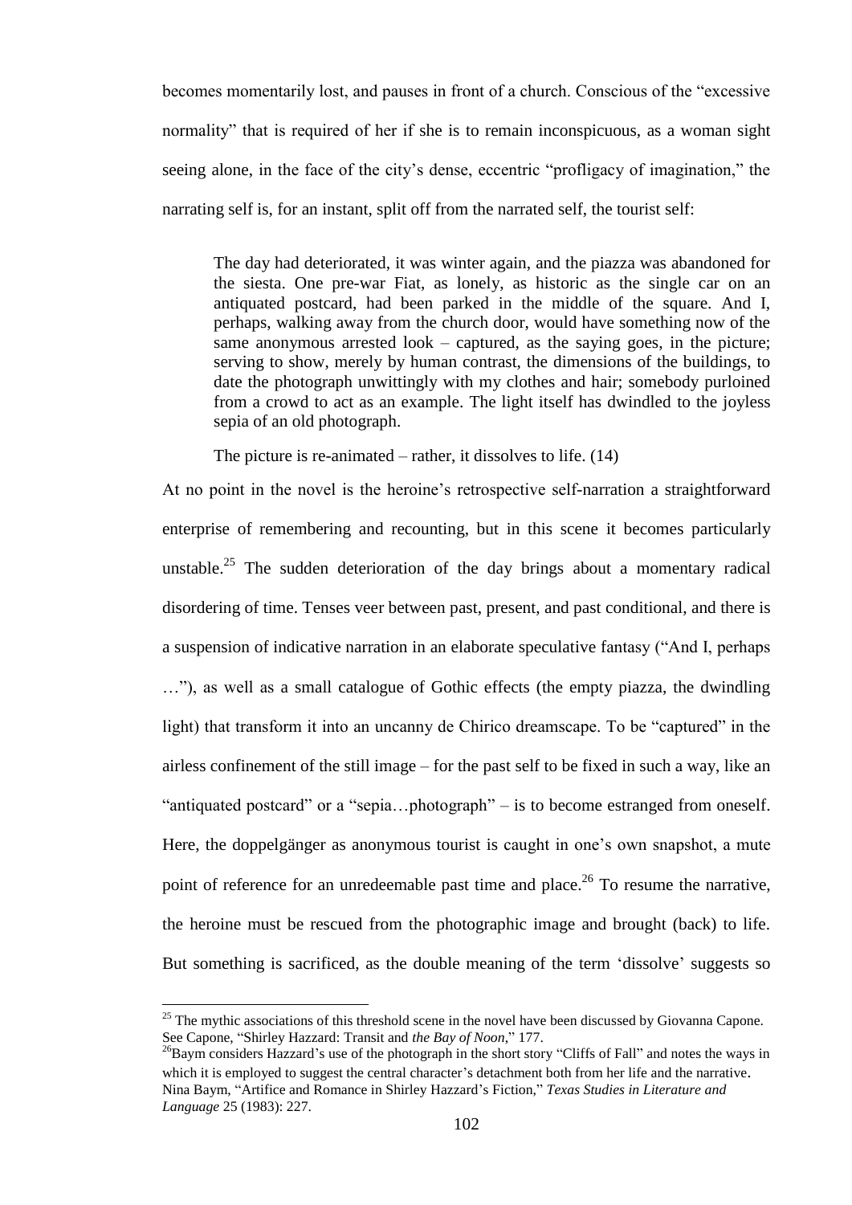becomes momentarily lost, and pauses in front of a church. Conscious of the "excessive normality" that is required of her if she is to remain inconspicuous, as a woman sight seeing alone, in the face of the city's dense, eccentric "profligacy of imagination," the narrating self is, for an instant, split off from the narrated self, the tourist self:

> The day had deteriorated, it was winter again, and the piazza was abandoned for the siesta. One pre-war Fiat, as lonely, as historic as the single car on an antiquated postcard, had been parked in the middle of the square. And I, perhaps, walking away from the church door, would have something now of the same anonymous arrested look – captured, as the saying goes, in the picture; serving to show, merely by human contrast, the dimensions of the buildings, to date the photograph unwittingly with my clothes and hair; somebody purloined from a crowd to act as an example. The light itself has dwindled to the joyless sepia of an old photograph.
>
> The picture is re-animated – rather, it dissolves to life. (14)

At no point in the novel is the heroine's retrospective self-narration a straightforward enterprise of remembering and recounting, but in this scene it becomes particularly unstable.[25] The sudden deterioration of the day brings about a momentary radical disordering of time. Tenses veer between past, present, and past conditional, and there is a suspension of indicative narration in an elaborate speculative fantasy ("And I, perhaps …"), as well as a small catalogue of Gothic effects (the empty piazza, the dwindling light) that transform it into an uncanny de Chirico dreamscape. To be "captured" in the airless confinement of the still image – for the past self to be fixed in such a way, like an "antiquated postcard" or a "sepia…photograph" – is to become estranged from oneself. Here, the doppelgänger as anonymous tourist is caught in one's own snapshot, a mute point of reference for an unredeemable past time and place.[26] To resume the narrative, the heroine must be rescued from the photographic image and brought (back) to life. But something is sacrificed, as the double meaning of the term 'dissolve' suggests so

---

[25] The mythic associations of this threshold scene in the novel have been discussed by Giovanna Capone. See Capone, "Shirley Hazzard: Transit and *the Bay of Noon*," 177.

[26] Baym considers Hazzard's use of the photograph in the short story "Cliffs of Fall" and notes the ways in which it is employed to suggest the central character's detachment both from her life and the narrative. Nina Baym, "Artifice and Romance in Shirley Hazzard's Fiction," *Texas Studies in Literature and Language* 25 (1983): 227.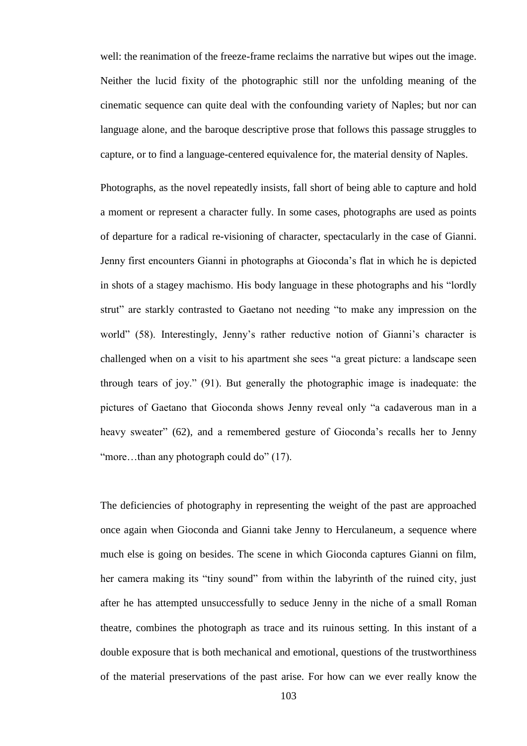well: the reanimation of the freeze-frame reclaims the narrative but wipes out the image. Neither the lucid fixity of the photographic still nor the unfolding meaning of the cinematic sequence can quite deal with the confounding variety of Naples; but nor can language alone, and the baroque descriptive prose that follows this passage struggles to capture, or to find a language-centered equivalence for, the material density of Naples.

Photographs, as the novel repeatedly insists, fall short of being able to capture and hold a moment or represent a character fully. In some cases, photographs are used as points of departure for a radical re-visioning of character, spectacularly in the case of Gianni. Jenny first encounters Gianni in photographs at Gioconda's flat in which he is depicted in shots of a stagey machismo. His body language in these photographs and his "lordly strut" are starkly contrasted to Gaetano not needing "to make any impression on the world" (58). Interestingly, Jenny's rather reductive notion of Gianni's character is challenged when on a visit to his apartment she sees "a great picture: a landscape seen through tears of joy." (91). But generally the photographic image is inadequate: the pictures of Gaetano that Gioconda shows Jenny reveal only "a cadaverous man in a heavy sweater" (62), and a remembered gesture of Gioconda's recalls her to Jenny "more…than any photograph could do" (17).

The deficiencies of photography in representing the weight of the past are approached once again when Gioconda and Gianni take Jenny to Herculaneum, a sequence where much else is going on besides. The scene in which Gioconda captures Gianni on film, her camera making its "tiny sound" from within the labyrinth of the ruined city, just after he has attempted unsuccessfully to seduce Jenny in the niche of a small Roman theatre, combines the photograph as trace and its ruinous setting. In this instant of a double exposure that is both mechanical and emotional, questions of the trustworthiness of the material preservations of the past arise. For how can we ever really know the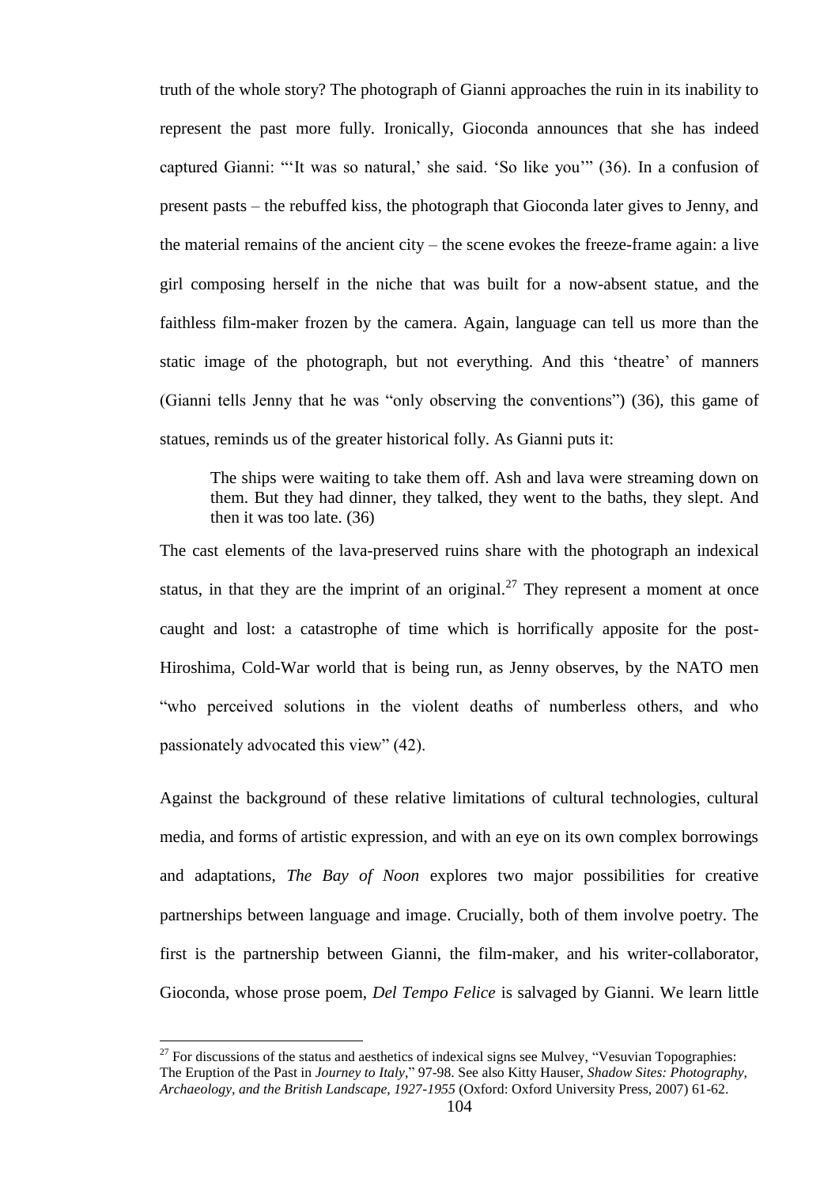truth of the whole story? The photograph of Gianni approaches the ruin in its inability to represent the past more fully. Ironically, Gioconda announces that she has indeed captured Gianni: "'It was so natural,' she said. 'So like you'" (36). In a confusion of present pasts – the rebuffed kiss, the photograph that Gioconda later gives to Jenny, and the material remains of the ancient city – the scene evokes the freeze-frame again: a live girl composing herself in the niche that was built for a now-absent statue, and the faithless film-maker frozen by the camera. Again, language can tell us more than the static image of the photograph, but not everything. And this 'theatre' of manners (Gianni tells Jenny that he was "only observing the conventions") (36), this game of statues, reminds us of the greater historical folly. As Gianni puts it:

> The ships were waiting to take them off. Ash and lava were streaming down on them. But they had dinner, they talked, they went to the baths, they slept. And then it was too late. (36)

The cast elements of the lava-preserved ruins share with the photograph an indexical status, in that they are the imprint of an original.[27] They represent a moment at once caught and lost: a catastrophe of time which is horrifically apposite for the post-Hiroshima, Cold-War world that is being run, as Jenny observes, by the NATO men "who perceived solutions in the violent deaths of numberless others, and who passionately advocated this view" (42).

Against the background of these relative limitations of cultural technologies, cultural media, and forms of artistic expression, and with an eye on its own complex borrowings and adaptations, *The Bay of Noon* explores two major possibilities for creative partnerships between language and image. Crucially, both of them involve poetry. The first is the partnership between Gianni, the film-maker, and his writer-collaborator, Gioconda, whose prose poem, *Del Tempo Felice* is salvaged by Gianni. We learn little

---

[27] For discussions of the status and aesthetics of indexical signs see Mulvey, "Vesuvian Topographies: The Eruption of the Past in *Journey to Italy*," 97-98. See also Kitty Hauser, *Shadow Sites: Photography, Archaeology, and the British Landscape, 1927-1955* (Oxford: Oxford University Press, 2007) 61-62.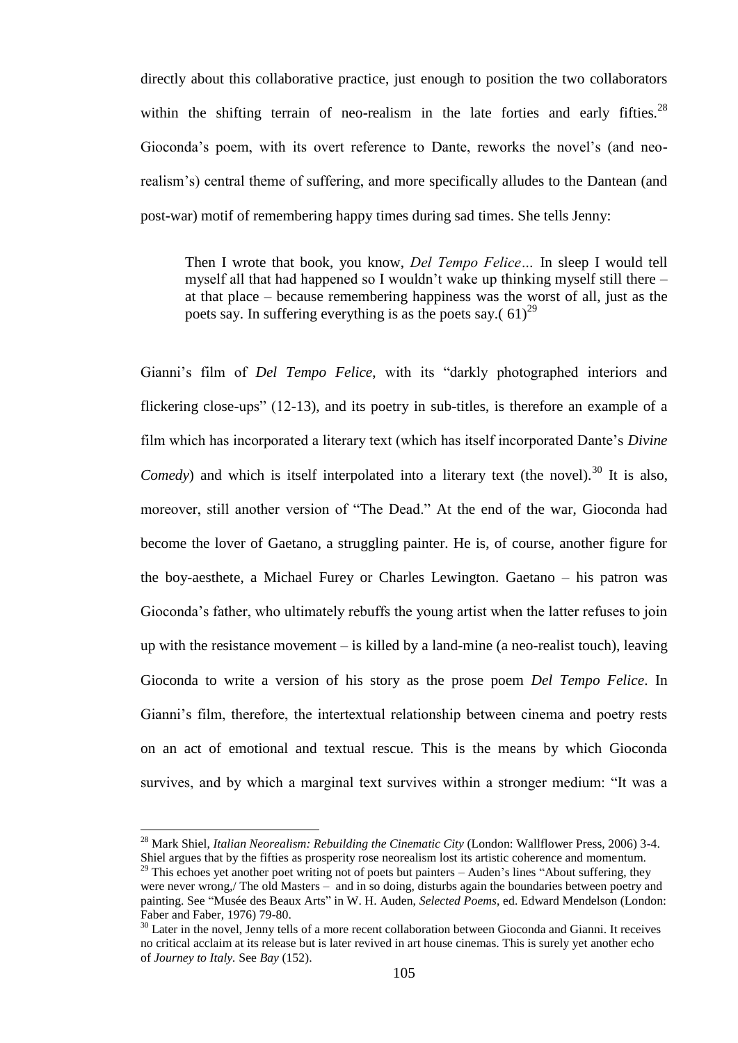directly about this collaborative practice, just enough to position the two collaborators within the shifting terrain of neo-realism in the late forties and early fifties.[28] Gioconda's poem, with its overt reference to Dante, reworks the novel's (and neo-realism's) central theme of suffering, and more specifically alludes to the Dantean (and post-war) motif of remembering happy times during sad times. She tells Jenny:

> Then I wrote that book, you know, *Del Tempo Felice…* In sleep I would tell myself all that had happened so I wouldn't wake up thinking myself still there – at that place – because remembering happiness was the worst of all, just as the poets say. In suffering everything is as the poets say.( 61)[29]

Gianni's film of *Del Tempo Felice*, with its "darkly photographed interiors and flickering close-ups" (12-13), and its poetry in sub-titles, is therefore an example of a film which has incorporated a literary text (which has itself incorporated Dante's *Divine Comedy*) and which is itself interpolated into a literary text (the novel).[30] It is also, moreover, still another version of "The Dead." At the end of the war, Gioconda had become the lover of Gaetano, a struggling painter. He is, of course, another figure for the boy-aesthete, a Michael Furey or Charles Lewington. Gaetano – his patron was Gioconda's father, who ultimately rebuffs the young artist when the latter refuses to join up with the resistance movement – is killed by a land-mine (a neo-realist touch), leaving Gioconda to write a version of his story as the prose poem *Del Tempo Felice*. In Gianni's film, therefore, the intertextual relationship between cinema and poetry rests on an act of emotional and textual rescue. This is the means by which Gioconda survives, and by which a marginal text survives within a stronger medium: "It was a

---

[28] Mark Shiel, *Italian Neorealism: Rebuilding the Cinematic City* (London: Wallflower Press, 2006) 3-4. Shiel argues that by the fifties as prosperity rose neorealism lost its artistic coherence and momentum.

[29] This echoes yet another poet writing not of poets but painters – Auden's lines "About suffering, they were never wrong,/ The old Masters – and in so doing, disturbs again the boundaries between poetry and painting. See "Musée des Beaux Arts" in W. H. Auden, *Selected Poems*, ed. Edward Mendelson (London: Faber and Faber, 1976) 79-80.

[30] Later in the novel, Jenny tells of a more recent collaboration between Gioconda and Gianni. It receives no critical acclaim at its release but is later revived in art house cinemas. This is surely yet another echo of *Journey to Italy.* See *Bay* (152).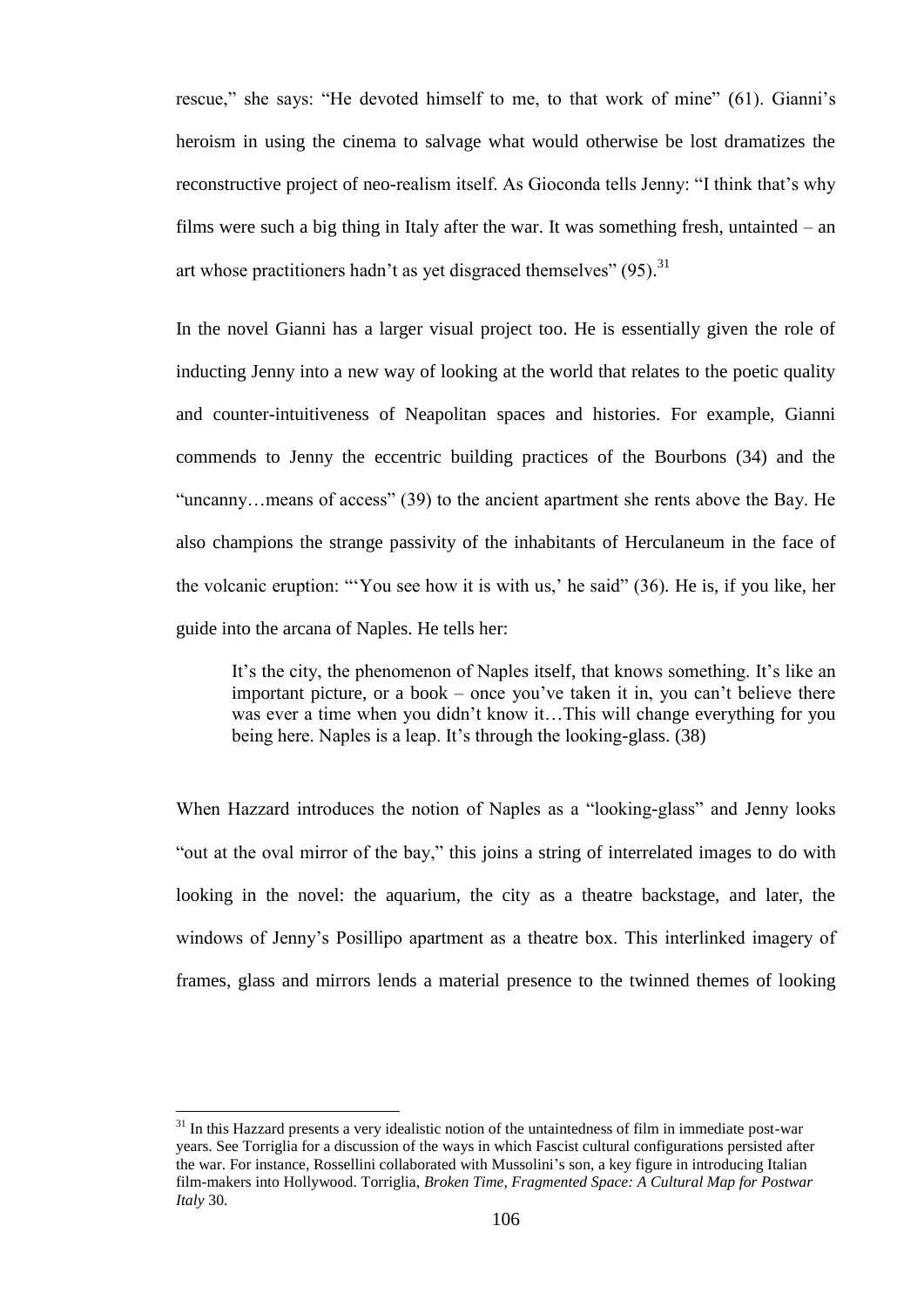rescue," she says: "He devoted himself to me, to that work of mine" (61). Gianni's heroism in using the cinema to salvage what would otherwise be lost dramatizes the reconstructive project of neo-realism itself. As Gioconda tells Jenny: "I think that's why films were such a big thing in Italy after the war. It was something fresh, untainted – an art whose practitioners hadn't as yet disgraced themselves" (95).[31]

In the novel Gianni has a larger visual project too. He is essentially given the role of inducting Jenny into a new way of looking at the world that relates to the poetic quality and counter-intuitiveness of Neapolitan spaces and histories. For example, Gianni commends to Jenny the eccentric building practices of the Bourbons (34) and the "uncanny…means of access" (39) to the ancient apartment she rents above the Bay. He also champions the strange passivity of the inhabitants of Herculaneum in the face of the volcanic eruption: "'You see how it is with us,' he said" (36). He is, if you like, her guide into the arcana of Naples. He tells her:

> It's the city, the phenomenon of Naples itself, that knows something. It's like an important picture, or a book – once you've taken it in, you can't believe there was ever a time when you didn't know it…This will change everything for you being here. Naples is a leap. It's through the looking-glass. (38)

When Hazzard introduces the notion of Naples as a "looking-glass" and Jenny looks "out at the oval mirror of the bay," this joins a string of interrelated images to do with looking in the novel: the aquarium, the city as a theatre backstage, and later, the windows of Jenny's Posillipo apartment as a theatre box. This interlinked imagery of frames, glass and mirrors lends a material presence to the twinned themes of looking

---

[31] In this Hazzard presents a very idealistic notion of the untaintedness of film in immediate post-war years. See Torriglia for a discussion of the ways in which Fascist cultural configurations persisted after the war. For instance, Rossellini collaborated with Mussolini's son, a key figure in introducing Italian film-makers into Hollywood. Torriglia, *Broken Time, Fragmented Space: A Cultural Map for Postwar Italy* 30.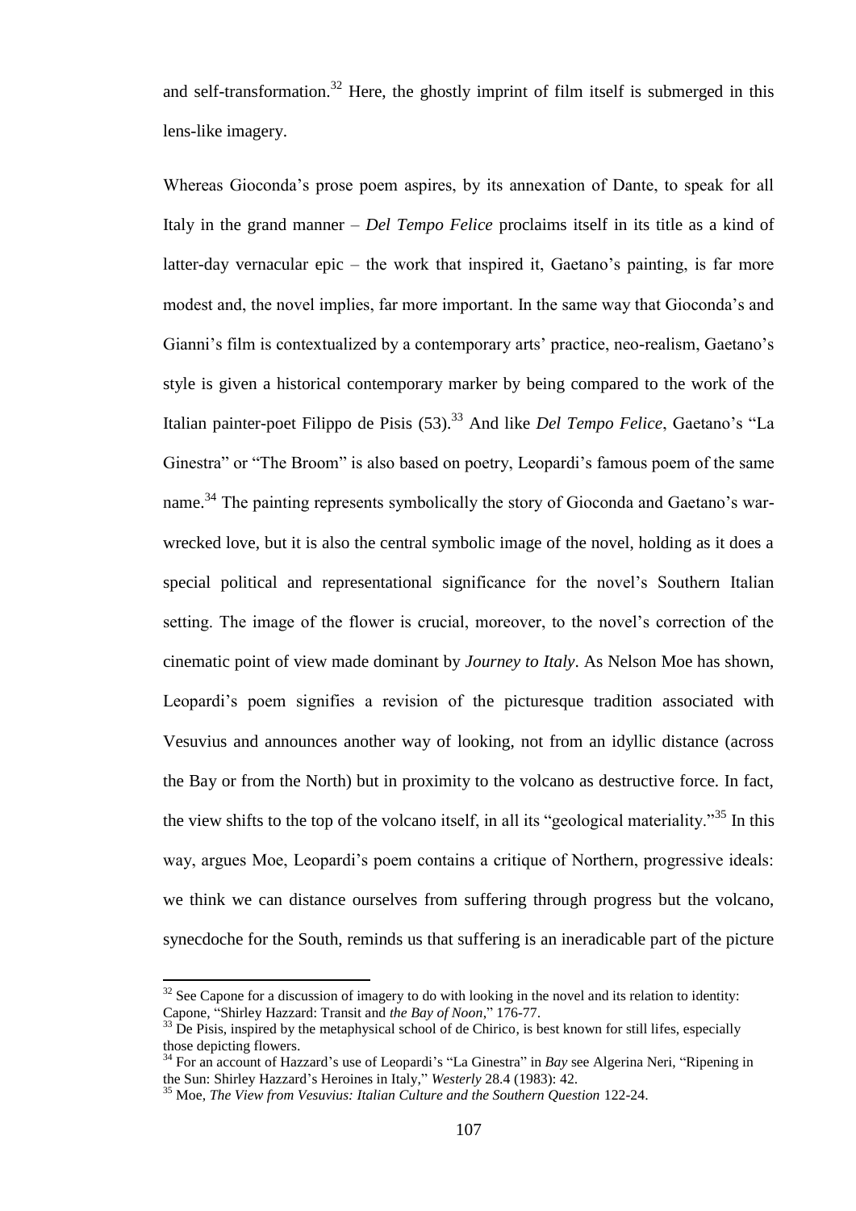and self-transformation.[32] Here, the ghostly imprint of film itself is submerged in this lens-like imagery.

Whereas Gioconda's prose poem aspires, by its annexation of Dante, to speak for all Italy in the grand manner – *Del Tempo Felice* proclaims itself in its title as a kind of latter-day vernacular epic – the work that inspired it, Gaetano's painting, is far more modest and, the novel implies, far more important. In the same way that Gioconda's and Gianni's film is contextualized by a contemporary arts' practice, neo-realism, Gaetano's style is given a historical contemporary marker by being compared to the work of the Italian painter-poet Filippo de Pisis (53).[33] And like *Del Tempo Felice*, Gaetano's "La Ginestra" or "The Broom" is also based on poetry, Leopardi's famous poem of the same name.[34] The painting represents symbolically the story of Gioconda and Gaetano's war-wrecked love, but it is also the central symbolic image of the novel, holding as it does a special political and representational significance for the novel's Southern Italian setting. The image of the flower is crucial, moreover, to the novel's correction of the cinematic point of view made dominant by *Journey to Italy*. As Nelson Moe has shown, Leopardi's poem signifies a revision of the picturesque tradition associated with Vesuvius and announces another way of looking, not from an idyllic distance (across the Bay or from the North) but in proximity to the volcano as destructive force. In fact, the view shifts to the top of the volcano itself, in all its "geological materiality."[35] In this way, argues Moe, Leopardi's poem contains a critique of Northern, progressive ideals: we think we can distance ourselves from suffering through progress but the volcano, synecdoche for the South, reminds us that suffering is an ineradicable part of the picture

---

[32] See Capone for a discussion of imagery to do with looking in the novel and its relation to identity: Capone, "Shirley Hazzard: Transit and *the Bay of Noon*," 176-77.

[33] De Pisis, inspired by the metaphysical school of de Chirico, is best known for still lifes, especially those depicting flowers.

[34] For an account of Hazzard's use of Leopardi's "La Ginestra" in *Bay* see Algerina Neri, "Ripening in the Sun: Shirley Hazzard's Heroines in Italy," *Westerly* 28.4 (1983): 42.

[35] Moe, *The View from Vesuvius: Italian Culture and the Southern Question* 122-24.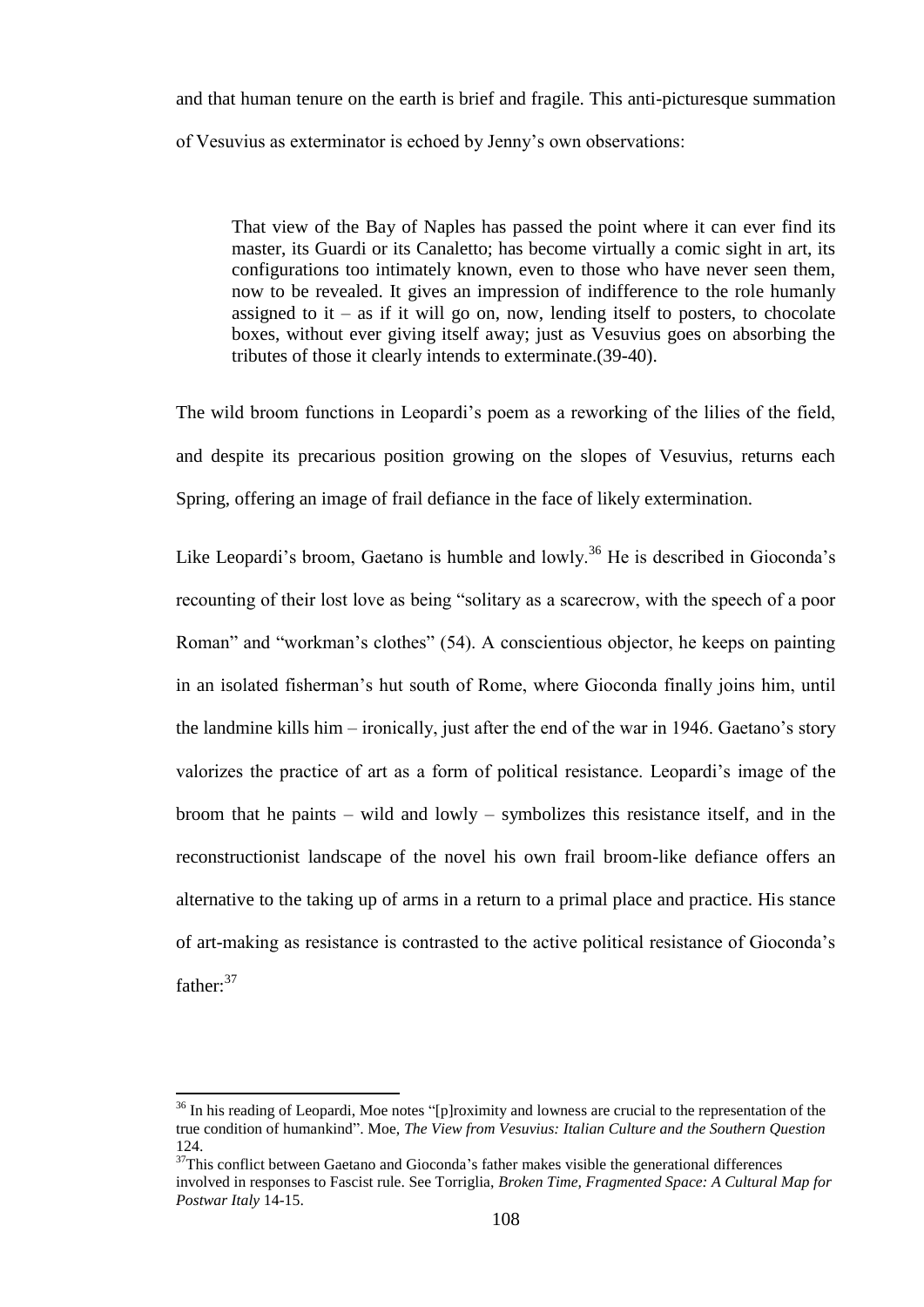and that human tenure on the earth is brief and fragile. This anti-picturesque summation of Vesuvius as exterminator is echoed by Jenny's own observations:

> That view of the Bay of Naples has passed the point where it can ever find its master, its Guardi or its Canaletto; has become virtually a comic sight in art, its configurations too intimately known, even to those who have never seen them, now to be revealed. It gives an impression of indifference to the role humanly assigned to it – as if it will go on, now, lending itself to posters, to chocolate boxes, without ever giving itself away; just as Vesuvius goes on absorbing the tributes of those it clearly intends to exterminate.(39-40).

The wild broom functions in Leopardi's poem as a reworking of the lilies of the field, and despite its precarious position growing on the slopes of Vesuvius, returns each Spring, offering an image of frail defiance in the face of likely extermination.

Like Leopardi's broom, Gaetano is humble and lowly.[36] He is described in Gioconda's recounting of their lost love as being "solitary as a scarecrow, with the speech of a poor Roman" and "workman's clothes" (54). A conscientious objector, he keeps on painting in an isolated fisherman's hut south of Rome, where Gioconda finally joins him, until the landmine kills him – ironically, just after the end of the war in 1946. Gaetano's story valorizes the practice of art as a form of political resistance. Leopardi's image of the broom that he paints – wild and lowly – symbolizes this resistance itself, and in the reconstructionist landscape of the novel his own frail broom-like defiance offers an alternative to the taking up of arms in a return to a primal place and practice. His stance of art-making as resistance is contrasted to the active political resistance of Gioconda's father:[37]

---

[36] In his reading of Leopardi, Moe notes "[p]roximity and lowness are crucial to the representation of the true condition of humankind". Moe, *The View from Vesuvius: Italian Culture and the Southern Question* 124.

[37] This conflict between Gaetano and Gioconda's father makes visible the generational differences involved in responses to Fascist rule. See Torriglia, *Broken Time, Fragmented Space: A Cultural Map for Postwar Italy* 14-15.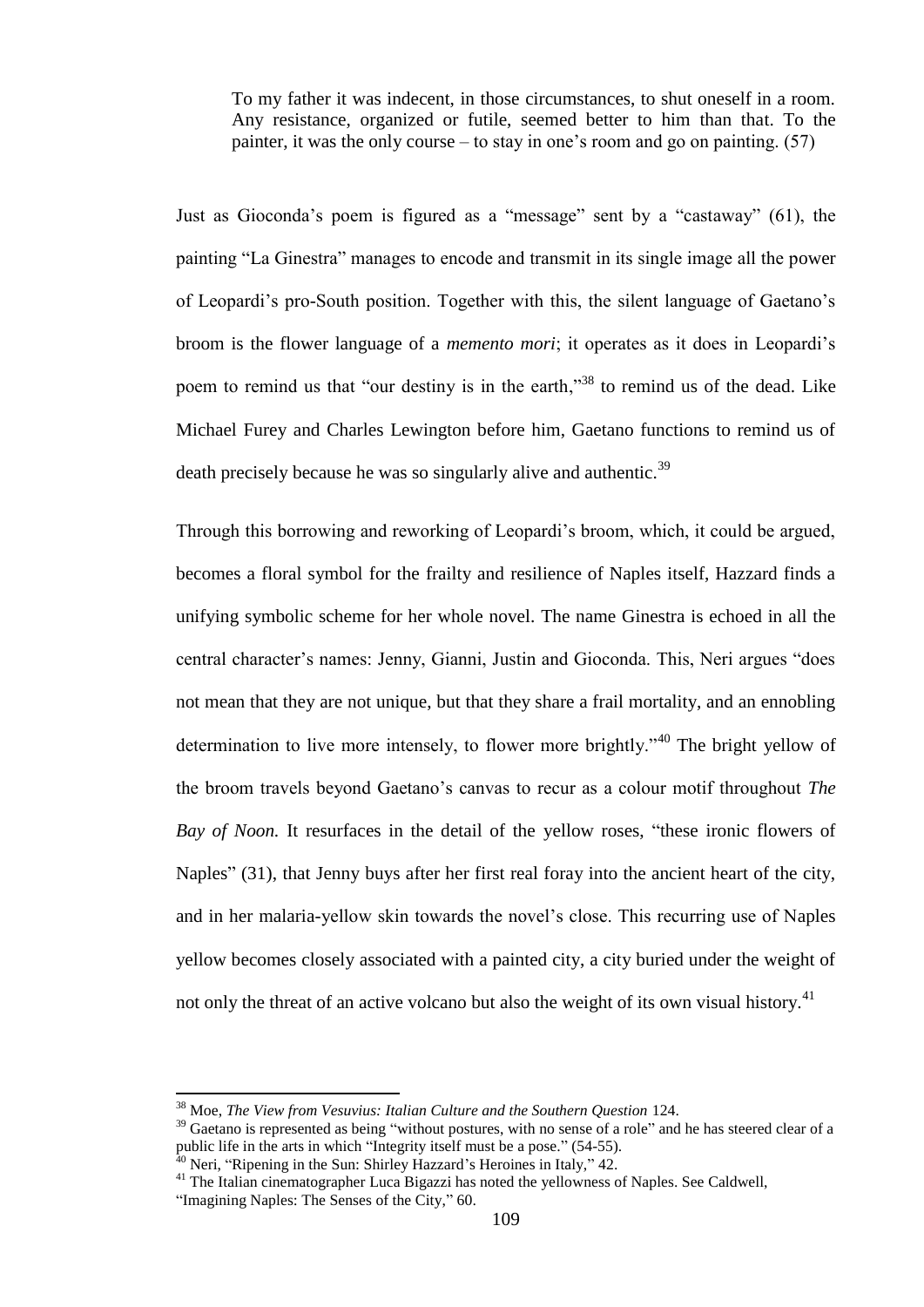> To my father it was indecent, in those circumstances, to shut oneself in a room. Any resistance, organized or futile, seemed better to him than that. To the painter, it was the only course – to stay in one's room and go on painting. (57)

Just as Gioconda's poem is figured as a "message" sent by a "castaway" (61), the painting "La Ginestra" manages to encode and transmit in its single image all the power of Leopardi's pro-South position. Together with this, the silent language of Gaetano's broom is the flower language of a *memento mori*; it operates as it does in Leopardi's poem to remind us that "our destiny is in the earth,"[38] to remind us of the dead. Like Michael Furey and Charles Lewington before him, Gaetano functions to remind us of death precisely because he was so singularly alive and authentic.[39]

Through this borrowing and reworking of Leopardi's broom, which, it could be argued, becomes a floral symbol for the frailty and resilience of Naples itself, Hazzard finds a unifying symbolic scheme for her whole novel. The name Ginestra is echoed in all the central character's names: Jenny, Gianni, Justin and Gioconda. This, Neri argues "does not mean that they are not unique, but that they share a frail mortality, and an ennobling determination to live more intensely, to flower more brightly."[40] The bright yellow of the broom travels beyond Gaetano's canvas to recur as a colour motif throughout *The Bay of Noon.* It resurfaces in the detail of the yellow roses, "these ironic flowers of Naples" (31), that Jenny buys after her first real foray into the ancient heart of the city, and in her malaria-yellow skin towards the novel's close. This recurring use of Naples yellow becomes closely associated with a painted city, a city buried under the weight of not only the threat of an active volcano but also the weight of its own visual history.[41]

---

[38] Moe, *The View from Vesuvius: Italian Culture and the Southern Question* 124.

[39] Gaetano is represented as being "without postures, with no sense of a role" and he has steered clear of a public life in the arts in which "Integrity itself must be a pose." (54-55).

[40] Neri, "Ripening in the Sun: Shirley Hazzard's Heroines in Italy," 42.

[41] The Italian cinematographer Luca Bigazzi has noted the yellowness of Naples. See Caldwell, "Imagining Naples: The Senses of the City," 60.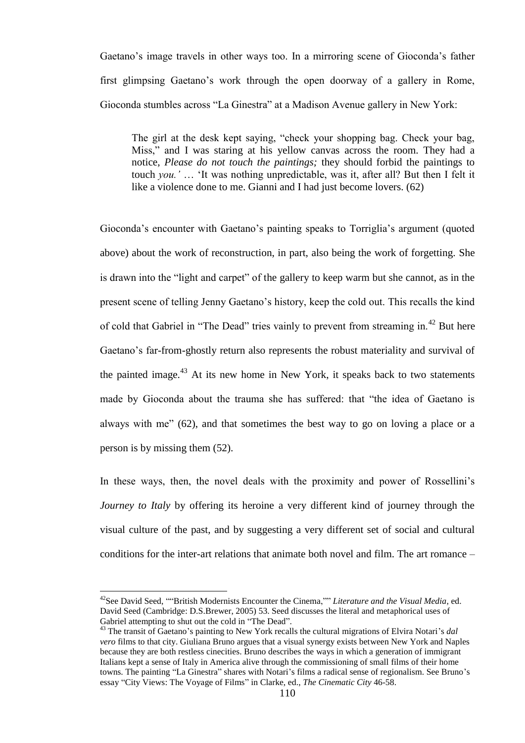Gaetano's image travels in other ways too. In a mirroring scene of Gioconda's father first glimpsing Gaetano's work through the open doorway of a gallery in Rome, Gioconda stumbles across "La Ginestra" at a Madison Avenue gallery in New York:

> The girl at the desk kept saying, "check your shopping bag. Check your bag, Miss," and I was staring at his yellow canvas across the room. They had a notice, *Please do not touch the paintings;* they should forbid the paintings to touch *you.'* … 'It was nothing unpredictable, was it, after all? But then I felt it like a violence done to me. Gianni and I had just become lovers. (62)

Gioconda's encounter with Gaetano's painting speaks to Torriglia's argument (quoted above) about the work of reconstruction, in part, also being the work of forgetting. She is drawn into the "light and carpet" of the gallery to keep warm but she cannot, as in the present scene of telling Jenny Gaetano's history, keep the cold out. This recalls the kind of cold that Gabriel in "The Dead" tries vainly to prevent from streaming in.[42] But here Gaetano's far-from-ghostly return also represents the robust materiality and survival of the painted image.[43] At its new home in New York, it speaks back to two statements made by Gioconda about the trauma she has suffered: that "the idea of Gaetano is always with me" (62), and that sometimes the best way to go on loving a place or a person is by missing them (52).

In these ways, then, the novel deals with the proximity and power of Rossellini's *Journey to Italy* by offering its heroine a very different kind of journey through the visual culture of the past, and by suggesting a very different set of social and cultural conditions for the inter-art relations that animate both novel and film. The art romance –

---

[42] See David Seed, ""British Modernists Encounter the Cinema,"" *Literature and the Visual Media*, ed. David Seed (Cambridge: D.S.Brewer, 2005) 53. Seed discusses the literal and metaphorical uses of Gabriel attempting to shut out the cold in "The Dead".

[43] The transit of Gaetano's painting to New York recalls the cultural migrations of Elvira Notari's *dal vero* films to that city. Giuliana Bruno argues that a visual synergy exists between New York and Naples because they are both restless cinecities. Bruno describes the ways in which a generation of immigrant Italians kept a sense of Italy in America alive through the commissioning of small films of their home towns. The painting "La Ginestra" shares with Notari's films a radical sense of regionalism. See Bruno's essay "City Views: The Voyage of Films" in Clarke, ed., *The Cinematic City* 46-58.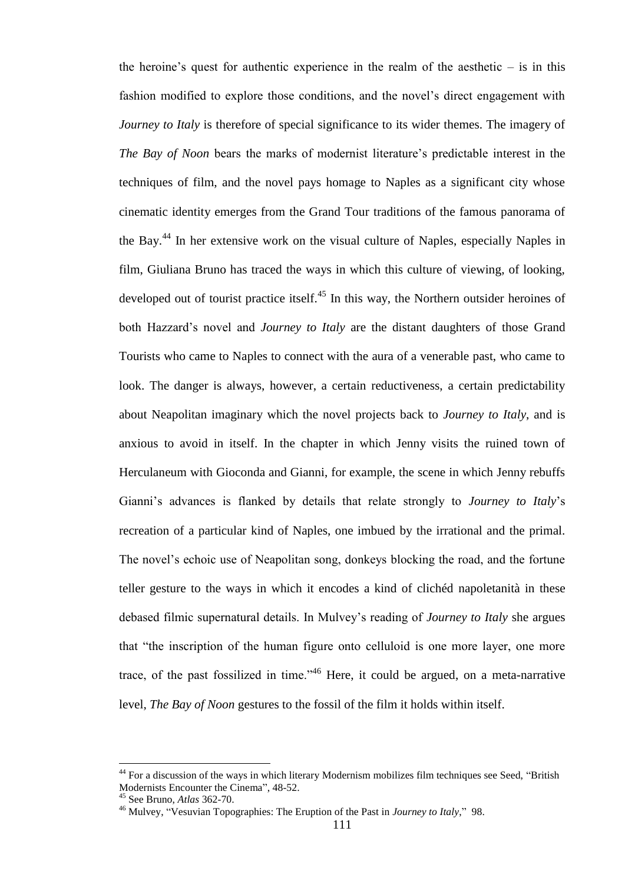the heroine's quest for authentic experience in the realm of the aesthetic – is in this fashion modified to explore those conditions, and the novel's direct engagement with *Journey to Italy* is therefore of special significance to its wider themes. The imagery of *The Bay of Noon* bears the marks of modernist literature's predictable interest in the techniques of film, and the novel pays homage to Naples as a significant city whose cinematic identity emerges from the Grand Tour traditions of the famous panorama of the Bay.[44] In her extensive work on the visual culture of Naples, especially Naples in film, Giuliana Bruno has traced the ways in which this culture of viewing, of looking, developed out of tourist practice itself.[45] In this way, the Northern outsider heroines of both Hazzard's novel and *Journey to Italy* are the distant daughters of those Grand Tourists who came to Naples to connect with the aura of a venerable past, who came to look. The danger is always, however, a certain reductiveness, a certain predictability about Neapolitan imaginary which the novel projects back to *Journey to Italy*, and is anxious to avoid in itself. In the chapter in which Jenny visits the ruined town of Herculaneum with Gioconda and Gianni, for example, the scene in which Jenny rebuffs Gianni's advances is flanked by details that relate strongly to *Journey to Italy*'s recreation of a particular kind of Naples, one imbued by the irrational and the primal. The novel's echoic use of Neapolitan song, donkeys blocking the road, and the fortune teller gesture to the ways in which it encodes a kind of clichéd napoletanità in these debased filmic supernatural details. In Mulvey's reading of *Journey to Italy* she argues that "the inscription of the human figure onto celluloid is one more layer, one more trace, of the past fossilized in time."[46] Here, it could be argued, on a meta-narrative level, *The Bay of Noon* gestures to the fossil of the film it holds within itself.

---

[44] For a discussion of the ways in which literary Modernism mobilizes film techniques see Seed, "British Modernists Encounter the Cinema", 48-52.

[45] See Bruno, *Atlas* 362-70.

[46] Mulvey, "Vesuvian Topographies: The Eruption of the Past in *Journey to Italy*," 98.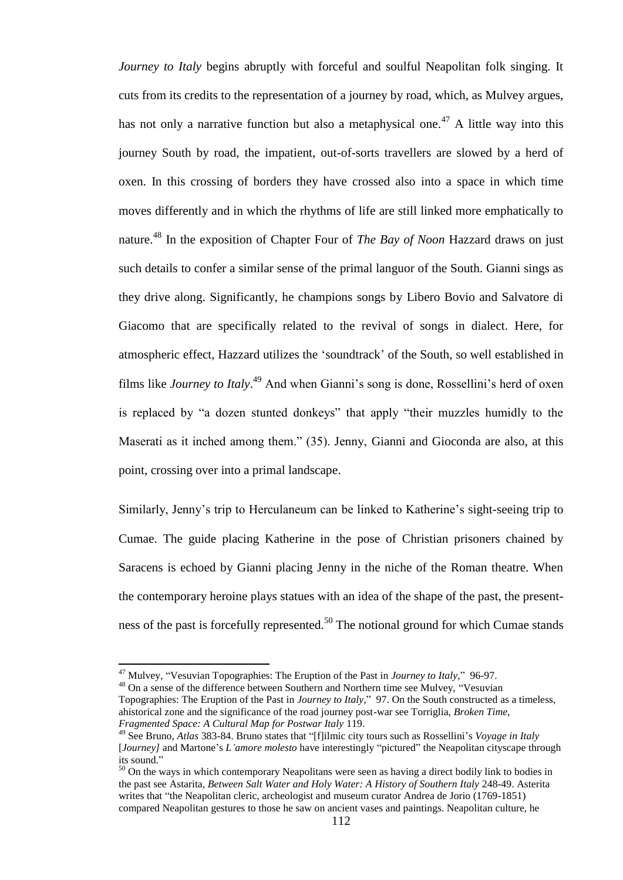*Journey to Italy* begins abruptly with forceful and soulful Neapolitan folk singing. It cuts from its credits to the representation of a journey by road, which, as Mulvey argues, has not only a narrative function but also a metaphysical one.[47] A little way into this journey South by road, the impatient, out-of-sorts travellers are slowed by a herd of oxen. In this crossing of borders they have crossed also into a space in which time moves differently and in which the rhythms of life are still linked more emphatically to nature.[48] In the exposition of Chapter Four of *The Bay of Noon* Hazzard draws on just such details to confer a similar sense of the primal languor of the South. Gianni sings as they drive along. Significantly, he champions songs by Libero Bovio and Salvatore di Giacomo that are specifically related to the revival of songs in dialect. Here, for atmospheric effect, Hazzard utilizes the 'soundtrack' of the South, so well established in films like *Journey to Italy*.[49] And when Gianni's song is done, Rossellini's herd of oxen is replaced by "a dozen stunted donkeys" that apply "their muzzles humidly to the Maserati as it inched among them." (35). Jenny, Gianni and Gioconda are also, at this point, crossing over into a primal landscape.

Similarly, Jenny's trip to Herculaneum can be linked to Katherine's sight-seeing trip to Cumae. The guide placing Katherine in the pose of Christian prisoners chained by Saracens is echoed by Gianni placing Jenny in the niche of the Roman theatre. When the contemporary heroine plays statues with an idea of the shape of the past, the present-ness of the past is forcefully represented.[50] The notional ground for which Cumae stands

---

[47] Mulvey, "Vesuvian Topographies: The Eruption of the Past in *Journey to Italy*," 96-97.

[48] On a sense of the difference between Southern and Northern time see Mulvey, "Vesuvian Topographies: The Eruption of the Past in *Journey to Italy*," 97. On the South constructed as a timeless, ahistorical zone and the significance of the road journey post-war see Torriglia, *Broken Time, Fragmented Space: A Cultural Map for Postwar Italy* 119.

[49] See Bruno, *Atlas* 383-84. Bruno states that "[f]ilmic city tours such as Rossellini's *Voyage in Italy* [*Journey]* and Martone's *L'amore molesto* have interestingly "pictured" the Neapolitan cityscape through its sound."

[50] On the ways in which contemporary Neapolitans were seen as having a direct bodily link to bodies in the past see Astarita, *Between Salt Water and Holy Water: A History of Southern Italy* 248-49. Asterita writes that "the Neapolitan cleric, archeologist and museum curator Andrea de Jorio (1769-1851) compared Neapolitan gestures to those he saw on ancient vases and paintings. Neapolitan culture, he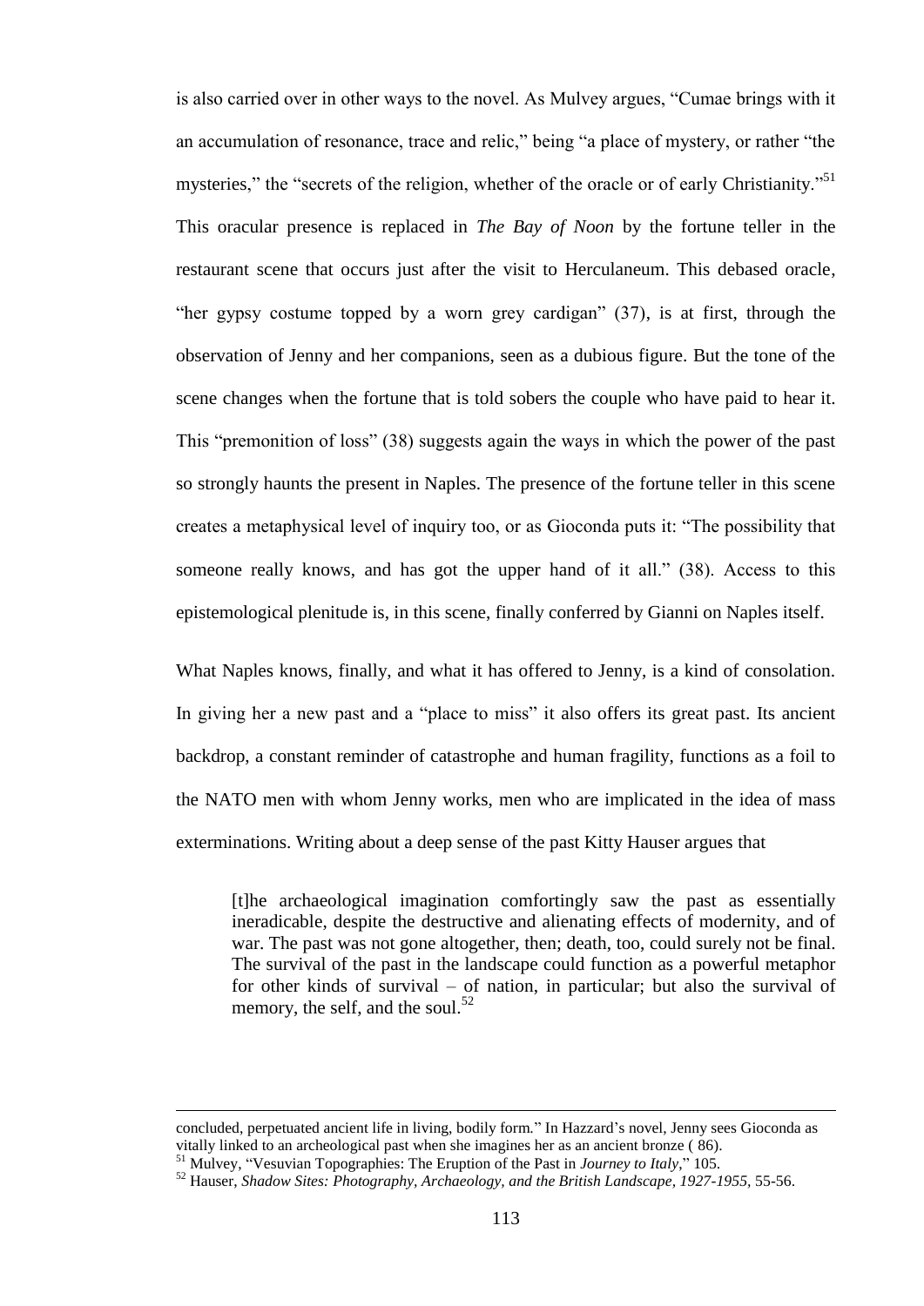is also carried over in other ways to the novel. As Mulvey argues, "Cumae brings with it an accumulation of resonance, trace and relic," being "a place of mystery, or rather "the mysteries," the "secrets of the religion, whether of the oracle or of early Christianity."[51] This oracular presence is replaced in *The Bay of Noon* by the fortune teller in the restaurant scene that occurs just after the visit to Herculaneum. This debased oracle, "her gypsy costume topped by a worn grey cardigan" (37), is at first, through the observation of Jenny and her companions, seen as a dubious figure. But the tone of the scene changes when the fortune that is told sobers the couple who have paid to hear it. This "premonition of loss" (38) suggests again the ways in which the power of the past so strongly haunts the present in Naples. The presence of the fortune teller in this scene creates a metaphysical level of inquiry too, or as Gioconda puts it: "The possibility that someone really knows, and has got the upper hand of it all." (38). Access to this epistemological plenitude is, in this scene, finally conferred by Gianni on Naples itself.

What Naples knows, finally, and what it has offered to Jenny, is a kind of consolation. In giving her a new past and a "place to miss" it also offers its great past. Its ancient backdrop, a constant reminder of catastrophe and human fragility, functions as a foil to the NATO men with whom Jenny works, men who are implicated in the idea of mass exterminations. Writing about a deep sense of the past Kitty Hauser argues that

> [t]he archaeological imagination comfortingly saw the past as essentially ineradicable, despite the destructive and alienating effects of modernity, and of war. The past was not gone altogether, then; death, too, could surely not be final. The survival of the past in the landscape could function as a powerful metaphor for other kinds of survival – of nation, in particular; but also the survival of memory, the self, and the soul.[52]

---

concluded, perpetuated ancient life in living, bodily form." In Hazzard's novel, Jenny sees Gioconda as vitally linked to an archeological past when she imagines her as an ancient bronze ( 86).

[51] Mulvey, "Vesuvian Topographies: The Eruption of the Past in *Journey to Italy*," 105.

[52] Hauser, *Shadow Sites: Photography, Archaeology, and the British Landscape, 1927-1955*, 55-56.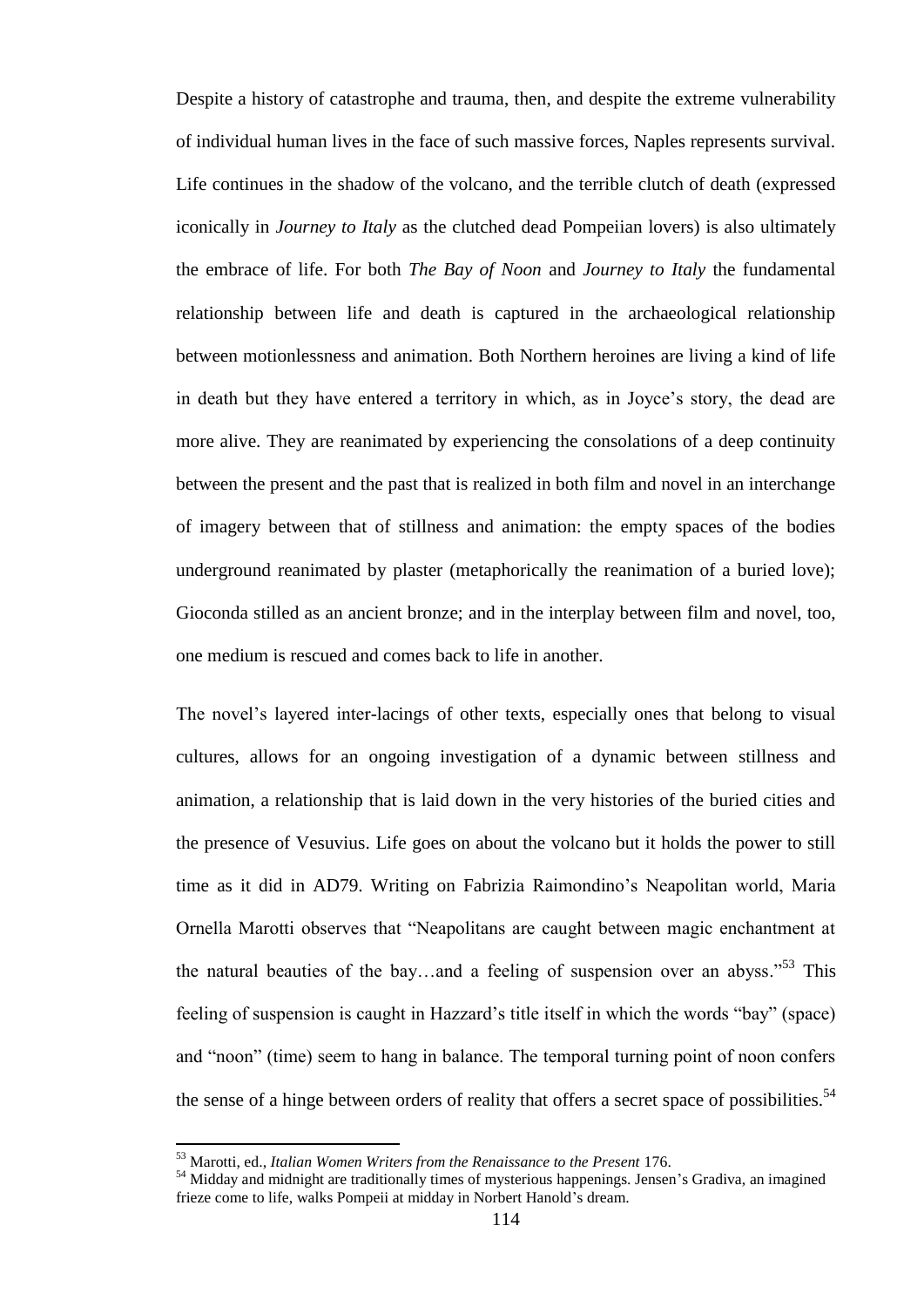Despite a history of catastrophe and trauma, then, and despite the extreme vulnerability of individual human lives in the face of such massive forces, Naples represents survival. Life continues in the shadow of the volcano, and the terrible clutch of death (expressed iconically in *Journey to Italy* as the clutched dead Pompeiian lovers) is also ultimately the embrace of life. For both *The Bay of Noon* and *Journey to Italy* the fundamental relationship between life and death is captured in the archaeological relationship between motionlessness and animation. Both Northern heroines are living a kind of life in death but they have entered a territory in which, as in Joyce's story, the dead are more alive. They are reanimated by experiencing the consolations of a deep continuity between the present and the past that is realized in both film and novel in an interchange of imagery between that of stillness and animation: the empty spaces of the bodies underground reanimated by plaster (metaphorically the reanimation of a buried love); Gioconda stilled as an ancient bronze; and in the interplay between film and novel, too, one medium is rescued and comes back to life in another.

The novel's layered inter-lacings of other texts, especially ones that belong to visual cultures, allows for an ongoing investigation of a dynamic between stillness and animation, a relationship that is laid down in the very histories of the buried cities and the presence of Vesuvius. Life goes on about the volcano but it holds the power to still time as it did in AD79. Writing on Fabrizia Raimondino's Neapolitan world, Maria Ornella Marotti observes that "Neapolitans are caught between magic enchantment at the natural beauties of the bay…and a feeling of suspension over an abyss."[53] This feeling of suspension is caught in Hazzard's title itself in which the words "bay" (space) and "noon" (time) seem to hang in balance. The temporal turning point of noon confers the sense of a hinge between orders of reality that offers a secret space of possibilities.[54]

---

[53] Marotti, ed., *Italian Women Writers from the Renaissance to the Present* 176.

[54] Midday and midnight are traditionally times of mysterious happenings. Jensen's Gradiva, an imagined frieze come to life, walks Pompeii at midday in Norbert Hanold's dream.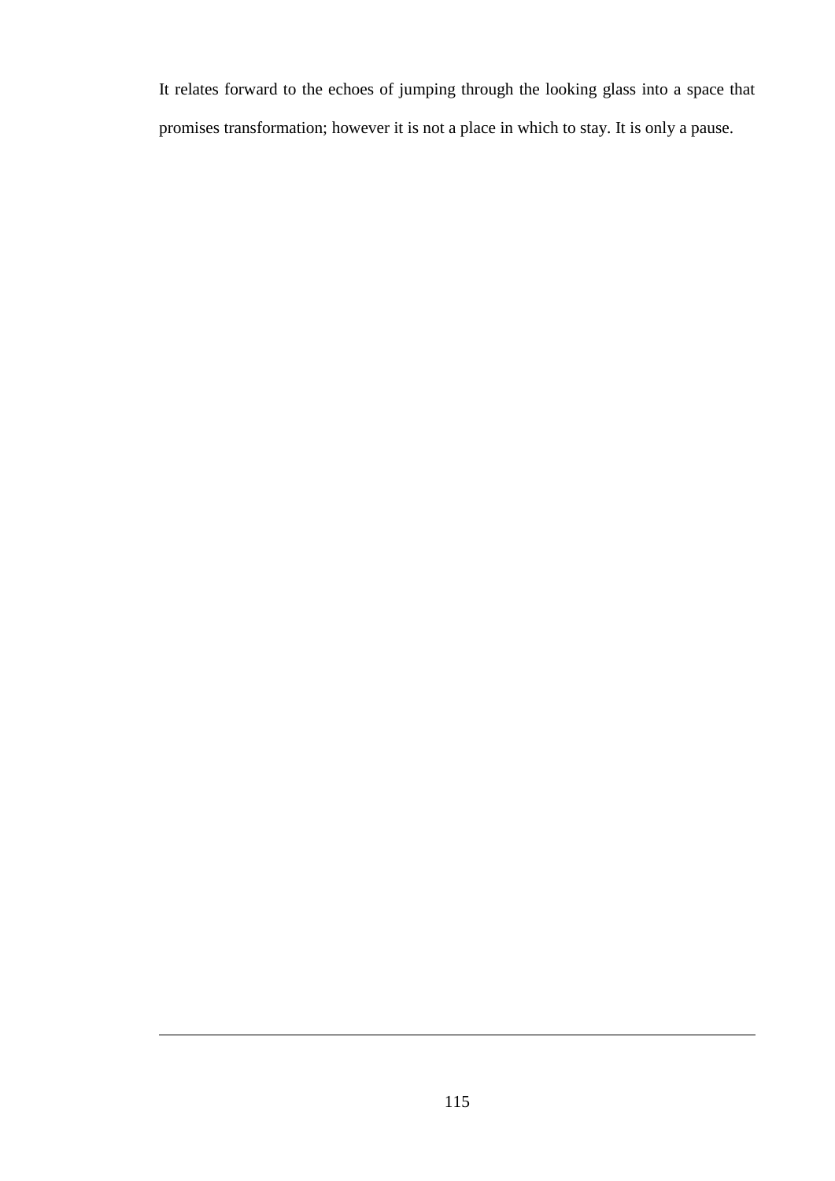It relates forward to the echoes of jumping through the looking glass into a space that promises transformation; however it is not a place in which to stay. It is only a pause.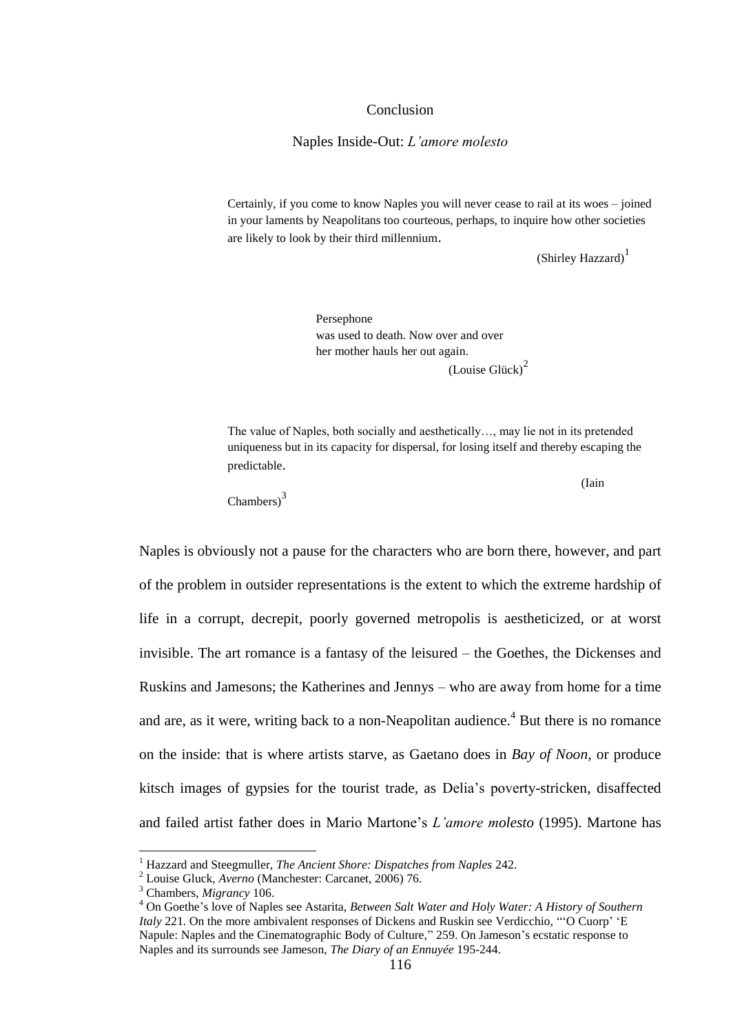# Conclusion

## Naples Inside-Out: *L'amore molesto*

> Certainly, if you come to know Naples you will never cease to rail at its woes – joined in your laments by Neapolitans too courteous, perhaps, to inquire how other societies are likely to look by their third millennium.
>
> (Shirley Hazzard)[1]

> Persephone
> was used to death. Now over and over
> her mother hauls her out again.
>
> (Louise Glück)[2]

> The value of Naples, both socially and aesthetically…, may lie not in its pretended uniqueness but in its capacity for dispersal, for losing itself and thereby escaping the predictable.
>
> (Iain Chambers)[3]

Naples is obviously not a pause for the characters who are born there, however, and part of the problem in outsider representations is the extent to which the extreme hardship of life in a corrupt, decrepit, poorly governed metropolis is aestheticized, or at worst invisible. The art romance is a fantasy of the leisured – the Goethes, the Dickenses and Ruskins and Jamesons; the Katherines and Jennys – who are away from home for a time and are, as it were, writing back to a non-Neapolitan audience.[4] But there is no romance on the inside: that is where artists starve, as Gaetano does in *Bay of Noon*, or produce kitsch images of gypsies for the tourist trade, as Delia's poverty-stricken, disaffected and failed artist father does in Mario Martone's *L'amore molesto* (1995). Martone has

---

[1] Hazzard and Steegmuller, *The Ancient Shore: Dispatches from Naples* 242.

[2] Louise Gluck, *Averno* (Manchester: Carcanet, 2006) 76.

[3] Chambers, *Migrancy* 106.

[4] On Goethe's love of Naples see Astarita, *Between Salt Water and Holy Water: A History of Southern Italy* 221. On the more ambivalent responses of Dickens and Ruskin see Verdicchio, "'O Cuorp' 'E Napule: Naples and the Cinematographic Body of Culture," 259. On Jameson's ecstatic response to Naples and its surrounds see Jameson, *The Diary of an Ennuyée* 195-244.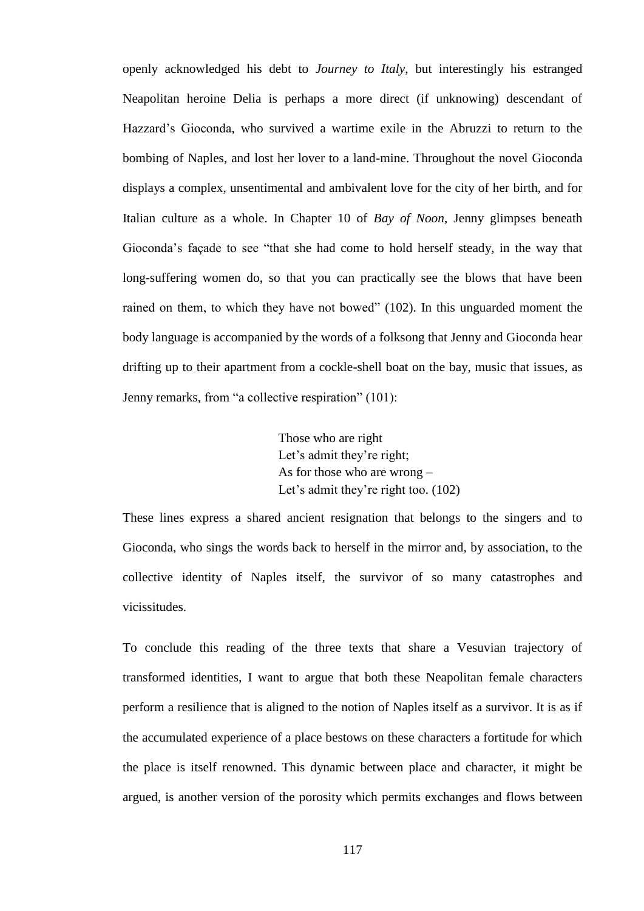openly acknowledged his debt to *Journey to Italy*, but interestingly his estranged Neapolitan heroine Delia is perhaps a more direct (if unknowing) descendant of Hazzard's Gioconda, who survived a wartime exile in the Abruzzi to return to the bombing of Naples, and lost her lover to a land-mine. Throughout the novel Gioconda displays a complex, unsentimental and ambivalent love for the city of her birth, and for Italian culture as a whole. In Chapter 10 of *Bay of Noon*, Jenny glimpses beneath Gioconda's façade to see "that she had come to hold herself steady, in the way that long-suffering women do, so that you can practically see the blows that have been rained on them, to which they have not bowed" (102). In this unguarded moment the body language is accompanied by the words of a folksong that Jenny and Gioconda hear drifting up to their apartment from a cockle-shell boat on the bay, music that issues, as Jenny remarks, from "a collective respiration" (101):

> Those who are right
> Let's admit they're right;
> As for those who are wrong –
> Let's admit they're right too. (102)

These lines express a shared ancient resignation that belongs to the singers and to Gioconda, who sings the words back to herself in the mirror and, by association, to the collective identity of Naples itself, the survivor of so many catastrophes and vicissitudes.

To conclude this reading of the three texts that share a Vesuvian trajectory of transformed identities, I want to argue that both these Neapolitan female characters perform a resilience that is aligned to the notion of Naples itself as a survivor. It is as if the accumulated experience of a place bestows on these characters a fortitude for which the place is itself renowned. This dynamic between place and character, it might be argued, is another version of the porosity which permits exchanges and flows between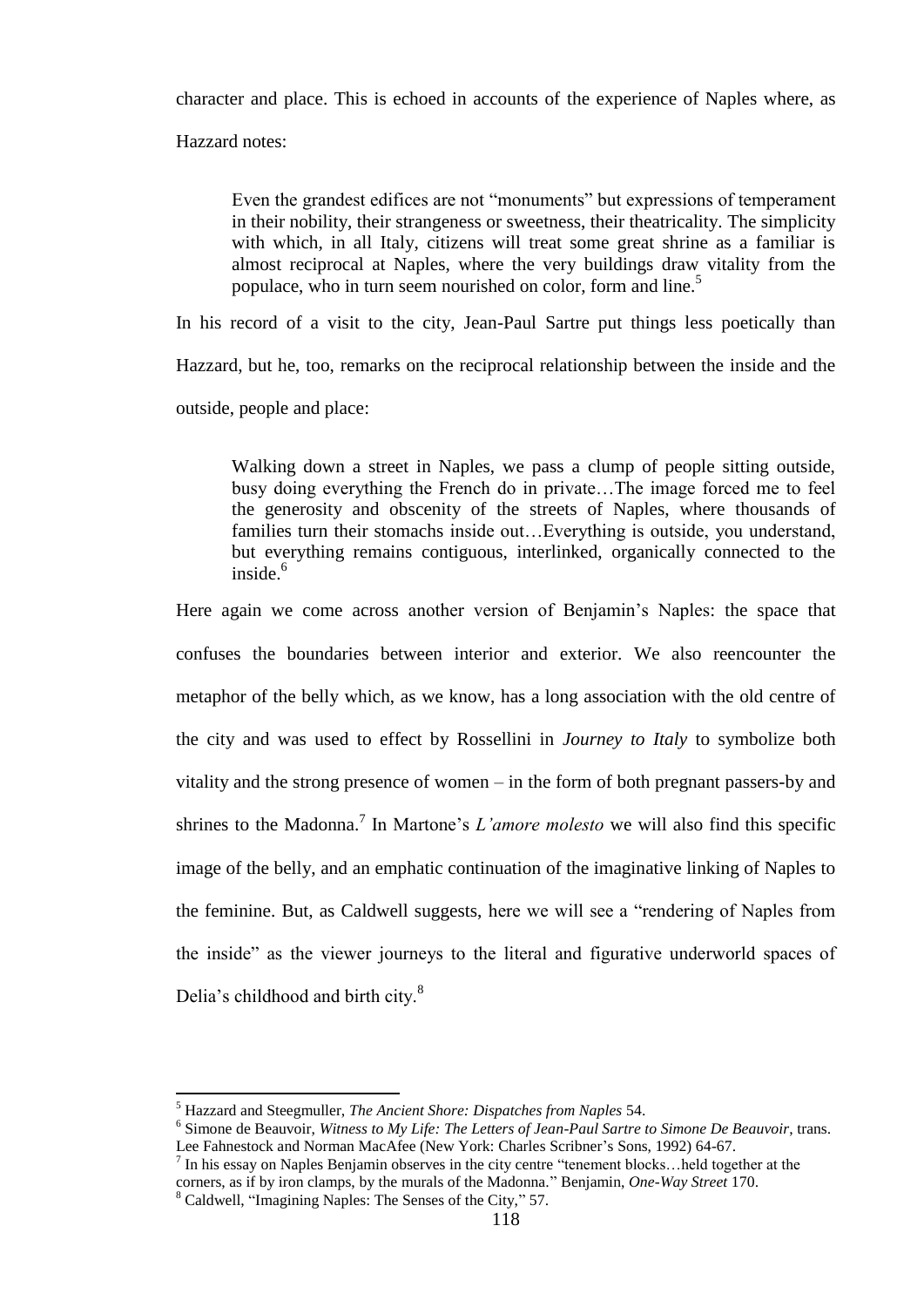character and place. This is echoed in accounts of the experience of Naples where, as Hazzard notes:

> Even the grandest edifices are not "monuments" but expressions of temperament in their nobility, their strangeness or sweetness, their theatricality. The simplicity with which, in all Italy, citizens will treat some great shrine as a familiar is almost reciprocal at Naples, where the very buildings draw vitality from the populace, who in turn seem nourished on color, form and line.[5]

In his record of a visit to the city, Jean-Paul Sartre put things less poetically than Hazzard, but he, too, remarks on the reciprocal relationship between the inside and the outside, people and place:

> Walking down a street in Naples, we pass a clump of people sitting outside, busy doing everything the French do in private…The image forced me to feel the generosity and obscenity of the streets of Naples, where thousands of families turn their stomachs inside out…Everything is outside, you understand, but everything remains contiguous, interlinked, organically connected to the inside.[6]

Here again we come across another version of Benjamin's Naples: the space that confuses the boundaries between interior and exterior. We also reencounter the metaphor of the belly which, as we know, has a long association with the old centre of the city and was used to effect by Rossellini in *Journey to Italy* to symbolize both vitality and the strong presence of women – in the form of both pregnant passers-by and shrines to the Madonna.[7] In Martone's *L'amore molesto* we will also find this specific image of the belly, and an emphatic continuation of the imaginative linking of Naples to the feminine. But, as Caldwell suggests, here we will see a "rendering of Naples from the inside" as the viewer journeys to the literal and figurative underworld spaces of Delia's childhood and birth city.[8]

---

[5] Hazzard and Steegmuller, *The Ancient Shore: Dispatches from Naples* 54.

[6] Simone de Beauvoir, *Witness to My Life: The Letters of Jean-Paul Sartre to Simone De Beauvoir*, trans. Lee Fahnestock and Norman MacAfee (New York: Charles Scribner's Sons, 1992) 64-67.

[7] In his essay on Naples Benjamin observes in the city centre "tenement blocks…held together at the corners, as if by iron clamps, by the murals of the Madonna." Benjamin, *One-Way Street* 170.

[8] Caldwell, "Imagining Naples: The Senses of the City," 57.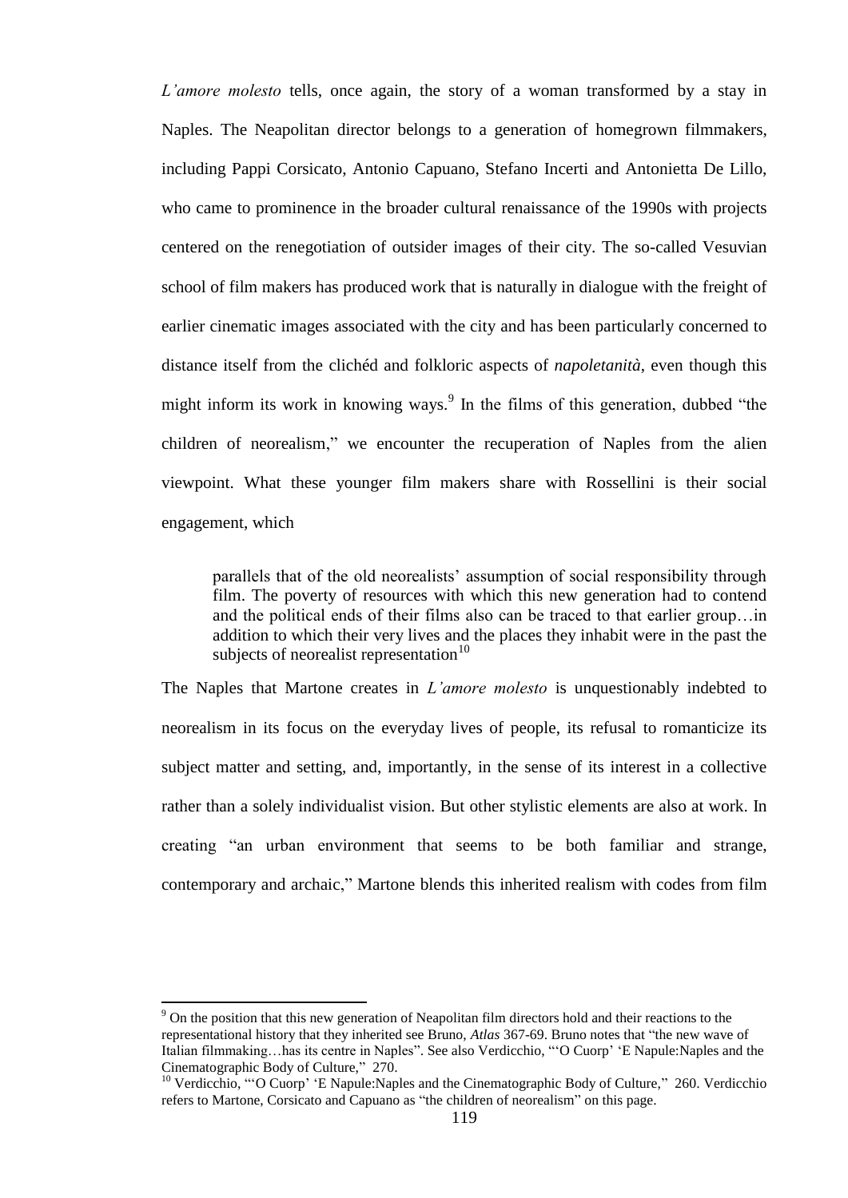*L'amore molesto* tells, once again, the story of a woman transformed by a stay in Naples. The Neapolitan director belongs to a generation of homegrown filmmakers, including Pappi Corsicato, Antonio Capuano, Stefano Incerti and Antonietta De Lillo, who came to prominence in the broader cultural renaissance of the 1990s with projects centered on the renegotiation of outsider images of their city. The so-called Vesuvian school of film makers has produced work that is naturally in dialogue with the freight of earlier cinematic images associated with the city and has been particularly concerned to distance itself from the clichéd and folkloric aspects of *napoletanità*, even though this might inform its work in knowing ways.[9] In the films of this generation, dubbed "the children of neorealism," we encounter the recuperation of Naples from the alien viewpoint. What these younger film makers share with Rossellini is their social engagement, which

> parallels that of the old neorealists' assumption of social responsibility through film. The poverty of resources with which this new generation had to contend and the political ends of their films also can be traced to that earlier group…in addition to which their very lives and the places they inhabit were in the past the subjects of neorealist representation[10]

The Naples that Martone creates in *L'amore molesto* is unquestionably indebted to neorealism in its focus on the everyday lives of people, its refusal to romanticize its subject matter and setting, and, importantly, in the sense of its interest in a collective rather than a solely individualist vision. But other stylistic elements are also at work. In creating "an urban environment that seems to be both familiar and strange, contemporary and archaic," Martone blends this inherited realism with codes from film

---

[9] On the position that this new generation of Neapolitan film directors hold and their reactions to the representational history that they inherited see Bruno, *Atlas* 367-69. Bruno notes that "the new wave of Italian filmmaking…has its centre in Naples". See also Verdicchio, "'O Cuorp' 'E Napule:Naples and the Cinematographic Body of Culture," 270.

[10] Verdicchio, "'O Cuorp' 'E Napule:Naples and the Cinematographic Body of Culture," 260. Verdicchio refers to Martone, Corsicato and Capuano as "the children of neorealism" on this page.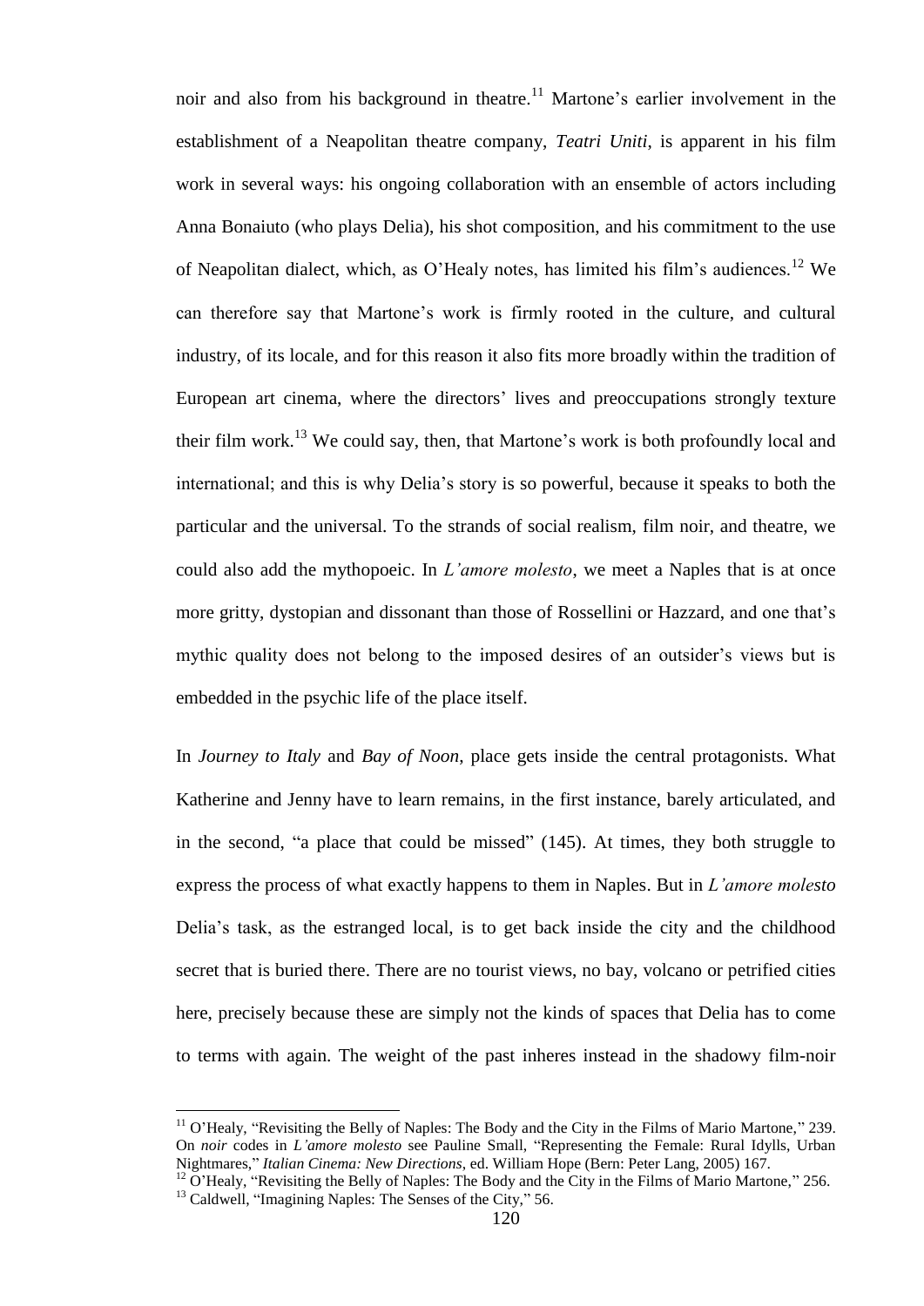noir and also from his background in theatre.[11] Martone's earlier involvement in the establishment of a Neapolitan theatre company, *Teatri Uniti*, is apparent in his film work in several ways: his ongoing collaboration with an ensemble of actors including Anna Bonaiuto (who plays Delia), his shot composition, and his commitment to the use of Neapolitan dialect, which, as O'Healy notes, has limited his film's audiences.[12] We can therefore say that Martone's work is firmly rooted in the culture, and cultural industry, of its locale, and for this reason it also fits more broadly within the tradition of European art cinema, where the directors' lives and preoccupations strongly texture their film work.[13] We could say, then, that Martone's work is both profoundly local and international; and this is why Delia's story is so powerful, because it speaks to both the particular and the universal. To the strands of social realism, film noir, and theatre, we could also add the mythopoeic. In *L'amore molesto*, we meet a Naples that is at once more gritty, dystopian and dissonant than those of Rossellini or Hazzard, and one that's mythic quality does not belong to the imposed desires of an outsider's views but is embedded in the psychic life of the place itself.

In *Journey to Italy* and *Bay of Noon*, place gets inside the central protagonists. What Katherine and Jenny have to learn remains, in the first instance, barely articulated, and in the second, "a place that could be missed" (145). At times, they both struggle to express the process of what exactly happens to them in Naples. But in *L'amore molesto* Delia's task, as the estranged local, is to get back inside the city and the childhood secret that is buried there. There are no tourist views, no bay, volcano or petrified cities here, precisely because these are simply not the kinds of spaces that Delia has to come to terms with again. The weight of the past inheres instead in the shadowy film-noir

[11] O'Healy, "Revisiting the Belly of Naples: The Body and the City in the Films of Mario Martone," 239. On *noir* codes in *L'amore molesto* see Pauline Small, "Representing the Female: Rural Idylls, Urban Nightmares," *Italian Cinema: New Directions*, ed. William Hope (Bern: Peter Lang, 2005) 167.

[12] O'Healy, "Revisiting the Belly of Naples: The Body and the City in the Films of Mario Martone," 256.

[13] Caldwell, "Imagining Naples: The Senses of the City," 56.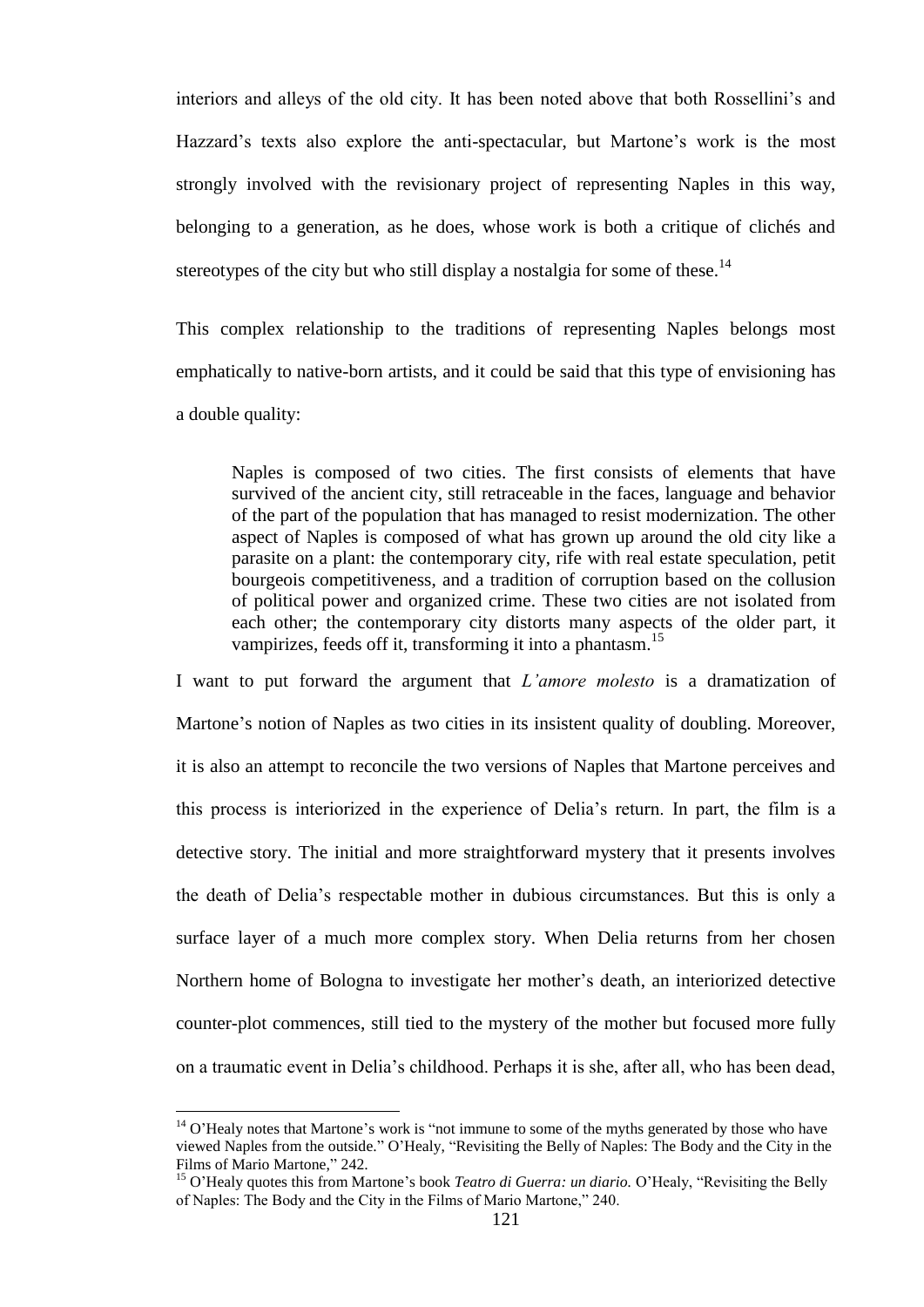interiors and alleys of the old city. It has been noted above that both Rossellini's and Hazzard's texts also explore the anti-spectacular, but Martone's work is the most strongly involved with the revisionary project of representing Naples in this way, belonging to a generation, as he does, whose work is both a critique of clichés and stereotypes of the city but who still display a nostalgia for some of these.[14]

This complex relationship to the traditions of representing Naples belongs most emphatically to native-born artists, and it could be said that this type of envisioning has a double quality:

> Naples is composed of two cities. The first consists of elements that have survived of the ancient city, still retraceable in the faces, language and behavior of the part of the population that has managed to resist modernization. The other aspect of Naples is composed of what has grown up around the old city like a parasite on a plant: the contemporary city, rife with real estate speculation, petit bourgeois competitiveness, and a tradition of corruption based on the collusion of political power and organized crime. These two cities are not isolated from each other; the contemporary city distorts many aspects of the older part, it vampirizes, feeds off it, transforming it into a phantasm.[15]

I want to put forward the argument that *L'amore molesto* is a dramatization of Martone's notion of Naples as two cities in its insistent quality of doubling. Moreover, it is also an attempt to reconcile the two versions of Naples that Martone perceives and this process is interiorized in the experience of Delia's return. In part, the film is a detective story. The initial and more straightforward mystery that it presents involves the death of Delia's respectable mother in dubious circumstances. But this is only a surface layer of a much more complex story. When Delia returns from her chosen Northern home of Bologna to investigate her mother's death, an interiorized detective counter-plot commences, still tied to the mystery of the mother but focused more fully on a traumatic event in Delia's childhood. Perhaps it is she, after all, who has been dead,

[14] O'Healy notes that Martone's work is "not immune to some of the myths generated by those who have viewed Naples from the outside." O'Healy, "Revisiting the Belly of Naples: The Body and the City in the Films of Mario Martone," 242.

[15] O'Healy quotes this from Martone's book *Teatro di Guerra: un diario.* O'Healy, "Revisiting the Belly of Naples: The Body and the City in the Films of Mario Martone," 240.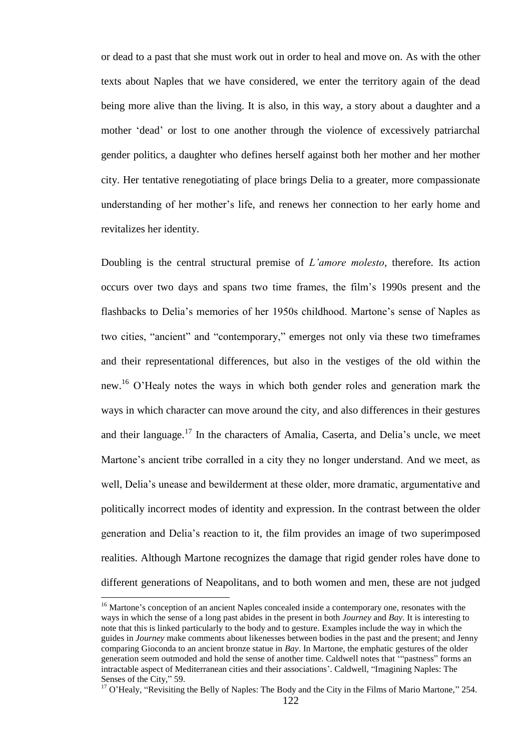or dead to a past that she must work out in order to heal and move on. As with the other texts about Naples that we have considered, we enter the territory again of the dead being more alive than the living. It is also, in this way, a story about a daughter and a mother 'dead' or lost to one another through the violence of excessively patriarchal gender politics, a daughter who defines herself against both her mother and her mother city. Her tentative renegotiating of place brings Delia to a greater, more compassionate understanding of her mother's life, and renews her connection to her early home and revitalizes her identity.

Doubling is the central structural premise of *L'amore molesto*, therefore. Its action occurs over two days and spans two time frames, the film's 1990s present and the flashbacks to Delia's memories of her 1950s childhood. Martone's sense of Naples as two cities, "ancient" and "contemporary," emerges not only via these two timeframes and their representational differences, but also in the vestiges of the old within the new.[16] O'Healy notes the ways in which both gender roles and generation mark the ways in which character can move around the city, and also differences in their gestures and their language.[17] In the characters of Amalia, Caserta, and Delia's uncle, we meet Martone's ancient tribe corralled in a city they no longer understand. And we meet, as well, Delia's unease and bewilderment at these older, more dramatic, argumentative and politically incorrect modes of identity and expression. In the contrast between the older generation and Delia's reaction to it, the film provides an image of two superimposed realities. Although Martone recognizes the damage that rigid gender roles have done to different generations of Neapolitans, and to both women and men, these are not judged

[16] Martone's conception of an ancient Naples concealed inside a contemporary one, resonates with the ways in which the sense of a long past abides in the present in both *Journey* and *Bay*. It is interesting to note that this is linked particularly to the body and to gesture. Examples include the way in which the guides in *Journey* make comments about likenesses between bodies in the past and the present; and Jenny comparing Gioconda to an ancient bronze statue in *Bay*. In Martone, the emphatic gestures of the older generation seem outmoded and hold the sense of another time. Caldwell notes that '"pastness" forms an intractable aspect of Mediterranean cities and their associations'. Caldwell, "Imagining Naples: The Senses of the City," 59.

[17] O'Healy, "Revisiting the Belly of Naples: The Body and the City in the Films of Mario Martone," 254.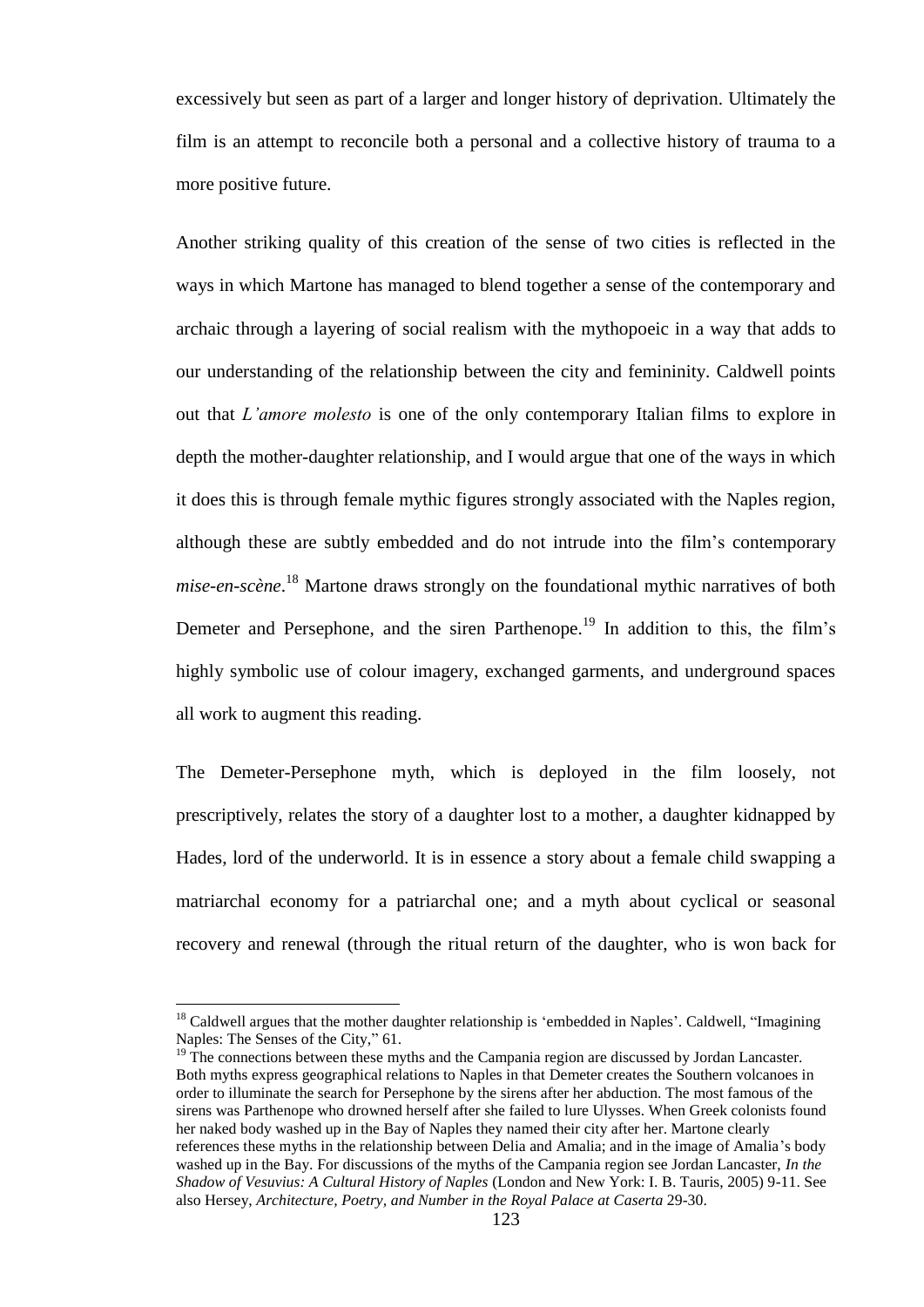excessively but seen as part of a larger and longer history of deprivation. Ultimately the film is an attempt to reconcile both a personal and a collective history of trauma to a more positive future.

Another striking quality of this creation of the sense of two cities is reflected in the ways in which Martone has managed to blend together a sense of the contemporary and archaic through a layering of social realism with the mythopoeic in a way that adds to our understanding of the relationship between the city and femininity. Caldwell points out that *L'amore molesto* is one of the only contemporary Italian films to explore in depth the mother-daughter relationship, and I would argue that one of the ways in which it does this is through female mythic figures strongly associated with the Naples region, although these are subtly embedded and do not intrude into the film's contemporary *mise-en-scène*.[18] Martone draws strongly on the foundational mythic narratives of both Demeter and Persephone, and the siren Parthenope.[19] In addition to this, the film's highly symbolic use of colour imagery, exchanged garments, and underground spaces all work to augment this reading.

The Demeter-Persephone myth, which is deployed in the film loosely, not prescriptively, relates the story of a daughter lost to a mother, a daughter kidnapped by Hades, lord of the underworld. It is in essence a story about a female child swapping a matriarchal economy for a patriarchal one; and a myth about cyclical or seasonal recovery and renewal (through the ritual return of the daughter, who is won back for

---

[18] Caldwell argues that the mother daughter relationship is 'embedded in Naples'. Caldwell, "Imagining Naples: The Senses of the City," 61.

[19] The connections between these myths and the Campania region are discussed by Jordan Lancaster. Both myths express geographical relations to Naples in that Demeter creates the Southern volcanoes in order to illuminate the search for Persephone by the sirens after her abduction. The most famous of the sirens was Parthenope who drowned herself after she failed to lure Ulysses. When Greek colonists found her naked body washed up in the Bay of Naples they named their city after her. Martone clearly references these myths in the relationship between Delia and Amalia; and in the image of Amalia's body washed up in the Bay. For discussions of the myths of the Campania region see Jordan Lancaster, *In the Shadow of Vesuvius: A Cultural History of Naples* (London and New York: I. B. Tauris, 2005) 9-11. See also Hersey, *Architecture, Poetry, and Number in the Royal Palace at Caserta* 29-30.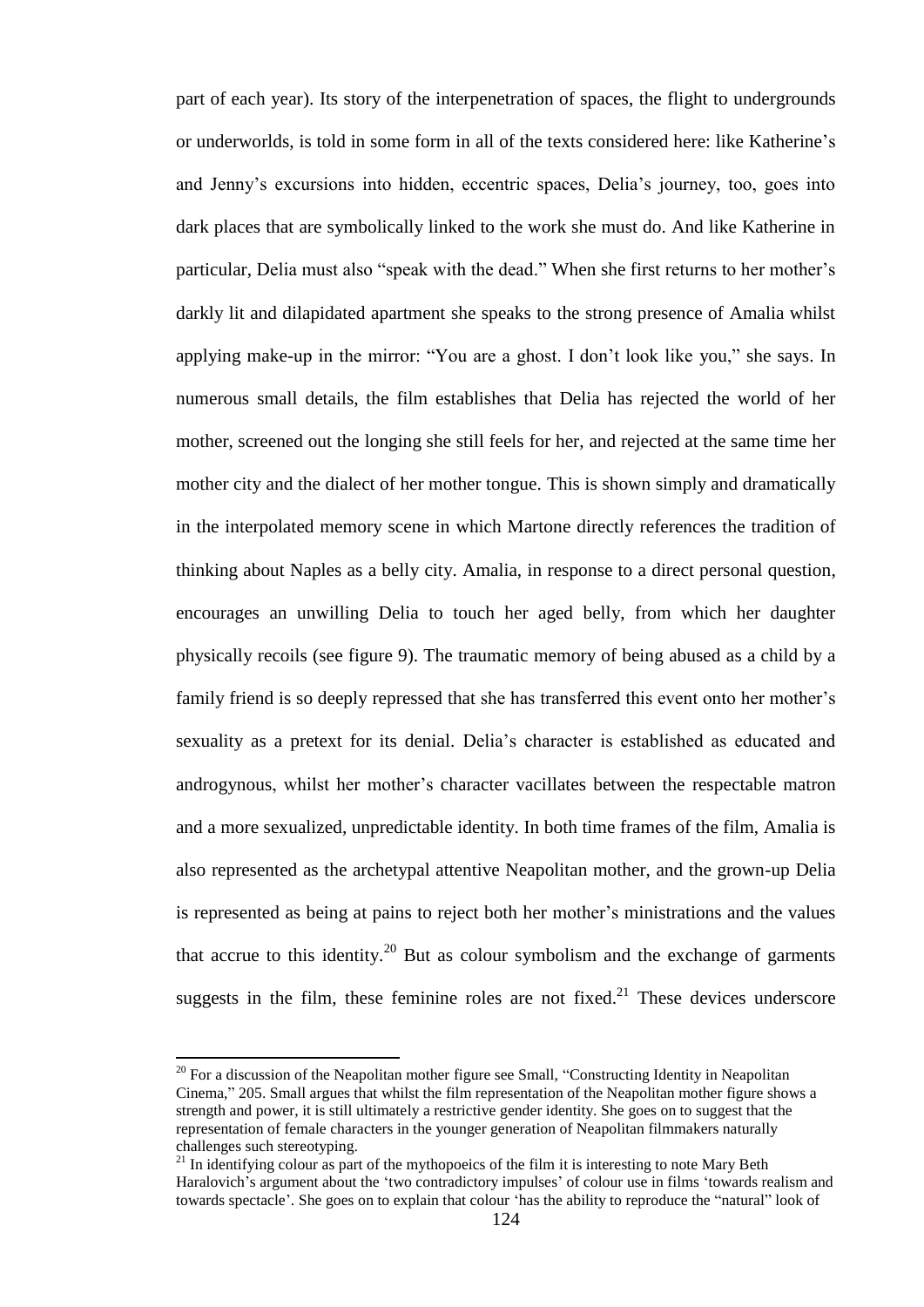part of each year). Its story of the interpenetration of spaces, the flight to undergrounds or underworlds, is told in some form in all of the texts considered here: like Katherine's and Jenny's excursions into hidden, eccentric spaces, Delia's journey, too, goes into dark places that are symbolically linked to the work she must do. And like Katherine in particular, Delia must also "speak with the dead." When she first returns to her mother's darkly lit and dilapidated apartment she speaks to the strong presence of Amalia whilst applying make-up in the mirror: "You are a ghost. I don't look like you," she says. In numerous small details, the film establishes that Delia has rejected the world of her mother, screened out the longing she still feels for her, and rejected at the same time her mother city and the dialect of her mother tongue. This is shown simply and dramatically in the interpolated memory scene in which Martone directly references the tradition of thinking about Naples as a belly city. Amalia, in response to a direct personal question, encourages an unwilling Delia to touch her aged belly, from which her daughter physically recoils (see figure 9). The traumatic memory of being abused as a child by a family friend is so deeply repressed that she has transferred this event onto her mother's sexuality as a pretext for its denial. Delia's character is established as educated and androgynous, whilst her mother's character vacillates between the respectable matron and a more sexualized, unpredictable identity. In both time frames of the film, Amalia is also represented as the archetypal attentive Neapolitan mother, and the grown-up Delia is represented as being at pains to reject both her mother's ministrations and the values that accrue to this identity.[20] But as colour symbolism and the exchange of garments suggests in the film, these feminine roles are not fixed.[21] These devices underscore

---

[20] For a discussion of the Neapolitan mother figure see Small, "Constructing Identity in Neapolitan Cinema," 205. Small argues that whilst the film representation of the Neapolitan mother figure shows a strength and power, it is still ultimately a restrictive gender identity. She goes on to suggest that the representation of female characters in the younger generation of Neapolitan filmmakers naturally challenges such stereotyping.

[21] In identifying colour as part of the mythopoeics of the film it is interesting to note Mary Beth Haralovich's argument about the 'two contradictory impulses' of colour use in films 'towards realism and towards spectacle'. She goes on to explain that colour 'has the ability to reproduce the "natural" look of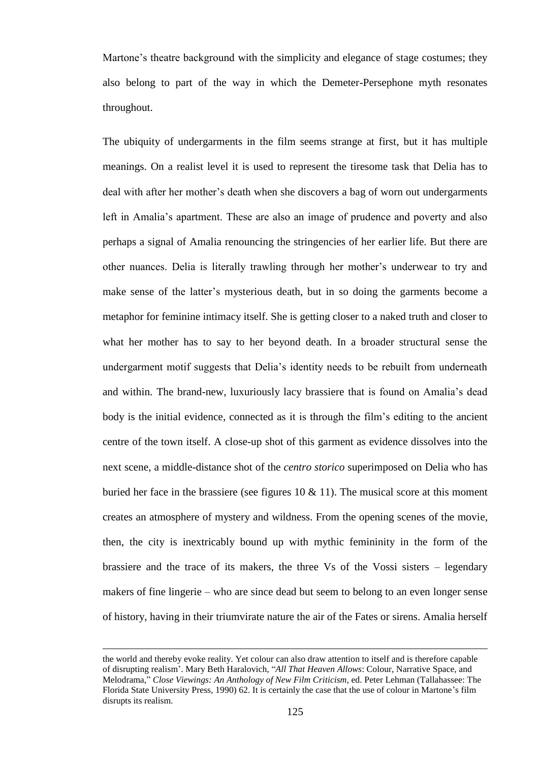Martone's theatre background with the simplicity and elegance of stage costumes; they also belong to part of the way in which the Demeter-Persephone myth resonates throughout.

The ubiquity of undergarments in the film seems strange at first, but it has multiple meanings. On a realist level it is used to represent the tiresome task that Delia has to deal with after her mother's death when she discovers a bag of worn out undergarments left in Amalia's apartment. These are also an image of prudence and poverty and also perhaps a signal of Amalia renouncing the stringencies of her earlier life. But there are other nuances. Delia is literally trawling through her mother's underwear to try and make sense of the latter's mysterious death, but in so doing the garments become a metaphor for feminine intimacy itself. She is getting closer to a naked truth and closer to what her mother has to say to her beyond death. In a broader structural sense the undergarment motif suggests that Delia's identity needs to be rebuilt from underneath and within. The brand-new, luxuriously lacy brassiere that is found on Amalia's dead body is the initial evidence, connected as it is through the film's editing to the ancient centre of the town itself. A close-up shot of this garment as evidence dissolves into the next scene, a middle-distance shot of the *centro storico* superimposed on Delia who has buried her face in the brassiere (see figures 10 & 11). The musical score at this moment creates an atmosphere of mystery and wildness. From the opening scenes of the movie, then, the city is inextricably bound up with mythic femininity in the form of the brassiere and the trace of its makers, the three Vs of the Vossi sisters – legendary makers of fine lingerie – who are since dead but seem to belong to an even longer sense of history, having in their triumvirate nature the air of the Fates or sirens. Amalia herself

---

the world and thereby evoke reality. Yet colour can also draw attention to itself and is therefore capable of disrupting realism'. Mary Beth Haralovich, "*All That Heaven Allows*: Colour, Narrative Space, and Melodrama," *Close Viewings: An Anthology of New Film Criticism*, ed. Peter Lehman (Tallahassee: The Florida State University Press, 1990) 62. It is certainly the case that the use of colour in Martone's film disrupts its realism.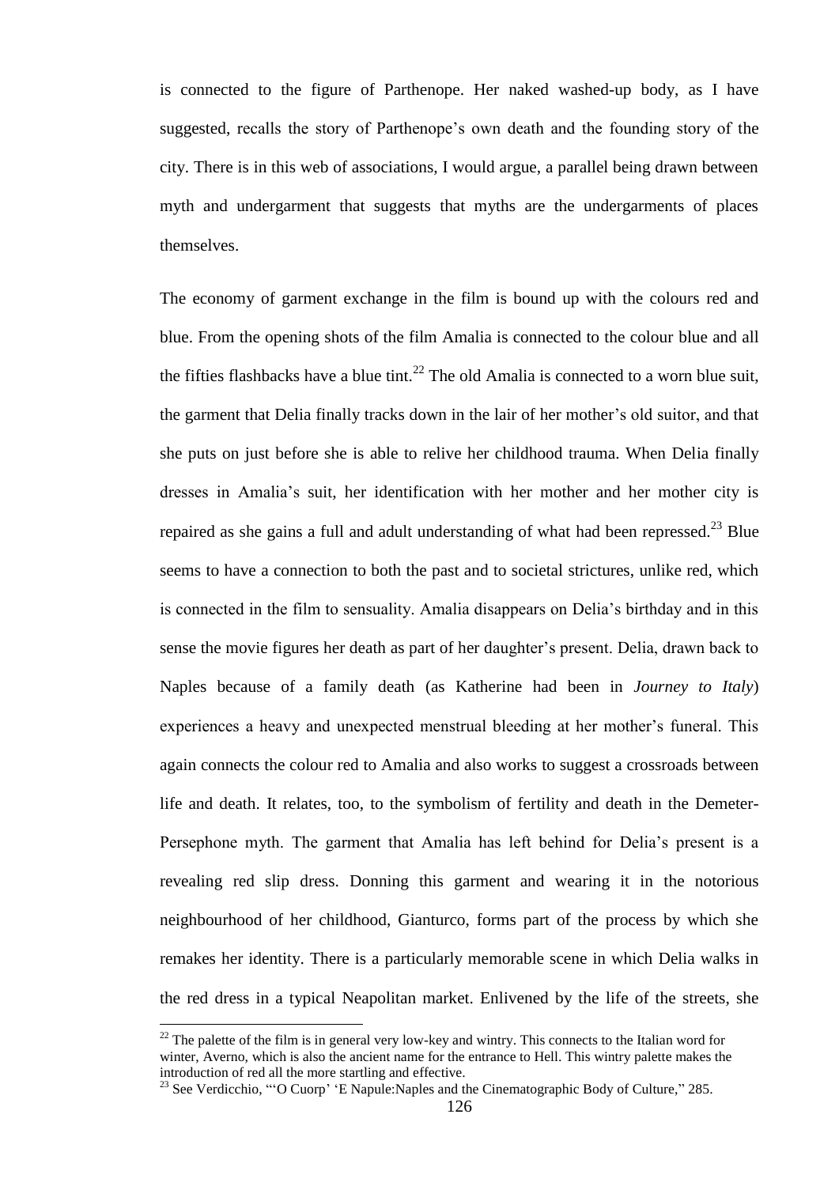is connected to the figure of Parthenope. Her naked washed-up body, as I have suggested, recalls the story of Parthenope's own death and the founding story of the city. There is in this web of associations, I would argue, a parallel being drawn between myth and undergarment that suggests that myths are the undergarments of places themselves.

The economy of garment exchange in the film is bound up with the colours red and blue. From the opening shots of the film Amalia is connected to the colour blue and all the fifties flashbacks have a blue tint.[22] The old Amalia is connected to a worn blue suit, the garment that Delia finally tracks down in the lair of her mother's old suitor, and that she puts on just before she is able to relive her childhood trauma. When Delia finally dresses in Amalia's suit, her identification with her mother and her mother city is repaired as she gains a full and adult understanding of what had been repressed.[23] Blue seems to have a connection to both the past and to societal strictures, unlike red, which is connected in the film to sensuality. Amalia disappears on Delia's birthday and in this sense the movie figures her death as part of her daughter's present. Delia, drawn back to Naples because of a family death (as Katherine had been in *Journey to Italy*) experiences a heavy and unexpected menstrual bleeding at her mother's funeral. This again connects the colour red to Amalia and also works to suggest a crossroads between life and death. It relates, too, to the symbolism of fertility and death in the Demeter-Persephone myth. The garment that Amalia has left behind for Delia's present is a revealing red slip dress. Donning this garment and wearing it in the notorious neighbourhood of her childhood, Gianturco, forms part of the process by which she remakes her identity. There is a particularly memorable scene in which Delia walks in the red dress in a typical Neapolitan market. Enlivened by the life of the streets, she

[22] The palette of the film is in general very low-key and wintry. This connects to the Italian word for winter, Averno, which is also the ancient name for the entrance to Hell. This wintry palette makes the introduction of red all the more startling and effective.

[23] See Verdicchio, "'O Cuorp' 'E Napule:Naples and the Cinematographic Body of Culture," 285.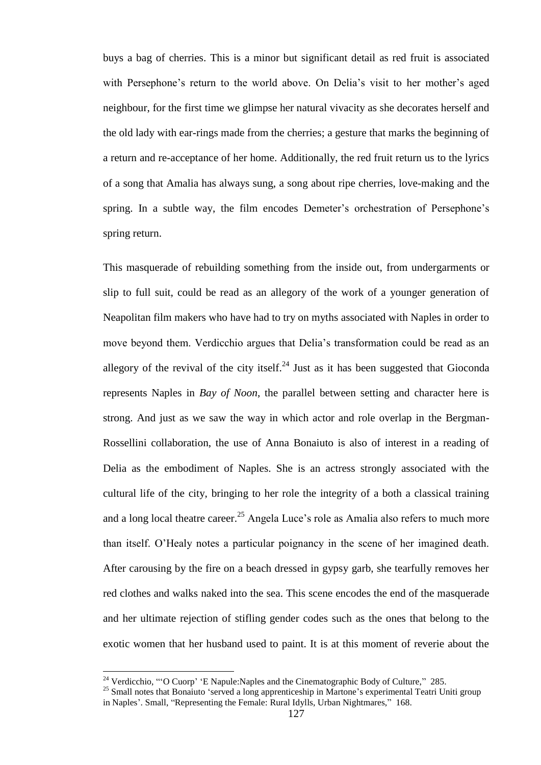buys a bag of cherries. This is a minor but significant detail as red fruit is associated with Persephone's return to the world above. On Delia's visit to her mother's aged neighbour, for the first time we glimpse her natural vivacity as she decorates herself and the old lady with ear-rings made from the cherries; a gesture that marks the beginning of a return and re-acceptance of her home. Additionally, the red fruit return us to the lyrics of a song that Amalia has always sung, a song about ripe cherries, love-making and the spring. In a subtle way, the film encodes Demeter's orchestration of Persephone's spring return.

This masquerade of rebuilding something from the inside out, from undergarments or slip to full suit, could be read as an allegory of the work of a younger generation of Neapolitan film makers who have had to try on myths associated with Naples in order to move beyond them. Verdicchio argues that Delia's transformation could be read as an allegory of the revival of the city itself.[24] Just as it has been suggested that Gioconda represents Naples in *Bay of Noon*, the parallel between setting and character here is strong. And just as we saw the way in which actor and role overlap in the Bergman-Rossellini collaboration, the use of Anna Bonaiuto is also of interest in a reading of Delia as the embodiment of Naples. She is an actress strongly associated with the cultural life of the city, bringing to her role the integrity of a both a classical training and a long local theatre career.[25] Angela Luce's role as Amalia also refers to much more than itself. O'Healy notes a particular poignancy in the scene of her imagined death. After carousing by the fire on a beach dressed in gypsy garb, she tearfully removes her red clothes and walks naked into the sea. This scene encodes the end of the masquerade and her ultimate rejection of stifling gender codes such as the ones that belong to the exotic women that her husband used to paint. It is at this moment of reverie about the

---

[24] Verdicchio, "'O Cuorp' 'E Napule:Naples and the Cinematographic Body of Culture," 285.

[25] Small notes that Bonaiuto 'served a long apprenticeship in Martone's experimental Teatri Uniti group in Naples'. Small, "Representing the Female: Rural Idylls, Urban Nightmares," 168.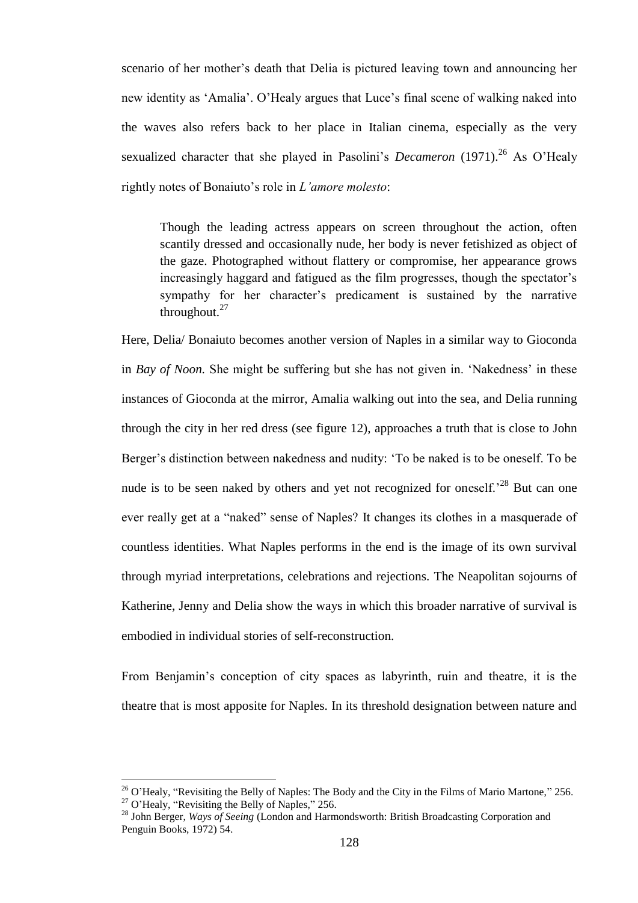scenario of her mother's death that Delia is pictured leaving town and announcing her new identity as 'Amalia'. O'Healy argues that Luce's final scene of walking naked into the waves also refers back to her place in Italian cinema, especially as the very sexualized character that she played in Pasolini's *Decameron* (1971).[26] As O'Healy rightly notes of Bonaiuto's role in *L'amore molesto*:

> Though the leading actress appears on screen throughout the action, often scantily dressed and occasionally nude, her body is never fetishized as object of the gaze. Photographed without flattery or compromise, her appearance grows increasingly haggard and fatigued as the film progresses, though the spectator's sympathy for her character's predicament is sustained by the narrative throughout.[27]

Here, Delia/ Bonaiuto becomes another version of Naples in a similar way to Gioconda in *Bay of Noon.* She might be suffering but she has not given in. 'Nakedness' in these instances of Gioconda at the mirror, Amalia walking out into the sea, and Delia running through the city in her red dress (see figure 12), approaches a truth that is close to John Berger's distinction between nakedness and nudity: 'To be naked is to be oneself. To be nude is to be seen naked by others and yet not recognized for oneself.'[28] But can one ever really get at a "naked" sense of Naples? It changes its clothes in a masquerade of countless identities. What Naples performs in the end is the image of its own survival through myriad interpretations, celebrations and rejections. The Neapolitan sojourns of Katherine, Jenny and Delia show the ways in which this broader narrative of survival is embodied in individual stories of self-reconstruction.

From Benjamin's conception of city spaces as labyrinth, ruin and theatre, it is the theatre that is most apposite for Naples. In its threshold designation between nature and

---

[26] O'Healy, "Revisiting the Belly of Naples: The Body and the City in the Films of Mario Martone," 256.

[27] O'Healy, "Revisiting the Belly of Naples," 256.

[28] John Berger, *Ways of Seeing* (London and Harmondsworth: British Broadcasting Corporation and Penguin Books, 1972) 54.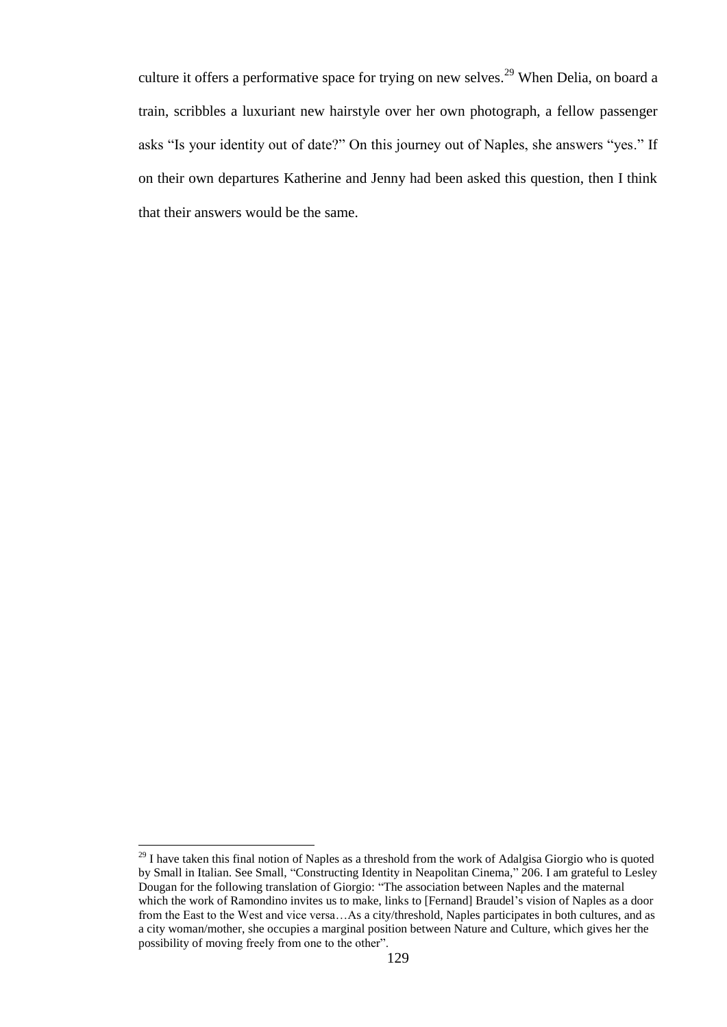culture it offers a performative space for trying on new selves.[29] When Delia, on board a train, scribbles a luxuriant new hairstyle over her own photograph, a fellow passenger asks "Is your identity out of date?" On this journey out of Naples, she answers "yes." If on their own departures Katherine and Jenny had been asked this question, then I think that their answers would be the same.

---

[29] I have taken this final notion of Naples as a threshold from the work of Adalgisa Giorgio who is quoted by Small in Italian. See Small, "Constructing Identity in Neapolitan Cinema," 206. I am grateful to Lesley Dougan for the following translation of Giorgio: "The association between Naples and the maternal which the work of Ramondino invites us to make, links to [Fernand] Braudel's vision of Naples as a door from the East to the West and vice versa…As a city/threshold, Naples participates in both cultures, and as a city woman/mother, she occupies a marginal position between Nature and Culture, which gives her the possibility of moving freely from one to the other".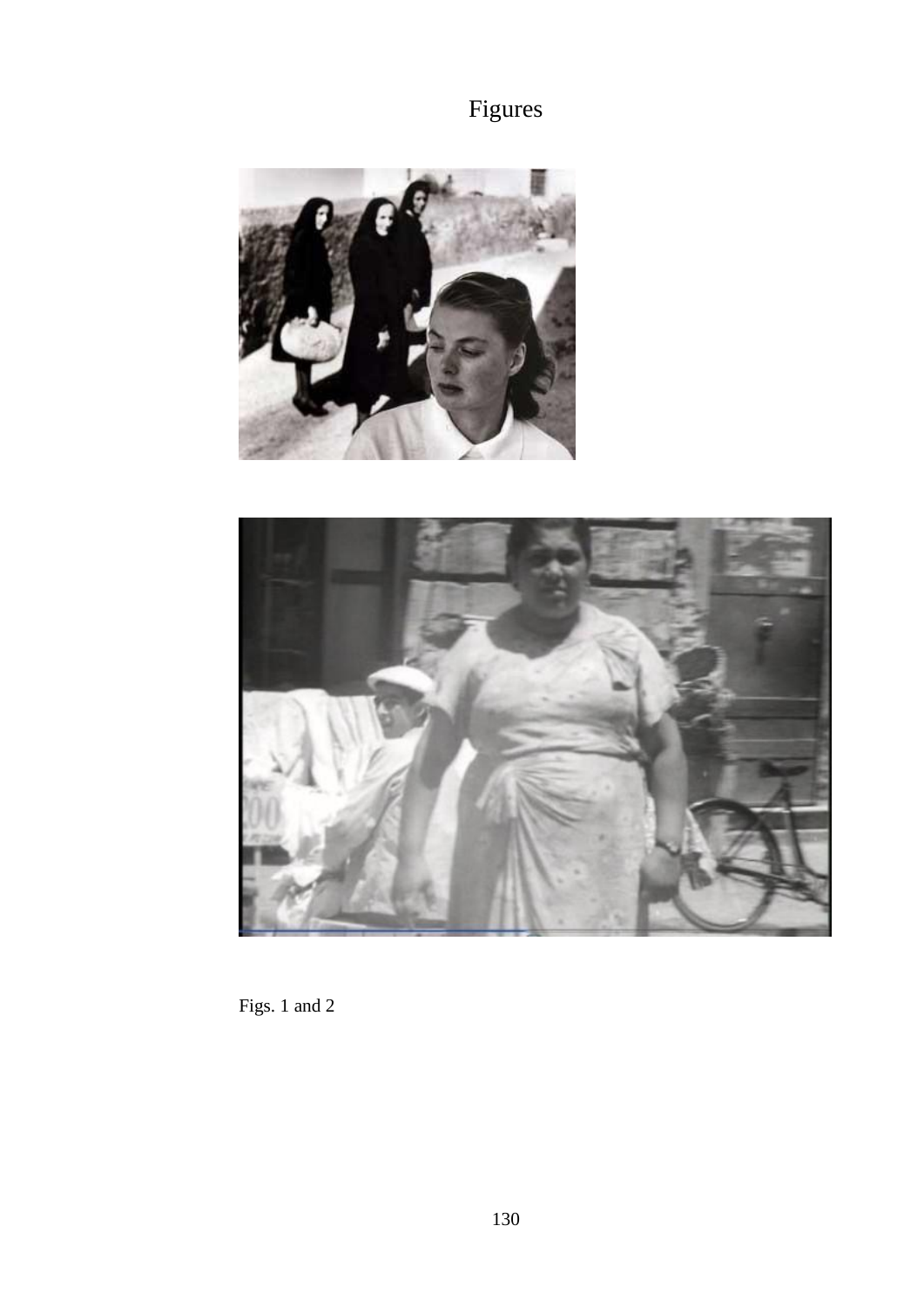# Figures

Figs. 1 and 2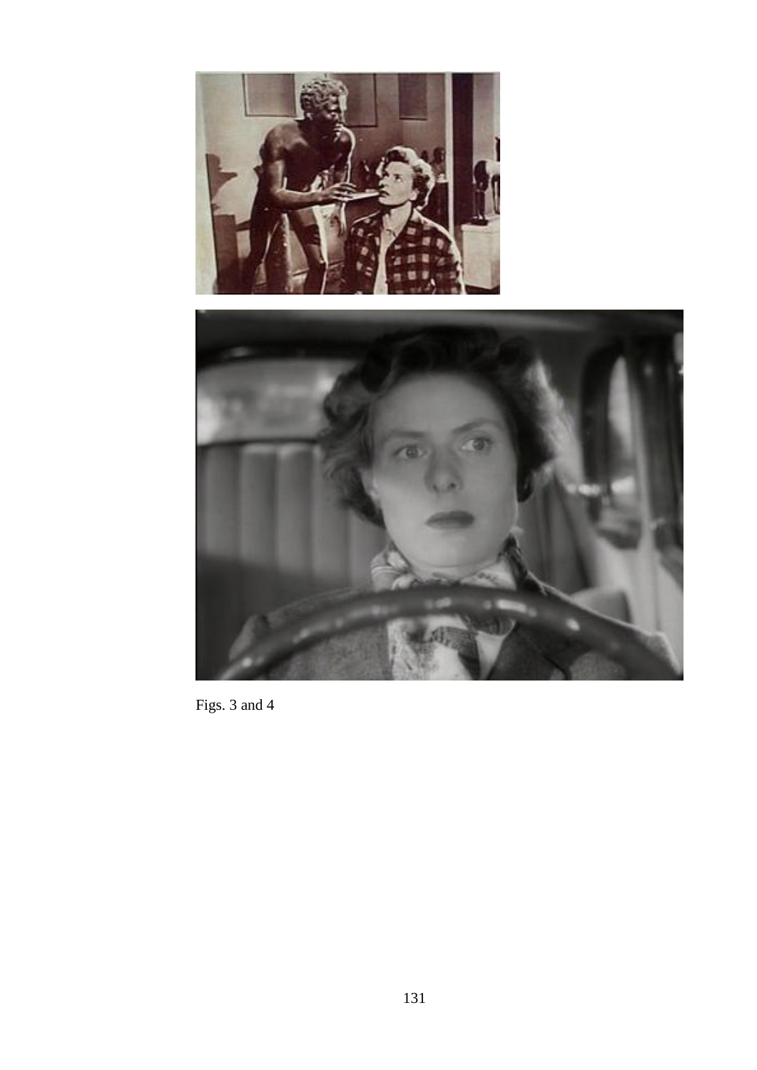Figs. 3 and 4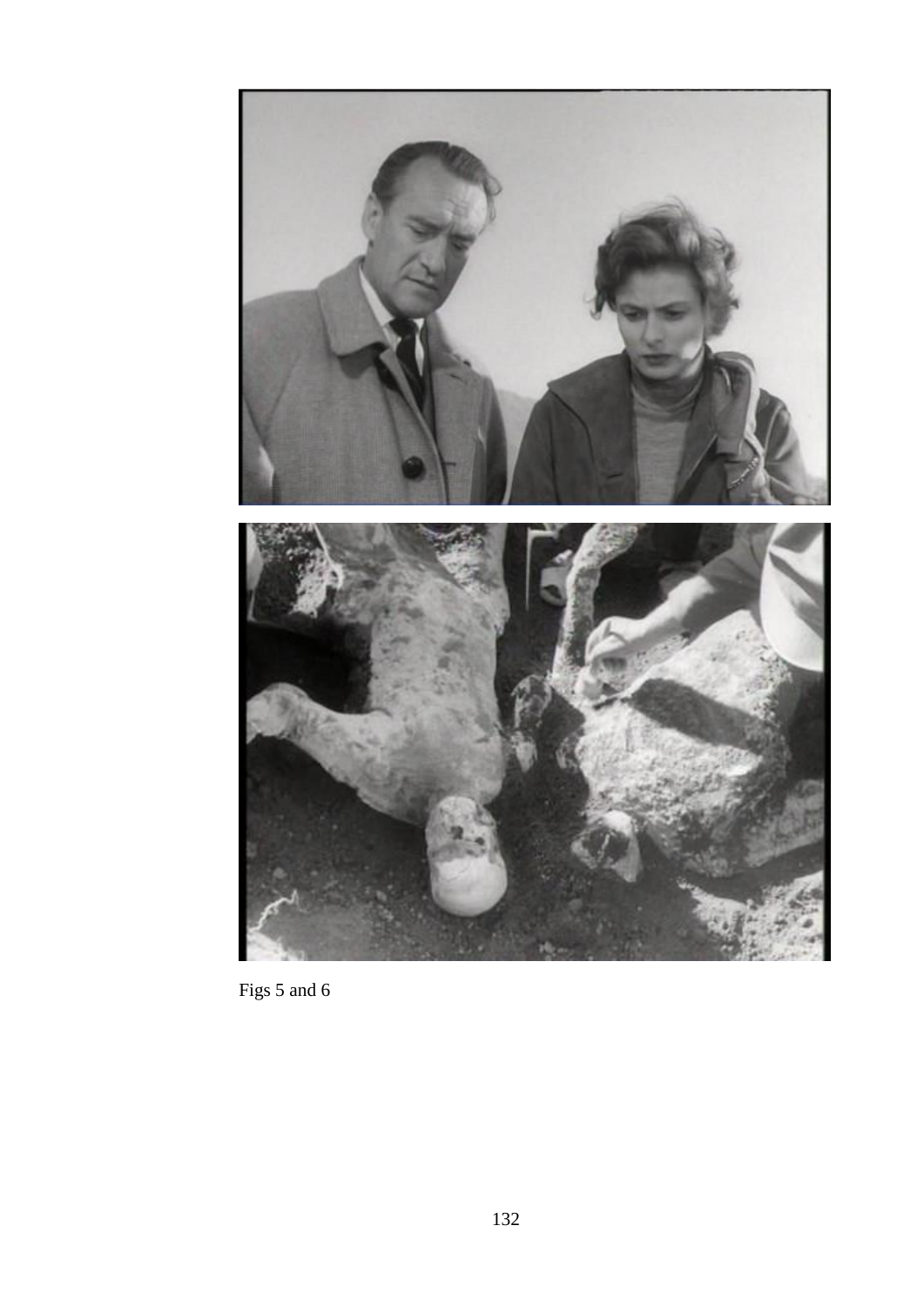Figs 5 and 6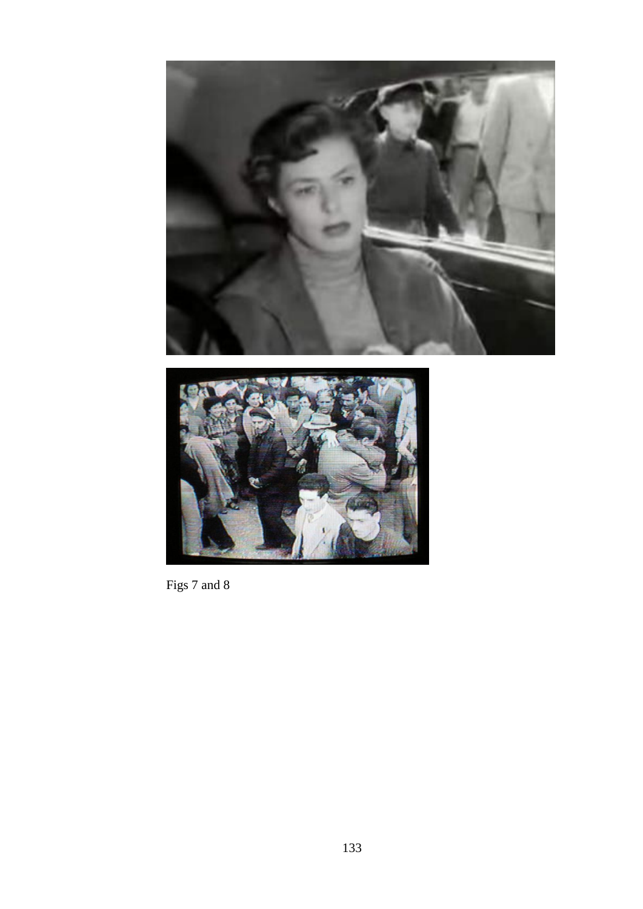Figs 7 and 8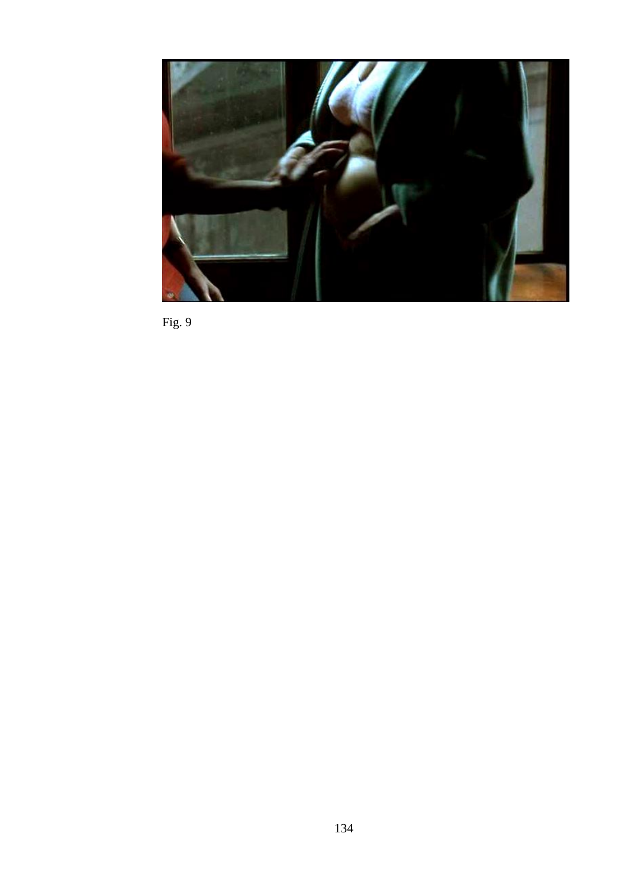Fig. 9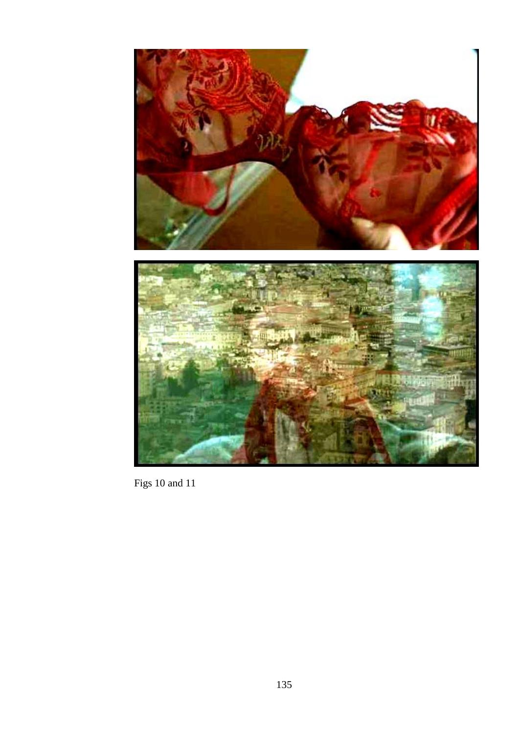Figs 10 and 11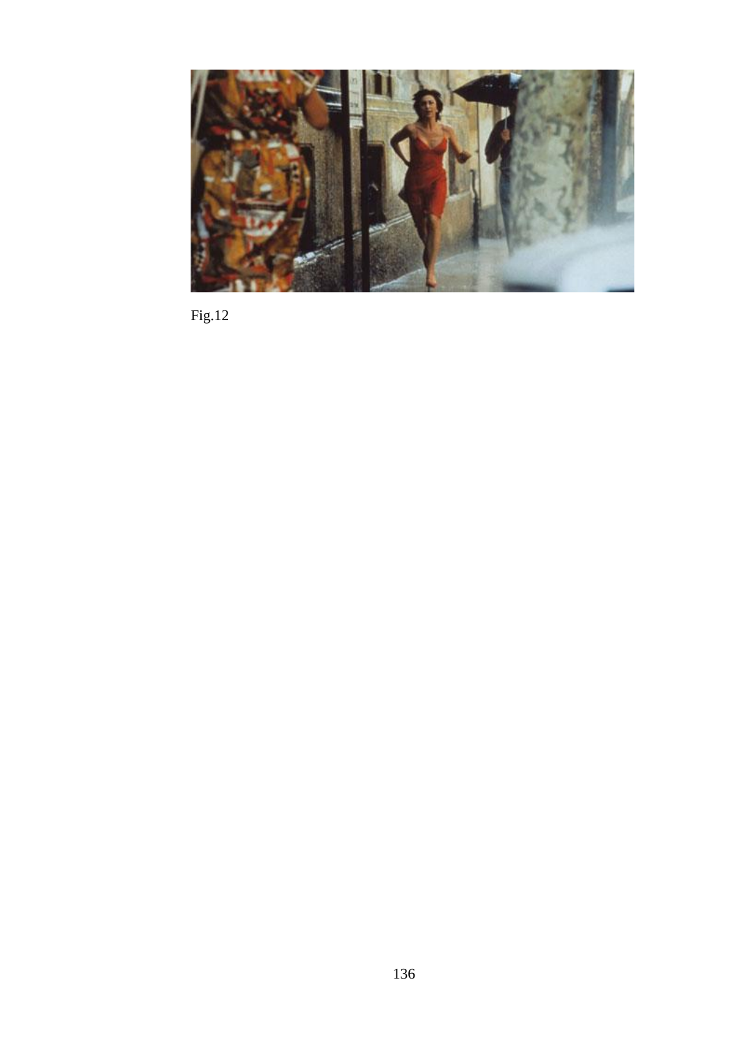Fig.12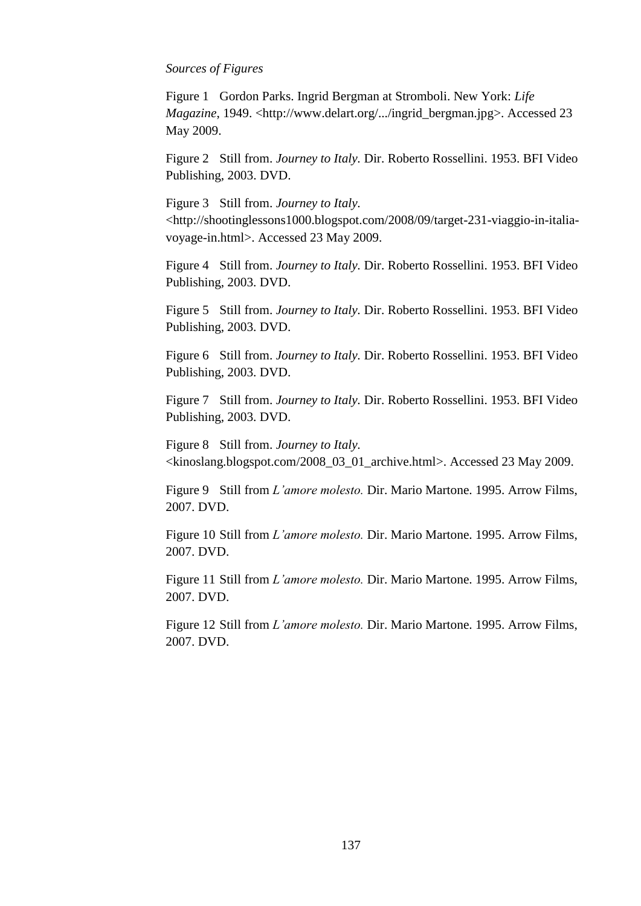*Sources of Figures*

Figure 1 Gordon Parks. Ingrid Bergman at Stromboli. New York: *Life Magazine*, 1949. <http://www.delart.org/.../ingrid_bergman.jpg>. Accessed 23 May 2009.

Figure 2 Still from. *Journey to Italy.* Dir. Roberto Rossellini. 1953. BFI Video Publishing, 2003. DVD.

Figure 3 Still from. *Journey to Italy.* <http://shootinglessons1000.blogspot.com/2008/09/target-231-viaggio-in-italia-voyage-in.html>. Accessed 23 May 2009.

Figure 4 Still from. *Journey to Italy.* Dir. Roberto Rossellini. 1953. BFI Video Publishing, 2003. DVD.

Figure 5 Still from. *Journey to Italy.* Dir. Roberto Rossellini. 1953. BFI Video Publishing, 2003. DVD.

Figure 6 Still from. *Journey to Italy.* Dir. Roberto Rossellini. 1953. BFI Video Publishing, 2003. DVD.

Figure 7 Still from. *Journey to Italy.* Dir. Roberto Rossellini. 1953. BFI Video Publishing, 2003. DVD.

Figure 8 Still from. *Journey to Italy.* <kinoslang.blogspot.com/2008_03_01_archive.html>. Accessed 23 May 2009.

Figure 9 Still from *L'amore molesto.* Dir. Mario Martone. 1995. Arrow Films, 2007. DVD.

Figure 10 Still from *L'amore molesto.* Dir. Mario Martone. 1995. Arrow Films, 2007. DVD.

Figure 11 Still from *L'amore molesto.* Dir. Mario Martone. 1995. Arrow Films, 2007. DVD.

Figure 12 Still from *L'amore molesto.* Dir. Mario Martone. 1995. Arrow Films, 2007. DVD.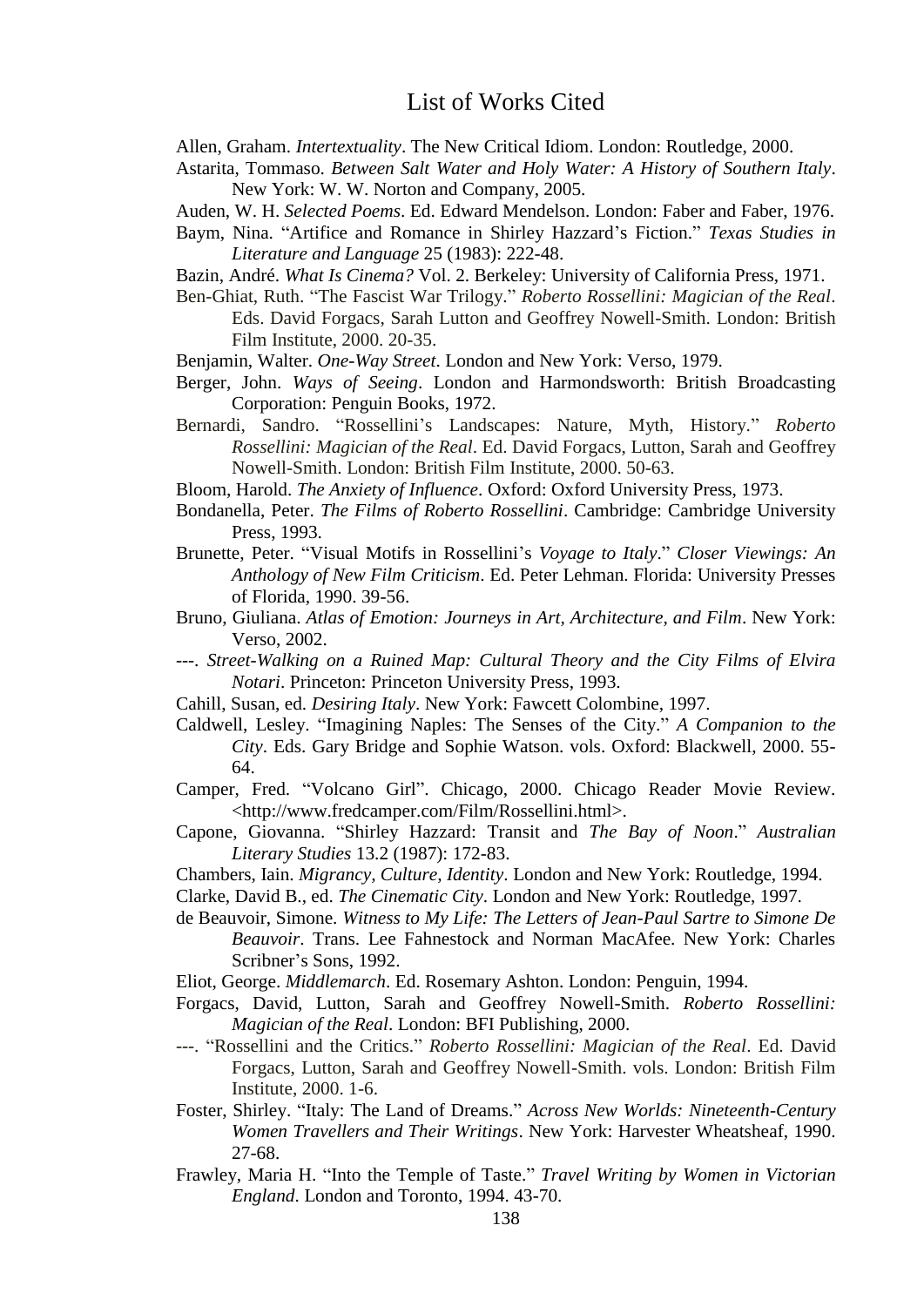# List of Works Cited

Allen, Graham. *Intertextuality*. The New Critical Idiom. London: Routledge, 2000.

Astarita, Tommaso. *Between Salt Water and Holy Water: A History of Southern Italy*. New York: W. W. Norton and Company, 2005.

Auden, W. H. *Selected Poems*. Ed. Edward Mendelson. London: Faber and Faber, 1976.

Baym, Nina. "Artifice and Romance in Shirley Hazzard's Fiction." *Texas Studies in Literature and Language* 25 (1983): 222-48.

Bazin, André. *What Is Cinema?* Vol. 2. Berkeley: University of California Press, 1971.

Ben-Ghiat, Ruth. "The Fascist War Trilogy." *Roberto Rossellini: Magician of the Real*. Eds. David Forgacs, Sarah Lutton and Geoffrey Nowell-Smith. London: British Film Institute, 2000. 20-35.

Benjamin, Walter. *One-Way Street*. London and New York: Verso, 1979.

Berger, John. *Ways of Seeing*. London and Harmondsworth: British Broadcasting Corporation: Penguin Books, 1972.

Bernardi, Sandro. "Rossellini's Landscapes: Nature, Myth, History." *Roberto Rossellini: Magician of the Real*. Ed. David Forgacs, Lutton, Sarah and Geoffrey Nowell-Smith. London: British Film Institute, 2000. 50-63.

Bloom, Harold. *The Anxiety of Influence*. Oxford: Oxford University Press, 1973.

Bondanella, Peter. *The Films of Roberto Rossellini*. Cambridge: Cambridge University Press, 1993.

Brunette, Peter. "Visual Motifs in Rossellini's *Voyage to Italy*." *Closer Viewings: An Anthology of New Film Criticism*. Ed. Peter Lehman. Florida: University Presses of Florida, 1990. 39-56.

Bruno, Giuliana. *Atlas of Emotion: Journeys in Art, Architecture, and Film*. New York: Verso, 2002.

---. *Street-Walking on a Ruined Map: Cultural Theory and the City Films of Elvira Notari*. Princeton: Princeton University Press, 1993.

Cahill, Susan, ed. *Desiring Italy*. New York: Fawcett Colombine, 1997.

Caldwell, Lesley. "Imagining Naples: The Senses of the City." *A Companion to the City*. Eds. Gary Bridge and Sophie Watson. vols. Oxford: Blackwell, 2000. 55-64.

Camper, Fred. "Volcano Girl". Chicago, 2000. Chicago Reader Movie Review. <http://www.fredcamper.com/Film/Rossellini.html>.

Capone, Giovanna. "Shirley Hazzard: Transit and *The Bay of Noon*." *Australian Literary Studies* 13.2 (1987): 172-83.

Chambers, Iain. *Migrancy, Culture, Identity*. London and New York: Routledge, 1994.

Clarke, David B., ed. *The Cinematic City*. London and New York: Routledge, 1997.

de Beauvoir, Simone. *Witness to My Life: The Letters of Jean-Paul Sartre to Simone De Beauvoir*. Trans. Lee Fahnestock and Norman MacAfee. New York: Charles Scribner's Sons, 1992.

Eliot, George. *Middlemarch*. Ed. Rosemary Ashton. London: Penguin, 1994.

Forgacs, David, Lutton, Sarah and Geoffrey Nowell-Smith. *Roberto Rossellini: Magician of the Real*. London: BFI Publishing, 2000.

---. "Rossellini and the Critics." *Roberto Rossellini: Magician of the Real*. Ed. David Forgacs, Lutton, Sarah and Geoffrey Nowell-Smith. vols. London: British Film Institute, 2000. 1-6.

Foster, Shirley. "Italy: The Land of Dreams." *Across New Worlds: Nineteenth-Century Women Travellers and Their Writings*. New York: Harvester Wheatsheaf, 1990. 27-68.

Frawley, Maria H. "Into the Temple of Taste." *Travel Writing by Women in Victorian England*. London and Toronto, 1994. 43-70.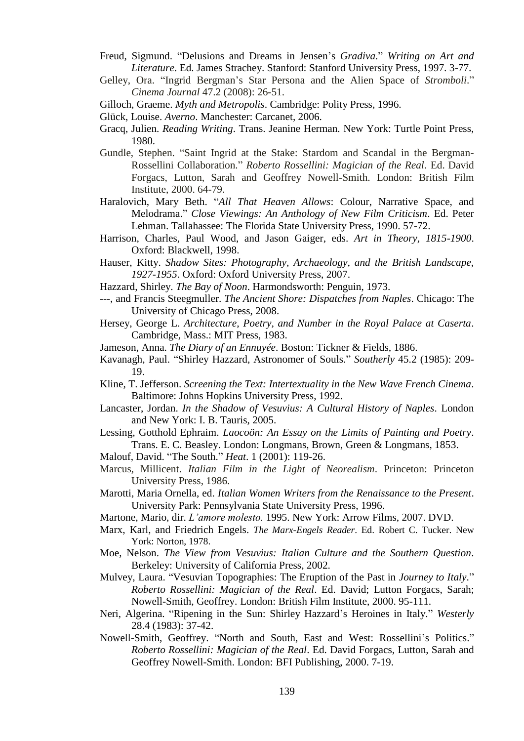Freud, Sigmund. "Delusions and Dreams in Jensen's *Gradiva*." *Writing on Art and Literature*. Ed. James Strachey. Stanford: Stanford University Press, 1997. 3-77.

Gelley, Ora. "Ingrid Bergman's Star Persona and the Alien Space of *Stromboli*." *Cinema Journal* 47.2 (2008): 26-51.

Gilloch, Graeme. *Myth and Metropolis*. Cambridge: Polity Press, 1996.

Glück, Louise. *Averno*. Manchester: Carcanet, 2006.

Gracq, Julien. *Reading Writing*. Trans. Jeanine Herman. New York: Turtle Point Press, 1980.

Gundle, Stephen. "Saint Ingrid at the Stake: Stardom and Scandal in the Bergman-Rossellini Collaboration." *Roberto Rossellini: Magician of the Real*. Ed. David Forgacs, Lutton, Sarah and Geoffrey Nowell-Smith. London: British Film Institute, 2000. 64-79.

Haralovich, Mary Beth. "*All That Heaven Allows*: Colour, Narrative Space, and Melodrama." *Close Viewings: An Anthology of New Film Criticism*. Ed. Peter Lehman. Tallahassee: The Florida State University Press, 1990. 57-72.

Harrison, Charles, Paul Wood, and Jason Gaiger, eds. *Art in Theory, 1815-1900*. Oxford: Blackwell, 1998.

Hauser, Kitty. *Shadow Sites: Photography, Archaeology, and the British Landscape, 1927-1955*. Oxford: Oxford University Press, 2007.

Hazzard, Shirley. *The Bay of Noon*. Harmondsworth: Penguin, 1973.

---, and Francis Steegmuller. *The Ancient Shore: Dispatches from Naples*. Chicago: The University of Chicago Press, 2008.

Hersey, George L. *Architecture, Poetry, and Number in the Royal Palace at Caserta*. Cambridge, Mass.: MIT Press, 1983.

Jameson, Anna. *The Diary of an Ennuyée*. Boston: Tickner & Fields, 1886.

Kavanagh, Paul. "Shirley Hazzard, Astronomer of Souls." *Southerly* 45.2 (1985): 209-19.

Kline, T. Jefferson. *Screening the Text: Intertextuality in the New Wave French Cinema*. Baltimore: Johns Hopkins University Press, 1992.

Lancaster, Jordan. *In the Shadow of Vesuvius: A Cultural History of Naples*. London and New York: I. B. Tauris, 2005.

Lessing, Gotthold Ephraim. *Laocoön: An Essay on the Limits of Painting and Poetry*. Trans. E. C. Beasley. London: Longmans, Brown, Green & Longmans, 1853.

Malouf, David. "The South." *Heat*. 1 (2001): 119-26.

Marcus, Millicent. *Italian Film in the Light of Neorealism*. Princeton: Princeton University Press, 1986.

Marotti, Maria Ornella, ed. *Italian Women Writers from the Renaissance to the Present*. University Park: Pennsylvania State University Press, 1996.

Martone, Mario, dir. *L'amore molesto.* 1995. New York: Arrow Films, 2007. DVD.

Marx, Karl, and Friedrich Engels. *The Marx-Engels Reader*. Ed. Robert C. Tucker. New York: Norton, 1978.

Moe, Nelson. *The View from Vesuvius: Italian Culture and the Southern Question*. Berkeley: University of California Press, 2002.

Mulvey, Laura. "Vesuvian Topographies: The Eruption of the Past in *Journey to Italy*." *Roberto Rossellini: Magician of the Real*. Ed. David; Lutton Forgacs, Sarah; Nowell-Smith, Geoffrey. London: British Film Institute, 2000. 95-111.

Neri, Algerina. "Ripening in the Sun: Shirley Hazzard's Heroines in Italy." *Westerly* 28.4 (1983): 37-42.

Nowell-Smith, Geoffrey. "North and South, East and West: Rossellini's Politics." *Roberto Rossellini: Magician of the Real*. Ed. David Forgacs, Lutton, Sarah and Geoffrey Nowell-Smith. London: BFI Publishing, 2000. 7-19.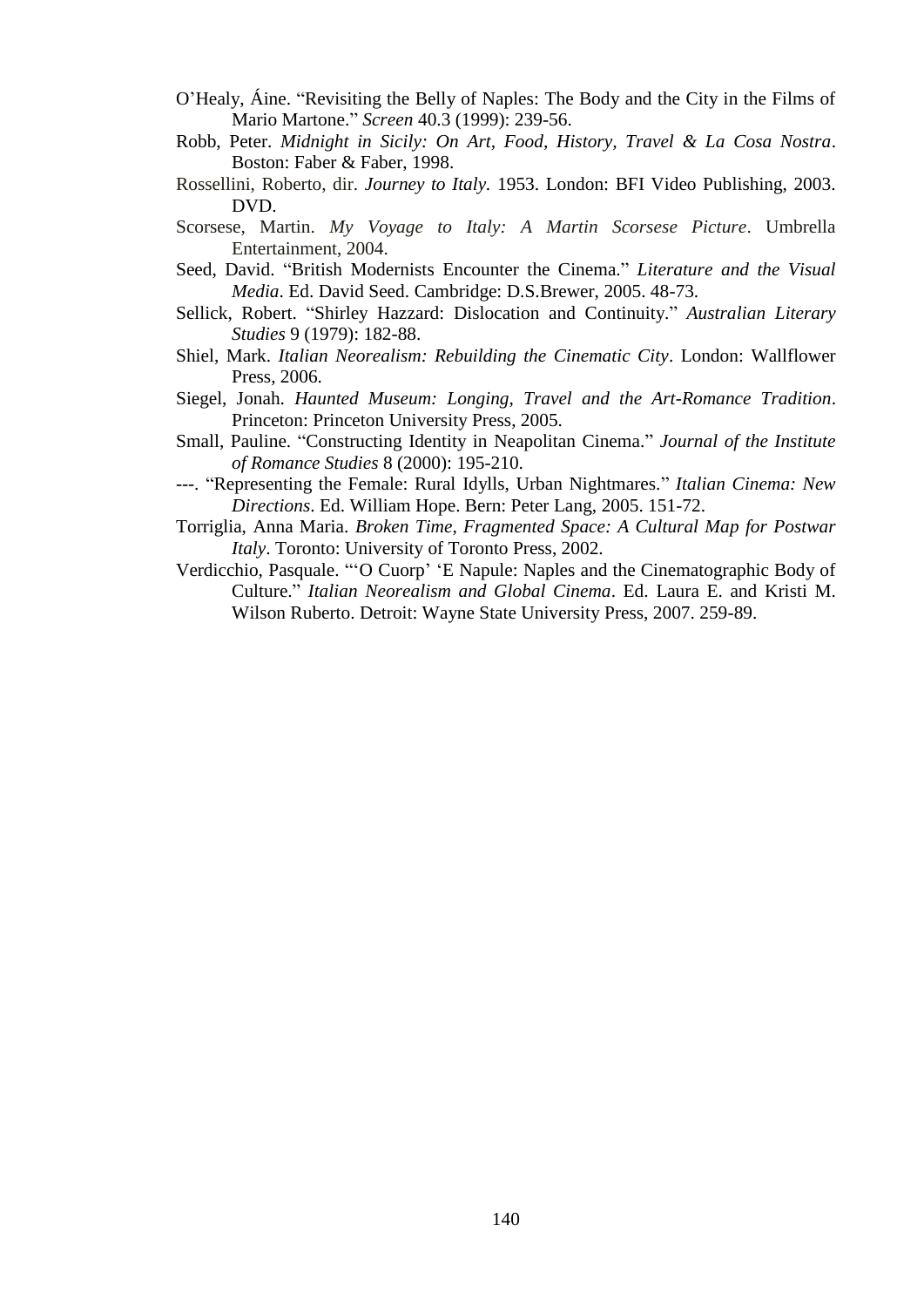O'Healy, Áine. "Revisiting the Belly of Naples: The Body and the City in the Films of Mario Martone." *Screen* 40.3 (1999): 239-56.

Robb, Peter. *Midnight in Sicily: On Art, Food, History, Travel & La Cosa Nostra*. Boston: Faber & Faber, 1998.

Rossellini, Roberto, dir. *Journey to Italy.* 1953. London: BFI Video Publishing, 2003. DVD.

Scorsese, Martin. *My Voyage to Italy: A Martin Scorsese Picture*. Umbrella Entertainment, 2004.

Seed, David. "British Modernists Encounter the Cinema." *Literature and the Visual Media*. Ed. David Seed. Cambridge: D.S.Brewer, 2005. 48-73.

Sellick, Robert. "Shirley Hazzard: Dislocation and Continuity." *Australian Literary Studies* 9 (1979): 182-88.

Shiel, Mark. *Italian Neorealism: Rebuilding the Cinematic City*. London: Wallflower Press, 2006.

Siegel, Jonah. *Haunted Museum: Longing, Travel and the Art-Romance Tradition*. Princeton: Princeton University Press, 2005.

Small, Pauline. "Constructing Identity in Neapolitan Cinema." *Journal of the Institute of Romance Studies* 8 (2000): 195-210.

---. "Representing the Female: Rural Idylls, Urban Nightmares." *Italian Cinema: New Directions*. Ed. William Hope. Bern: Peter Lang, 2005. 151-72.

Torriglia, Anna Maria. *Broken Time, Fragmented Space: A Cultural Map for Postwar Italy*. Toronto: University of Toronto Press, 2002.

Verdicchio, Pasquale. "'O Cuorp' 'E Napule: Naples and the Cinematographic Body of Culture." *Italian Neorealism and Global Cinema*. Ed. Laura E. and Kristi M. Wilson Ruberto. Detroit: Wayne State University Press, 2007. 259-89.